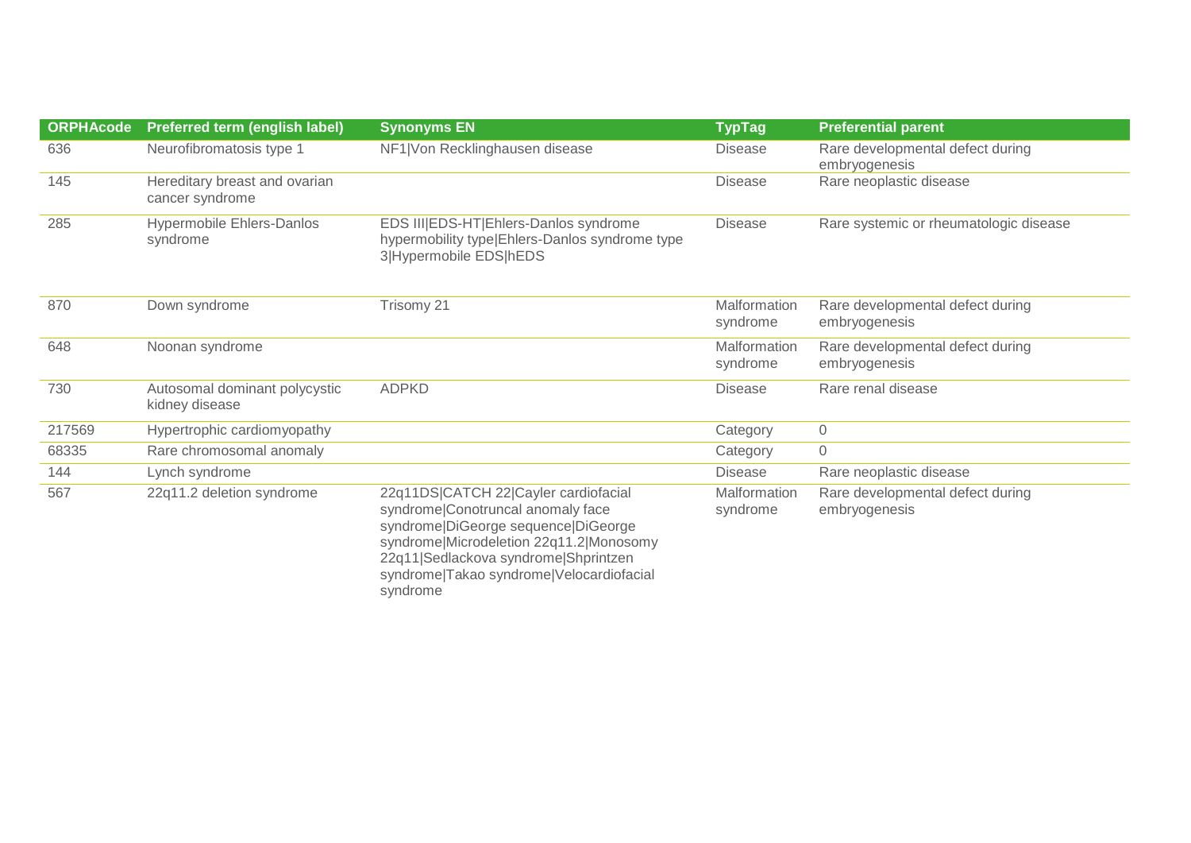| ORPHAcode | Preferred term (english label) | Synonyms EN | TypTag | Preferential parent |
|---|---|---|---|---|
| 636 | Neurofibromatosis type 1 | NF1\|Von Recklinghausen disease | Disease | Rare developmental defect during embryogenesis |
| 145 | Hereditary breast and ovarian cancer syndrome | | Disease | Rare neoplastic disease |
| 285 | Hypermobile Ehlers-Danlos syndrome | EDS III\|EDS-HT\|Ehlers-Danlos syndrome hypermobility type\|Ehlers-Danlos syndrome type 3\|Hypermobile EDS\|hEDS | Disease | Rare systemic or rheumatologic disease |
| 870 | Down syndrome | Trisomy 21 | Malformation syndrome | Rare developmental defect during embryogenesis |
| 648 | Noonan syndrome | | Malformation syndrome | Rare developmental defect during embryogenesis |
| 730 | Autosomal dominant polycystic kidney disease | ADPKD | Disease | Rare renal disease |
| 217569 | Hypertrophic cardiomyopathy | | Category | 0 |
| 68335 | Rare chromosomal anomaly | | Category | 0 |
| 144 | Lynch syndrome | | Disease | Rare neoplastic disease |
| 567 | 22q11.2 deletion syndrome | 22q11DS\|CATCH 22\|Cayler cardiofacial syndrome\|Conotruncal anomaly face syndrome\|DiGeorge sequence\|DiGeorge syndrome\|Microdeletion 22q11.2\|Monosomy 22q11\|Sedlackova syndrome\|Shprintzen syndrome\|Takao syndrome\|Velocardiofacial syndrome | Malformation syndrome | Rare developmental defect during embryogenesis |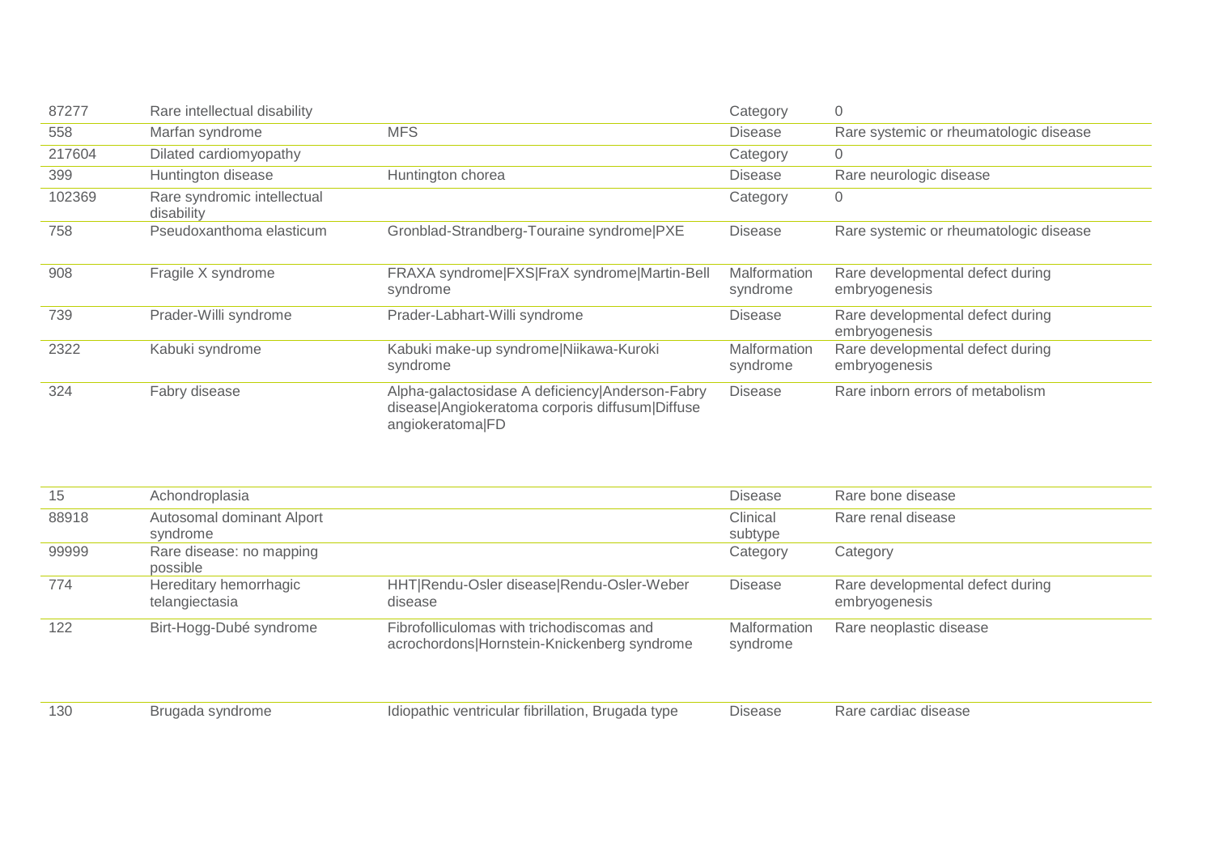| | | | | |
|---|---|---|---|---|
| 87277 | Rare intellectual disability | | Category | 0 |
| 558 | Marfan syndrome | MFS | Disease | Rare systemic or rheumatologic disease |
| 217604 | Dilated cardiomyopathy | | Category | 0 |
| 399 | Huntington disease | Huntington chorea | Disease | Rare neurologic disease |
| 102369 | Rare syndromic intellectual disability | | Category | 0 |
| 758 | Pseudoxanthoma elasticum | Gronblad-Strandberg-Touraine syndrome\|PXE | Disease | Rare systemic or rheumatologic disease |
| 908 | Fragile X syndrome | FRAXA syndrome\|FXS\|FraX syndrome\|Martin-Bell syndrome | Malformation syndrome | Rare developmental defect during embryogenesis |
| 739 | Prader-Willi syndrome | Prader-Labhart-Willi syndrome | Disease | Rare developmental defect during embryogenesis |
| 2322 | Kabuki syndrome | Kabuki make-up syndrome\|Niikawa-Kuroki syndrome | Malformation syndrome | Rare developmental defect during embryogenesis |
| 324 | Fabry disease | Alpha-galactosidase A deficiency\|Anderson-Fabry disease\|Angiokeratoma corporis diffusum\|Diffuse angiokeratoma\|FD | Disease | Rare inborn errors of metabolism |
| 15 | Achondroplasia | | Disease | Rare bone disease |
| 88918 | Autosomal dominant Alport syndrome | | Clinical subtype | Rare renal disease |
| 99999 | Rare disease: no mapping possible | | Category | Category |
| 774 | Hereditary hemorrhagic telangiectasia | HHT\|Rendu-Osler disease\|Rendu-Osler-Weber disease | Disease | Rare developmental defect during embryogenesis |
| 122 | Birt-Hogg-Dubé syndrome | Fibrofolliculomas with trichodiscomas and acrochordons\|Hornstein-Knickenberg syndrome | Malformation syndrome | Rare neoplastic disease |
| 130 | Brugada syndrome | Idiopathic ventricular fibrillation, Brugada type | Disease | Rare cardiac disease |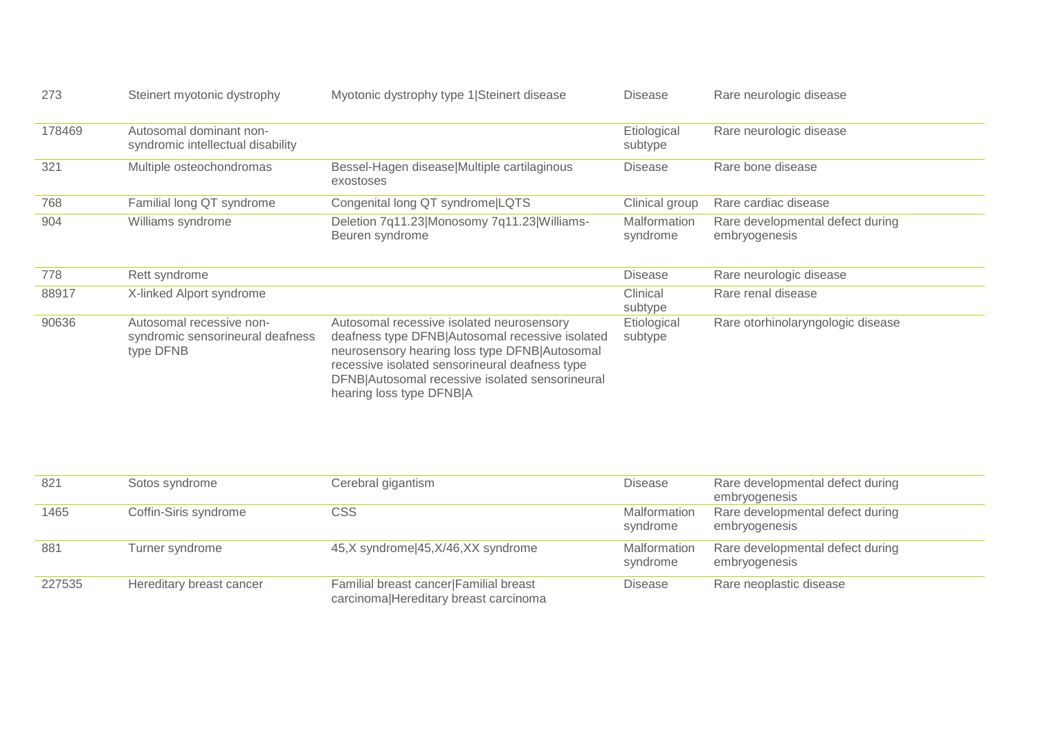| | | | | |
|---|---|---|---|---|
| 273 | Steinert myotonic dystrophy | Myotonic dystrophy type 1\|Steinert disease | Disease | Rare neurologic disease |
| 178469 | Autosomal dominant non-syndromic intellectual disability | | Etiological subtype | Rare neurologic disease |
| 321 | Multiple osteochondromas | Bessel-Hagen disease\|Multiple cartilaginous exostoses | Disease | Rare bone disease |
| 768 | Familial long QT syndrome | Congenital long QT syndrome\|LQTS | Clinical group | Rare cardiac disease |
| 904 | Williams syndrome | Deletion 7q11.23\|Monosomy 7q11.23\|Williams-Beuren syndrome | Malformation syndrome | Rare developmental defect during embryogenesis |
| 778 | Rett syndrome | | Disease | Rare neurologic disease |
| 88917 | X-linked Alport syndrome | | Clinical subtype | Rare renal disease |
| 90636 | Autosomal recessive non-syndromic sensorineural deafness type DFNB | Autosomal recessive isolated neurosensory deafness type DFNB\|Autosomal recessive isolated neurosensory hearing loss type DFNB\|Autosomal recessive isolated sensorineural deafness type DFNB\|Autosomal recessive isolated sensorineural hearing loss type DFNB\|A | Etiological subtype | Rare otorhinolaryngologic disease |
| 821 | Sotos syndrome | Cerebral gigantism | Disease | Rare developmental defect during embryogenesis |
| 1465 | Coffin-Siris syndrome | CSS | Malformation syndrome | Rare developmental defect during embryogenesis |
| 881 | Turner syndrome | 45,X syndrome\|45,X/46,XX syndrome | Malformation syndrome | Rare developmental defect during embryogenesis |
| 227535 | Hereditary breast cancer | Familial breast cancer\|Familial breast carcinoma\|Hereditary breast carcinoma | Disease | Rare neoplastic disease |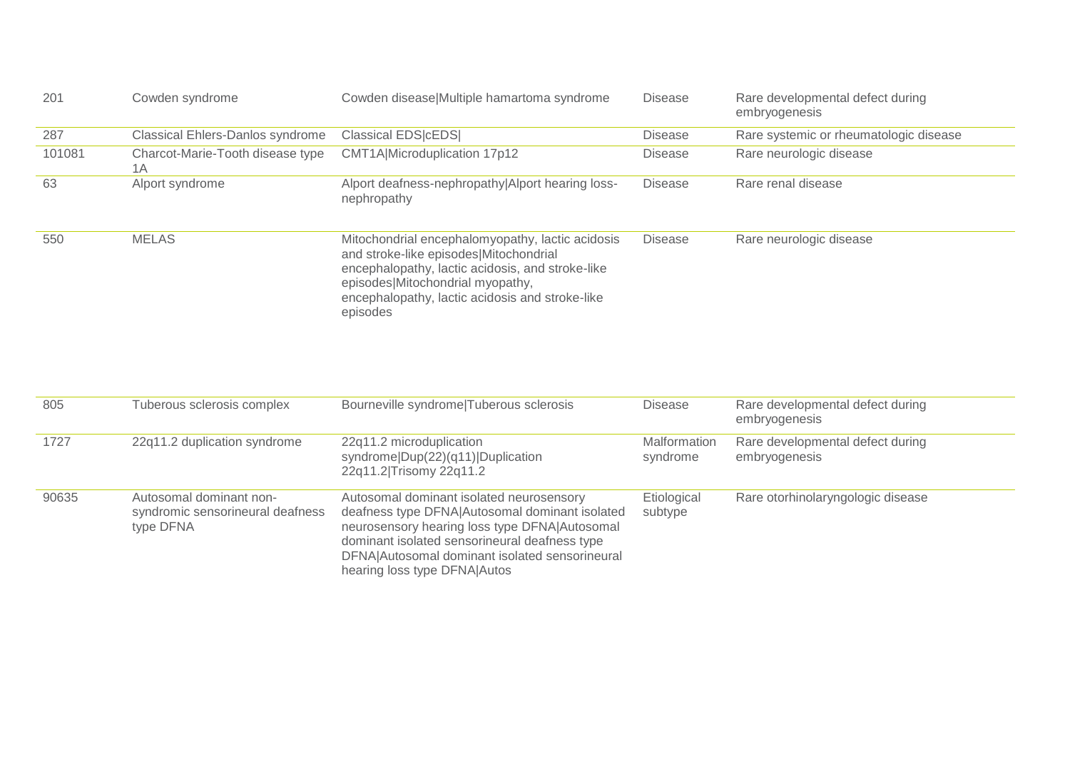| | | | | |
|---|---|---|---|---|
| 201 | Cowden syndrome | Cowden disease\|Multiple hamartoma syndrome | Disease | Rare developmental defect during embryogenesis |
| 287 | Classical Ehlers-Danlos syndrome | Classical EDS\|cEDS\| | Disease | Rare systemic or rheumatologic disease |
| 101081 | Charcot-Marie-Tooth disease type 1A | CMT1A\|Microduplication 17p12 | Disease | Rare neurologic disease |
| 63 | Alport syndrome | Alport deafness-nephropathy\|Alport hearing loss-nephropathy | Disease | Rare renal disease |
| 550 | MELAS | Mitochondrial encephalomyopathy, lactic acidosis and stroke-like episodes\|Mitochondrial encephalopathy, lactic acidosis, and stroke-like episodes\|Mitochondrial myopathy, encephalopathy, lactic acidosis and stroke-like episodes | Disease | Rare neurologic disease |
| 805 | Tuberous sclerosis complex | Bourneville syndrome\|Tuberous sclerosis | Disease | Rare developmental defect during embryogenesis |
| 1727 | 22q11.2 duplication syndrome | 22q11.2 microduplication syndrome\|Dup(22)(q11)\|Duplication 22q11.2\|Trisomy 22q11.2 | Malformation syndrome | Rare developmental defect during embryogenesis |
| 90635 | Autosomal dominant non-syndromic sensorineural deafness type DFNA | Autosomal dominant isolated neurosensory deafness type DFNA\|Autosomal dominant isolated neurosensory hearing loss type DFNA\|Autosomal dominant isolated sensorineural deafness type DFNA\|Autosomal dominant isolated sensorineural hearing loss type DFNA\|Autos | Etiological subtype | Rare otorhinolaryngologic disease |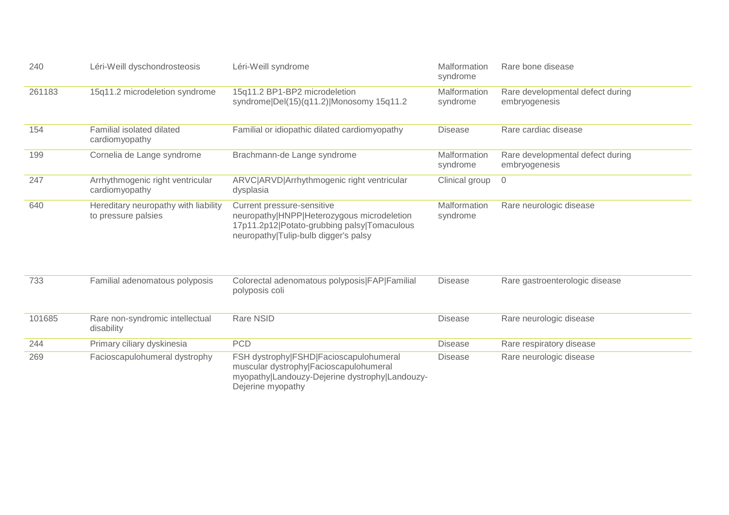| | | | | |
|---|---|---|---|---|
| 240 | Léri-Weill dyschondrosteosis | Léri-Weill syndrome | Malformation syndrome | Rare bone disease |
| 261183 | 15q11.2 microdeletion syndrome | 15q11.2 BP1-BP2 microdeletion syndrome\|Del(15)(q11.2)\|Monosomy 15q11.2 | Malformation syndrome | Rare developmental defect during embryogenesis |
| 154 | Familial isolated dilated cardiomyopathy | Familial or idiopathic dilated cardiomyopathy | Disease | Rare cardiac disease |
| 199 | Cornelia de Lange syndrome | Brachmann-de Lange syndrome | Malformation syndrome | Rare developmental defect during embryogenesis |
| 247 | Arrhythmogenic right ventricular cardiomyopathy | ARVC\|ARVD\|Arrhythmogenic right ventricular dysplasia | Clinical group | 0 |
| 640 | Hereditary neuropathy with liability to pressure palsies | Current pressure-sensitive neuropathy\|HNPP\|Heterozygous microdeletion 17p11.2p12\|Potato-grubbing palsy\|Tomaculous neuropathy\|Tulip-bulb digger's palsy | Malformation syndrome | Rare neurologic disease |
| 733 | Familial adenomatous polyposis | Colorectal adenomatous polyposis\|FAP\|Familial polyposis coli | Disease | Rare gastroenterologic disease |
| 101685 | Rare non-syndromic intellectual disability | Rare NSID | Disease | Rare neurologic disease |
| 244 | Primary ciliary dyskinesia | PCD | Disease | Rare respiratory disease |
| 269 | Facioscapulohumeral dystrophy | FSH dystrophy\|FSHD\|Facioscapulohumeral muscular dystrophy\|Facioscapulohumeral myopathy\|Landouzy-Dejerine dystrophy\|Landouzy-Dejerine myopathy | Disease | Rare neurologic disease |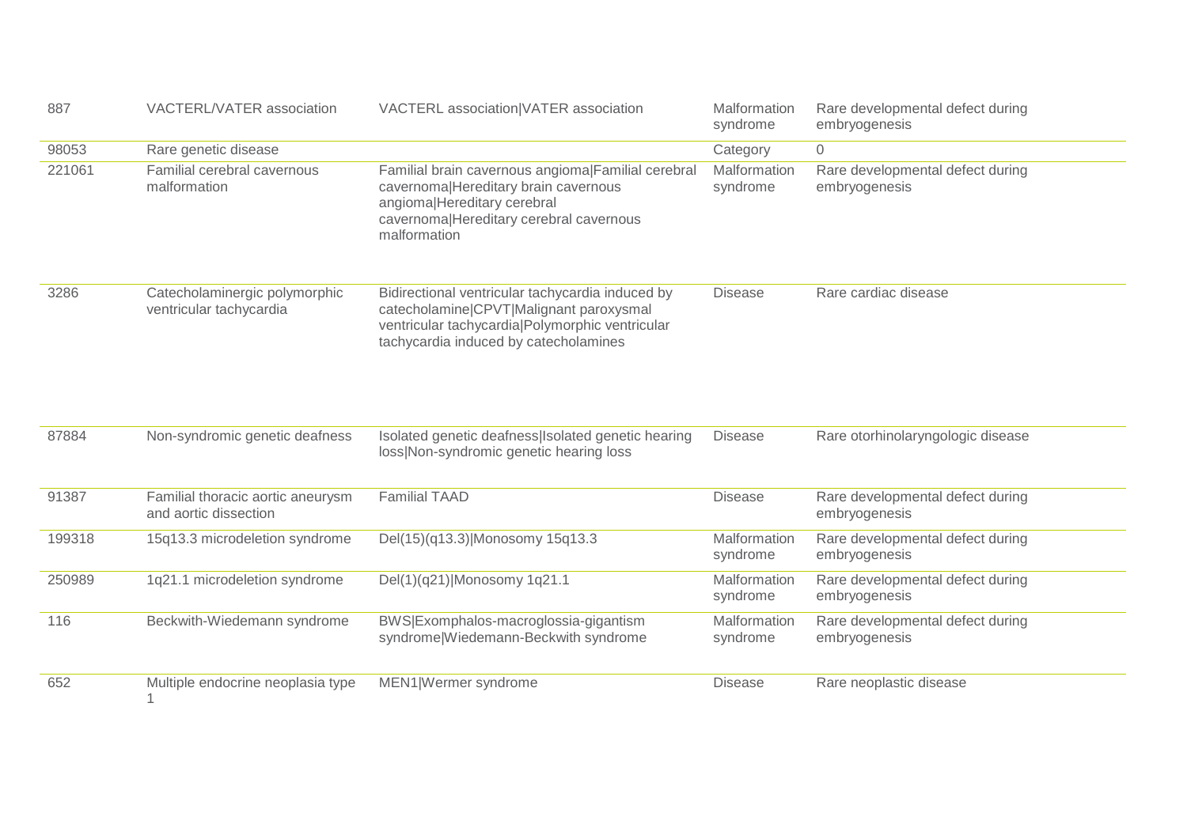| | | | | |
|---|---|---|---|---|
| 887 | VACTERL/VATER association | VACTERL association\|VATER association | Malformation syndrome | Rare developmental defect during embryogenesis |
| 98053 | Rare genetic disease | | Category | 0 |
| 221061 | Familial cerebral cavernous malformation | Familial brain cavernous angioma\|Familial cerebral cavernoma\|Hereditary brain cavernous angioma\|Hereditary cerebral cavernoma\|Hereditary cerebral cavernous malformation | Malformation syndrome | Rare developmental defect during embryogenesis |
| 3286 | Catecholaminergic polymorphic ventricular tachycardia | Bidirectional ventricular tachycardia induced by catecholamine\|CPVT\|Malignant paroxysmal ventricular tachycardia\|Polymorphic ventricular tachycardia induced by catecholamines | Disease | Rare cardiac disease |
| 87884 | Non-syndromic genetic deafness | Isolated genetic deafness\|Isolated genetic hearing loss\|Non-syndromic genetic hearing loss | Disease | Rare otorhinolaryngologic disease |
| 91387 | Familial thoracic aortic aneurysm and aortic dissection | Familial TAAD | Disease | Rare developmental defect during embryogenesis |
| 199318 | 15q13.3 microdeletion syndrome | Del(15)(q13.3)\|Monosomy 15q13.3 | Malformation syndrome | Rare developmental defect during embryogenesis |
| 250989 | 1q21.1 microdeletion syndrome | Del(1)(q21)\|Monosomy 1q21.1 | Malformation syndrome | Rare developmental defect during embryogenesis |
| 116 | Beckwith-Wiedemann syndrome | BWS\|Exomphalos-macroglossia-gigantism syndrome\|Wiedemann-Beckwith syndrome | Malformation syndrome | Rare developmental defect during embryogenesis |
| 652 | Multiple endocrine neoplasia type 1 | MEN1\|Wermer syndrome | Disease | Rare neoplastic disease |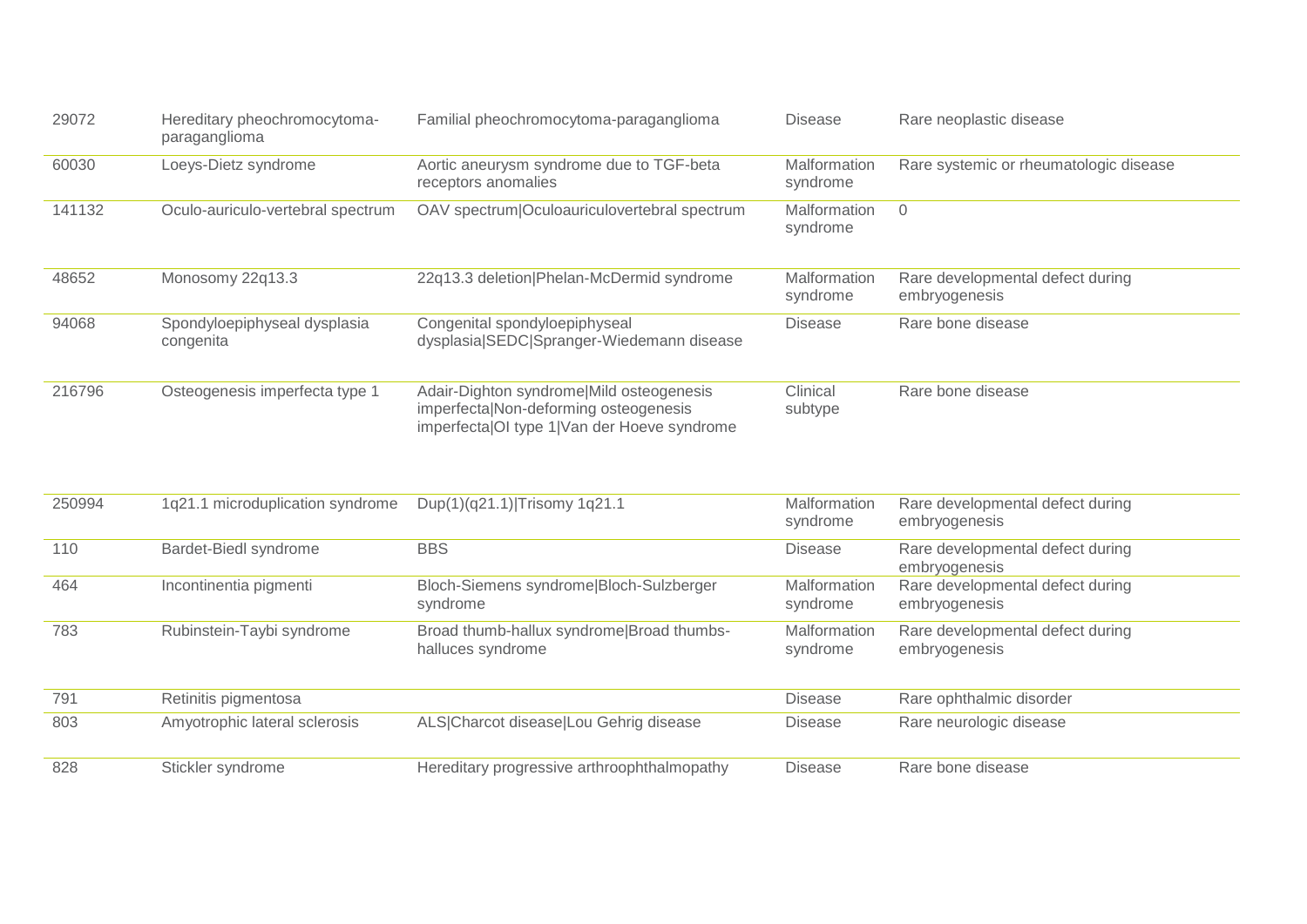| | | | | |
|---|---|---|---|---|
| 29072 | Hereditary pheochromocytoma-paraganglioma | Familial pheochromocytoma-paraganglioma | Disease | Rare neoplastic disease |
| 60030 | Loeys-Dietz syndrome | Aortic aneurysm syndrome due to TGF-beta receptors anomalies | Malformation syndrome | Rare systemic or rheumatologic disease |
| 141132 | Oculo-auriculo-vertebral spectrum | OAV spectrum|Oculoauriculovertebral spectrum | Malformation syndrome | 0 |
| 48652 | Monosomy 22q13.3 | 22q13.3 deletion|Phelan-McDermid syndrome | Malformation syndrome | Rare developmental defect during embryogenesis |
| 94068 | Spondyloepiphyseal dysplasia congenita | Congenital spondyloepiphyseal dysplasia|SEDC|Spranger-Wiedemann disease | Disease | Rare bone disease |
| 216796 | Osteogenesis imperfecta type 1 | Adair-Dighton syndrome|Mild osteogenesis imperfecta|Non-deforming osteogenesis imperfecta|OI type 1|Van der Hoeve syndrome | Clinical subtype | Rare bone disease |
| 250994 | 1q21.1 microduplication syndrome | Dup(1)(q21.1)|Trisomy 1q21.1 | Malformation syndrome | Rare developmental defect during embryogenesis |
| 110 | Bardet-Biedl syndrome | BBS | Disease | Rare developmental defect during embryogenesis |
| 464 | Incontinentia pigmenti | Bloch-Siemens syndrome|Bloch-Sulzberger syndrome | Malformation syndrome | Rare developmental defect during embryogenesis |
| 783 | Rubinstein-Taybi syndrome | Broad thumb-hallux syndrome|Broad thumbs-halluces syndrome | Malformation syndrome | Rare developmental defect during embryogenesis |
| 791 | Retinitis pigmentosa | | Disease | Rare ophthalmic disorder |
| 803 | Amyotrophic lateral sclerosis | ALS|Charcot disease|Lou Gehrig disease | Disease | Rare neurologic disease |
| 828 | Stickler syndrome | Hereditary progressive arthroophthalmopathy | Disease | Rare bone disease |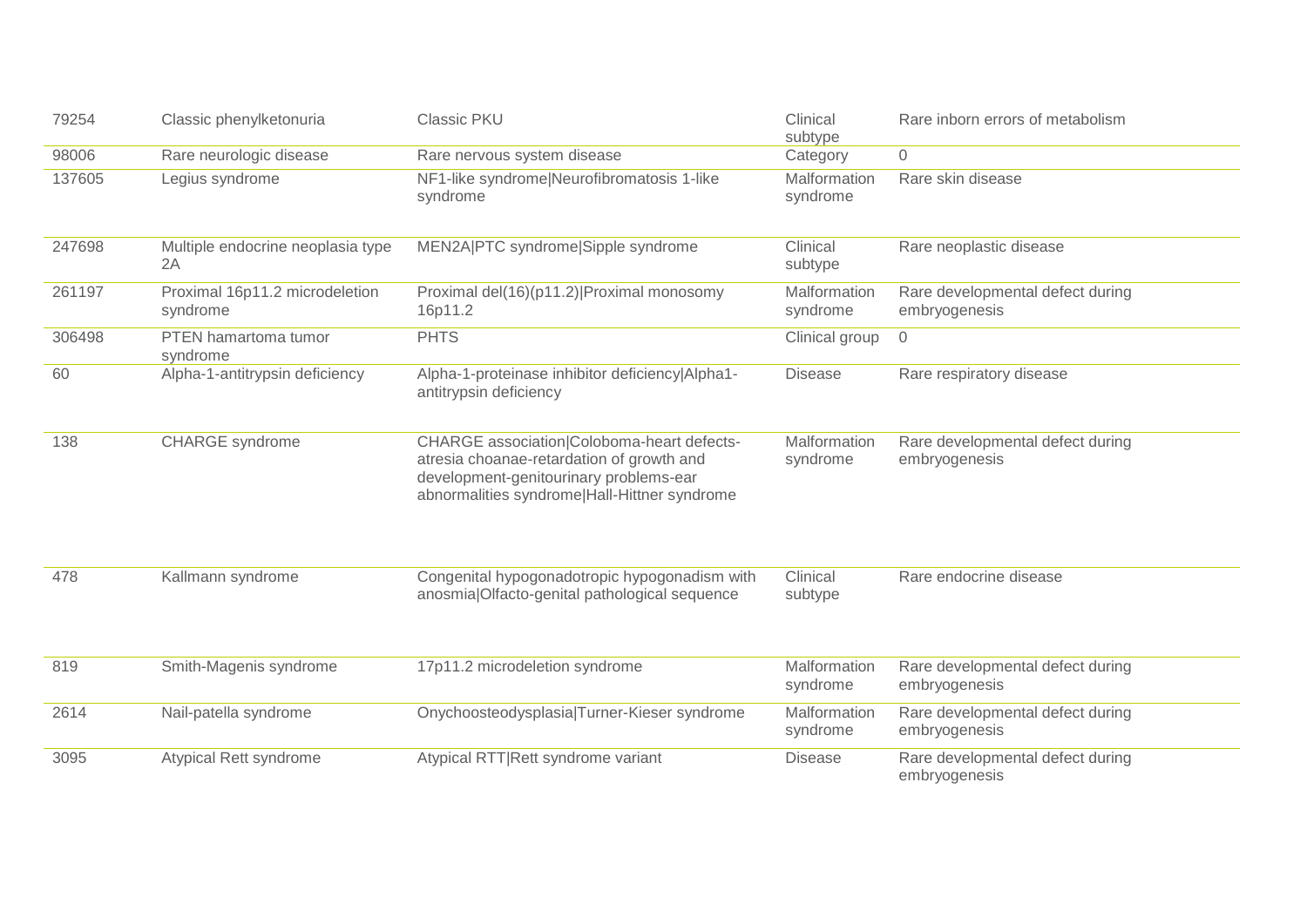| | | | | |
|---|---|---|---|---|
| 79254 | Classic phenylketonuria | Classic PKU | Clinical subtype | Rare inborn errors of metabolism |
| 98006 | Rare neurologic disease | Rare nervous system disease | Category | 0 |
| 137605 | Legius syndrome | NF1-like syndrome|Neurofibromatosis 1-like syndrome | Malformation syndrome | Rare skin disease |
| 247698 | Multiple endocrine neoplasia type 2A | MEN2A|PTC syndrome|Sipple syndrome | Clinical subtype | Rare neoplastic disease |
| 261197 | Proximal 16p11.2 microdeletion syndrome | Proximal del(16)(p11.2)|Proximal monosomy 16p11.2 | Malformation syndrome | Rare developmental defect during embryogenesis |
| 306498 | PTEN hamartoma tumor syndrome | PHTS | Clinical group | 0 |
| 60 | Alpha-1-antitrypsin deficiency | Alpha-1-proteinase inhibitor deficiency|Alpha1-antitrypsin deficiency | Disease | Rare respiratory disease |
| 138 | CHARGE syndrome | CHARGE association|Coloboma-heart defects-atresia choanae-retardation of growth and development-genitourinary problems-ear abnormalities syndrome|Hall-Hittner syndrome | Malformation syndrome | Rare developmental defect during embryogenesis |
| 478 | Kallmann syndrome | Congenital hypogonadotropic hypogonadism with anosmia|Olfacto-genital pathological sequence | Clinical subtype | Rare endocrine disease |
| 819 | Smith-Magenis syndrome | 17p11.2 microdeletion syndrome | Malformation syndrome | Rare developmental defect during embryogenesis |
| 2614 | Nail-patella syndrome | Onychoosteodysplasia|Turner-Kieser syndrome | Malformation syndrome | Rare developmental defect during embryogenesis |
| 3095 | Atypical Rett syndrome | Atypical RTT|Rett syndrome variant | Disease | Rare developmental defect during embryogenesis |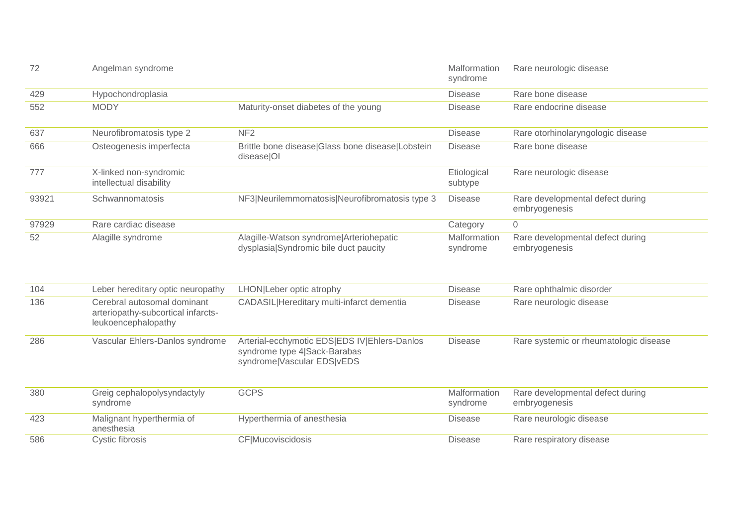| | | | | |
|---|---|---|---|---|
| 72 | Angelman syndrome | | Malformation syndrome | Rare neurologic disease |
| 429 | Hypochondroplasia | | Disease | Rare bone disease |
| 552 | MODY | Maturity-onset diabetes of the young | Disease | Rare endocrine disease |
| 637 | Neurofibromatosis type 2 | NF2 | Disease | Rare otorhinolaryngologic disease |
| 666 | Osteogenesis imperfecta | Brittle bone disease\|Glass bone disease\|Lobstein disease\|OI | Disease | Rare bone disease |
| 777 | X-linked non-syndromic intellectual disability | | Etiological subtype | Rare neurologic disease |
| 93921 | Schwannomatosis | NF3\|Neurilemmomatosis\|Neurofibromatosis type 3 | Disease | Rare developmental defect during embryogenesis |
| 97929 | Rare cardiac disease | | Category | 0 |
| 52 | Alagille syndrome | Alagille-Watson syndrome\|Arteriohepatic dysplasia\|Syndromic bile duct paucity | Malformation syndrome | Rare developmental defect during embryogenesis |
| 104 | Leber hereditary optic neuropathy | LHON\|Leber optic atrophy | Disease | Rare ophthalmic disorder |
| 136 | Cerebral autosomal dominant arteriopathy-subcortical infarcts-leukoencephalopathy | CADASIL\|Hereditary multi-infarct dementia | Disease | Rare neurologic disease |
| 286 | Vascular Ehlers-Danlos syndrome | Arterial-ecchymotic EDS\|EDS IV\|Ehlers-Danlos syndrome type 4\|Sack-Barabas syndrome\|Vascular EDS\|vEDS | Disease | Rare systemic or rheumatologic disease |
| 380 | Greig cephalopolysyndactyly syndrome | GCPS | Malformation syndrome | Rare developmental defect during embryogenesis |
| 423 | Malignant hyperthermia of anesthesia | Hyperthermia of anesthesia | Disease | Rare neurologic disease |
| 586 | Cystic fibrosis | CF\|Mucoviscidosis | Disease | Rare respiratory disease |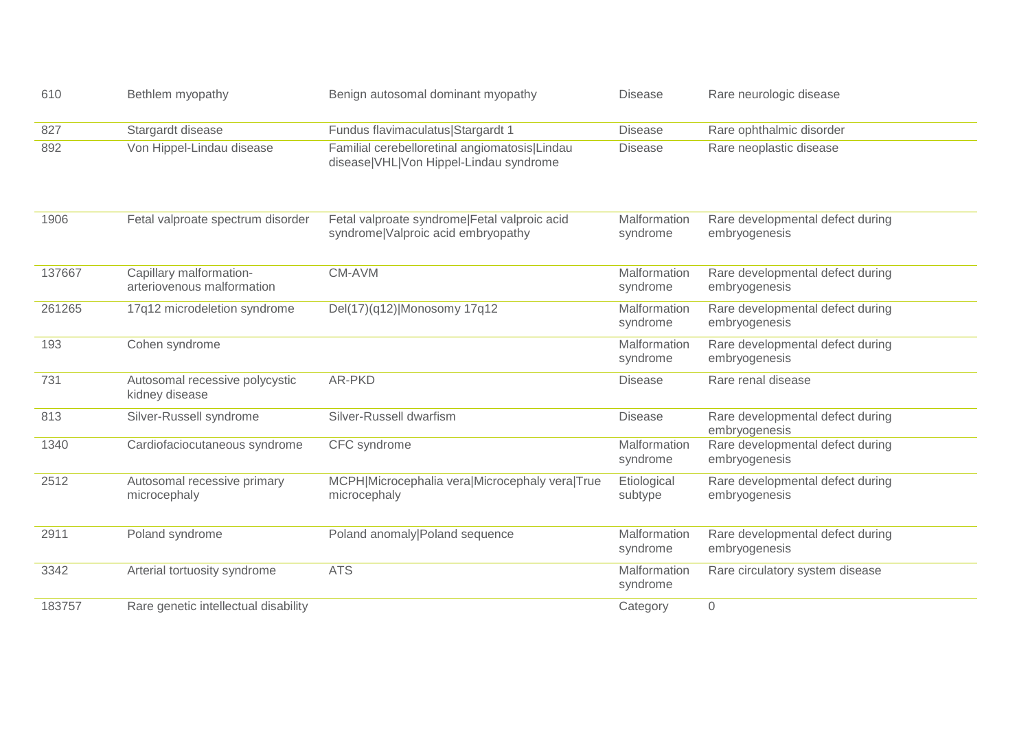| | | | | |
|---|---|---|---|---|
| 610 | Bethlem myopathy | Benign autosomal dominant myopathy | Disease | Rare neurologic disease |
| 827 | Stargardt disease | Fundus flavimaculatus\|Stargardt 1 | Disease | Rare ophthalmic disorder |
| 892 | Von Hippel-Lindau disease | Familial cerebelloretinal angiomatosis\|Lindau disease\|VHL\|Von Hippel-Lindau syndrome | Disease | Rare neoplastic disease |
| 1906 | Fetal valproate spectrum disorder | Fetal valproate syndrome\|Fetal valproic acid syndrome\|Valproic acid embryopathy | Malformation syndrome | Rare developmental defect during embryogenesis |
| 137667 | Capillary malformation-arteriovenous malformation | CM-AVM | Malformation syndrome | Rare developmental defect during embryogenesis |
| 261265 | 17q12 microdeletion syndrome | Del(17)(q12)\|Monosomy 17q12 | Malformation syndrome | Rare developmental defect during embryogenesis |
| 193 | Cohen syndrome | | Malformation syndrome | Rare developmental defect during embryogenesis |
| 731 | Autosomal recessive polycystic kidney disease | AR-PKD | Disease | Rare renal disease |
| 813 | Silver-Russell syndrome | Silver-Russell dwarfism | Disease | Rare developmental defect during embryogenesis |
| 1340 | Cardiofaciocutaneous syndrome | CFC syndrome | Malformation syndrome | Rare developmental defect during embryogenesis |
| 2512 | Autosomal recessive primary microcephaly | MCPH\|Microcephalia vera\|Microcephaly vera\|True microcephaly | Etiological subtype | Rare developmental defect during embryogenesis |
| 2911 | Poland syndrome | Poland anomaly\|Poland sequence | Malformation syndrome | Rare developmental defect during embryogenesis |
| 3342 | Arterial tortuosity syndrome | ATS | Malformation syndrome | Rare circulatory system disease |
| 183757 | Rare genetic intellectual disability | | Category | 0 |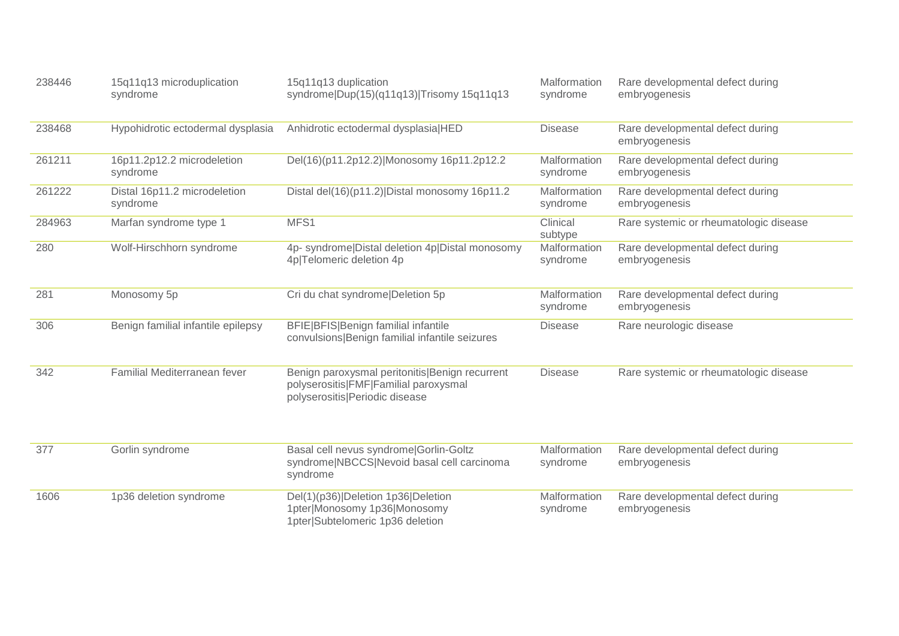| | | | | |
|---|---|---|---|---|
| 238446 | 15q11q13 microduplication syndrome | 15q11q13 duplication syndrome\|Dup(15)(q11q13)\|Trisomy 15q11q13 | Malformation syndrome | Rare developmental defect during embryogenesis |
| 238468 | Hypohidrotic ectodermal dysplasia | Anhidrotic ectodermal dysplasia\|HED | Disease | Rare developmental defect during embryogenesis |
| 261211 | 16p11.2p12.2 microdeletion syndrome | Del(16)(p11.2p12.2)\|Monosomy 16p11.2p12.2 | Malformation syndrome | Rare developmental defect during embryogenesis |
| 261222 | Distal 16p11.2 microdeletion syndrome | Distal del(16)(p11.2)\|Distal monosomy 16p11.2 | Malformation syndrome | Rare developmental defect during embryogenesis |
| 284963 | Marfan syndrome type 1 | MFS1 | Clinical subtype | Rare systemic or rheumatologic disease |
| 280 | Wolf-Hirschhorn syndrome | 4p- syndrome\|Distal deletion 4p\|Distal monosomy 4p\|Telomeric deletion 4p | Malformation syndrome | Rare developmental defect during embryogenesis |
| 281 | Monosomy 5p | Cri du chat syndrome\|Deletion 5p | Malformation syndrome | Rare developmental defect during embryogenesis |
| 306 | Benign familial infantile epilepsy | BFIE\|BFIS\|Benign familial infantile convulsions\|Benign familial infantile seizures | Disease | Rare neurologic disease |
| 342 | Familial Mediterranean fever | Benign paroxysmal peritonitis\|Benign recurrent polyserositis\|FMF\|Familial paroxysmal polyserositis\|Periodic disease | Disease | Rare systemic or rheumatologic disease |
| 377 | Gorlin syndrome | Basal cell nevus syndrome\|Gorlin-Goltz syndrome\|NBCCS\|Nevoid basal cell carcinoma syndrome | Malformation syndrome | Rare developmental defect during embryogenesis |
| 1606 | 1p36 deletion syndrome | Del(1)(p36)\|Deletion 1p36\|Deletion 1pter\|Monosomy 1p36\|Monosomy 1pter\|Subtelomeric 1p36 deletion | Malformation syndrome | Rare developmental defect during embryogenesis |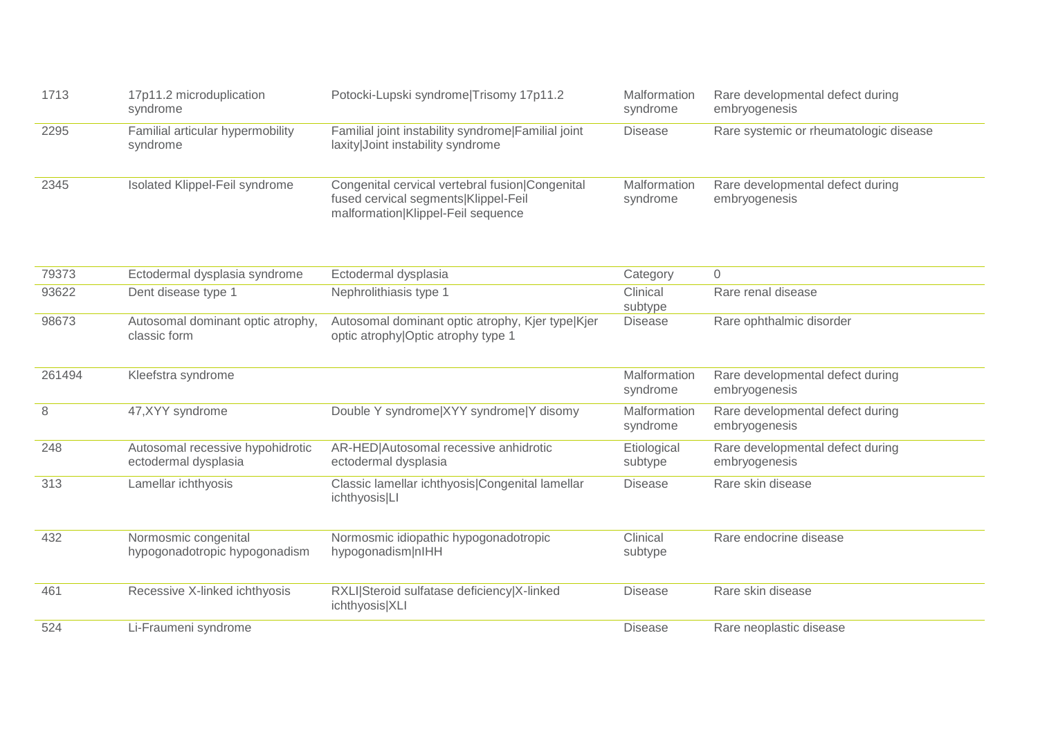| | | | | |
|---|---|---|---|---|
| 1713 | 17p11.2 microduplication syndrome | Potocki-Lupski syndrome|Trisomy 17p11.2 | Malformation syndrome | Rare developmental defect during embryogenesis |
| 2295 | Familial articular hypermobility syndrome | Familial joint instability syndrome|Familial joint laxity|Joint instability syndrome | Disease | Rare systemic or rheumatologic disease |
| 2345 | Isolated Klippel-Feil syndrome | Congenital cervical vertebral fusion|Congenital fused cervical segments|Klippel-Feil malformation|Klippel-Feil sequence | Malformation syndrome | Rare developmental defect during embryogenesis |
| 79373 | Ectodermal dysplasia syndrome | Ectodermal dysplasia | Category | 0 |
| 93622 | Dent disease type 1 | Nephrolithiasis type 1 | Clinical subtype | Rare renal disease |
| 98673 | Autosomal dominant optic atrophy, classic form | Autosomal dominant optic atrophy, Kjer type|Kjer optic atrophy|Optic atrophy type 1 | Disease | Rare ophthalmic disorder |
| 261494 | Kleefstra syndrome | | Malformation syndrome | Rare developmental defect during embryogenesis |
| 8 | 47,XYY syndrome | Double Y syndrome|XYY syndrome|Y disomy | Malformation syndrome | Rare developmental defect during embryogenesis |
| 248 | Autosomal recessive hypohidrotic ectodermal dysplasia | AR-HED|Autosomal recessive anhidrotic ectodermal dysplasia | Etiological subtype | Rare developmental defect during embryogenesis |
| 313 | Lamellar ichthyosis | Classic lamellar ichthyosis|Congenital lamellar ichthyosis|LI | Disease | Rare skin disease |
| 432 | Normosmic congenital hypogonadotropic hypogonadism | Normosmic idiopathic hypogonadotropic hypogonadism|nIHH | Clinical subtype | Rare endocrine disease |
| 461 | Recessive X-linked ichthyosis | RXLI|Steroid sulfatase deficiency|X-linked ichthyosis|XLI | Disease | Rare skin disease |
| 524 | Li-Fraumeni syndrome | | Disease | Rare neoplastic disease |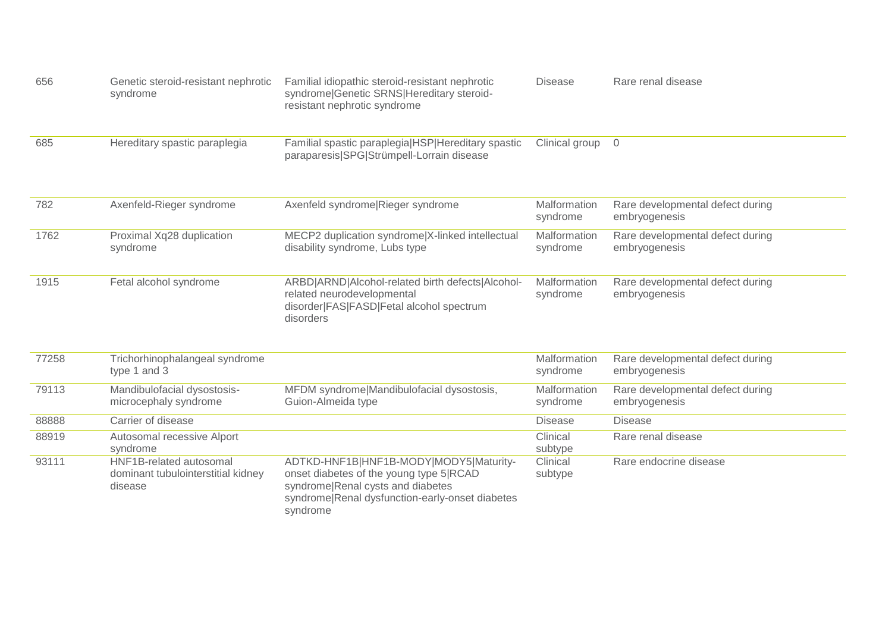| | | | | |
|---|---|---|---|---|
| 656 | Genetic steroid-resistant nephrotic syndrome | Familial idiopathic steroid-resistant nephrotic syndrome|Genetic SRNS|Hereditary steroid-resistant nephrotic syndrome | Disease | Rare renal disease |
| 685 | Hereditary spastic paraplegia | Familial spastic paraplegia|HSP|Hereditary spastic paraparesis|SPG|Strümpell-Lorrain disease | Clinical group | 0 |
| 782 | Axenfeld-Rieger syndrome | Axenfeld syndrome|Rieger syndrome | Malformation syndrome | Rare developmental defect during embryogenesis |
| 1762 | Proximal Xq28 duplication syndrome | MECP2 duplication syndrome|X-linked intellectual disability syndrome, Lubs type | Malformation syndrome | Rare developmental defect during embryogenesis |
| 1915 | Fetal alcohol syndrome | ARBD|ARND|Alcohol-related birth defects|Alcohol-related neurodevelopmental disorder|FAS|FASD|Fetal alcohol spectrum disorders | Malformation syndrome | Rare developmental defect during embryogenesis |
| 77258 | Trichorhinophalangeal syndrome type 1 and 3 | | Malformation syndrome | Rare developmental defect during embryogenesis |
| 79113 | Mandibulofacial dysostosis-microcephaly syndrome | MFDM syndrome|Mandibulofacial dysostosis, Guion-Almeida type | Malformation syndrome | Rare developmental defect during embryogenesis |
| 88888 | Carrier of disease | | Disease | Disease |
| 88919 | Autosomal recessive Alport syndrome | | Clinical subtype | Rare renal disease |
| 93111 | HNF1B-related autosomal dominant tubulointerstitial kidney disease | ADTKD-HNF1B|HNF1B-MODY|MODY5|Maturity-onset diabetes of the young type 5|RCAD syndrome|Renal cysts and diabetes syndrome|Renal dysfunction-early-onset diabetes syndrome | Clinical subtype | Rare endocrine disease |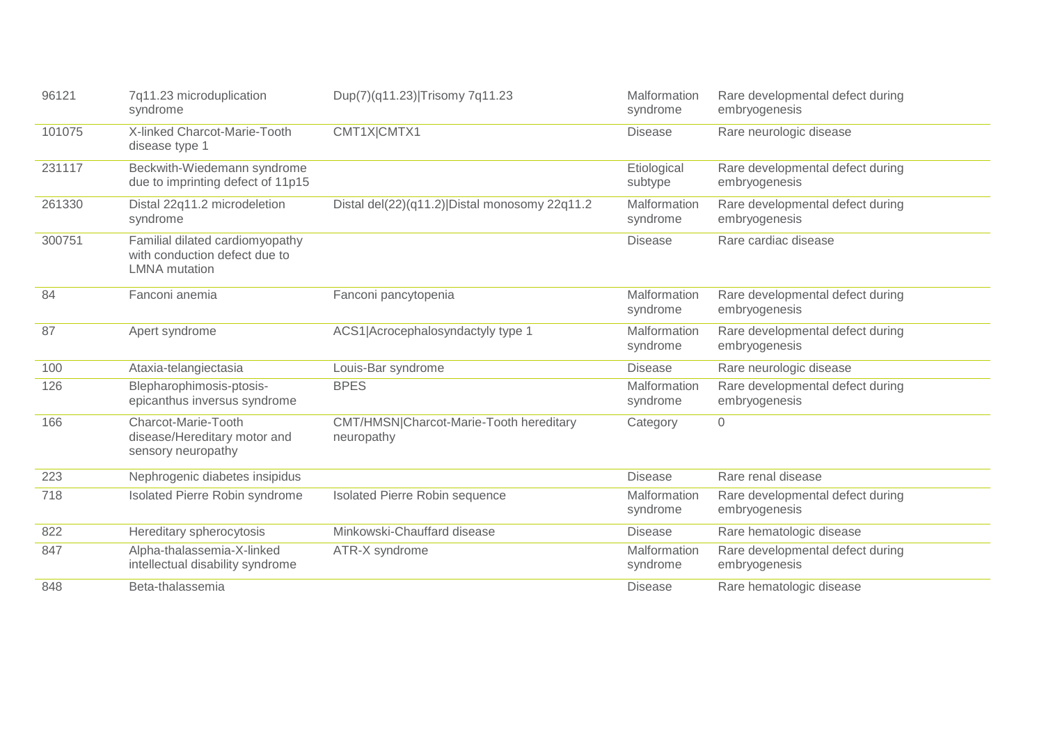| | | | | |
|---|---|---|---|---|
| 96121 | 7q11.23 microduplication syndrome | Dup(7)(q11.23)\|Trisomy 7q11.23 | Malformation syndrome | Rare developmental defect during embryogenesis |
| 101075 | X-linked Charcot-Marie-Tooth disease type 1 | CMT1X\|CMTX1 | Disease | Rare neurologic disease |
| 231117 | Beckwith-Wiedemann syndrome due to imprinting defect of 11p15 | | Etiological subtype | Rare developmental defect during embryogenesis |
| 261330 | Distal 22q11.2 microdeletion syndrome | Distal del(22)(q11.2)\|Distal monosomy 22q11.2 | Malformation syndrome | Rare developmental defect during embryogenesis |
| 300751 | Familial dilated cardiomyopathy with conduction defect due to LMNA mutation | | Disease | Rare cardiac disease |
| 84 | Fanconi anemia | Fanconi pancytopenia | Malformation syndrome | Rare developmental defect during embryogenesis |
| 87 | Apert syndrome | ACS1\|Acrocephalosyndactyly type 1 | Malformation syndrome | Rare developmental defect during embryogenesis |
| 100 | Ataxia-telangiectasia | Louis-Bar syndrome | Disease | Rare neurologic disease |
| 126 | Blepharophimosis-ptosis-epicanthus inversus syndrome | BPES | Malformation syndrome | Rare developmental defect during embryogenesis |
| 166 | Charcot-Marie-Tooth disease/Hereditary motor and sensory neuropathy | CMT/HMSN\|Charcot-Marie-Tooth hereditary neuropathy | Category | 0 |
| 223 | Nephrogenic diabetes insipidus | | Disease | Rare renal disease |
| 718 | Isolated Pierre Robin syndrome | Isolated Pierre Robin sequence | Malformation syndrome | Rare developmental defect during embryogenesis |
| 822 | Hereditary spherocytosis | Minkowski-Chauffard disease | Disease | Rare hematologic disease |
| 847 | Alpha-thalassemia-X-linked intellectual disability syndrome | ATR-X syndrome | Malformation syndrome | Rare developmental defect during embryogenesis |
| 848 | Beta-thalassemia | | Disease | Rare hematologic disease |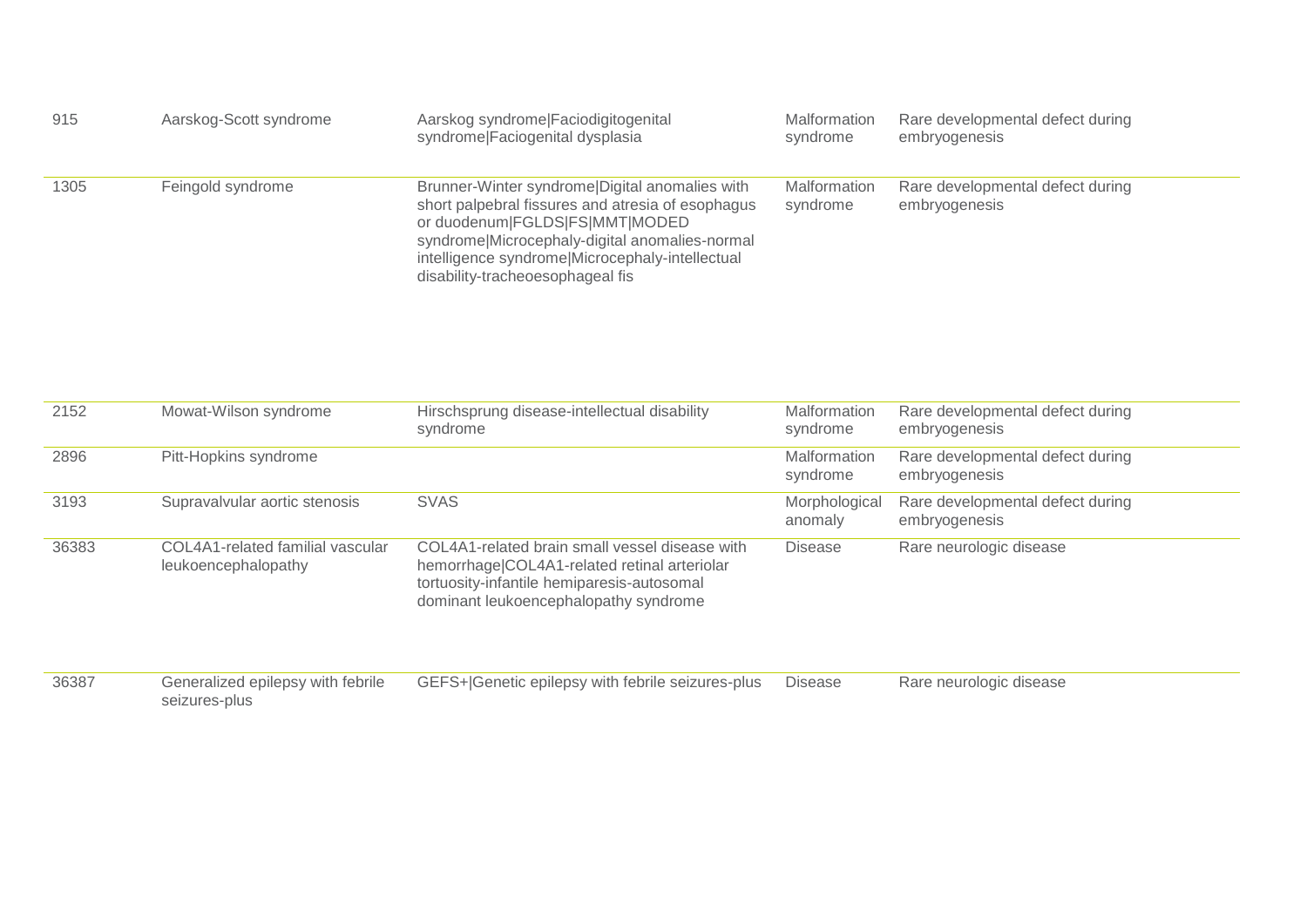| | | | | |
|---|---|---|---|---|
| 915 | Aarskog-Scott syndrome | Aarskog syndrome\|Faciodigitogenital syndrome\|Faciogenital dysplasia | Malformation syndrome | Rare developmental defect during embryogenesis |
| 1305 | Feingold syndrome | Brunner-Winter syndrome\|Digital anomalies with short palpebral fissures and atresia of esophagus or duodenum\|FGLDS\|FS\|MMT\|MODED syndrome\|Microcephaly-digital anomalies-normal intelligence syndrome\|Microcephaly-intellectual disability-tracheoesophageal fis | Malformation syndrome | Rare developmental defect during embryogenesis |
| 2152 | Mowat-Wilson syndrome | Hirschsprung disease-intellectual disability syndrome | Malformation syndrome | Rare developmental defect during embryogenesis |
| 2896 | Pitt-Hopkins syndrome | | Malformation syndrome | Rare developmental defect during embryogenesis |
| 3193 | Supravalvular aortic stenosis | SVAS | Morphological anomaly | Rare developmental defect during embryogenesis |
| 36383 | COL4A1-related familial vascular leukoencephalopathy | COL4A1-related brain small vessel disease with hemorrhage\|COL4A1-related retinal arteriolar tortuosity-infantile hemiparesis-autosomal dominant leukoencephalopathy syndrome | Disease | Rare neurologic disease |
| 36387 | Generalized epilepsy with febrile seizures-plus | GEFS+\|Genetic epilepsy with febrile seizures-plus | Disease | Rare neurologic disease |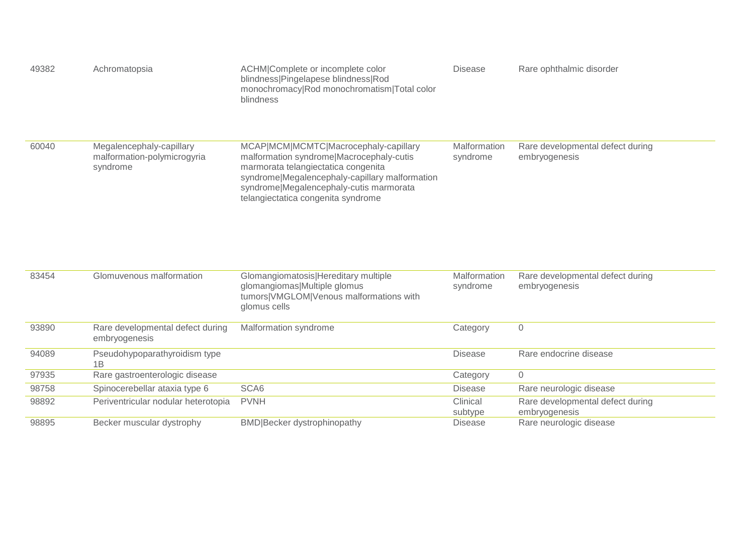| | | | | |
|---|---|---|---|---|
| 49382 | Achromatopsia | ACHM\|Complete or incomplete color blindness\|Pingelapese blindness\|Rod monochromacy\|Rod monochromatism\|Total color blindness | Disease | Rare ophthalmic disorder |
| 60040 | Megalencephaly-capillary malformation-polymicrogyria syndrome | MCAP\|MCM\|MCMTC\|Macrocephaly-capillary malformation syndrome\|Macrocephaly-cutis marmorata telangiectatica congenita syndrome\|Megalencephaly-capillary malformation syndrome\|Megalencephaly-cutis marmorata telangiectatica congenita syndrome | Malformation syndrome | Rare developmental defect during embryogenesis |
| 83454 | Glomuvenous malformation | Glomangiomatosis\|Hereditary multiple glomangiomas\|Multiple glomus tumors\|VMGLOM\|Venous malformations with glomus cells | Malformation syndrome | Rare developmental defect during embryogenesis |
| 93890 | Rare developmental defect during embryogenesis | Malformation syndrome | Category | 0 |
| 94089 | Pseudohypoparathyroidism type 1B | | Disease | Rare endocrine disease |
| 97935 | Rare gastroenterologic disease | | Category | 0 |
| 98758 | Spinocerebellar ataxia type 6 | SCA6 | Disease | Rare neurologic disease |
| 98892 | Periventricular nodular heterotopia | PVNH | Clinical subtype | Rare developmental defect during embryogenesis |
| 98895 | Becker muscular dystrophy | BMD\|Becker dystrophinopathy | Disease | Rare neurologic disease |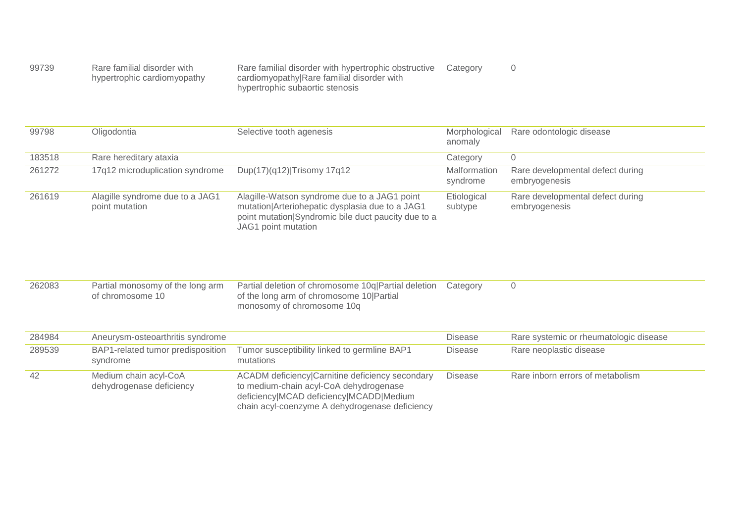| | | | | |
|---|---|---|---|---|
| 99739 | Rare familial disorder with hypertrophic cardiomyopathy | Rare familial disorder with hypertrophic obstructive cardiomyopathy\|Rare familial disorder with hypertrophic subaortic stenosis | Category | 0 |
| 99798 | Oligodontia | Selective tooth agenesis | Morphological anomaly | Rare odontologic disease |
| 183518 | Rare hereditary ataxia | | Category | 0 |
| 261272 | 17q12 microduplication syndrome | Dup(17)(q12)\|Trisomy 17q12 | Malformation syndrome | Rare developmental defect during embryogenesis |
| 261619 | Alagille syndrome due to a JAG1 point mutation | Alagille-Watson syndrome due to a JAG1 point mutation\|Arteriohepatic dysplasia due to a JAG1 point mutation\|Syndromic bile duct paucity due to a JAG1 point mutation | Etiological subtype | Rare developmental defect during embryogenesis |
| 262083 | Partial monosomy of the long arm of chromosome 10 | Partial deletion of chromosome 10q\|Partial deletion of the long arm of chromosome 10\|Partial monosomy of chromosome 10q | Category | 0 |
| 284984 | Aneurysm-osteoarthritis syndrome | | Disease | Rare systemic or rheumatologic disease |
| 289539 | BAP1-related tumor predisposition syndrome | Tumor susceptibility linked to germline BAP1 mutations | Disease | Rare neoplastic disease |
| 42 | Medium chain acyl-CoA dehydrogenase deficiency | ACADM deficiency\|Carnitine deficiency secondary to medium-chain acyl-CoA dehydrogenase deficiency\|MCAD deficiency\|MCADD\|Medium chain acyl-coenzyme A dehydrogenase deficiency | Disease | Rare inborn errors of metabolism |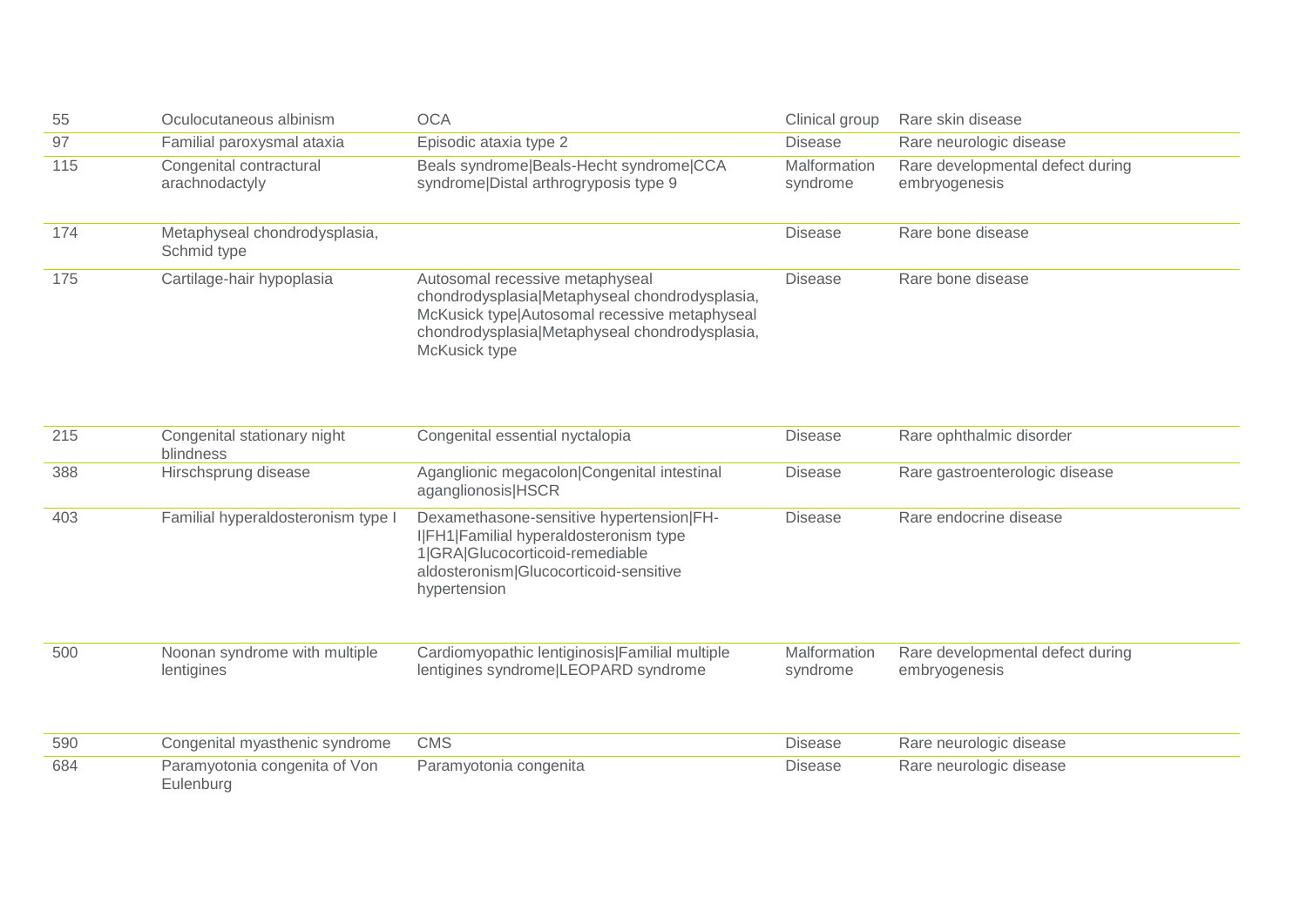| | | | | |
|---|---|---|---|---|
| 55 | Oculocutaneous albinism | OCA | Clinical group | Rare skin disease |
| 97 | Familial paroxysmal ataxia | Episodic ataxia type 2 | Disease | Rare neurologic disease |
| 115 | Congenital contractural arachnodactyly | Beals syndrome|Beals-Hecht syndrome|CCA syndrome|Distal arthrogryposis type 9 | Malformation syndrome | Rare developmental defect during embryogenesis |
| 174 | Metaphyseal chondrodysplasia, Schmid type | | Disease | Rare bone disease |
| 175 | Cartilage-hair hypoplasia | Autosomal recessive metaphyseal chondrodysplasia|Metaphyseal chondrodysplasia, McKusick type|Autosomal recessive metaphyseal chondrodysplasia|Metaphyseal chondrodysplasia, McKusick type | Disease | Rare bone disease |
| 215 | Congenital stationary night blindness | Congenital essential nyctalopia | Disease | Rare ophthalmic disorder |
| 388 | Hirschsprung disease | Aganglionic megacolon|Congenital intestinal aganglionosis|HSCR | Disease | Rare gastroenterologic disease |
| 403 | Familial hyperaldosteronism type I | Dexamethasone-sensitive hypertension|FH-I|FH1|Familial hyperaldosteronism type 1|GRA|Glucocorticoid-remediable aldosteronism|Glucocorticoid-sensitive hypertension | Disease | Rare endocrine disease |
| 500 | Noonan syndrome with multiple lentigines | Cardiomyopathic lentiginosis|Familial multiple lentigines syndrome|LEOPARD syndrome | Malformation syndrome | Rare developmental defect during embryogenesis |
| 590 | Congenital myasthenic syndrome | CMS | Disease | Rare neurologic disease |
| 684 | Paramyotonia congenita of Von Eulenburg | Paramyotonia congenita | Disease | Rare neurologic disease |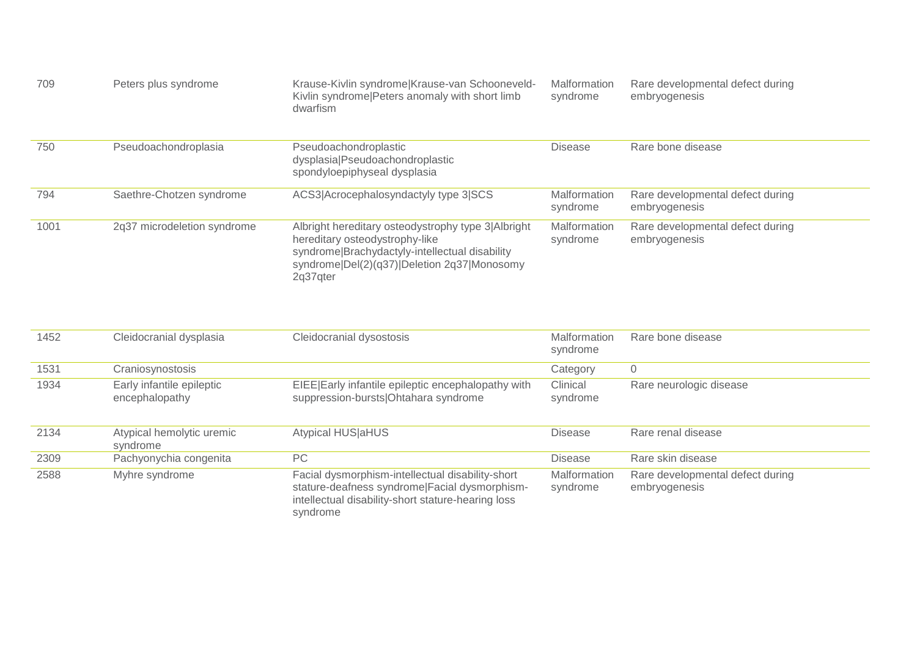| | | | | |
|---|---|---|---|---|
| 709 | Peters plus syndrome | Krause-Kivlin syndrome|Krause-van Schooneveld-Kivlin syndrome|Peters anomaly with short limb dwarfism | Malformation syndrome | Rare developmental defect during embryogenesis |
| 750 | Pseudoachondroplasia | Pseudoachondroplastic dysplasia|Pseudoachondroplastic spondyloepiphyseal dysplasia | Disease | Rare bone disease |
| 794 | Saethre-Chotzen syndrome | ACS3|Acrocephalosyndactyly type 3|SCS | Malformation syndrome | Rare developmental defect during embryogenesis |
| 1001 | 2q37 microdeletion syndrome | Albright hereditary osteodystrophy type 3|Albright hereditary osteodystrophy-like syndrome|Brachydactyly-intellectual disability syndrome|Del(2)(q37)|Deletion 2q37|Monosomy 2q37qter | Malformation syndrome | Rare developmental defect during embryogenesis |
| 1452 | Cleidocranial dysplasia | Cleidocranial dysostosis | Malformation syndrome | Rare bone disease |
| 1531 | Craniosynostosis | | Category | 0 |
| 1934 | Early infantile epileptic encephalopathy | EIEE|Early infantile epileptic encephalopathy with suppression-bursts|Ohtahara syndrome | Clinical syndrome | Rare neurologic disease |
| 2134 | Atypical hemolytic uremic syndrome | Atypical HUS|aHUS | Disease | Rare renal disease |
| 2309 | Pachyonychia congenita | PC | Disease | Rare skin disease |
| 2588 | Myhre syndrome | Facial dysmorphism-intellectual disability-short stature-deafness syndrome|Facial dysmorphism-intellectual disability-short stature-hearing loss syndrome | Malformation syndrome | Rare developmental defect during embryogenesis |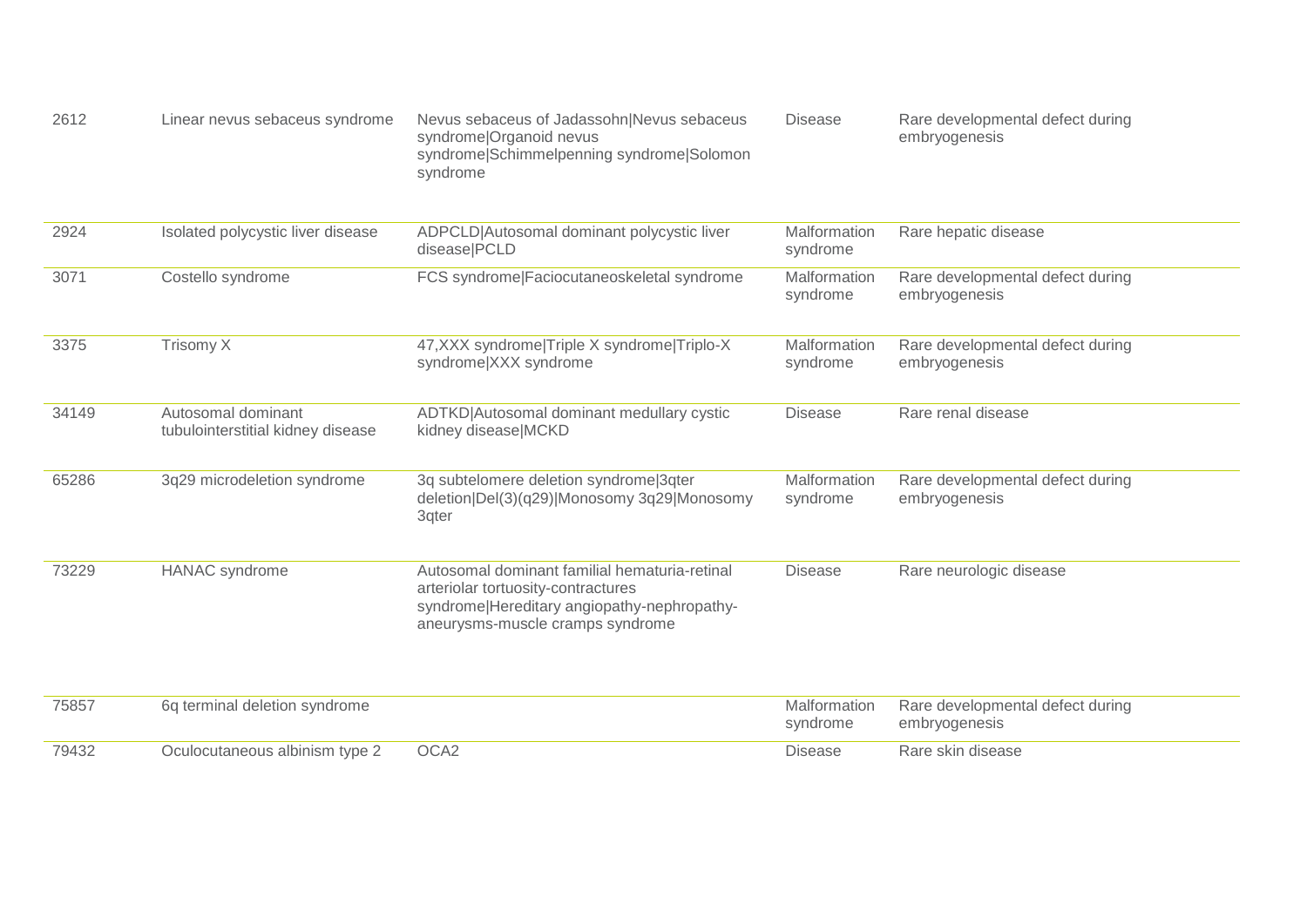| | | | | |
|---|---|---|---|---|
| 2612 | Linear nevus sebaceus syndrome | Nevus sebaceus of Jadassohn\|Nevus sebaceus syndrome\|Organoid nevus syndrome\|Schimmelpenning syndrome\|Solomon syndrome | Disease | Rare developmental defect during embryogenesis |
| 2924 | Isolated polycystic liver disease | ADPCLD\|Autosomal dominant polycystic liver disease\|PCLD | Malformation syndrome | Rare hepatic disease |
| 3071 | Costello syndrome | FCS syndrome\|Faciocutaneoskeletal syndrome | Malformation syndrome | Rare developmental defect during embryogenesis |
| 3375 | Trisomy X | 47,XXX syndrome\|Triple X syndrome\|Triplo-X syndrome\|XXX syndrome | Malformation syndrome | Rare developmental defect during embryogenesis |
| 34149 | Autosomal dominant tubulointerstitial kidney disease | ADTKD\|Autosomal dominant medullary cystic kidney disease\|MCKD | Disease | Rare renal disease |
| 65286 | 3q29 microdeletion syndrome | 3q subtelomere deletion syndrome\|3qter deletion\|Del(3)(q29)\|Monosomy 3q29\|Monosomy 3qter | Malformation syndrome | Rare developmental defect during embryogenesis |
| 73229 | HANAC syndrome | Autosomal dominant familial hematuria-retinal arteriolar tortuosity-contractures syndrome\|Hereditary angiopathy-nephropathy-aneurysms-muscle cramps syndrome | Disease | Rare neurologic disease |
| 75857 | 6q terminal deletion syndrome | | Malformation syndrome | Rare developmental defect during embryogenesis |
| 79432 | Oculocutaneous albinism type 2 | OCA2 | Disease | Rare skin disease |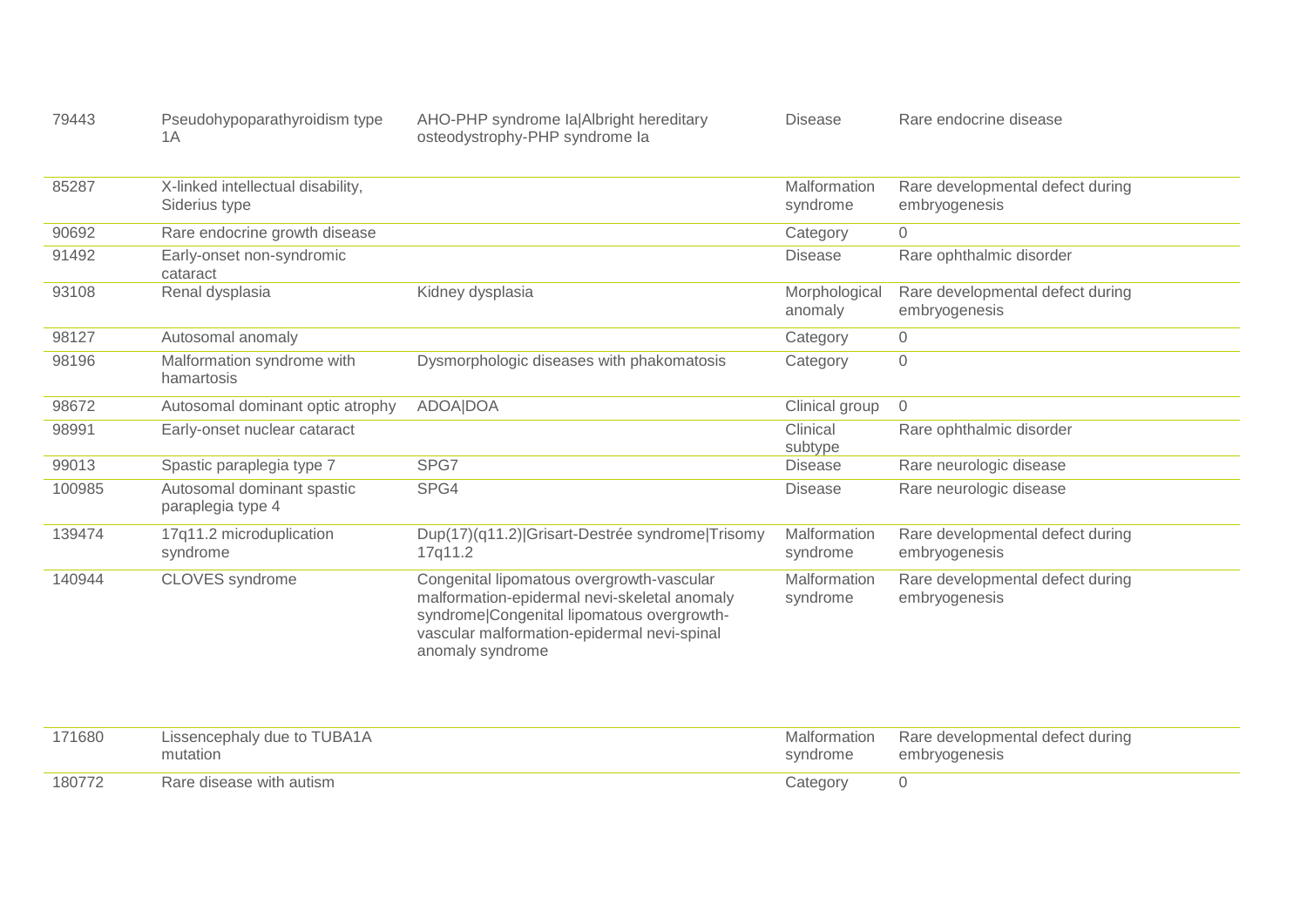| | | | | |
|---|---|---|---|---|
| 79443 | Pseudohypoparathyroidism type 1A | AHO-PHP syndrome Ia\|Albright hereditary osteodystrophy-PHP syndrome Ia | Disease | Rare endocrine disease |
| 85287 | X-linked intellectual disability, Siderius type | | Malformation syndrome | Rare developmental defect during embryogenesis |
| 90692 | Rare endocrine growth disease | | Category | 0 |
| 91492 | Early-onset non-syndromic cataract | | Disease | Rare ophthalmic disorder |
| 93108 | Renal dysplasia | Kidney dysplasia | Morphological anomaly | Rare developmental defect during embryogenesis |
| 98127 | Autosomal anomaly | | Category | 0 |
| 98196 | Malformation syndrome with hamartosis | Dysmorphologic diseases with phakomatosis | Category | 0 |
| 98672 | Autosomal dominant optic atrophy | ADOA\|DOA | Clinical group | 0 |
| 98991 | Early-onset nuclear cataract | | Clinical subtype | Rare ophthalmic disorder |
| 99013 | Spastic paraplegia type 7 | SPG7 | Disease | Rare neurologic disease |
| 100985 | Autosomal dominant spastic paraplegia type 4 | SPG4 | Disease | Rare neurologic disease |
| 139474 | 17q11.2 microduplication syndrome | Dup(17)(q11.2)\|Grisart-Destrée syndrome\|Trisomy 17q11.2 | Malformation syndrome | Rare developmental defect during embryogenesis |
| 140944 | CLOVES syndrome | Congenital lipomatous overgrowth-vascular malformation-epidermal nevi-skeletal anomaly syndrome\|Congenital lipomatous overgrowth-vascular malformation-epidermal nevi-spinal anomaly syndrome | Malformation syndrome | Rare developmental defect during embryogenesis |
| 171680 | Lissencephaly due to TUBA1A mutation | | Malformation syndrome | Rare developmental defect during embryogenesis |
| 180772 | Rare disease with autism | | Category | 0 |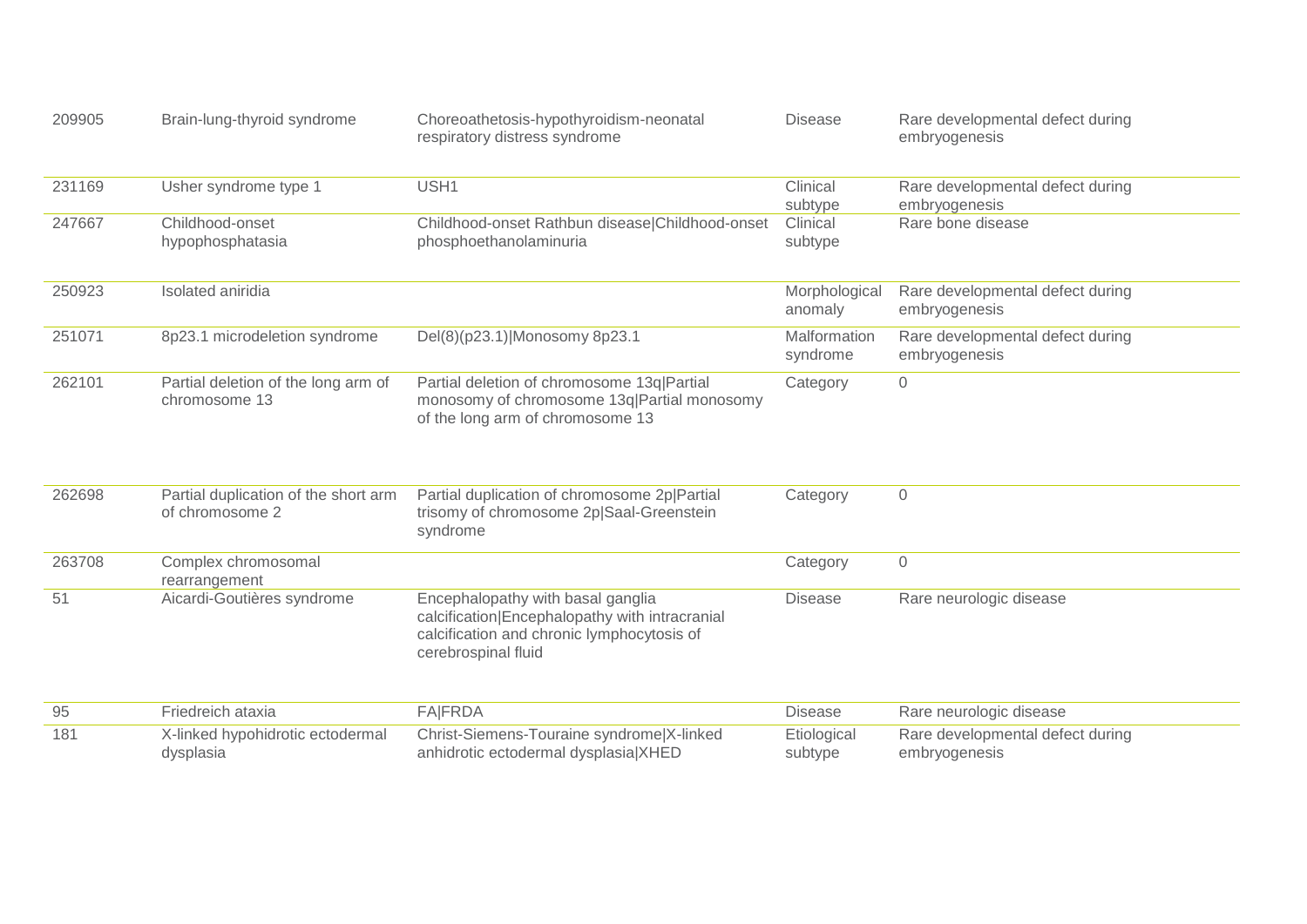| | | | | |
|---|---|---|---|---|
| 209905 | Brain-lung-thyroid syndrome | Choreoathetosis-hypothyroidism-neonatal respiratory distress syndrome | Disease | Rare developmental defect during embryogenesis |
| 231169 | Usher syndrome type 1 | USH1 | Clinical subtype | Rare developmental defect during embryogenesis |
| 247667 | Childhood-onset hypophosphatasia | Childhood-onset Rathbun disease\|Childhood-onset phosphoethanolaminuria | Clinical subtype | Rare bone disease |
| 250923 | Isolated aniridia | | Morphological anomaly | Rare developmental defect during embryogenesis |
| 251071 | 8p23.1 microdeletion syndrome | Del(8)(p23.1)\|Monosomy 8p23.1 | Malformation syndrome | Rare developmental defect during embryogenesis |
| 262101 | Partial deletion of the long arm of chromosome 13 | Partial deletion of chromosome 13q\|Partial monosomy of chromosome 13q\|Partial monosomy of the long arm of chromosome 13 | Category | 0 |
| 262698 | Partial duplication of the short arm of chromosome 2 | Partial duplication of chromosome 2p\|Partial trisomy of chromosome 2p\|Saal-Greenstein syndrome | Category | 0 |
| 263708 | Complex chromosomal rearrangement | | Category | 0 |
| 51 | Aicardi-Goutières syndrome | Encephalopathy with basal ganglia calcification\|Encephalopathy with intracranial calcification and chronic lymphocytosis of cerebrospinal fluid | Disease | Rare neurologic disease |
| 95 | Friedreich ataxia | FA\|FRDA | Disease | Rare neurologic disease |
| 181 | X-linked hypohidrotic ectodermal dysplasia | Christ-Siemens-Touraine syndrome\|X-linked anhidrotic ectodermal dysplasia\|XHED | Etiological subtype | Rare developmental defect during embryogenesis |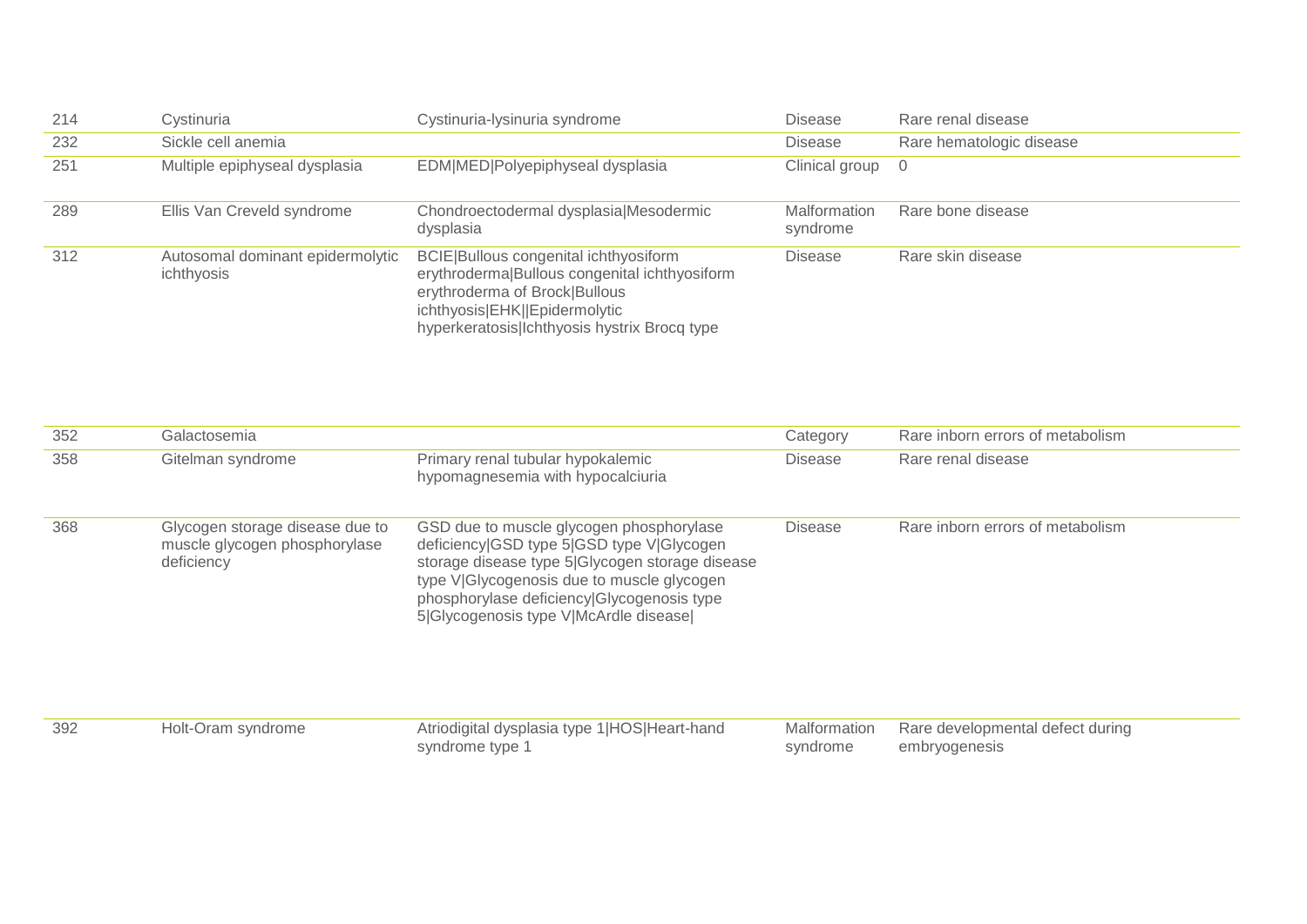| | | | | |
|---|---|---|---|---|
| 214 | Cystinuria | Cystinuria-lysinuria syndrome | Disease | Rare renal disease |
| 232 | Sickle cell anemia | | Disease | Rare hematologic disease |
| 251 | Multiple epiphyseal dysplasia | EDM\|MED\|Polyepiphyseal dysplasia | Clinical group | 0 |
| 289 | Ellis Van Creveld syndrome | Chondroectodermal dysplasia\|Mesodermic dysplasia | Malformation syndrome | Rare bone disease |
| 312 | Autosomal dominant epidermolytic ichthyosis | BCIE\|Bullous congenital ichthyosiform erythroderma\|Bullous congenital ichthyosiform erythroderma of Brock\|Bullous ichthyosis\|EHK\|\|Epidermolytic hyperkeratosis\|Ichthyosis hystrix Brocq type | Disease | Rare skin disease |
| 352 | Galactosemia | | Category | Rare inborn errors of metabolism |
| 358 | Gitelman syndrome | Primary renal tubular hypokalemic hypomagnesemia with hypocalciuria | Disease | Rare renal disease |
| 368 | Glycogen storage disease due to muscle glycogen phosphorylase deficiency | GSD due to muscle glycogen phosphorylase deficiency\|GSD type 5\|GSD type V\|Glycogen storage disease type 5\|Glycogen storage disease type V\|Glycogenosis due to muscle glycogen phosphorylase deficiency\|Glycogenosis type 5\|Glycogenosis type V\|McArdle disease\| | Disease | Rare inborn errors of metabolism |
| 392 | Holt-Oram syndrome | Atriodigital dysplasia type 1\|HOS\|Heart-hand syndrome type 1 | Malformation syndrome | Rare developmental defect during embryogenesis |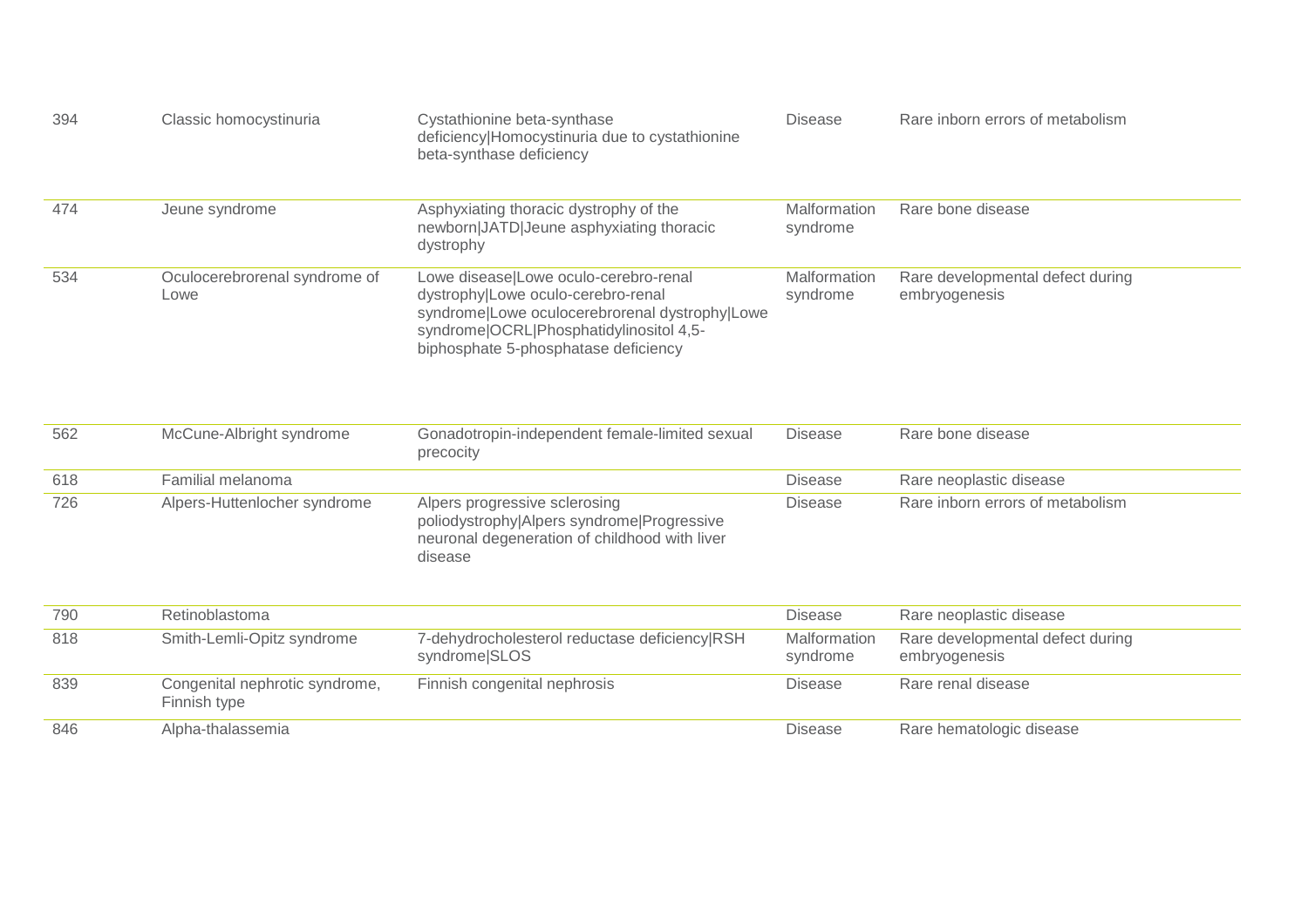| | | | | |
|---|---|---|---|---|
| 394 | Classic homocystinuria | Cystathionine beta-synthase deficiency\|Homocystinuria due to cystathionine beta-synthase deficiency | Disease | Rare inborn errors of metabolism |
| 474 | Jeune syndrome | Asphyxiating thoracic dystrophy of the newborn\|JATD\|Jeune asphyxiating thoracic dystrophy | Malformation syndrome | Rare bone disease |
| 534 | Oculocerebrorenal syndrome of Lowe | Lowe disease\|Lowe oculo-cerebro-renal dystrophy\|Lowe oculo-cerebro-renal syndrome\|Lowe oculocerebrorenal dystrophy\|Lowe syndrome\|OCRL\|Phosphatidylinositol 4,5-biphosphate 5-phosphatase deficiency | Malformation syndrome | Rare developmental defect during embryogenesis |
| 562 | McCune-Albright syndrome | Gonadotropin-independent female-limited sexual precocity | Disease | Rare bone disease |
| 618 | Familial melanoma | | Disease | Rare neoplastic disease |
| 726 | Alpers-Huttenlocher syndrome | Alpers progressive sclerosing poliodystrophy\|Alpers syndrome\|Progressive neuronal degeneration of childhood with liver disease | Disease | Rare inborn errors of metabolism |
| 790 | Retinoblastoma | | Disease | Rare neoplastic disease |
| 818 | Smith-Lemli-Opitz syndrome | 7-dehydrocholesterol reductase deficiency\|RSH syndrome\|SLOS | Malformation syndrome | Rare developmental defect during embryogenesis |
| 839 | Congenital nephrotic syndrome, Finnish type | Finnish congenital nephrosis | Disease | Rare renal disease |
| 846 | Alpha-thalassemia | | Disease | Rare hematologic disease |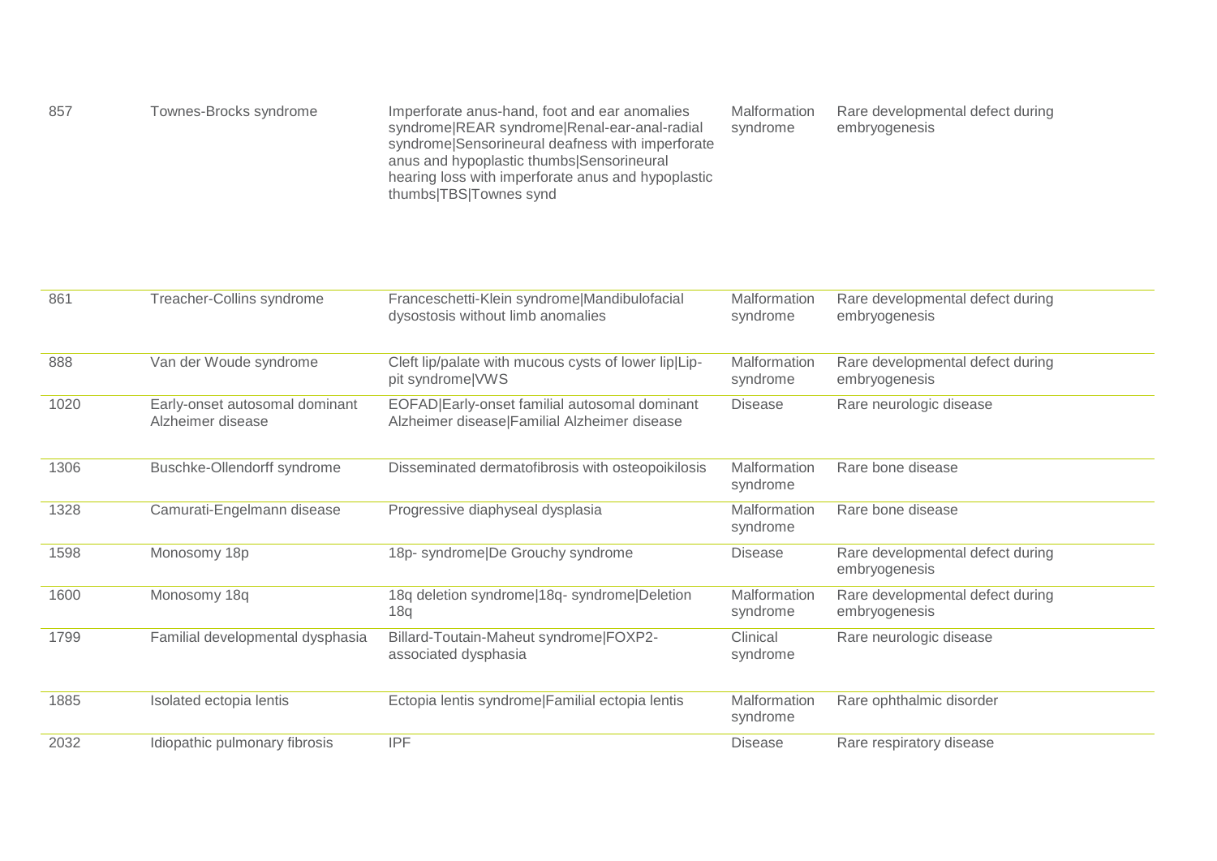| | | | | |
|---|---|---|---|---|
| 857 | Townes-Brocks syndrome | Imperforate anus-hand, foot and ear anomalies syndrome\|REAR syndrome\|Renal-ear-anal-radial syndrome\|Sensorineural deafness with imperforate anus and hypoplastic thumbs\|Sensorineural hearing loss with imperforate anus and hypoplastic thumbs\|TBS\|Townes synd | Malformation syndrome | Rare developmental defect during embryogenesis |
| 861 | Treacher-Collins syndrome | Franceschetti-Klein syndrome\|Mandibulofacial dysostosis without limb anomalies | Malformation syndrome | Rare developmental defect during embryogenesis |
| 888 | Van der Woude syndrome | Cleft lip/palate with mucous cysts of lower lip\|Lip-pit syndrome\|VWS | Malformation syndrome | Rare developmental defect during embryogenesis |
| 1020 | Early-onset autosomal dominant Alzheimer disease | EOFAD\|Early-onset familial autosomal dominant Alzheimer disease\|Familial Alzheimer disease | Disease | Rare neurologic disease |
| 1306 | Buschke-Ollendorff syndrome | Disseminated dermatofibrosis with osteopoikilosis | Malformation syndrome | Rare bone disease |
| 1328 | Camurati-Engelmann disease | Progressive diaphyseal dysplasia | Malformation syndrome | Rare bone disease |
| 1598 | Monosomy 18p | 18p- syndrome\|De Grouchy syndrome | Disease | Rare developmental defect during embryogenesis |
| 1600 | Monosomy 18q | 18q deletion syndrome\|18q- syndrome\|Deletion 18q | Malformation syndrome | Rare developmental defect during embryogenesis |
| 1799 | Familial developmental dysphasia | Billard-Toutain-Maheut syndrome\|FOXP2-associated dysphasia | Clinical syndrome | Rare neurologic disease |
| 1885 | Isolated ectopia lentis | Ectopia lentis syndrome\|Familial ectopia lentis | Malformation syndrome | Rare ophthalmic disorder |
| 2032 | Idiopathic pulmonary fibrosis | IPF | Disease | Rare respiratory disease |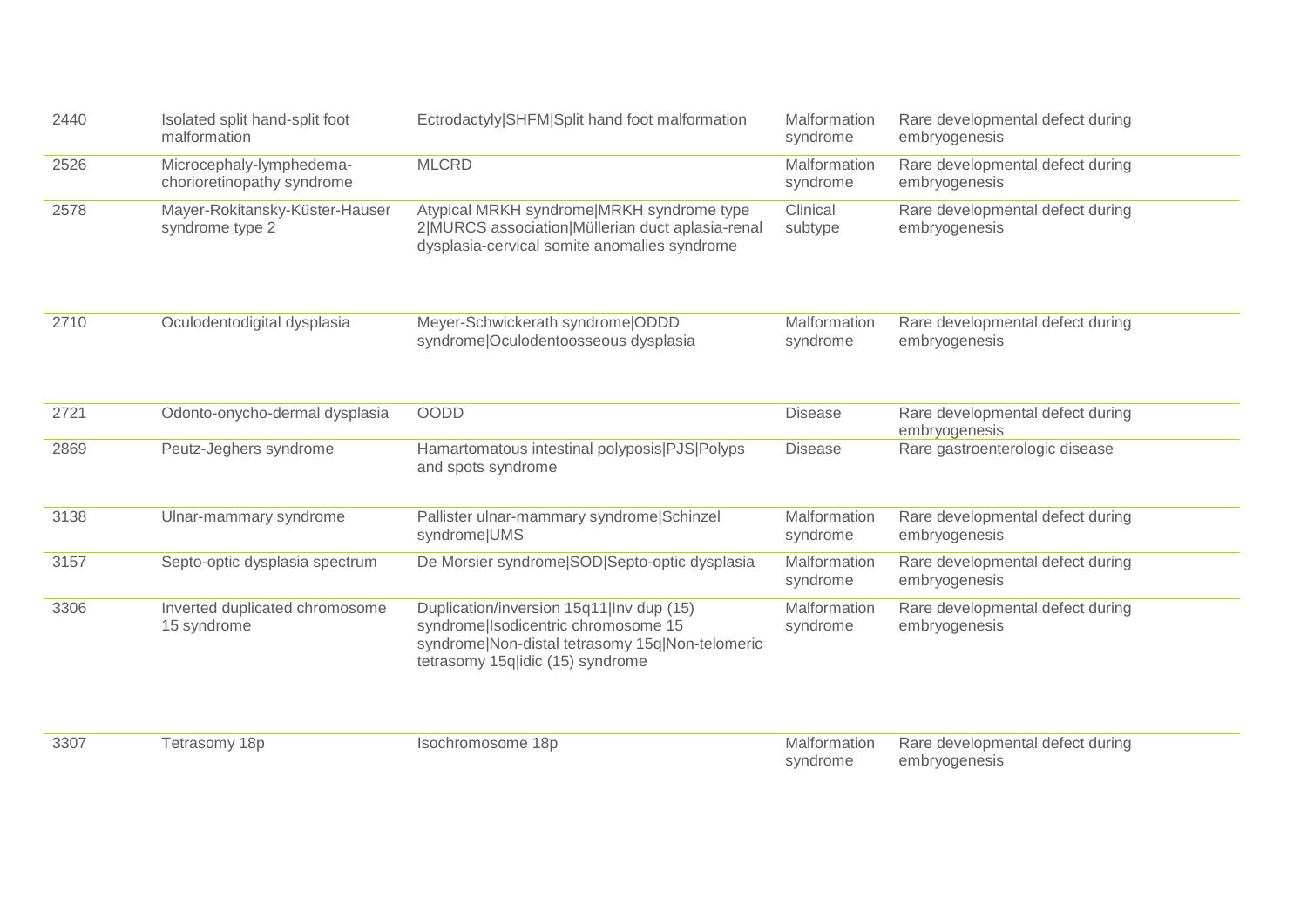| | | | | |
|---|---|---|---|---|
| 2440 | Isolated split hand-split foot malformation | Ectrodactyly\|SHFM\|Split hand foot malformation | Malformation syndrome | Rare developmental defect during embryogenesis |
| 2526 | Microcephaly-lymphedema-chorioretinopathy syndrome | MLCRD | Malformation syndrome | Rare developmental defect during embryogenesis |
| 2578 | Mayer-Rokitansky-Küster-Hauser syndrome type 2 | Atypical MRKH syndrome\|MRKH syndrome type 2\|MURCS association\|Müllerian duct aplasia-renal dysplasia-cervical somite anomalies syndrome | Clinical subtype | Rare developmental defect during embryogenesis |
| 2710 | Oculodentodigital dysplasia | Meyer-Schwickerath syndrome\|ODDD syndrome\|Oculodentoosseous dysplasia | Malformation syndrome | Rare developmental defect during embryogenesis |
| 2721 | Odonto-onycho-dermal dysplasia | OODD | Disease | Rare developmental defect during embryogenesis |
| 2869 | Peutz-Jeghers syndrome | Hamartomatous intestinal polyposis\|PJS\|Polyps and spots syndrome | Disease | Rare gastroenterologic disease |
| 3138 | Ulnar-mammary syndrome | Pallister ulnar-mammary syndrome\|Schinzel syndrome\|UMS | Malformation syndrome | Rare developmental defect during embryogenesis |
| 3157 | Septo-optic dysplasia spectrum | De Morsier syndrome\|SOD\|Septo-optic dysplasia | Malformation syndrome | Rare developmental defect during embryogenesis |
| 3306 | Inverted duplicated chromosome 15 syndrome | Duplication/inversion 15q11\|Inv dup (15) syndrome\|Isodicentric chromosome 15 syndrome\|Non-distal tetrasomy 15q\|Non-telomeric tetrasomy 15q\|idic (15) syndrome | Malformation syndrome | Rare developmental defect during embryogenesis |
| 3307 | Tetrasomy 18p | Isochromosome 18p | Malformation syndrome | Rare developmental defect during embryogenesis |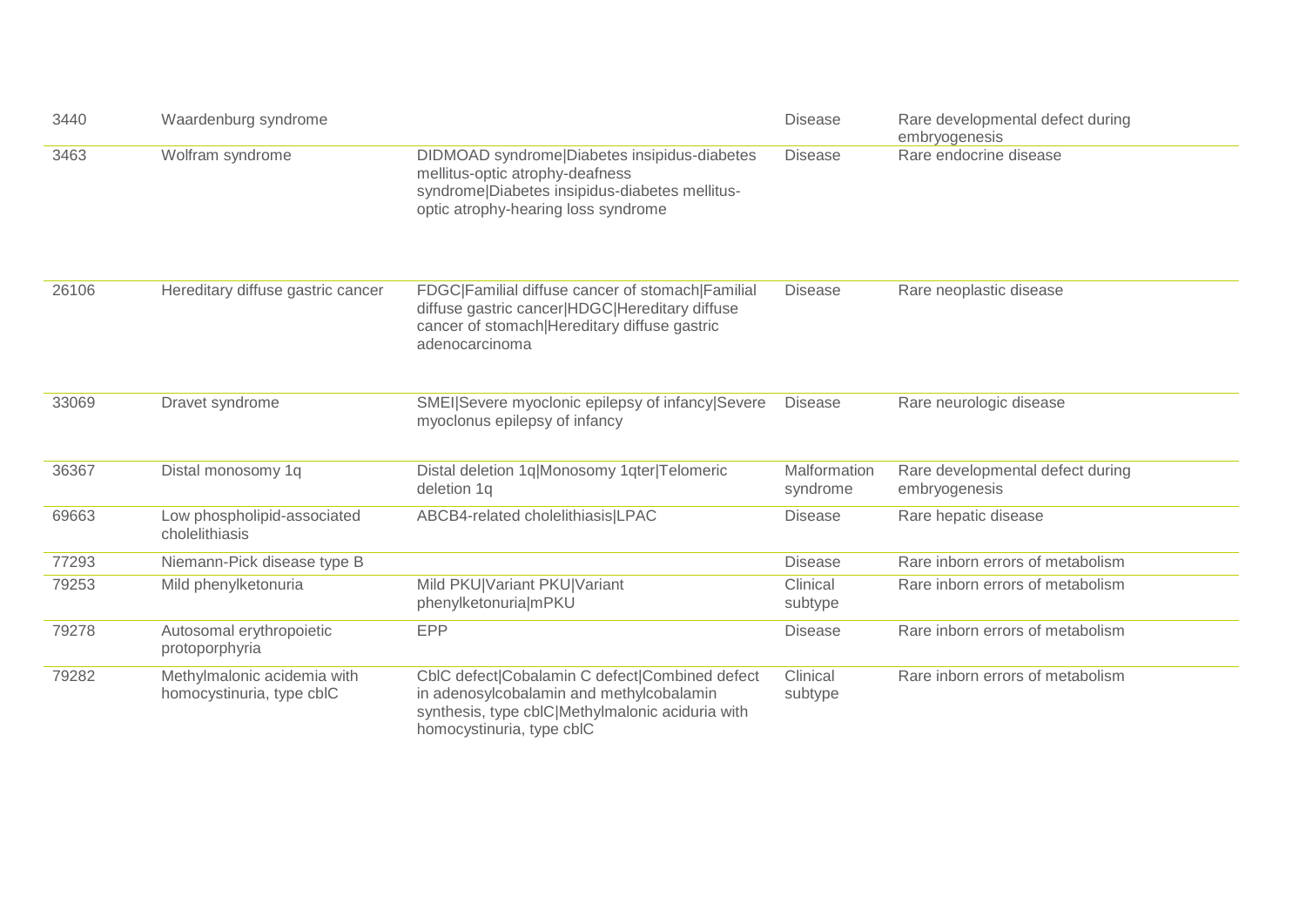| | | | | |
|---|---|---|---|---|
| 3440 | Waardenburg syndrome | | Disease | Rare developmental defect during embryogenesis |
| 3463 | Wolfram syndrome | DIDMOAD syndrome\|Diabetes insipidus-diabetes mellitus-optic atrophy-deafness syndrome\|Diabetes insipidus-diabetes mellitus-optic atrophy-hearing loss syndrome | Disease | Rare endocrine disease |
| 26106 | Hereditary diffuse gastric cancer | FDGC\|Familial diffuse cancer of stomach\|Familial diffuse gastric cancer\|HDGC\|Hereditary diffuse cancer of stomach\|Hereditary diffuse gastric adenocarcinoma | Disease | Rare neoplastic disease |
| 33069 | Dravet syndrome | SMEI\|Severe myoclonic epilepsy of infancy\|Severe myoclonus epilepsy of infancy | Disease | Rare neurologic disease |
| 36367 | Distal monosomy 1q | Distal deletion 1q\|Monosomy 1qter\|Telomeric deletion 1q | Malformation syndrome | Rare developmental defect during embryogenesis |
| 69663 | Low phospholipid-associated cholelithiasis | ABCB4-related cholelithiasis\|LPAC | Disease | Rare hepatic disease |
| 77293 | Niemann-Pick disease type B | | Disease | Rare inborn errors of metabolism |
| 79253 | Mild phenylketonuria | Mild PKU\|Variant PKU\|Variant phenylketonuria\|mPKU | Clinical subtype | Rare inborn errors of metabolism |
| 79278 | Autosomal erythropoietic protoporphyria | EPP | Disease | Rare inborn errors of metabolism |
| 79282 | Methylmalonic acidemia with homocystinuria, type cblC | CblC defect\|Cobalamin C defect\|Combined defect in adenosylcobalamin and methylcobalamin synthesis, type cblC\|Methylmalonic aciduria with homocystinuria, type cblC | Clinical subtype | Rare inborn errors of metabolism |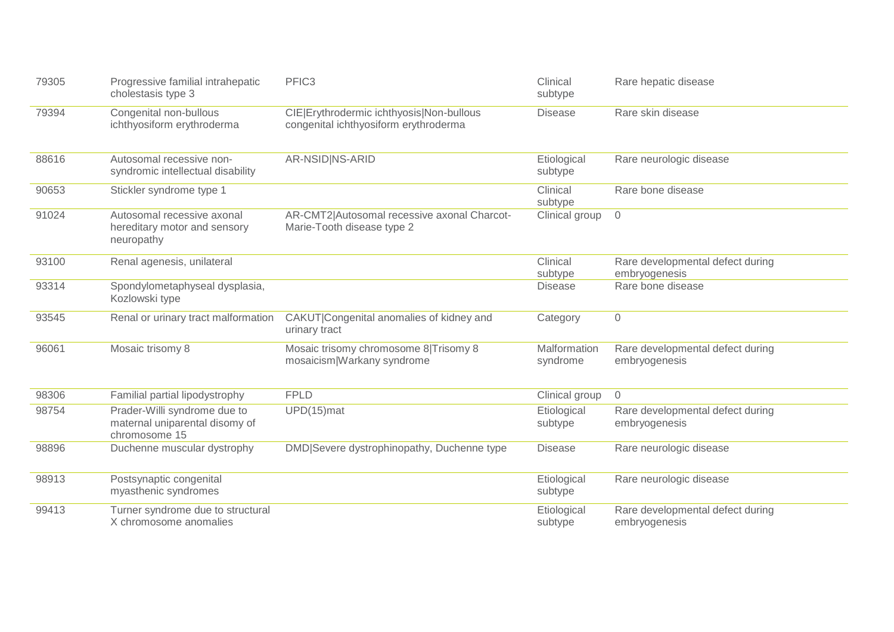| 79305 | Progressive familial intrahepatic cholestasis type 3 | PFIC3 | Clinical subtype | Rare hepatic disease |
|---|---|---|---|---|
| 79394 | Congenital non-bullous ichthyosiform erythroderma | CIE\|Erythrodermic ichthyosis\|Non-bullous congenital ichthyosiform erythroderma | Disease | Rare skin disease |
| 88616 | Autosomal recessive non-syndromic intellectual disability | AR-NSID\|NS-ARID | Etiological subtype | Rare neurologic disease |
| 90653 | Stickler syndrome type 1 | | Clinical subtype | Rare bone disease |
| 91024 | Autosomal recessive axonal hereditary motor and sensory neuropathy | AR-CMT2\|Autosomal recessive axonal Charcot-Marie-Tooth disease type 2 | Clinical group | 0 |
| 93100 | Renal agenesis, unilateral | | Clinical subtype | Rare developmental defect during embryogenesis |
| 93314 | Spondylometaphyseal dysplasia, Kozlowski type | | Disease | Rare bone disease |
| 93545 | Renal or urinary tract malformation | CAKUT\|Congenital anomalies of kidney and urinary tract | Category | 0 |
| 96061 | Mosaic trisomy 8 | Mosaic trisomy chromosome 8\|Trisomy 8 mosaicism\|Warkany syndrome | Malformation syndrome | Rare developmental defect during embryogenesis |
| 98306 | Familial partial lipodystrophy | FPLD | Clinical group | 0 |
| 98754 | Prader-Willi syndrome due to maternal uniparental disomy of chromosome 15 | UPD(15)mat | Etiological subtype | Rare developmental defect during embryogenesis |
| 98896 | Duchenne muscular dystrophy | DMD\|Severe dystrophinopathy, Duchenne type | Disease | Rare neurologic disease |
| 98913 | Postsynaptic congenital myasthenic syndromes | | Etiological subtype | Rare neurologic disease |
| 99413 | Turner syndrome due to structural X chromosome anomalies | | Etiological subtype | Rare developmental defect during embryogenesis |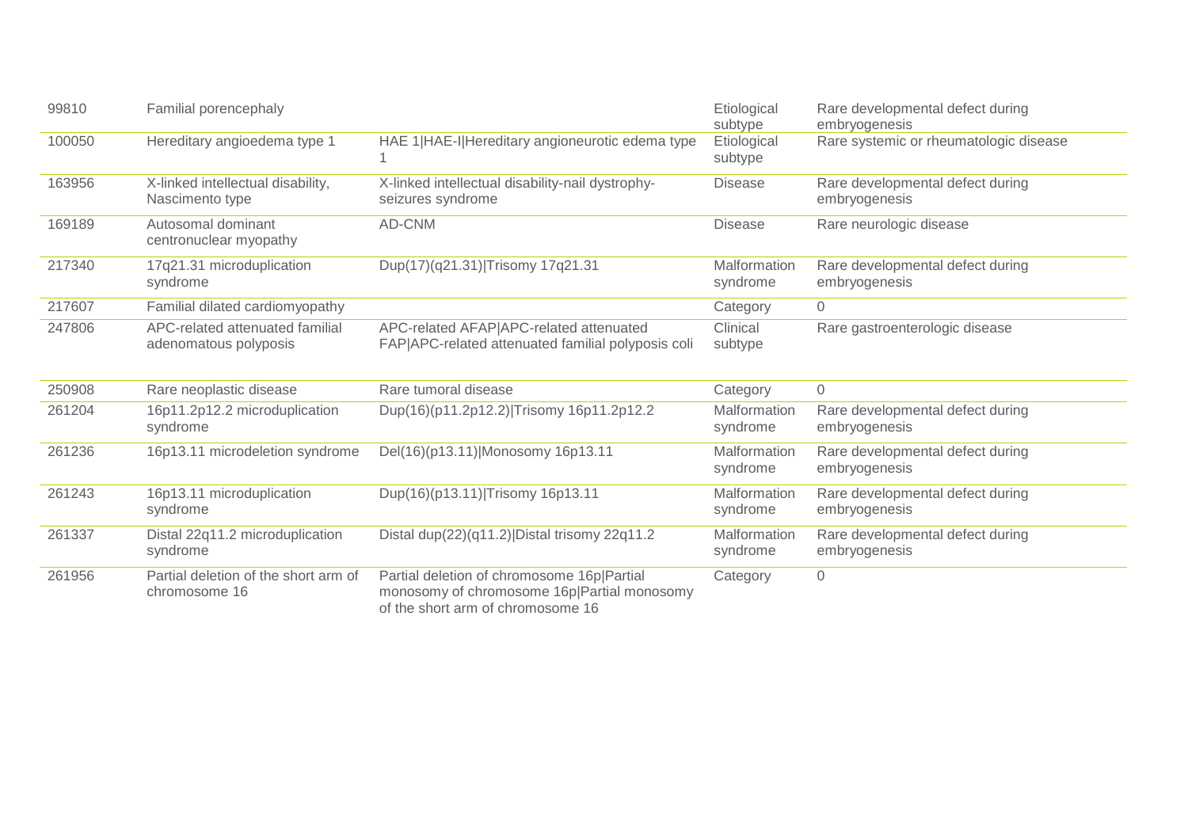| | | | | |
|---|---|---|---|---|
| 99810 | Familial porencephaly | | Etiological subtype | Rare developmental defect during embryogenesis |
| 100050 | Hereditary angioedema type 1 | HAE 1\|HAE-I\|Hereditary angioneurotic edema type 1 | Etiological subtype | Rare systemic or rheumatologic disease |
| 163956 | X-linked intellectual disability, Nascimento type | X-linked intellectual disability-nail dystrophy-seizures syndrome | Disease | Rare developmental defect during embryogenesis |
| 169189 | Autosomal dominant centronuclear myopathy | AD-CNM | Disease | Rare neurologic disease |
| 217340 | 17q21.31 microduplication syndrome | Dup(17)(q21.31)\|Trisomy 17q21.31 | Malformation syndrome | Rare developmental defect during embryogenesis |
| 217607 | Familial dilated cardiomyopathy | | Category | 0 |
| 247806 | APC-related attenuated familial adenomatous polyposis | APC-related AFAP\|APC-related attenuated FAP\|APC-related attenuated familial polyposis coli | Clinical subtype | Rare gastroenterologic disease |
| 250908 | Rare neoplastic disease | Rare tumoral disease | Category | 0 |
| 261204 | 16p11.2p12.2 microduplication syndrome | Dup(16)(p11.2p12.2)\|Trisomy 16p11.2p12.2 | Malformation syndrome | Rare developmental defect during embryogenesis |
| 261236 | 16p13.11 microdeletion syndrome | Del(16)(p13.11)\|Monosomy 16p13.11 | Malformation syndrome | Rare developmental defect during embryogenesis |
| 261243 | 16p13.11 microduplication syndrome | Dup(16)(p13.11)\|Trisomy 16p13.11 | Malformation syndrome | Rare developmental defect during embryogenesis |
| 261337 | Distal 22q11.2 microduplication syndrome | Distal dup(22)(q11.2)\|Distal trisomy 22q11.2 | Malformation syndrome | Rare developmental defect during embryogenesis |
| 261956 | Partial deletion of the short arm of chromosome 16 | Partial deletion of chromosome 16p\|Partial monosomy of chromosome 16p\|Partial monosomy of the short arm of chromosome 16 | Category | 0 |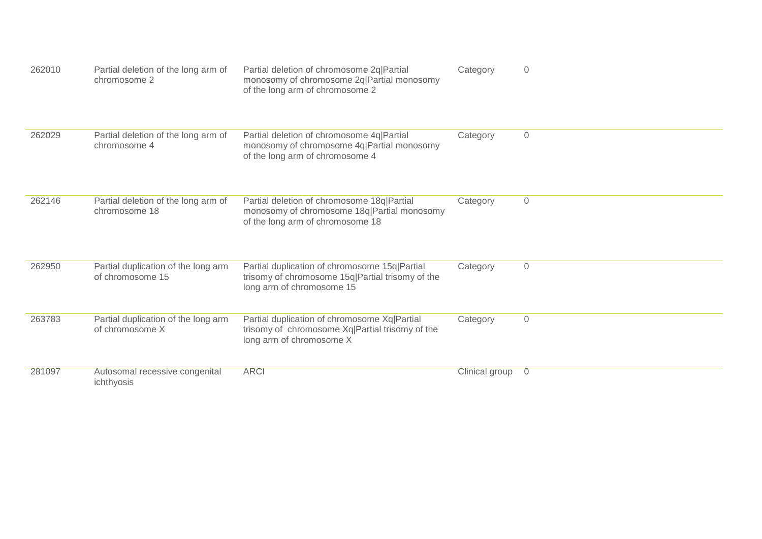| | | | | |
|---|---|---|---|---|
| 262010 | Partial deletion of the long arm of chromosome 2 | Partial deletion of chromosome 2q\|Partial monosomy of chromosome 2q\|Partial monosomy of the long arm of chromosome 2 | Category | 0 |
| 262029 | Partial deletion of the long arm of chromosome 4 | Partial deletion of chromosome 4q\|Partial monosomy of chromosome 4q\|Partial monosomy of the long arm of chromosome 4 | Category | 0 |
| 262146 | Partial deletion of the long arm of chromosome 18 | Partial deletion of chromosome 18q\|Partial monosomy of chromosome 18q\|Partial monosomy of the long arm of chromosome 18 | Category | 0 |
| 262950 | Partial duplication of the long arm of chromosome 15 | Partial duplication of chromosome 15q\|Partial trisomy of chromosome 15q\|Partial trisomy of the long arm of chromosome 15 | Category | 0 |
| 263783 | Partial duplication of the long arm of chromosome X | Partial duplication of chromosome Xq\|Partial trisomy of chromosome Xq\|Partial trisomy of the long arm of chromosome X | Category | 0 |
| 281097 | Autosomal recessive congenital ichthyosis | ARCI | Clinical group | 0 |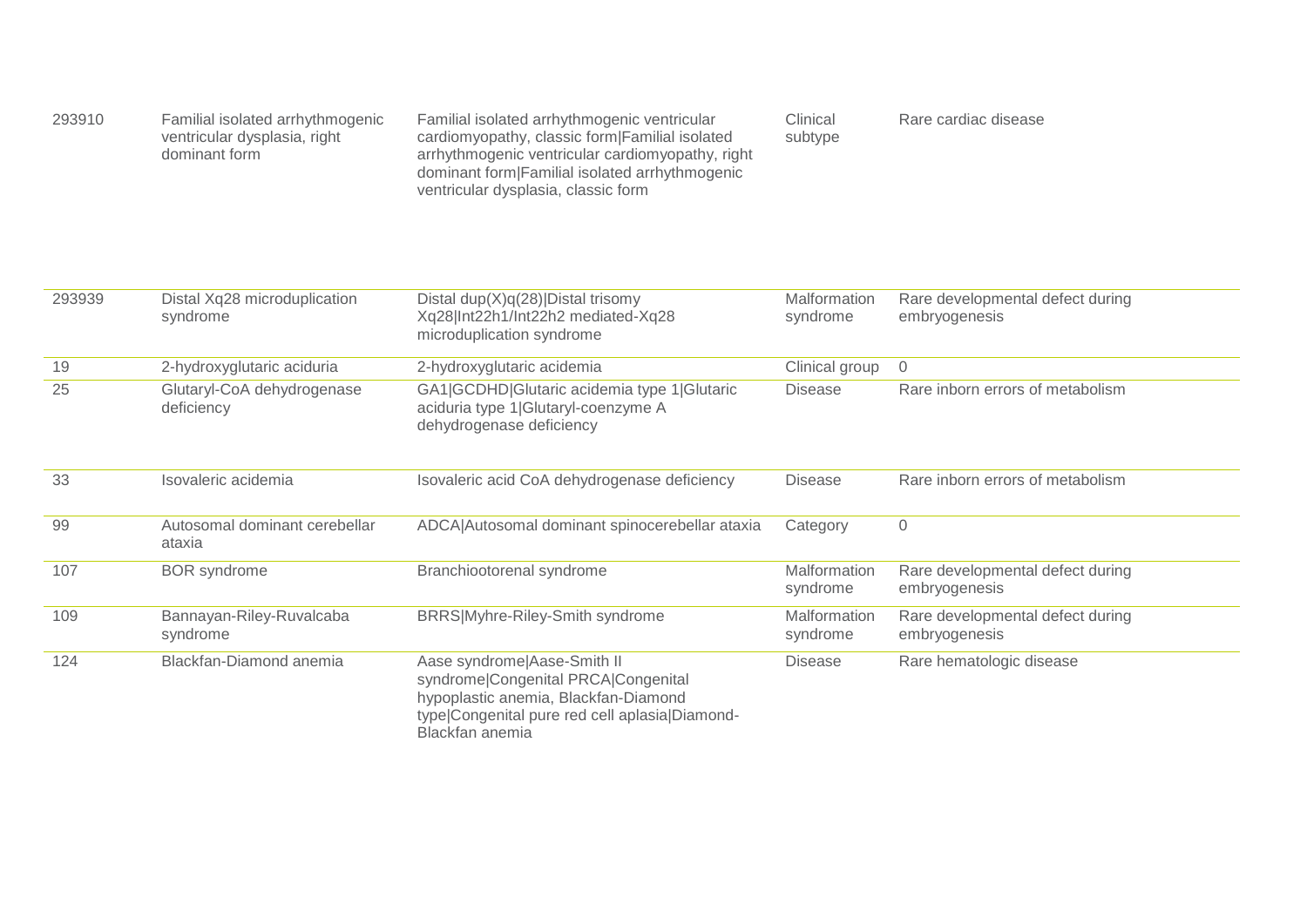| | | | | |
|---|---|---|---|---|
| 293910 | Familial isolated arrhythmogenic ventricular dysplasia, right dominant form | Familial isolated arrhythmogenic ventricular cardiomyopathy, classic form\|Familial isolated arrhythmogenic ventricular cardiomyopathy, right dominant form\|Familial isolated arrhythmogenic ventricular dysplasia, classic form | Clinical subtype | Rare cardiac disease |
| 293939 | Distal Xq28 microduplication syndrome | Distal dup(X)q(28)\|Distal trisomy Xq28\|Int22h1/Int22h2 mediated-Xq28 microduplication syndrome | Malformation syndrome | Rare developmental defect during embryogenesis |
| 19 | 2-hydroxyglutaric aciduria | 2-hydroxyglutaric acidemia | Clinical group | 0 |
| 25 | Glutaryl-CoA dehydrogenase deficiency | GA1\|GCDHD\|Glutaric acidemia type 1\|Glutaric aciduria type 1\|Glutaryl-coenzyme A dehydrogenase deficiency | Disease | Rare inborn errors of metabolism |
| 33 | Isovaleric acidemia | Isovaleric acid CoA dehydrogenase deficiency | Disease | Rare inborn errors of metabolism |
| 99 | Autosomal dominant cerebellar ataxia | ADCA\|Autosomal dominant spinocerebellar ataxia | Category | 0 |
| 107 | BOR syndrome | Branchiootorenal syndrome | Malformation syndrome | Rare developmental defect during embryogenesis |
| 109 | Bannayan-Riley-Ruvalcaba syndrome | BRRS\|Myhre-Riley-Smith syndrome | Malformation syndrome | Rare developmental defect during embryogenesis |
| 124 | Blackfan-Diamond anemia | Aase syndrome\|Aase-Smith II syndrome\|Congenital PRCA\|Congenital hypoplastic anemia, Blackfan-Diamond type\|Congenital pure red cell aplasia\|Diamond-Blackfan anemia | Disease | Rare hematologic disease |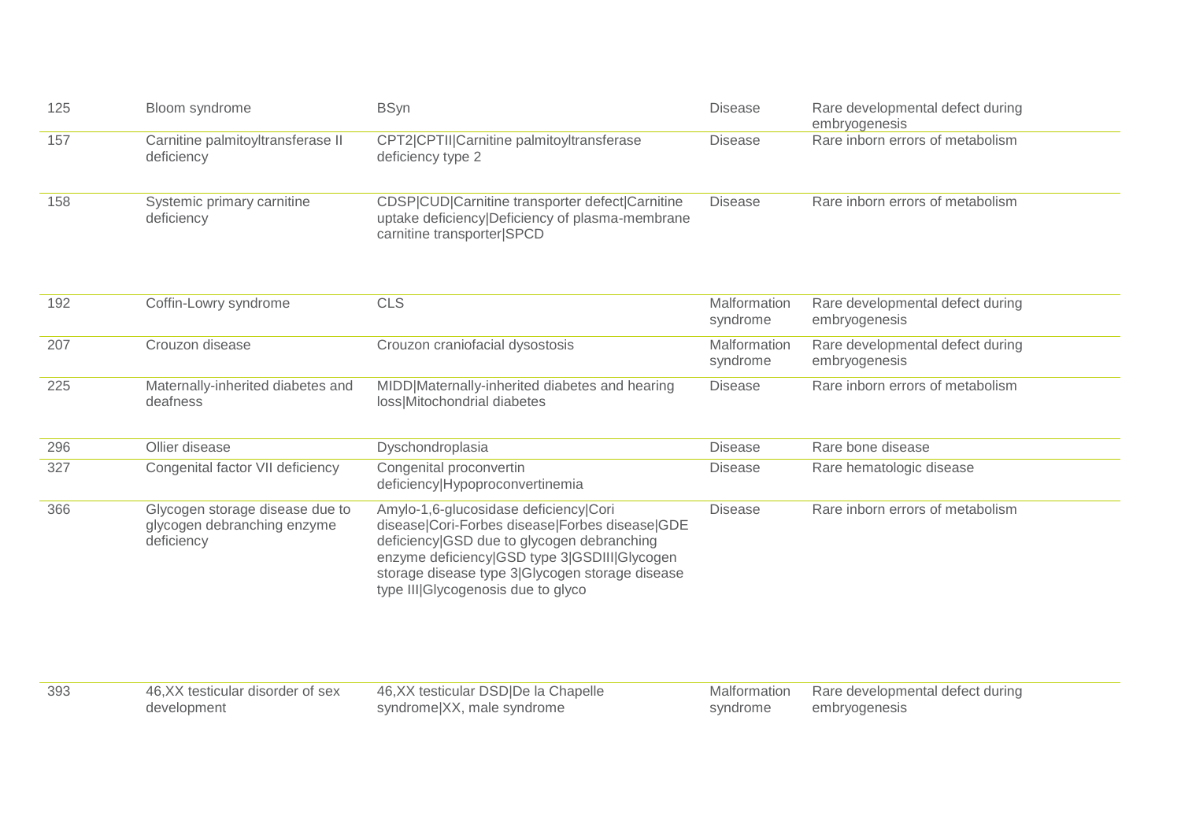| | | | | |
|---|---|---|---|---|
| 125 | Bloom syndrome | BSyn | Disease | Rare developmental defect during embryogenesis |
| 157 | Carnitine palmitoyltransferase II deficiency | CPT2|CPTII|Carnitine palmitoyltransferase deficiency type 2 | Disease | Rare inborn errors of metabolism |
| 158 | Systemic primary carnitine deficiency | CDSP|CUD|Carnitine transporter defect|Carnitine uptake deficiency|Deficiency of plasma-membrane carnitine transporter|SPCD | Disease | Rare inborn errors of metabolism |
| 192 | Coffin-Lowry syndrome | CLS | Malformation syndrome | Rare developmental defect during embryogenesis |
| 207 | Crouzon disease | Crouzon craniofacial dysostosis | Malformation syndrome | Rare developmental defect during embryogenesis |
| 225 | Maternally-inherited diabetes and deafness | MIDD|Maternally-inherited diabetes and hearing loss|Mitochondrial diabetes | Disease | Rare inborn errors of metabolism |
| 296 | Ollier disease | Dyschondroplasia | Disease | Rare bone disease |
| 327 | Congenital factor VII deficiency | Congenital proconvertin deficiency|Hypoproconvertinemia | Disease | Rare hematologic disease |
| 366 | Glycogen storage disease due to glycogen debranching enzyme deficiency | Amylo-1,6-glucosidase deficiency|Cori disease|Cori-Forbes disease|Forbes disease|GDE deficiency|GSD due to glycogen debranching enzyme deficiency|GSD type 3|GSDIII|Glycogen storage disease type 3|Glycogen storage disease type III|Glycogenosis due to glyco | Disease | Rare inborn errors of metabolism |
| 393 | 46,XX testicular disorder of sex development | 46,XX testicular DSD|De la Chapelle syndrome|XX, male syndrome | Malformation syndrome | Rare developmental defect during embryogenesis |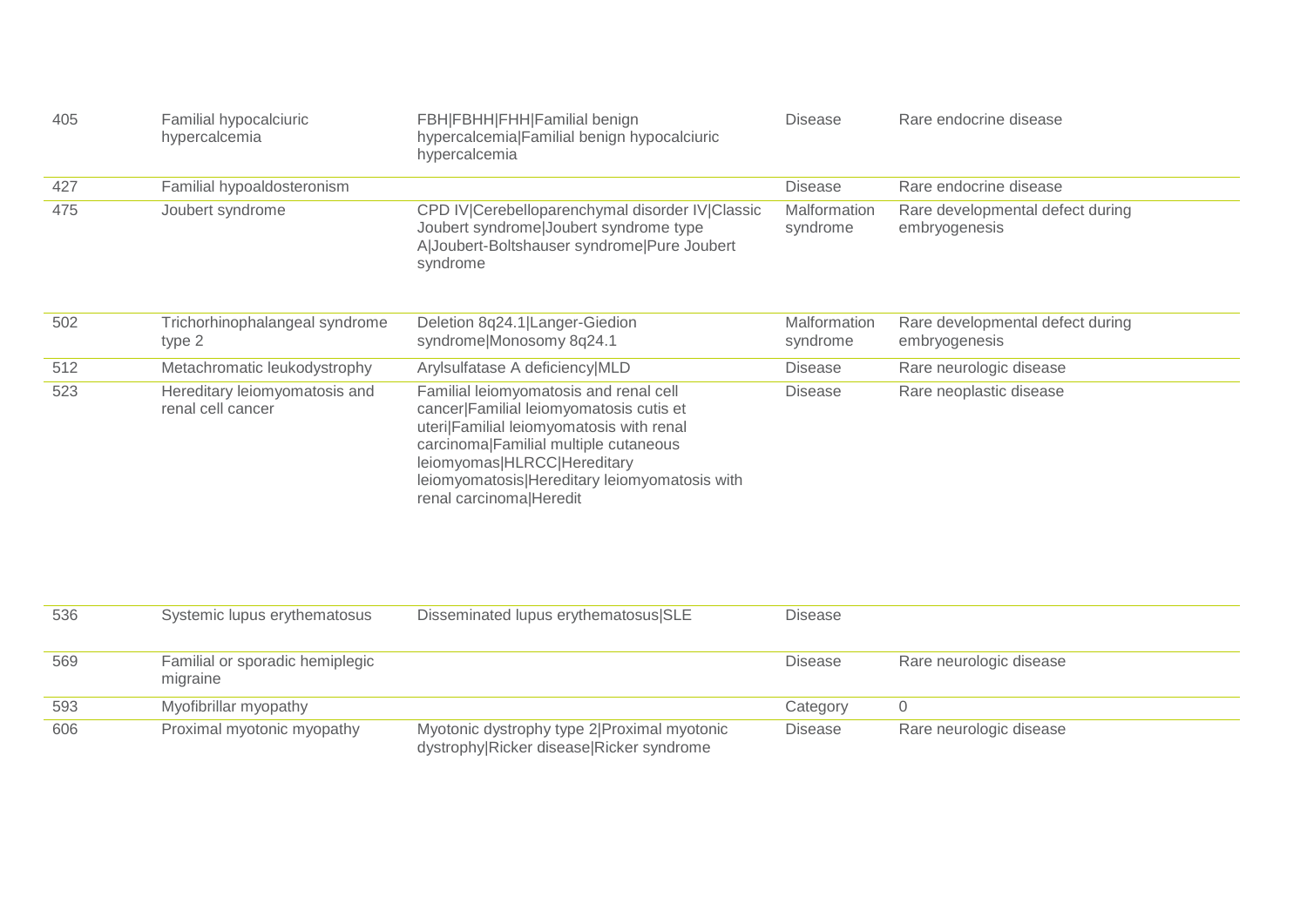| | | | | |
|---|---|---|---|---|
| 405 | Familial hypocalciuric hypercalcemia | FBH\|FBHH\|FHH\|Familial benign hypercalcemia\|Familial benign hypocalciuric hypercalcemia | Disease | Rare endocrine disease |
| 427 | Familial hypoaldosteronism | | Disease | Rare endocrine disease |
| 475 | Joubert syndrome | CPD IV\|Cerebelloparenchymal disorder IV\|Classic Joubert syndrome\|Joubert syndrome type A\|Joubert-Boltshauser syndrome\|Pure Joubert syndrome | Malformation syndrome | Rare developmental defect during embryogenesis |
| 502 | Trichorhinophalangeal syndrome type 2 | Deletion 8q24.1\|Langer-Giedion syndrome\|Monosomy 8q24.1 | Malformation syndrome | Rare developmental defect during embryogenesis |
| 512 | Metachromatic leukodystrophy | Arylsulfatase A deficiency\|MLD | Disease | Rare neurologic disease |
| 523 | Hereditary leiomyomatosis and renal cell cancer | Familial leiomyomatosis and renal cell cancer\|Familial leiomyomatosis cutis et uteri\|Familial leiomyomatosis with renal carcinoma\|Familial multiple cutaneous leiomyomas\|HLRCC\|Hereditary leiomyomatosis\|Hereditary leiomyomatosis with renal carcinoma\|Heredit | Disease | Rare neoplastic disease |
| 536 | Systemic lupus erythematosus | Disseminated lupus erythematosus\|SLE | Disease | |
| 569 | Familial or sporadic hemiplegic migraine | | Disease | Rare neurologic disease |
| 593 | Myofibrillar myopathy | | Category | 0 |
| 606 | Proximal myotonic myopathy | Myotonic dystrophy type 2\|Proximal myotonic dystrophy\|Ricker disease\|Ricker syndrome | Disease | Rare neurologic disease |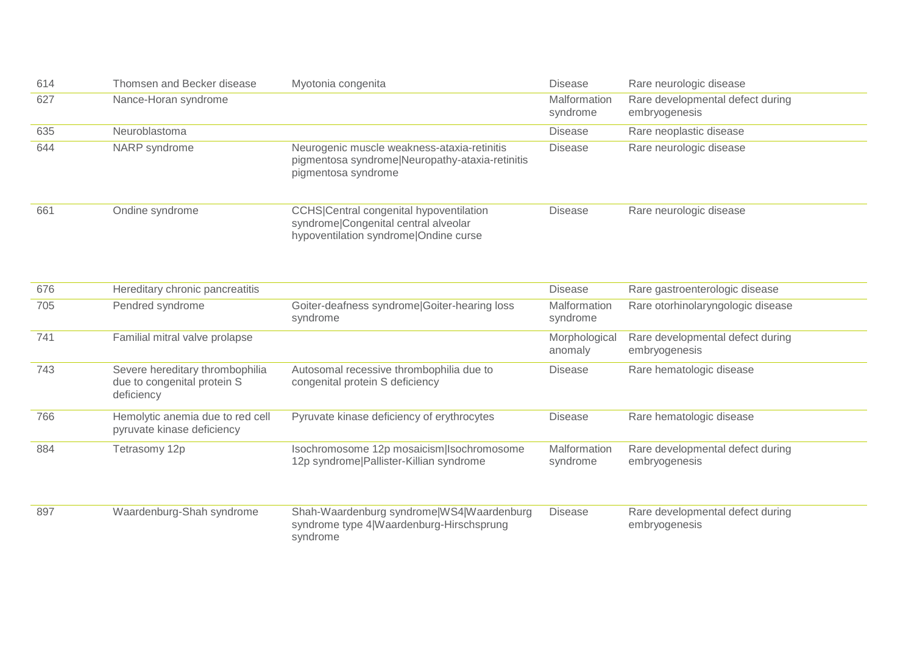| | | | | |
|---|---|---|---|---|
| 614 | Thomsen and Becker disease | Myotonia congenita | Disease | Rare neurologic disease |
| 627 | Nance-Horan syndrome | | Malformation syndrome | Rare developmental defect during embryogenesis |
| 635 | Neuroblastoma | | Disease | Rare neoplastic disease |
| 644 | NARP syndrome | Neurogenic muscle weakness-ataxia-retinitis pigmentosa syndrome\|Neuropathy-ataxia-retinitis pigmentosa syndrome | Disease | Rare neurologic disease |
| 661 | Ondine syndrome | CCHS\|Central congenital hypoventilation syndrome\|Congenital central alveolar hypoventilation syndrome\|Ondine curse | Disease | Rare neurologic disease |
| 676 | Hereditary chronic pancreatitis | | Disease | Rare gastroenterologic disease |
| 705 | Pendred syndrome | Goiter-deafness syndrome\|Goiter-hearing loss syndrome | Malformation syndrome | Rare otorhinolaryngologic disease |
| 741 | Familial mitral valve prolapse | | Morphological anomaly | Rare developmental defect during embryogenesis |
| 743 | Severe hereditary thrombophilia due to congenital protein S deficiency | Autosomal recessive thrombophilia due to congenital protein S deficiency | Disease | Rare hematologic disease |
| 766 | Hemolytic anemia due to red cell pyruvate kinase deficiency | Pyruvate kinase deficiency of erythrocytes | Disease | Rare hematologic disease |
| 884 | Tetrasomy 12p | Isochromosome 12p mosaicism\|Isochromosome 12p syndrome\|Pallister-Killian syndrome | Malformation syndrome | Rare developmental defect during embryogenesis |
| 897 | Waardenburg-Shah syndrome | Shah-Waardenburg syndrome\|WS4\|Waardenburg syndrome type 4\|Waardenburg-Hirschsprung syndrome | Disease | Rare developmental defect during embryogenesis |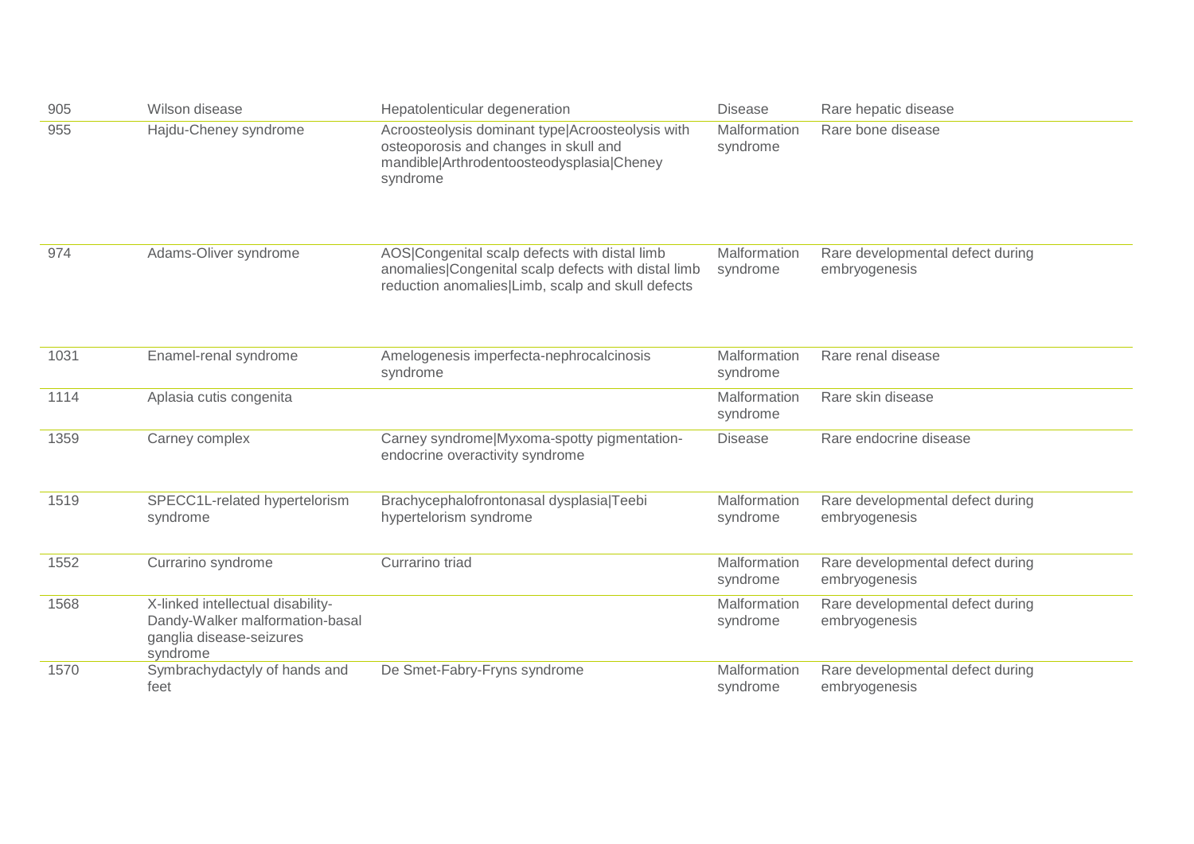| | | | | |
|---|---|---|---|---|
| 905 | Wilson disease | Hepatolenticular degeneration | Disease | Rare hepatic disease |
| 955 | Hajdu-Cheney syndrome | Acroosteolysis dominant type\|Acroosteolysis with osteoporosis and changes in skull and mandible\|Arthrodentoosteodysplasia\|Cheney syndrome | Malformation syndrome | Rare bone disease |
| 974 | Adams-Oliver syndrome | AOS\|Congenital scalp defects with distal limb anomalies\|Congenital scalp defects with distal limb reduction anomalies\|Limb, scalp and skull defects | Malformation syndrome | Rare developmental defect during embryogenesis |
| 1031 | Enamel-renal syndrome | Amelogenesis imperfecta-nephrocalcinosis syndrome | Malformation syndrome | Rare renal disease |
| 1114 | Aplasia cutis congenita | | Malformation syndrome | Rare skin disease |
| 1359 | Carney complex | Carney syndrome\|Myxoma-spotty pigmentation-endocrine overactivity syndrome | Disease | Rare endocrine disease |
| 1519 | SPECC1L-related hypertelorism syndrome | Brachycephalofrontonasal dysplasia\|Teebi hypertelorism syndrome | Malformation syndrome | Rare developmental defect during embryogenesis |
| 1552 | Currarino syndrome | Currarino triad | Malformation syndrome | Rare developmental defect during embryogenesis |
| 1568 | X-linked intellectual disability-Dandy-Walker malformation-basal ganglia disease-seizures syndrome | | Malformation syndrome | Rare developmental defect during embryogenesis |
| 1570 | Symbrachydactyly of hands and feet | De Smet-Fabry-Fryns syndrome | Malformation syndrome | Rare developmental defect during embryogenesis |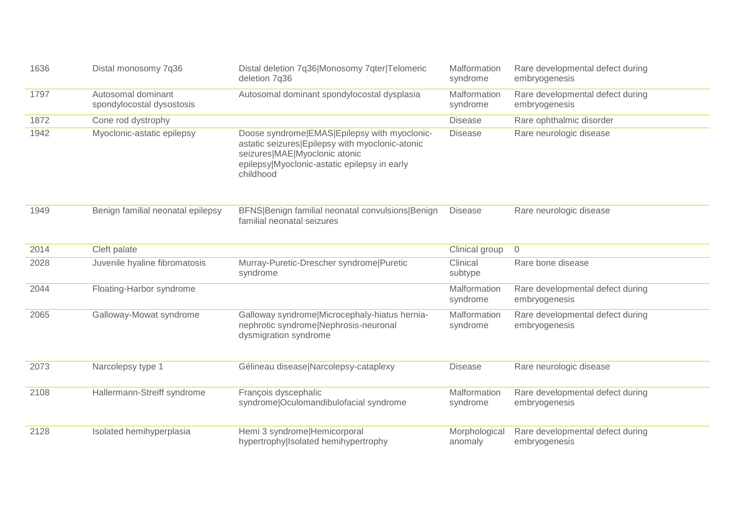| | | | | |
|---|---|---|---|---|
| 1636 | Distal monosomy 7q36 | Distal deletion 7q36\|Monosomy 7qter\|Telomeric deletion 7q36 | Malformation syndrome | Rare developmental defect during embryogenesis |
| 1797 | Autosomal dominant spondylocostal dysostosis | Autosomal dominant spondylocostal dysplasia | Malformation syndrome | Rare developmental defect during embryogenesis |
| 1872 | Cone rod dystrophy | | Disease | Rare ophthalmic disorder |
| 1942 | Myoclonic-astatic epilepsy | Doose syndrome\|EMAS\|Epilepsy with myoclonic-astatic seizures\|Epilepsy with myoclonic-atonic seizures\|MAE\|Myoclonic atonic epilepsy\|Myoclonic-astatic epilepsy in early childhood | Disease | Rare neurologic disease |
| 1949 | Benign familial neonatal epilepsy | BFNS\|Benign familial neonatal convulsions\|Benign familial neonatal seizures | Disease | Rare neurologic disease |
| 2014 | Cleft palate | | Clinical group | 0 |
| 2028 | Juvenile hyaline fibromatosis | Murray-Puretic-Drescher syndrome\|Puretic syndrome | Clinical subtype | Rare bone disease |
| 2044 | Floating-Harbor syndrome | | Malformation syndrome | Rare developmental defect during embryogenesis |
| 2065 | Galloway-Mowat syndrome | Galloway syndrome\|Microcephaly-hiatus hernia-nephrotic syndrome\|Nephrosis-neuronal dysmigration syndrome | Malformation syndrome | Rare developmental defect during embryogenesis |
| 2073 | Narcolepsy type 1 | Gélineau disease\|Narcolepsy-cataplexy | Disease | Rare neurologic disease |
| 2108 | Hallermann-Streiff syndrome | François dyscephalic syndrome\|Oculomandibulofacial syndrome | Malformation syndrome | Rare developmental defect during embryogenesis |
| 2128 | Isolated hemihyperplasia | Hemi 3 syndrome\|Hemicorporal hypertrophy\|Isolated hemihypertrophy | Morphological anomaly | Rare developmental defect during embryogenesis |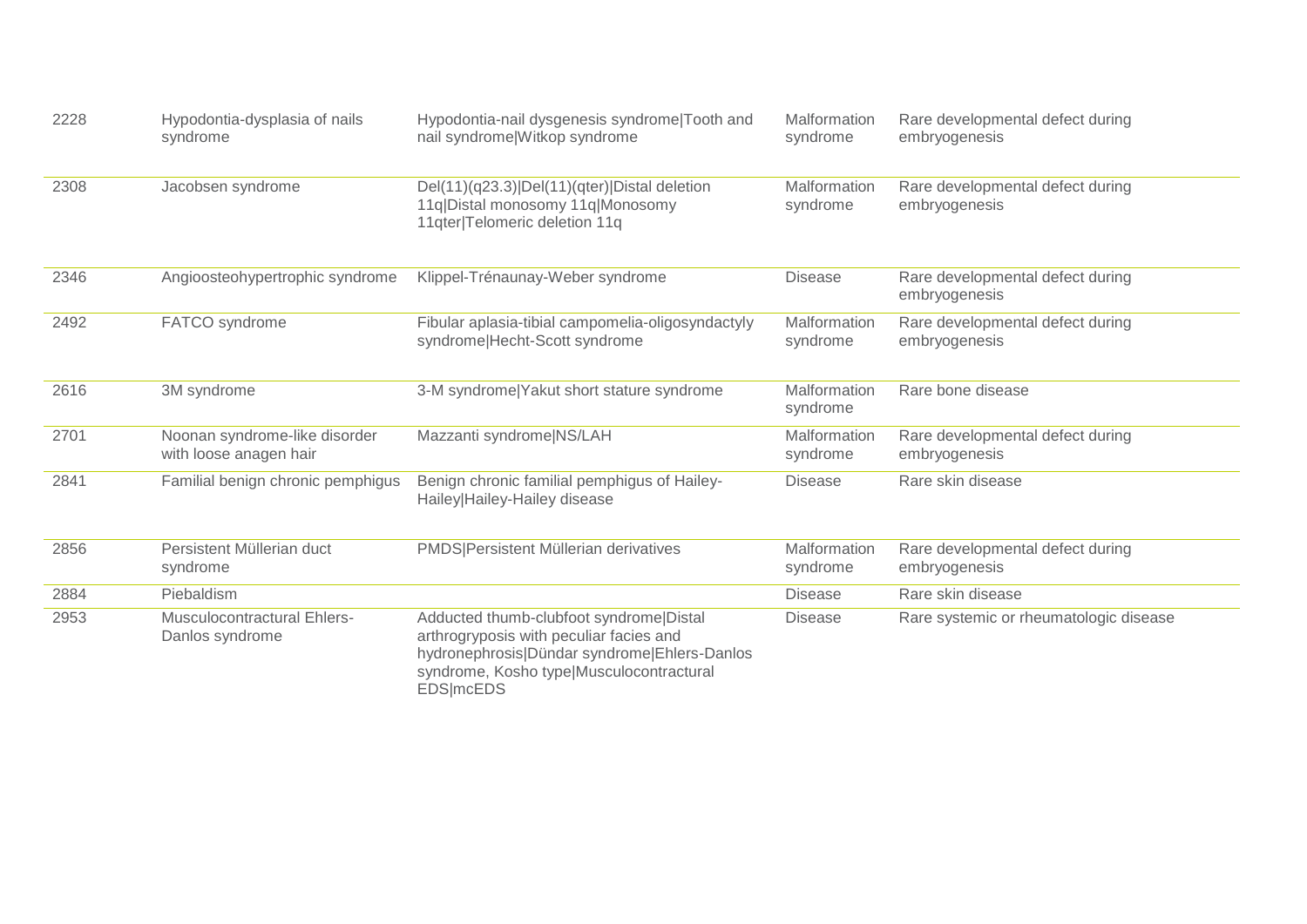| | | | | |
|---|---|---|---|---|
| 2228 | Hypodontia-dysplasia of nails syndrome | Hypodontia-nail dysgenesis syndrome\|Tooth and nail syndrome\|Witkop syndrome | Malformation syndrome | Rare developmental defect during embryogenesis |
| 2308 | Jacobsen syndrome | Del(11)(q23.3)\|Del(11)(qter)\|Distal deletion 11q\|Distal monosomy 11q\|Monosomy 11qter\|Telomeric deletion 11q | Malformation syndrome | Rare developmental defect during embryogenesis |
| 2346 | Angioosteohypertrophic syndrome | Klippel-Trénaunay-Weber syndrome | Disease | Rare developmental defect during embryogenesis |
| 2492 | FATCO syndrome | Fibular aplasia-tibial campomelia-oligosyndactyly syndrome\|Hecht-Scott syndrome | Malformation syndrome | Rare developmental defect during embryogenesis |
| 2616 | 3M syndrome | 3-M syndrome\|Yakut short stature syndrome | Malformation syndrome | Rare bone disease |
| 2701 | Noonan syndrome-like disorder with loose anagen hair | Mazzanti syndrome\|NS/LAH | Malformation syndrome | Rare developmental defect during embryogenesis |
| 2841 | Familial benign chronic pemphigus | Benign chronic familial pemphigus of Hailey-Hailey\|Hailey-Hailey disease | Disease | Rare skin disease |
| 2856 | Persistent Müllerian duct syndrome | PMDS\|Persistent Müllerian derivatives | Malformation syndrome | Rare developmental defect during embryogenesis |
| 2884 | Piebaldism | | Disease | Rare skin disease |
| 2953 | Musculocontractural Ehlers-Danlos syndrome | Adducted thumb-clubfoot syndrome\|Distal arthrogryposis with peculiar facies and hydronephrosis\|Dündar syndrome\|Ehlers-Danlos syndrome, Kosho type\|Musculocontractural EDS\|mcEDS | Disease | Rare systemic or rheumatologic disease |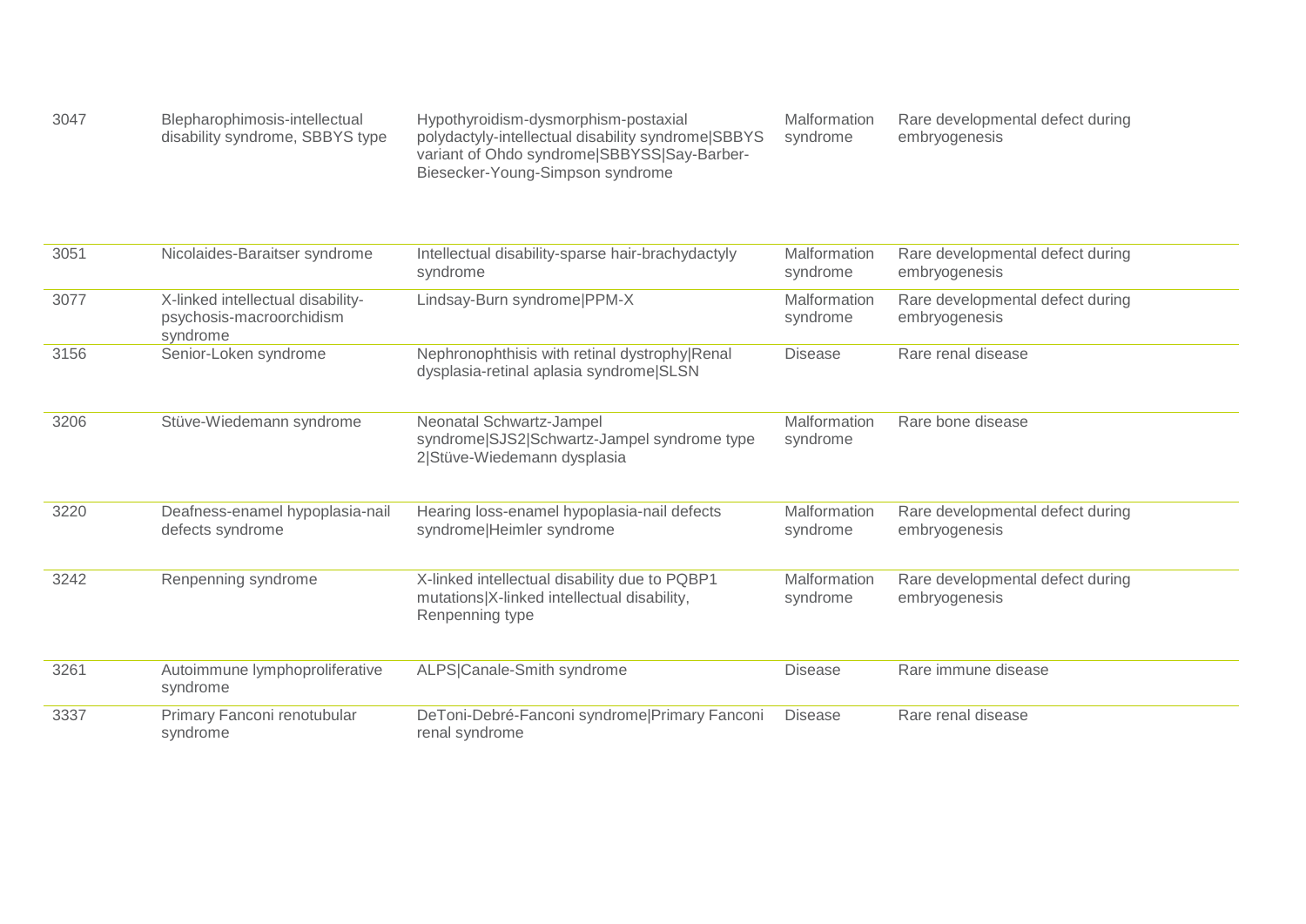| | | | | |
|---|---|---|---|---|
| 3047 | Blepharophimosis-intellectual disability syndrome, SBBYS type | Hypothyroidism-dysmorphism-postaxial polydactyly-intellectual disability syndrome\|SBBYS variant of Ohdo syndrome\|SBBYSS\|Say-Barber-Biesecker-Young-Simpson syndrome | Malformation syndrome | Rare developmental defect during embryogenesis |
| 3051 | Nicolaides-Baraitser syndrome | Intellectual disability-sparse hair-brachydactyly syndrome | Malformation syndrome | Rare developmental defect during embryogenesis |
| 3077 | X-linked intellectual disability-psychosis-macroorchidism syndrome | Lindsay-Burn syndrome\|PPM-X | Malformation syndrome | Rare developmental defect during embryogenesis |
| 3156 | Senior-Loken syndrome | Nephronophthisis with retinal dystrophy\|Renal dysplasia-retinal aplasia syndrome\|SLSN | Disease | Rare renal disease |
| 3206 | Stüve-Wiedemann syndrome | Neonatal Schwartz-Jampel syndrome\|SJS2\|Schwartz-Jampel syndrome type 2\|Stüve-Wiedemann dysplasia | Malformation syndrome | Rare bone disease |
| 3220 | Deafness-enamel hypoplasia-nail defects syndrome | Hearing loss-enamel hypoplasia-nail defects syndrome\|Heimler syndrome | Malformation syndrome | Rare developmental defect during embryogenesis |
| 3242 | Renpenning syndrome | X-linked intellectual disability due to PQBP1 mutations\|X-linked intellectual disability, Renpenning type | Malformation syndrome | Rare developmental defect during embryogenesis |
| 3261 | Autoimmune lymphoproliferative syndrome | ALPS\|Canale-Smith syndrome | Disease | Rare immune disease |
| 3337 | Primary Fanconi renotubular syndrome | DeToni-Debré-Fanconi syndrome\|Primary Fanconi renal syndrome | Disease | Rare renal disease |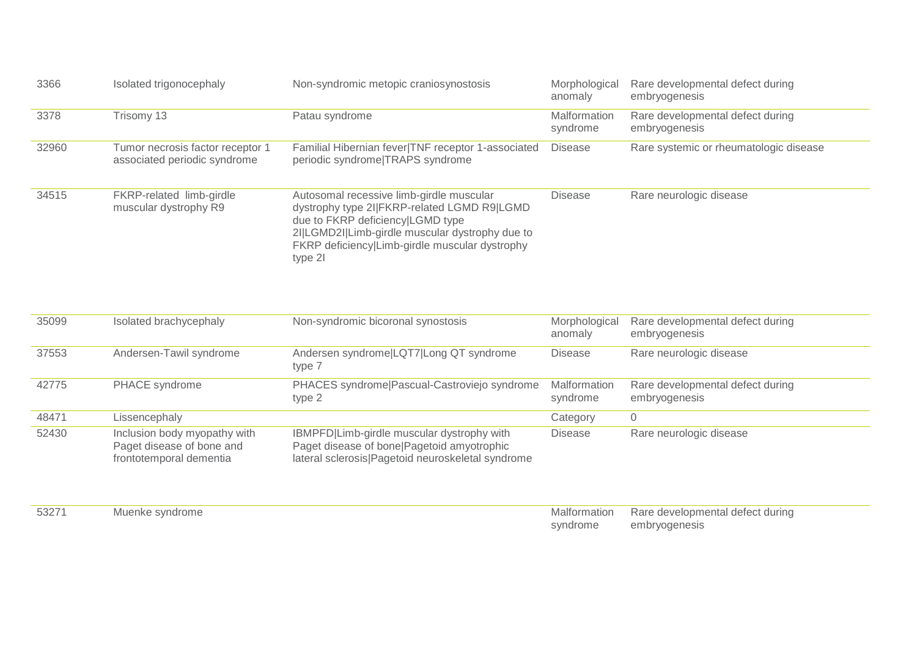| | | | | |
|---|---|---|---|---|
| 3366 | Isolated trigonocephaly | Non-syndromic metopic craniosynostosis | Morphological anomaly | Rare developmental defect during embryogenesis |
| 3378 | Trisomy 13 | Patau syndrome | Malformation syndrome | Rare developmental defect during embryogenesis |
| 32960 | Tumor necrosis factor receptor 1 associated periodic syndrome | Familial Hibernian fever\|TNF receptor 1-associated periodic syndrome\|TRAPS syndrome | Disease | Rare systemic or rheumatologic disease |
| 34515 | FKRP-related limb-girdle muscular dystrophy R9 | Autosomal recessive limb-girdle muscular dystrophy type 2I\|FKRP-related LGMD R9\|LGMD due to FKRP deficiency\|LGMD type 2I\|LGMD2I\|Limb-girdle muscular dystrophy due to FKRP deficiency\|Limb-girdle muscular dystrophy type 2I | Disease | Rare neurologic disease |
| 35099 | Isolated brachycephaly | Non-syndromic bicoronal synostosis | Morphological anomaly | Rare developmental defect during embryogenesis |
| 37553 | Andersen-Tawil syndrome | Andersen syndrome\|LQT7\|Long QT syndrome type 7 | Disease | Rare neurologic disease |
| 42775 | PHACE syndrome | PHACES syndrome\|Pascual-Castroviejo syndrome type 2 | Malformation syndrome | Rare developmental defect during embryogenesis |
| 48471 | Lissencephaly | | Category | 0 |
| 52430 | Inclusion body myopathy with Paget disease of bone and frontotemporal dementia | IBMPFD\|Limb-girdle muscular dystrophy with Paget disease of bone\|Pagetoid amyotrophic lateral sclerosis\|Pagetoid neuroskeletal syndrome | Disease | Rare neurologic disease |
| 53271 | Muenke syndrome | | Malformation syndrome | Rare developmental defect during embryogenesis |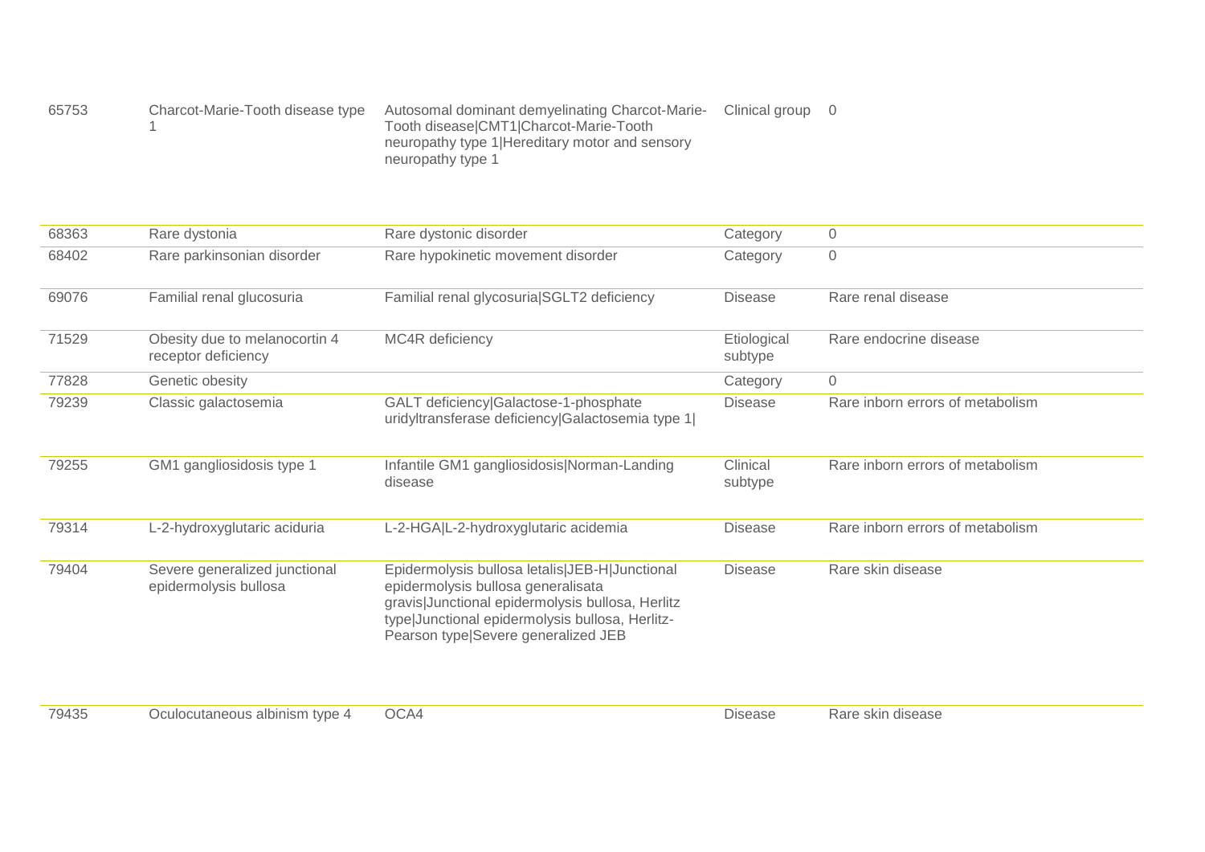| | | | | |
|---|---|---|---|---|
| 65753 | Charcot-Marie-Tooth disease type 1 | Autosomal dominant demyelinating Charcot-Marie-Tooth disease\|CMT1\|Charcot-Marie-Tooth neuropathy type 1\|Hereditary motor and sensory neuropathy type 1 | Clinical group | 0 |
| 68363 | Rare dystonia | Rare dystonic disorder | Category | 0 |
| 68402 | Rare parkinsonian disorder | Rare hypokinetic movement disorder | Category | 0 |
| 69076 | Familial renal glucosuria | Familial renal glycosuria\|SGLT2 deficiency | Disease | Rare renal disease |
| 71529 | Obesity due to melanocortin 4 receptor deficiency | MC4R deficiency | Etiological subtype | Rare endocrine disease |
| 77828 | Genetic obesity | | Category | 0 |
| 79239 | Classic galactosemia | GALT deficiency\|Galactose-1-phosphate uridyltransferase deficiency\|Galactosemia type 1\| | Disease | Rare inborn errors of metabolism |
| 79255 | GM1 gangliosidosis type 1 | Infantile GM1 gangliosidosis\|Norman-Landing disease | Clinical subtype | Rare inborn errors of metabolism |
| 79314 | L-2-hydroxyglutaric aciduria | L-2-HGA\|L-2-hydroxyglutaric acidemia | Disease | Rare inborn errors of metabolism |
| 79404 | Severe generalized junctional epidermolysis bullosa | Epidermolysis bullosa letalis\|JEB-H\|Junctional epidermolysis bullosa generalisata gravis\|Junctional epidermolysis bullosa, Herlitz type\|Junctional epidermolysis bullosa, Herlitz-Pearson type\|Severe generalized JEB | Disease | Rare skin disease |
| 79435 | Oculocutaneous albinism type 4 | OCA4 | Disease | Rare skin disease |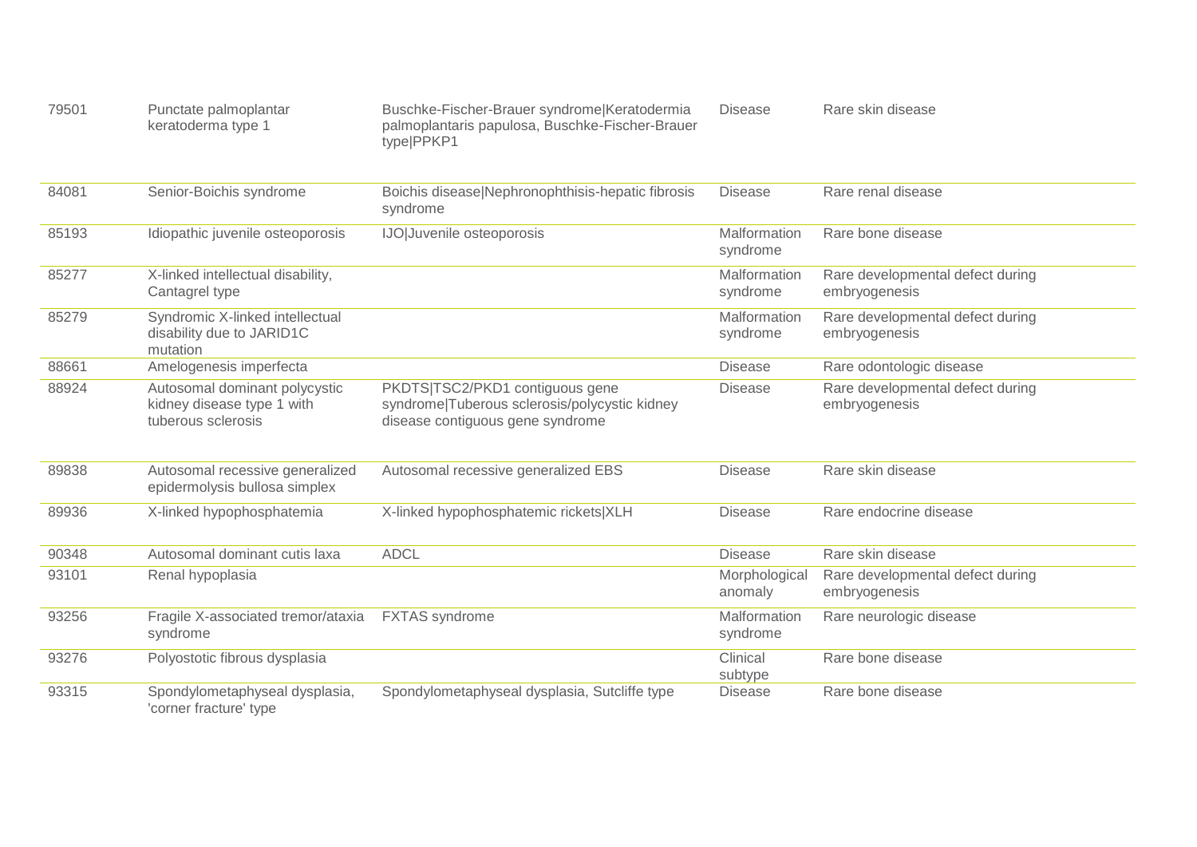| | | | | |
|---|---|---|---|---|
| 79501 | Punctate palmoplantar keratoderma type 1 | Buschke-Fischer-Brauer syndrome|Keratodermia palmoplantaris papulosa, Buschke-Fischer-Brauer type|PPKP1 | Disease | Rare skin disease |
| 84081 | Senior-Boichis syndrome | Boichis disease|Nephronophthisis-hepatic fibrosis syndrome | Disease | Rare renal disease |
| 85193 | Idiopathic juvenile osteoporosis | IJO|Juvenile osteoporosis | Malformation syndrome | Rare bone disease |
| 85277 | X-linked intellectual disability, Cantagrel type | | Malformation syndrome | Rare developmental defect during embryogenesis |
| 85279 | Syndromic X-linked intellectual disability due to JARID1C mutation | | Malformation syndrome | Rare developmental defect during embryogenesis |
| 88661 | Amelogenesis imperfecta | | Disease | Rare odontologic disease |
| 88924 | Autosomal dominant polycystic kidney disease type 1 with tuberous sclerosis | PKDTS|TSC2/PKD1 contiguous gene syndrome|Tuberous sclerosis/polycystic kidney disease contiguous gene syndrome | Disease | Rare developmental defect during embryogenesis |
| 89838 | Autosomal recessive generalized epidermolysis bullosa simplex | Autosomal recessive generalized EBS | Disease | Rare skin disease |
| 89936 | X-linked hypophosphatemia | X-linked hypophosphatemic rickets|XLH | Disease | Rare endocrine disease |
| 90348 | Autosomal dominant cutis laxa | ADCL | Disease | Rare skin disease |
| 93101 | Renal hypoplasia | | Morphological anomaly | Rare developmental defect during embryogenesis |
| 93256 | Fragile X-associated tremor/ataxia syndrome | FXTAS syndrome | Malformation syndrome | Rare neurologic disease |
| 93276 | Polyostotic fibrous dysplasia | | Clinical subtype | Rare bone disease |
| 93315 | Spondylometaphyseal dysplasia, 'corner fracture' type | Spondylometaphyseal dysplasia, Sutcliffe type | Disease | Rare bone disease |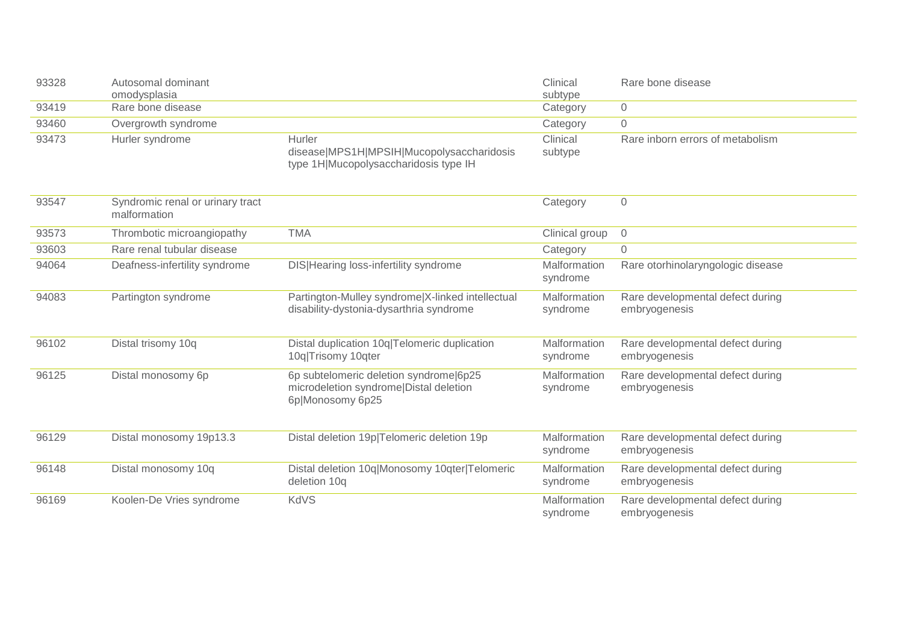| | | | | |
|---|---|---|---|---|
| 93328 | Autosomal dominant omodysplasia | | Clinical subtype | Rare bone disease |
| 93419 | Rare bone disease | | Category | 0 |
| 93460 | Overgrowth syndrome | | Category | 0 |
| 93473 | Hurler syndrome | Hurler disease\|MPS1H\|MPSIH\|Mucopolysaccharidosis type 1H\|Mucopolysaccharidosis type IH | Clinical subtype | Rare inborn errors of metabolism |
| 93547 | Syndromic renal or urinary tract malformation | | Category | 0 |
| 93573 | Thrombotic microangiopathy | TMA | Clinical group | 0 |
| 93603 | Rare renal tubular disease | | Category | 0 |
| 94064 | Deafness-infertility syndrome | DIS\|Hearing loss-infertility syndrome | Malformation syndrome | Rare otorhinolaryngologic disease |
| 94083 | Partington syndrome | Partington-Mulley syndrome\|X-linked intellectual disability-dystonia-dysarthria syndrome | Malformation syndrome | Rare developmental defect during embryogenesis |
| 96102 | Distal trisomy 10q | Distal duplication 10q\|Telomeric duplication 10q\|Trisomy 10qter | Malformation syndrome | Rare developmental defect during embryogenesis |
| 96125 | Distal monosomy 6p | 6p subtelomeric deletion syndrome\|6p25 microdeletion syndrome\|Distal deletion 6p\|Monosomy 6p25 | Malformation syndrome | Rare developmental defect during embryogenesis |
| 96129 | Distal monosomy 19p13.3 | Distal deletion 19p\|Telomeric deletion 19p | Malformation syndrome | Rare developmental defect during embryogenesis |
| 96148 | Distal monosomy 10q | Distal deletion 10q\|Monosomy 10qter\|Telomeric deletion 10q | Malformation syndrome | Rare developmental defect during embryogenesis |
| 96169 | Koolen-De Vries syndrome | KdVS | Malformation syndrome | Rare developmental defect during embryogenesis |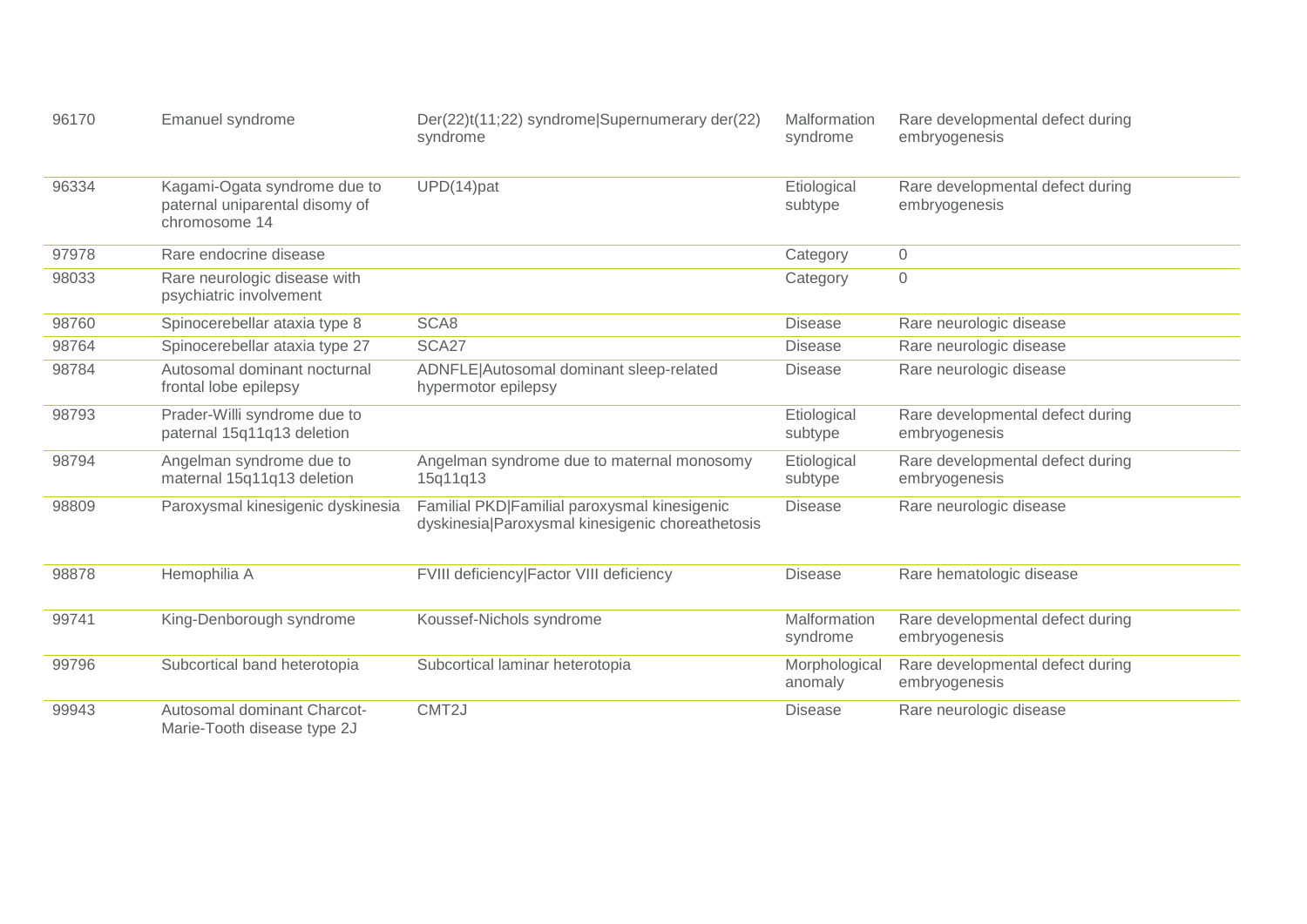| | | | | |
|---|---|---|---|---|
| 96170 | Emanuel syndrome | Der(22)t(11;22) syndrome\|Supernumerary der(22) syndrome | Malformation syndrome | Rare developmental defect during embryogenesis |
| 96334 | Kagami-Ogata syndrome due to paternal uniparental disomy of chromosome 14 | UPD(14)pat | Etiological subtype | Rare developmental defect during embryogenesis |
| 97978 | Rare endocrine disease | | Category | 0 |
| 98033 | Rare neurologic disease with psychiatric involvement | | Category | 0 |
| 98760 | Spinocerebellar ataxia type 8 | SCA8 | Disease | Rare neurologic disease |
| 98764 | Spinocerebellar ataxia type 27 | SCA27 | Disease | Rare neurologic disease |
| 98784 | Autosomal dominant nocturnal frontal lobe epilepsy | ADNFLE\|Autosomal dominant sleep-related hypermotor epilepsy | Disease | Rare neurologic disease |
| 98793 | Prader-Willi syndrome due to paternal 15q11q13 deletion | | Etiological subtype | Rare developmental defect during embryogenesis |
| 98794 | Angelman syndrome due to maternal 15q11q13 deletion | Angelman syndrome due to maternal monosomy 15q11q13 | Etiological subtype | Rare developmental defect during embryogenesis |
| 98809 | Paroxysmal kinesigenic dyskinesia | Familial PKD\|Familial paroxysmal kinesigenic dyskinesia\|Paroxysmal kinesigenic choreathetosis | Disease | Rare neurologic disease |
| 98878 | Hemophilia A | FVIII deficiency\|Factor VIII deficiency | Disease | Rare hematologic disease |
| 99741 | King-Denborough syndrome | Koussef-Nichols syndrome | Malformation syndrome | Rare developmental defect during embryogenesis |
| 99796 | Subcortical band heterotopia | Subcortical laminar heterotopia | Morphological anomaly | Rare developmental defect during embryogenesis |
| 99943 | Autosomal dominant Charcot-Marie-Tooth disease type 2J | CMT2J | Disease | Rare neurologic disease |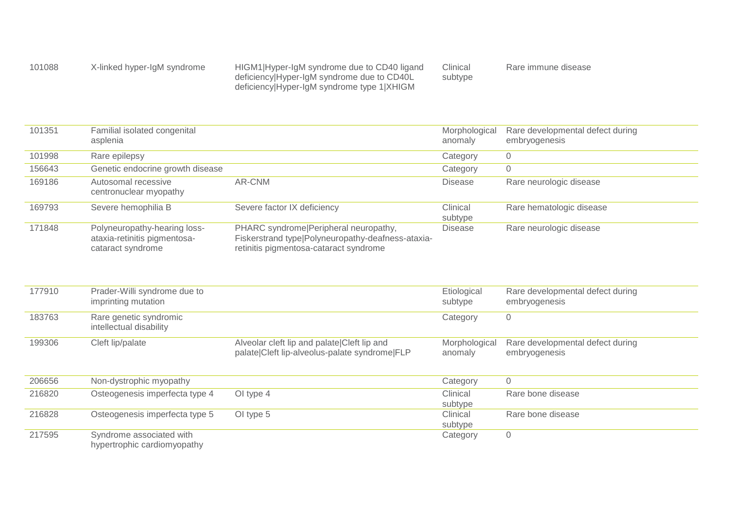| | | | | |
|---|---|---|---|---|
| 101088 | X-linked hyper-IgM syndrome | HIGM1\|Hyper-IgM syndrome due to CD40 ligand deficiency\|Hyper-IgM syndrome due to CD40L deficiency\|Hyper-IgM syndrome type 1\|XHIGM | Clinical subtype | Rare immune disease |
| 101351 | Familial isolated congenital asplenia | | Morphological anomaly | Rare developmental defect during embryogenesis |
| 101998 | Rare epilepsy | | Category | 0 |
| 156643 | Genetic endocrine growth disease | | Category | 0 |
| 169186 | Autosomal recessive centronuclear myopathy | AR-CNM | Disease | Rare neurologic disease |
| 169793 | Severe hemophilia B | Severe factor IX deficiency | Clinical subtype | Rare hematologic disease |
| 171848 | Polyneuropathy-hearing loss-ataxia-retinitis pigmentosa-cataract syndrome | PHARC syndrome\|Peripheral neuropathy, Fiskerstrand type\|Polyneuropathy-deafness-ataxia-retinitis pigmentosa-cataract syndrome | Disease | Rare neurologic disease |
| 177910 | Prader-Willi syndrome due to imprinting mutation | | Etiological subtype | Rare developmental defect during embryogenesis |
| 183763 | Rare genetic syndromic intellectual disability | | Category | 0 |
| 199306 | Cleft lip/palate | Alveolar cleft lip and palate\|Cleft lip and palate\|Cleft lip-alveolus-palate syndrome\|FLP | Morphological anomaly | Rare developmental defect during embryogenesis |
| 206656 | Non-dystrophic myopathy | | Category | 0 |
| 216820 | Osteogenesis imperfecta type 4 | OI type 4 | Clinical subtype | Rare bone disease |
| 216828 | Osteogenesis imperfecta type 5 | OI type 5 | Clinical subtype | Rare bone disease |
| 217595 | Syndrome associated with hypertrophic cardiomyopathy | | Category | 0 |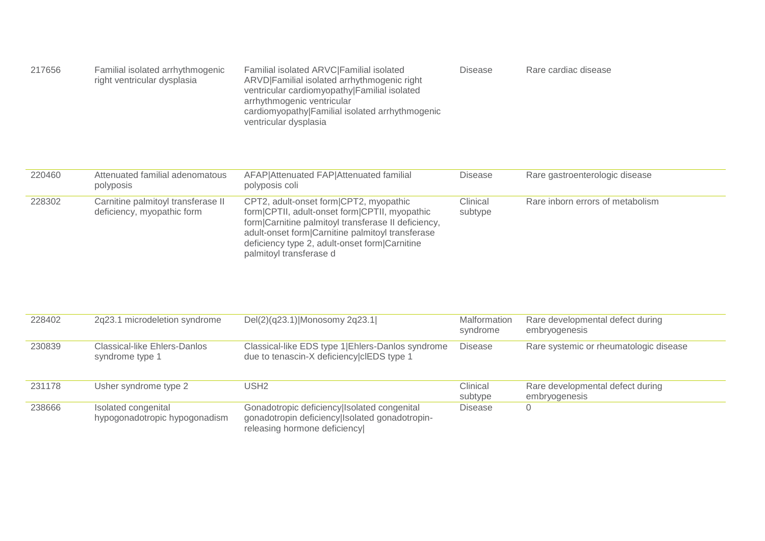| | | | | |
|---|---|---|---|---|
| 217656 | Familial isolated arrhythmogenic right ventricular dysplasia | Familial isolated ARVC|Familial isolated ARVD|Familial isolated arrhythmogenic right ventricular cardiomyopathy|Familial isolated arrhythmogenic ventricular cardiomyopathy|Familial isolated arrhythmogenic ventricular dysplasia | Disease | Rare cardiac disease |
| 220460 | Attenuated familial adenomatous polyposis | AFAP|Attenuated FAP|Attenuated familial polyposis coli | Disease | Rare gastroenterologic disease |
| 228302 | Carnitine palmitoyl transferase II deficiency, myopathic form | CPT2, adult-onset form|CPT2, myopathic form|CPTII, adult-onset form|CPTII, myopathic form|Carnitine palmitoyl transferase II deficiency, adult-onset form|Carnitine palmitoyl transferase deficiency type 2, adult-onset form|Carnitine palmitoyl transferase d | Clinical subtype | Rare inborn errors of metabolism |
| 228402 | 2q23.1 microdeletion syndrome | Del(2)(q23.1)|Monosomy 2q23.1| | Malformation syndrome | Rare developmental defect during embryogenesis |
| 230839 | Classical-like Ehlers-Danlos syndrome type 1 | Classical-like EDS type 1|Ehlers-Danlos syndrome due to tenascin-X deficiency|clEDS type 1 | Disease | Rare systemic or rheumatologic disease |
| 231178 | Usher syndrome type 2 | USH2 | Clinical subtype | Rare developmental defect during embryogenesis |
| 238666 | Isolated congenital hypogonadotropic hypogonadism | Gonadotropic deficiency|Isolated congenital gonadotropin deficiency|Isolated gonadotropin-releasing hormone deficiency| | Disease | 0 |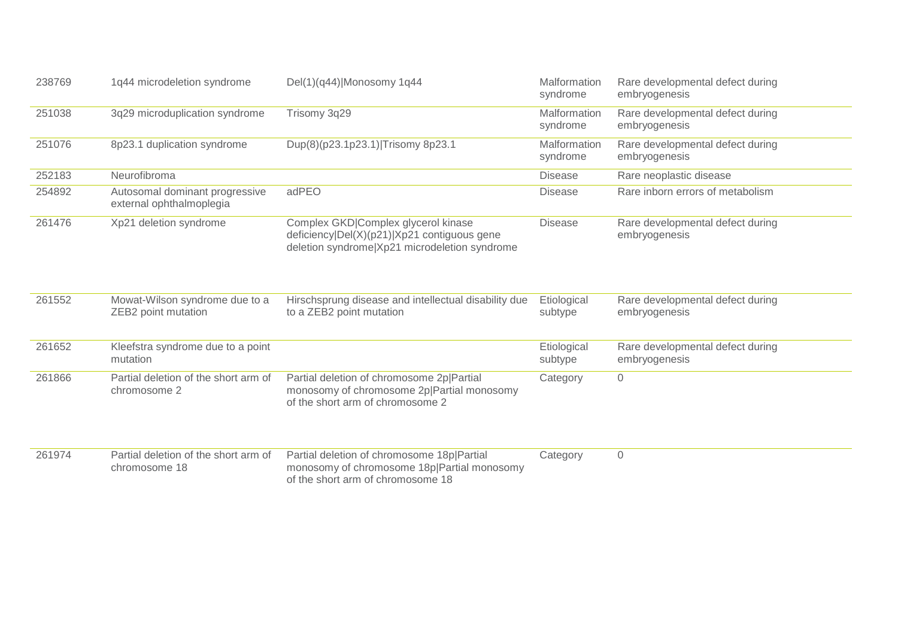| | | | | |
|---|---|---|---|---|
| 238769 | 1q44 microdeletion syndrome | Del(1)(q44)\|Monosomy 1q44 | Malformation syndrome | Rare developmental defect during embryogenesis |
| 251038 | 3q29 microduplication syndrome | Trisomy 3q29 | Malformation syndrome | Rare developmental defect during embryogenesis |
| 251076 | 8p23.1 duplication syndrome | Dup(8)(p23.1p23.1)\|Trisomy 8p23.1 | Malformation syndrome | Rare developmental defect during embryogenesis |
| 252183 | Neurofibroma | | Disease | Rare neoplastic disease |
| 254892 | Autosomal dominant progressive external ophthalmoplegia | adPEO | Disease | Rare inborn errors of metabolism |
| 261476 | Xp21 deletion syndrome | Complex GKD\|Complex glycerol kinase deficiency\|Del(X)(p21)\|Xp21 contiguous gene deletion syndrome\|Xp21 microdeletion syndrome | Disease | Rare developmental defect during embryogenesis |
| 261552 | Mowat-Wilson syndrome due to a ZEB2 point mutation | Hirschsprung disease and intellectual disability due to a ZEB2 point mutation | Etiological subtype | Rare developmental defect during embryogenesis |
| 261652 | Kleefstra syndrome due to a point mutation | | Etiological subtype | Rare developmental defect during embryogenesis |
| 261866 | Partial deletion of the short arm of chromosome 2 | Partial deletion of chromosome 2p\|Partial monosomy of chromosome 2p\|Partial monosomy of the short arm of chromosome 2 | Category | 0 |
| 261974 | Partial deletion of the short arm of chromosome 18 | Partial deletion of chromosome 18p\|Partial monosomy of chromosome 18p\|Partial monosomy of the short arm of chromosome 18 | Category | 0 |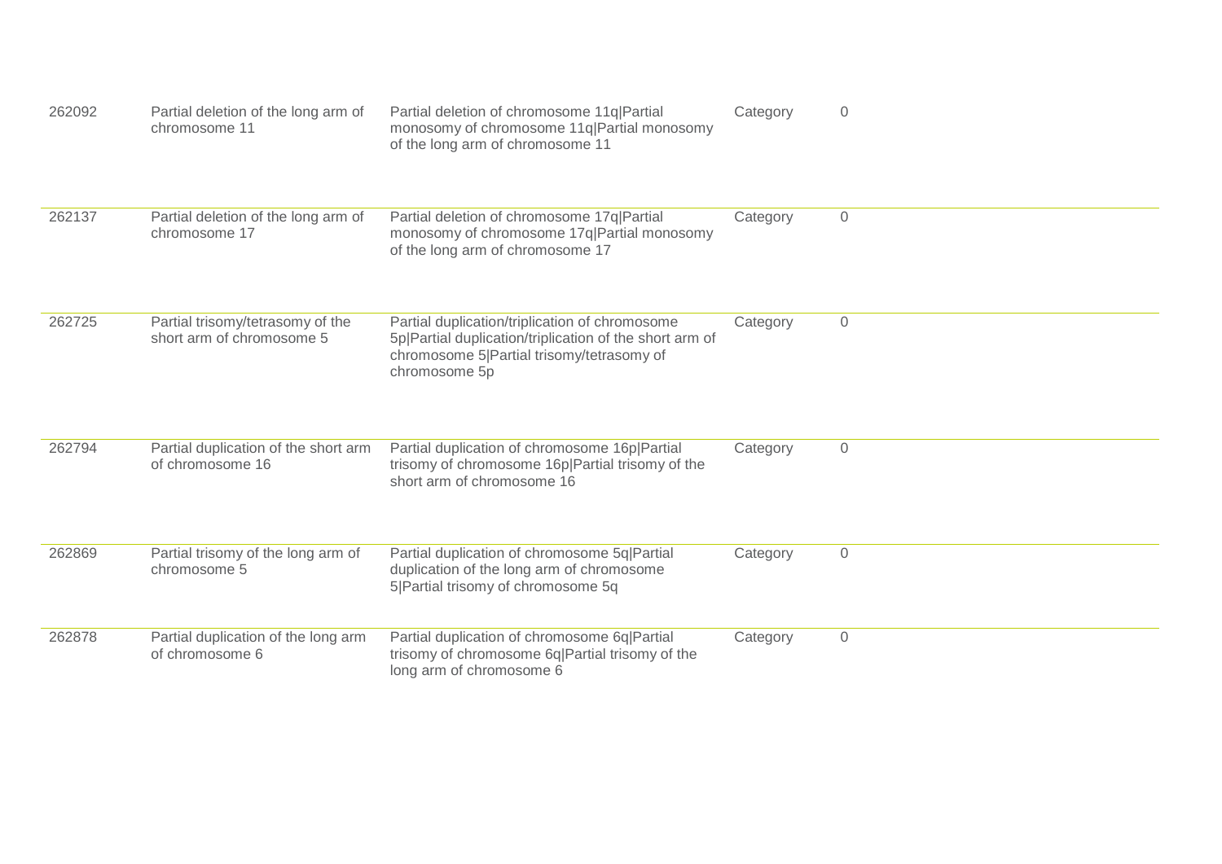| | | | | |
|---|---|---|---|---|
| 262092 | Partial deletion of the long arm of chromosome 11 | Partial deletion of chromosome 11q\|Partial monosomy of chromosome 11q\|Partial monosomy of the long arm of chromosome 11 | Category | 0 |
| 262137 | Partial deletion of the long arm of chromosome 17 | Partial deletion of chromosome 17q\|Partial monosomy of chromosome 17q\|Partial monosomy of the long arm of chromosome 17 | Category | 0 |
| 262725 | Partial trisomy/tetrasomy of the short arm of chromosome 5 | Partial duplication/triplication of chromosome 5p\|Partial duplication/triplication of the short arm of chromosome 5\|Partial trisomy/tetrasomy of chromosome 5p | Category | 0 |
| 262794 | Partial duplication of the short arm of chromosome 16 | Partial duplication of chromosome 16p\|Partial trisomy of chromosome 16p\|Partial trisomy of the short arm of chromosome 16 | Category | 0 |
| 262869 | Partial trisomy of the long arm of chromosome 5 | Partial duplication of chromosome 5q\|Partial duplication of the long arm of chromosome 5\|Partial trisomy of chromosome 5q | Category | 0 |
| 262878 | Partial duplication of the long arm of chromosome 6 | Partial duplication of chromosome 6q\|Partial trisomy of chromosome 6q\|Partial trisomy of the long arm of chromosome 6 | Category | 0 |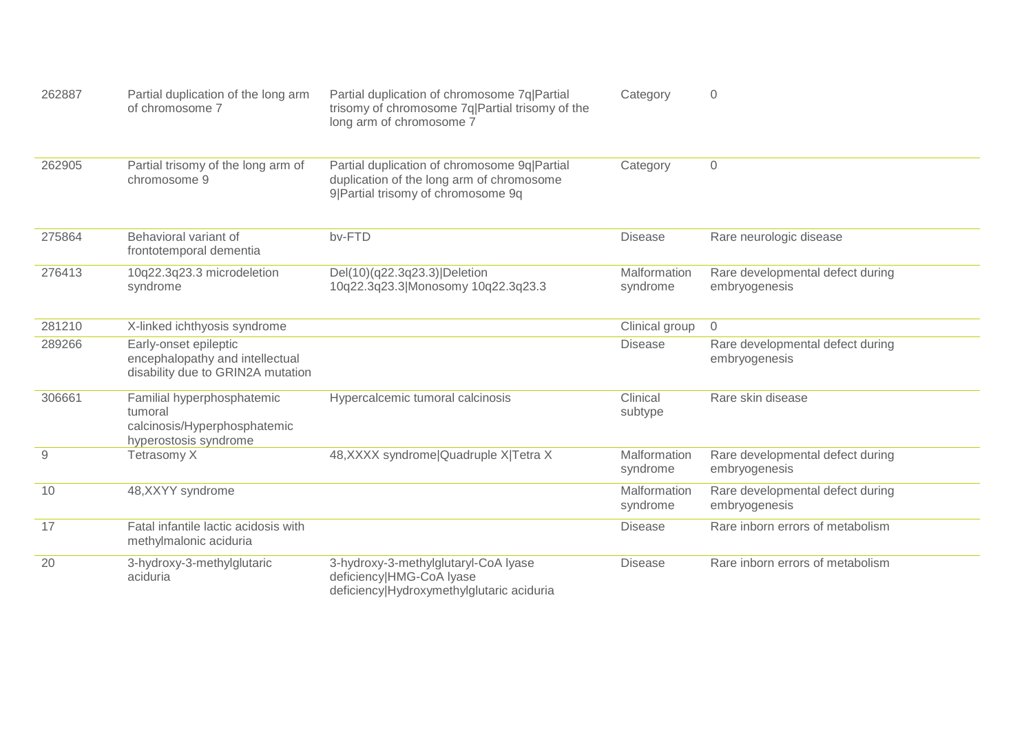| | | | | |
|---|---|---|---|---|
| 262887 | Partial duplication of the long arm of chromosome 7 | Partial duplication of chromosome 7q\|Partial trisomy of chromosome 7q\|Partial trisomy of the long arm of chromosome 7 | Category | 0 |
| 262905 | Partial trisomy of the long arm of chromosome 9 | Partial duplication of chromosome 9q\|Partial duplication of the long arm of chromosome 9\|Partial trisomy of chromosome 9q | Category | 0 |
| 275864 | Behavioral variant of frontotemporal dementia | bv-FTD | Disease | Rare neurologic disease |
| 276413 | 10q22.3q23.3 microdeletion syndrome | Del(10)(q22.3q23.3)\|Deletion 10q22.3q23.3\|Monosomy 10q22.3q23.3 | Malformation syndrome | Rare developmental defect during embryogenesis |
| 281210 | X-linked ichthyosis syndrome | | Clinical group | 0 |
| 289266 | Early-onset epileptic encephalopathy and intellectual disability due to GRIN2A mutation | | Disease | Rare developmental defect during embryogenesis |
| 306661 | Familial hyperphosphatemic tumoral calcinosis/Hyperphosphatemic hyperostosis syndrome | Hypercalcemic tumoral calcinosis | Clinical subtype | Rare skin disease |
| 9 | Tetrasomy X | 48,XXXX syndrome\|Quadruple X\|Tetra X | Malformation syndrome | Rare developmental defect during embryogenesis |
| 10 | 48,XXYY syndrome | | Malformation syndrome | Rare developmental defect during embryogenesis |
| 17 | Fatal infantile lactic acidosis with methylmalonic aciduria | | Disease | Rare inborn errors of metabolism |
| 20 | 3-hydroxy-3-methylglutaric aciduria | 3-hydroxy-3-methylglutaryl-CoA lyase deficiency\|HMG-CoA lyase deficiency\|Hydroxymethylglutaric aciduria | Disease | Rare inborn errors of metabolism |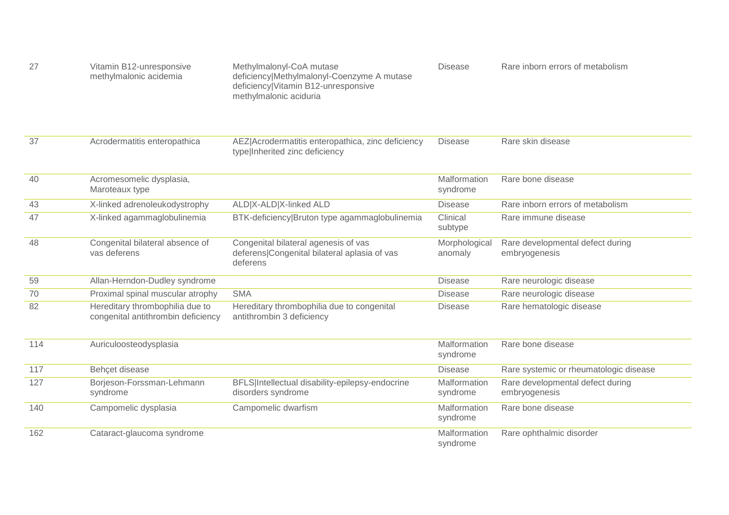| | | | | |
|---|---|---|---|---|
| 27 | Vitamin B12-unresponsive methylmalonic acidemia | Methylmalonyl-CoA mutase deficiency\|Methylmalonyl-Coenzyme A mutase deficiency\|Vitamin B12-unresponsive methylmalonic aciduria | Disease | Rare inborn errors of metabolism |
| 37 | Acrodermatitis enteropathica | AEZ\|Acrodermatitis enteropathica, zinc deficiency type\|Inherited zinc deficiency | Disease | Rare skin disease |
| 40 | Acromesomelic dysplasia, Maroteaux type | | Malformation syndrome | Rare bone disease |
| 43 | X-linked adrenoleukodystrophy | ALD\|X-ALD\|X-linked ALD | Disease | Rare inborn errors of metabolism |
| 47 | X-linked agammaglobulinemia | BTK-deficiency\|Bruton type agammaglobulinemia | Clinical subtype | Rare immune disease |
| 48 | Congenital bilateral absence of vas deferens | Congenital bilateral agenesis of vas deferens\|Congenital bilateral aplasia of vas deferens | Morphological anomaly | Rare developmental defect during embryogenesis |
| 59 | Allan-Herndon-Dudley syndrome | | Disease | Rare neurologic disease |
| 70 | Proximal spinal muscular atrophy | SMA | Disease | Rare neurologic disease |
| 82 | Hereditary thrombophilia due to congenital antithrombin deficiency | Hereditary thrombophilia due to congenital antithrombin 3 deficiency | Disease | Rare hematologic disease |
| 114 | Auriculoosteodysplasia | | Malformation syndrome | Rare bone disease |
| 117 | Behçet disease | | Disease | Rare systemic or rheumatologic disease |
| 127 | Borjeson-Forssman-Lehmann syndrome | BFLS\|Intellectual disability-epilepsy-endocrine disorders syndrome | Malformation syndrome | Rare developmental defect during embryogenesis |
| 140 | Campomelic dysplasia | Campomelic dwarfism | Malformation syndrome | Rare bone disease |
| 162 | Cataract-glaucoma syndrome | | Malformation syndrome | Rare ophthalmic disorder |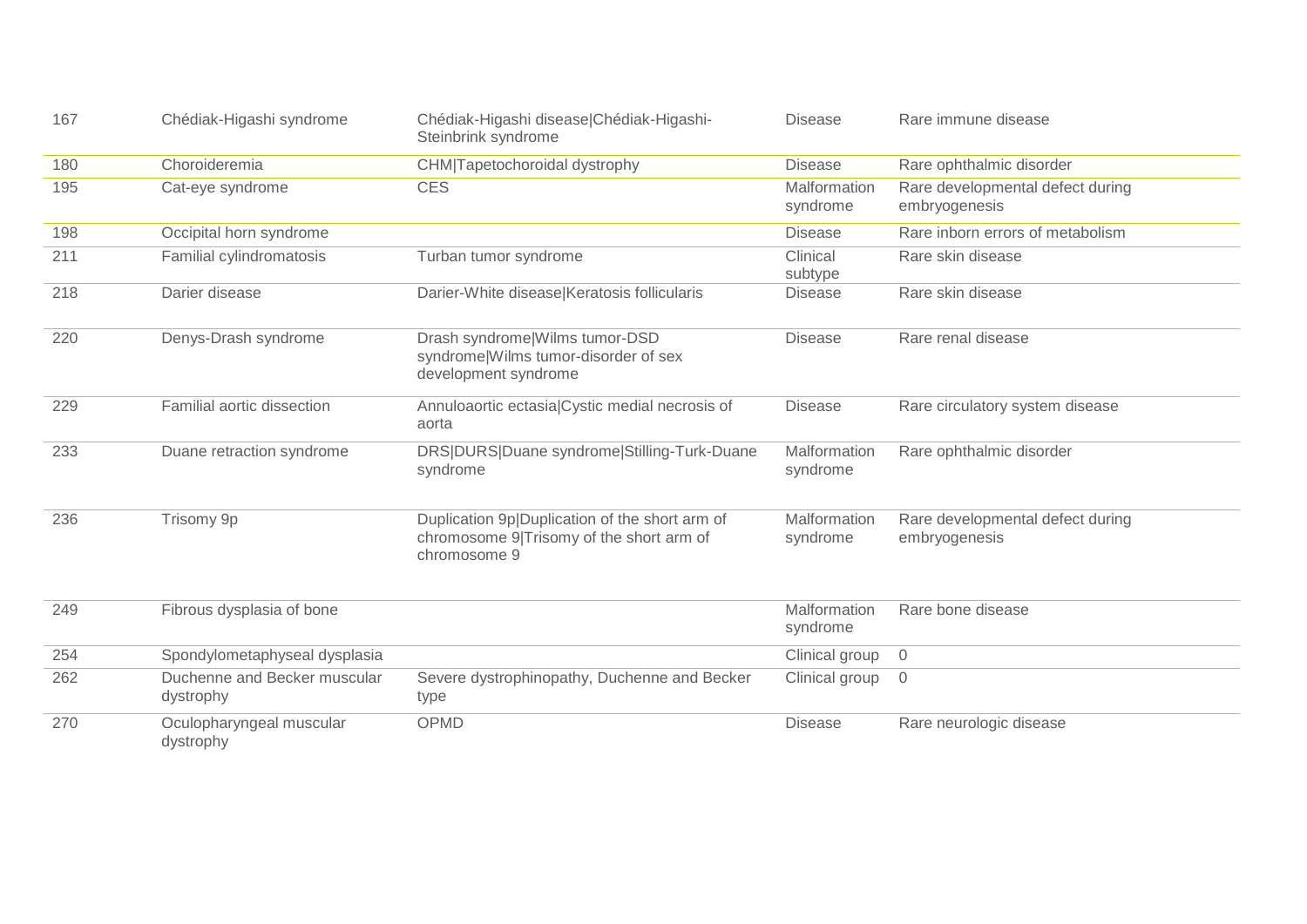| | | | | |
|---|---|---|---|---|
| 167 | Chédiak-Higashi syndrome | Chédiak-Higashi disease\|Chédiak-Higashi-Steinbrink syndrome | Disease | Rare immune disease |
| 180 | Choroideremia | CHM\|Tapetochoroidal dystrophy | Disease | Rare ophthalmic disorder |
| 195 | Cat-eye syndrome | CES | Malformation syndrome | Rare developmental defect during embryogenesis |
| 198 | Occipital horn syndrome | | Disease | Rare inborn errors of metabolism |
| 211 | Familial cylindromatosis | Turban tumor syndrome | Clinical subtype | Rare skin disease |
| 218 | Darier disease | Darier-White disease\|Keratosis follicularis | Disease | Rare skin disease |
| 220 | Denys-Drash syndrome | Drash syndrome\|Wilms tumor-DSD syndrome\|Wilms tumor-disorder of sex development syndrome | Disease | Rare renal disease |
| 229 | Familial aortic dissection | Annuloaortic ectasia\|Cystic medial necrosis of aorta | Disease | Rare circulatory system disease |
| 233 | Duane retraction syndrome | DRS\|DURS\|Duane syndrome\|Stilling-Turk-Duane syndrome | Malformation syndrome | Rare ophthalmic disorder |
| 236 | Trisomy 9p | Duplication 9p\|Duplication of the short arm of chromosome 9\|Trisomy of the short arm of chromosome 9 | Malformation syndrome | Rare developmental defect during embryogenesis |
| 249 | Fibrous dysplasia of bone | | Malformation syndrome | Rare bone disease |
| 254 | Spondylometaphyseal dysplasia | | Clinical group | 0 |
| 262 | Duchenne and Becker muscular dystrophy | Severe dystrophinopathy, Duchenne and Becker type | Clinical group | 0 |
| 270 | Oculopharyngeal muscular dystrophy | OPMD | Disease | Rare neurologic disease |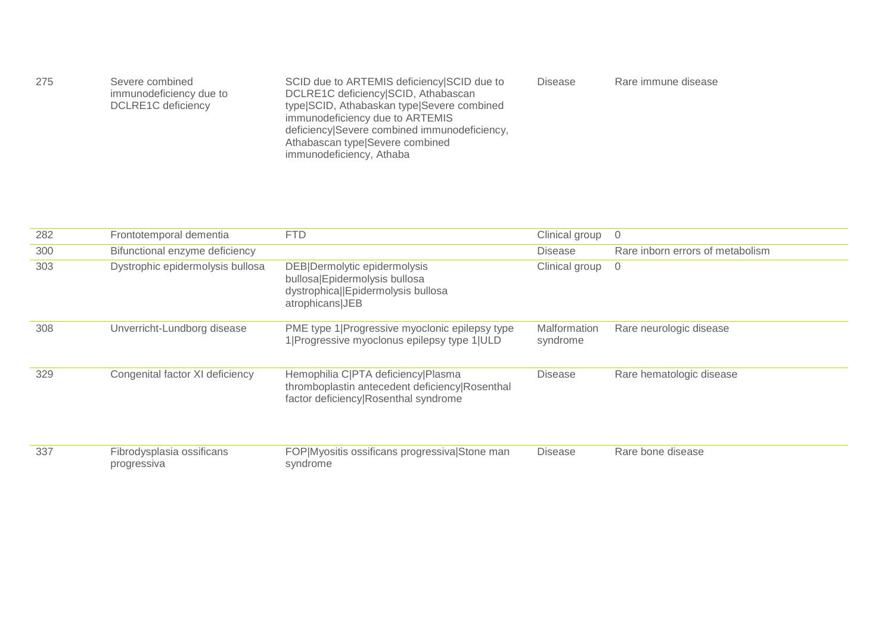| | | | | |
|---|---|---|---|---|
| 275 | Severe combined immunodeficiency due to DCLRE1C deficiency | SCID due to ARTEMIS deficiency\|SCID due to DCLRE1C deficiency\|SCID, Athabascan type\|SCID, Athabaskan type\|Severe combined immunodeficiency due to ARTEMIS deficiency\|Severe combined immunodeficiency, Athabascan type\|Severe combined immunodeficiency, Athaba | Disease | Rare immune disease |
| 282 | Frontotemporal dementia | FTD | Clinical group | 0 |
| 300 | Bifunctional enzyme deficiency | | Disease | Rare inborn errors of metabolism |
| 303 | Dystrophic epidermolysis bullosa | DEB\|Dermolytic epidermolysis bullosa\|Epidermolysis bullosa dystrophica\|\|Epidermolysis bullosa atrophicans\|JEB | Clinical group | 0 |
| 308 | Unverricht-Lundborg disease | PME type 1\|Progressive myoclonic epilepsy type 1\|Progressive myoclonus epilepsy type 1\|ULD | Malformation syndrome | Rare neurologic disease |
| 329 | Congenital factor XI deficiency | Hemophilia C\|PTA deficiency\|Plasma thromboplastin antecedent deficiency\|Rosenthal factor deficiency\|Rosenthal syndrome | Disease | Rare hematologic disease |
| 337 | Fibrodysplasia ossificans progressiva | FOP\|Myositis ossificans progressiva\|Stone man syndrome | Disease | Rare bone disease |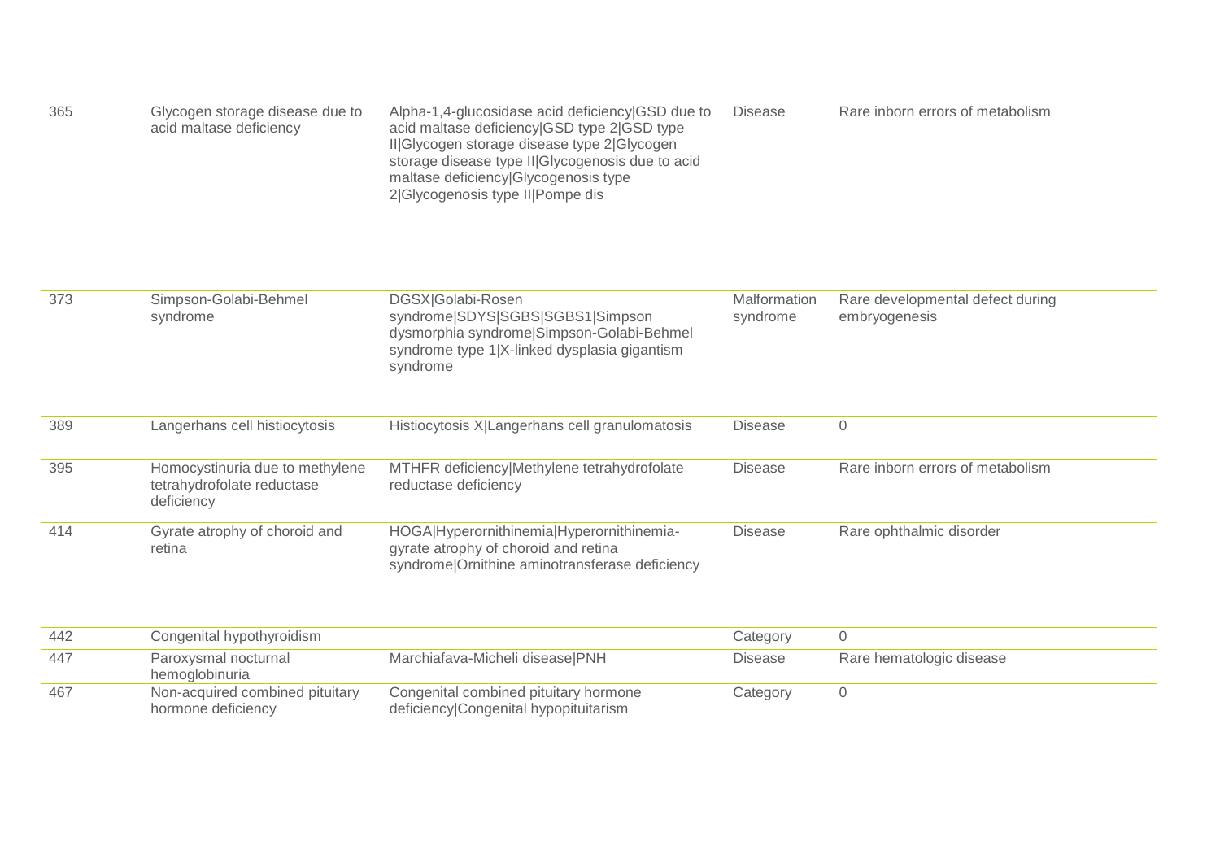| | | | | |
|---|---|---|---|---|
| 365 | Glycogen storage disease due to acid maltase deficiency | Alpha-1,4-glucosidase acid deficiency\|GSD due to acid maltase deficiency\|GSD type 2\|GSD type II\|Glycogen storage disease type 2\|Glycogen storage disease type II\|Glycogenosis due to acid maltase deficiency\|Glycogenosis type 2\|Glycogenosis type II\|Pompe dis | Disease | Rare inborn errors of metabolism |
| 373 | Simpson-Golabi-Behmel syndrome | DGSX\|Golabi-Rosen syndrome\|SDYS\|SGBS\|SGBS1\|Simpson dysmorphia syndrome\|Simpson-Golabi-Behmel syndrome type 1\|X-linked dysplasia gigantism syndrome | Malformation syndrome | Rare developmental defect during embryogenesis |
| 389 | Langerhans cell histiocytosis | Histiocytosis X\|Langerhans cell granulomatosis | Disease | 0 |
| 395 | Homocystinuria due to methylene tetrahydrofolate reductase deficiency | MTHFR deficiency\|Methylene tetrahydrofolate reductase deficiency | Disease | Rare inborn errors of metabolism |
| 414 | Gyrate atrophy of choroid and retina | HOGA\|Hyperornithinemia\|Hyperornithinemia-gyrate atrophy of choroid and retina syndrome\|Ornithine aminotransferase deficiency | Disease | Rare ophthalmic disorder |
| 442 | Congenital hypothyroidism | | Category | 0 |
| 447 | Paroxysmal nocturnal hemoglobinuria | Marchiafava-Micheli disease\|PNH | Disease | Rare hematologic disease |
| 467 | Non-acquired combined pituitary hormone deficiency | Congenital combined pituitary hormone deficiency\|Congenital hypopituitarism | Category | 0 |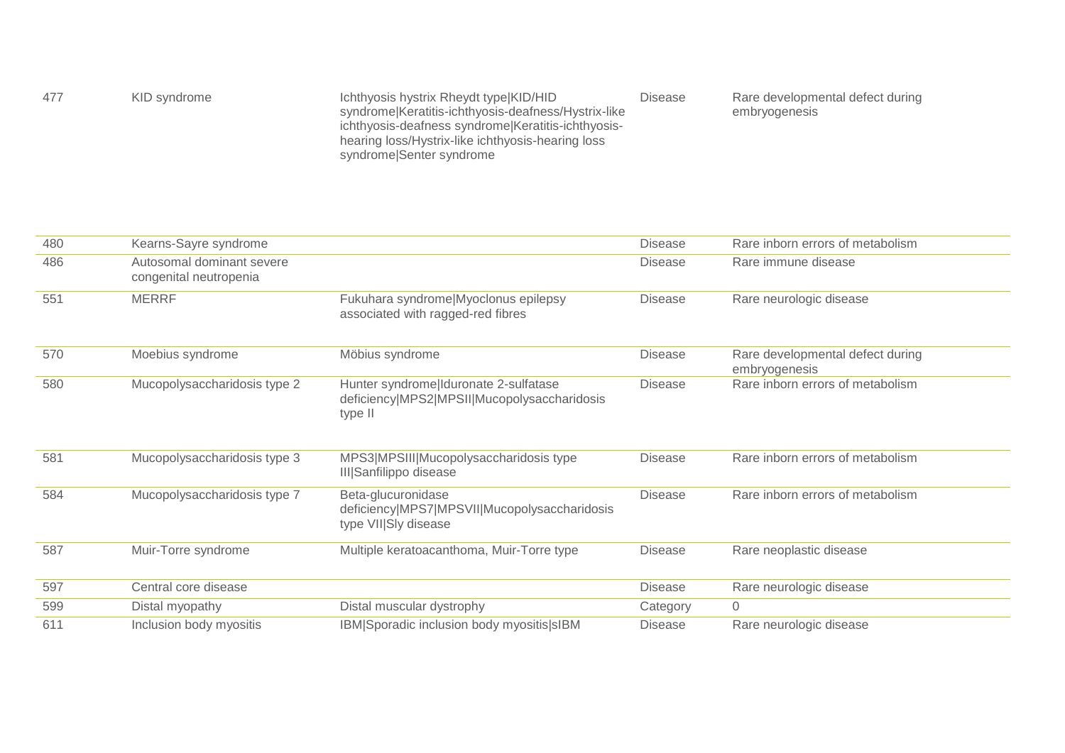| | | | | |
|---|---|---|---|---|
| 477 | KID syndrome | Ichthyosis hystrix Rheydt type\|KID/HID syndrome\|Keratitis-ichthyosis-deafness/Hystrix-like ichthyosis-deafness syndrome\|Keratitis-ichthyosis-hearing loss/Hystrix-like ichthyosis-hearing loss syndrome\|Senter syndrome | Disease | Rare developmental defect during embryogenesis |
| 480 | Kearns-Sayre syndrome | | Disease | Rare inborn errors of metabolism |
| 486 | Autosomal dominant severe congenital neutropenia | | Disease | Rare immune disease |
| 551 | MERRF | Fukuhara syndrome\|Myoclonus epilepsy associated with ragged-red fibres | Disease | Rare neurologic disease |
| 570 | Moebius syndrome | Möbius syndrome | Disease | Rare developmental defect during embryogenesis |
| 580 | Mucopolysaccharidosis type 2 | Hunter syndrome\|Iduronate 2-sulfatase deficiency\|MPS2\|MPSII\|Mucopolysaccharidosis type II | Disease | Rare inborn errors of metabolism |
| 581 | Mucopolysaccharidosis type 3 | MPS3\|MPSIII\|Mucopolysaccharidosis type III\|Sanfilippo disease | Disease | Rare inborn errors of metabolism |
| 584 | Mucopolysaccharidosis type 7 | Beta-glucuronidase deficiency\|MPS7\|MPSVII\|Mucopolysaccharidosis type VII\|Sly disease | Disease | Rare inborn errors of metabolism |
| 587 | Muir-Torre syndrome | Multiple keratoacanthoma, Muir-Torre type | Disease | Rare neoplastic disease |
| 597 | Central core disease | | Disease | Rare neurologic disease |
| 599 | Distal myopathy | Distal muscular dystrophy | Category | 0 |
| 611 | Inclusion body myositis | IBM\|Sporadic inclusion body myositis\|sIBM | Disease | Rare neurologic disease |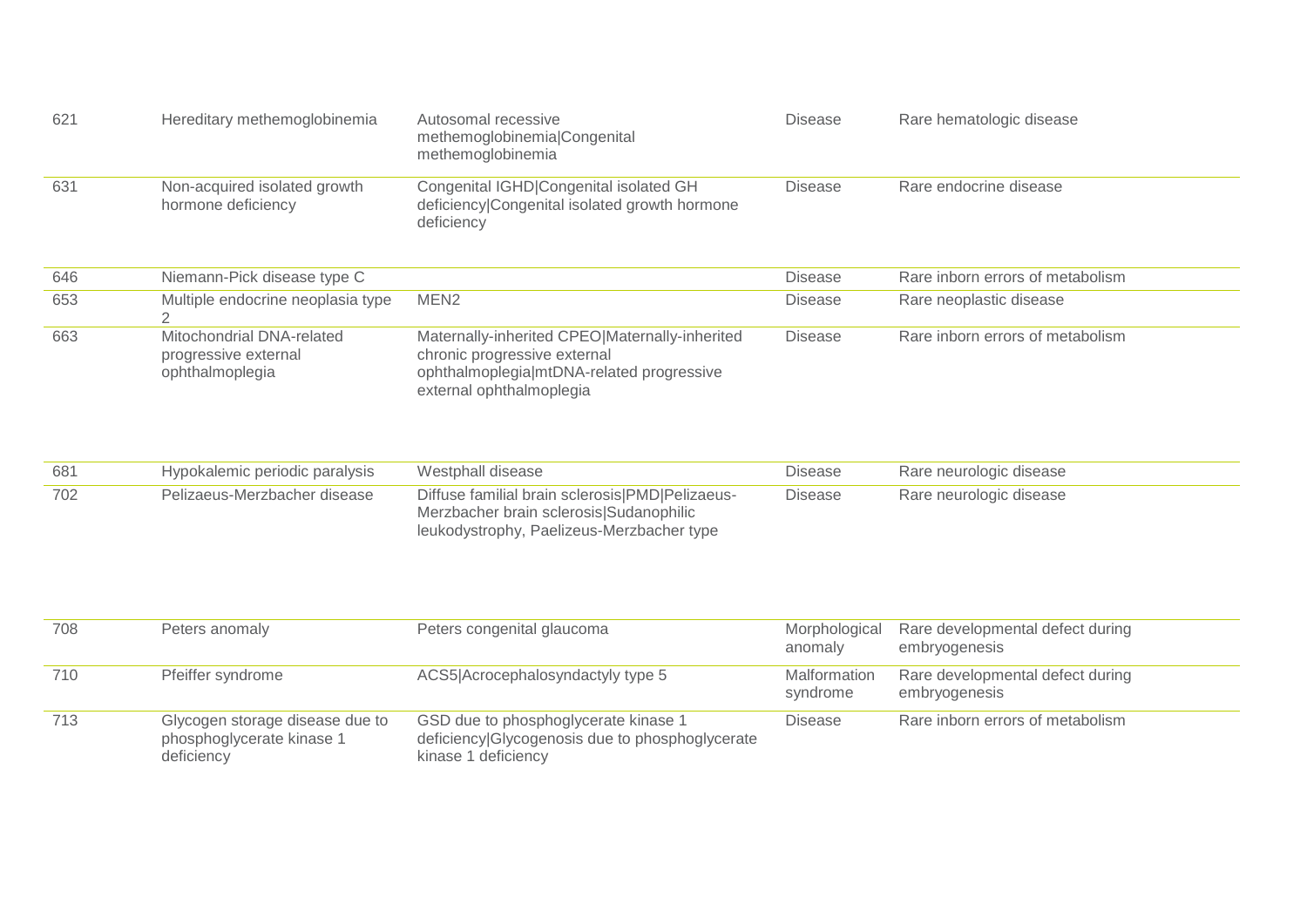| | | | | |
|---|---|---|---|---|
| 621 | Hereditary methemoglobinemia | Autosomal recessive methemoglobinemia\|Congenital methemoglobinemia | Disease | Rare hematologic disease |
| 631 | Non-acquired isolated growth hormone deficiency | Congenital IGHD\|Congenital isolated GH deficiency\|Congenital isolated growth hormone deficiency | Disease | Rare endocrine disease |
| 646 | Niemann-Pick disease type C | | Disease | Rare inborn errors of metabolism |
| 653 | Multiple endocrine neoplasia type 2 | MEN2 | Disease | Rare neoplastic disease |
| 663 | Mitochondrial DNA-related progressive external ophthalmoplegia | Maternally-inherited CPEO\|Maternally-inherited chronic progressive external ophthalmoplegia\|mtDNA-related progressive external ophthalmoplegia | Disease | Rare inborn errors of metabolism |
| 681 | Hypokalemic periodic paralysis | Westphall disease | Disease | Rare neurologic disease |
| 702 | Pelizaeus-Merzbacher disease | Diffuse familial brain sclerosis\|PMD\|Pelizaeus-Merzbacher brain sclerosis\|Sudanophilic leukodystrophy, Paelizeus-Merzbacher type | Disease | Rare neurologic disease |
| 708 | Peters anomaly | Peters congenital glaucoma | Morphological anomaly | Rare developmental defect during embryogenesis |
| 710 | Pfeiffer syndrome | ACS5\|Acrocephalosyndactyly type 5 | Malformation syndrome | Rare developmental defect during embryogenesis |
| 713 | Glycogen storage disease due to phosphoglycerate kinase 1 deficiency | GSD due to phosphoglycerate kinase 1 deficiency\|Glycogenosis due to phosphoglycerate kinase 1 deficiency | Disease | Rare inborn errors of metabolism |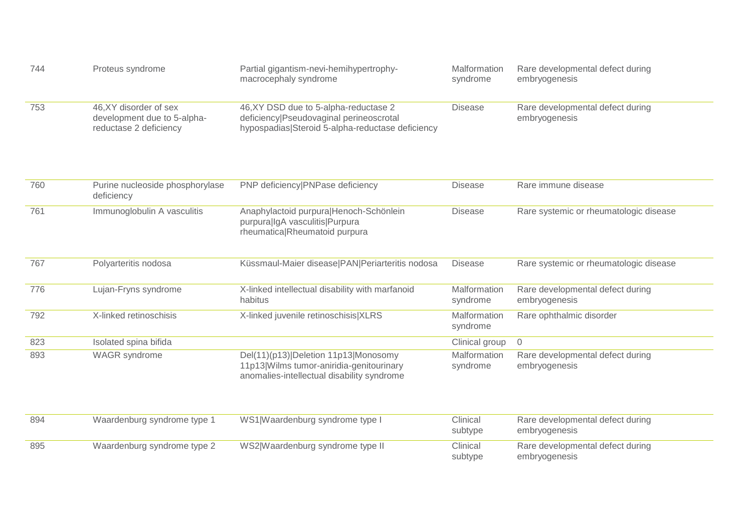| | | | | |
|---|---|---|---|---|
| 744 | Proteus syndrome | Partial gigantism-nevi-hemihypertrophy-macrocephaly syndrome | Malformation syndrome | Rare developmental defect during embryogenesis |
| 753 | 46,XY disorder of sex development due to 5-alpha-reductase 2 deficiency | 46,XY DSD due to 5-alpha-reductase 2 deficiency\|Pseudovaginal perineoscrotal hypospadias\|Steroid 5-alpha-reductase deficiency | Disease | Rare developmental defect during embryogenesis |
| 760 | Purine nucleoside phosphorylase deficiency | PNP deficiency\|PNPase deficiency | Disease | Rare immune disease |
| 761 | Immunoglobulin A vasculitis | Anaphylactoid purpura\|Henoch-Schönlein purpura\|IgA vasculitis\|Purpura rheumatica\|Rheumatoid purpura | Disease | Rare systemic or rheumatologic disease |
| 767 | Polyarteritis nodosa | Küssmaul-Maier disease\|PAN\|Periarteritis nodosa | Disease | Rare systemic or rheumatologic disease |
| 776 | Lujan-Fryns syndrome | X-linked intellectual disability with marfanoid habitus | Malformation syndrome | Rare developmental defect during embryogenesis |
| 792 | X-linked retinoschisis | X-linked juvenile retinoschisis\|XLRS | Malformation syndrome | Rare ophthalmic disorder |
| 823 | Isolated spina bifida | | Clinical group | 0 |
| 893 | WAGR syndrome | Del(11)(p13)\|Deletion 11p13\|Monosomy 11p13\|Wilms tumor-aniridia-genitourinary anomalies-intellectual disability syndrome | Malformation syndrome | Rare developmental defect during embryogenesis |
| 894 | Waardenburg syndrome type 1 | WS1\|Waardenburg syndrome type I | Clinical subtype | Rare developmental defect during embryogenesis |
| 895 | Waardenburg syndrome type 2 | WS2\|Waardenburg syndrome type II | Clinical subtype | Rare developmental defect during embryogenesis |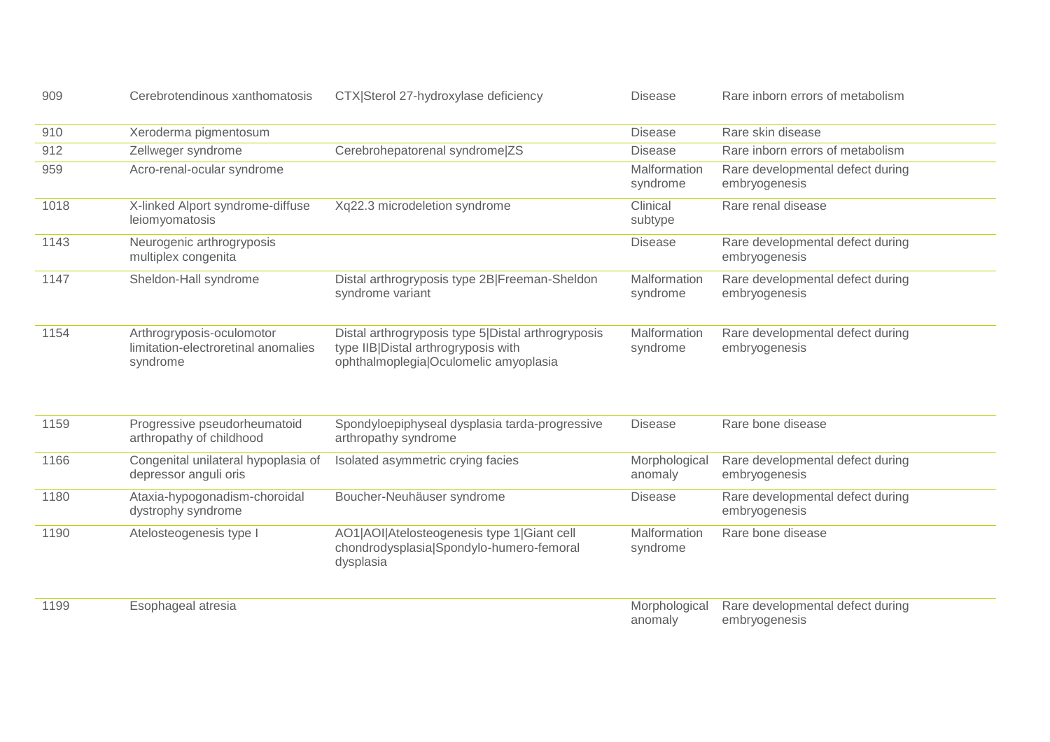| | | | | |
|---|---|---|---|---|
| 909 | Cerebrotendinous xanthomatosis | CTX|Sterol 27-hydroxylase deficiency | Disease | Rare inborn errors of metabolism |
| 910 | Xeroderma pigmentosum | | Disease | Rare skin disease |
| 912 | Zellweger syndrome | Cerebrohepatorenal syndrome|ZS | Disease | Rare inborn errors of metabolism |
| 959 | Acro-renal-ocular syndrome | | Malformation syndrome | Rare developmental defect during embryogenesis |
| 1018 | X-linked Alport syndrome-diffuse leiomyomatosis | Xq22.3 microdeletion syndrome | Clinical subtype | Rare renal disease |
| 1143 | Neurogenic arthrogryposis multiplex congenita | | Disease | Rare developmental defect during embryogenesis |
| 1147 | Sheldon-Hall syndrome | Distal arthrogryposis type 2B|Freeman-Sheldon syndrome variant | Malformation syndrome | Rare developmental defect during embryogenesis |
| 1154 | Arthrogryposis-oculomotor limitation-electroretinal anomalies syndrome | Distal arthrogryposis type 5|Distal arthrogryposis type IIB|Distal arthrogryposis with ophthalmoplegia|Oculomelic amyoplasia | Malformation syndrome | Rare developmental defect during embryogenesis |
| 1159 | Progressive pseudorheumatoid arthropathy of childhood | Spondyloepiphyseal dysplasia tarda-progressive arthropathy syndrome | Disease | Rare bone disease |
| 1166 | Congenital unilateral hypoplasia of depressor anguli oris | Isolated asymmetric crying facies | Morphological anomaly | Rare developmental defect during embryogenesis |
| 1180 | Ataxia-hypogonadism-choroidal dystrophy syndrome | Boucher-Neuhäuser syndrome | Disease | Rare developmental defect during embryogenesis |
| 1190 | Atelosteogenesis type I | AO1|AOI|Atelosteogenesis type 1|Giant cell chondrodysplasia|Spondylo-humero-femoral dysplasia | Malformation syndrome | Rare bone disease |
| 1199 | Esophageal atresia | | Morphological anomaly | Rare developmental defect during embryogenesis |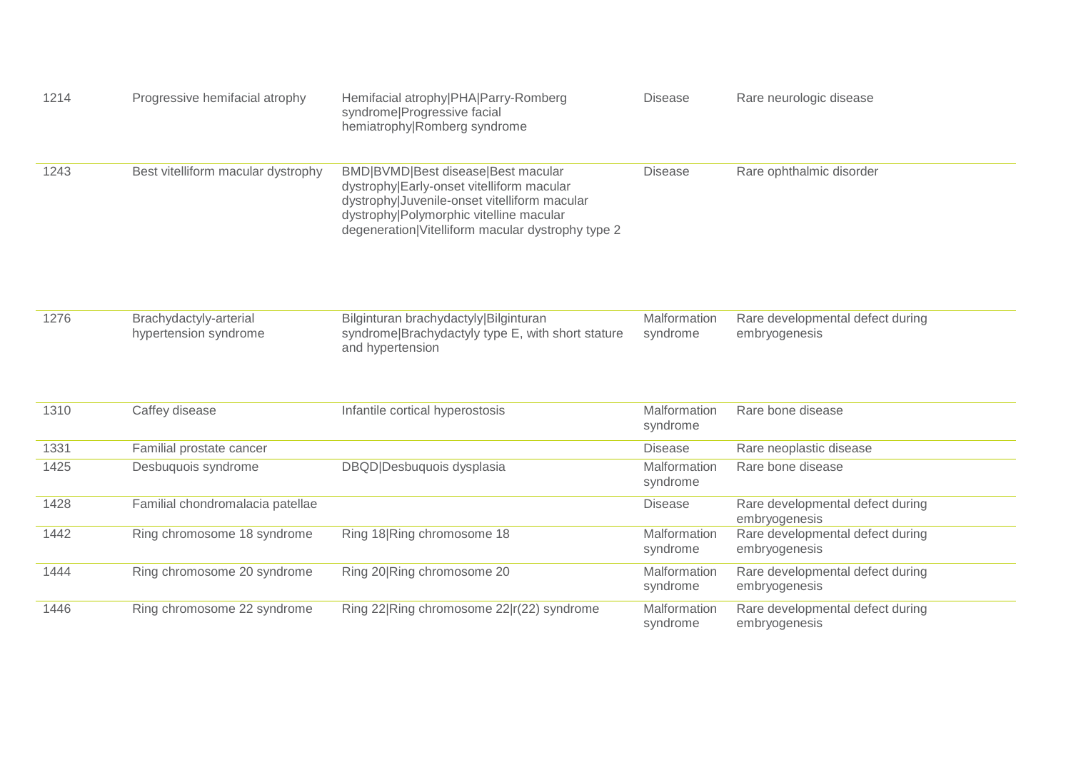| | | | | |
|---|---|---|---|---|
| 1214 | Progressive hemifacial atrophy | Hemifacial atrophy\|PHA\|Parry-Romberg syndrome\|Progressive facial hemiatrophy\|Romberg syndrome | Disease | Rare neurologic disease |
| 1243 | Best vitelliform macular dystrophy | BMD\|BVMD\|Best disease\|Best macular dystrophy\|Early-onset vitelliform macular dystrophy\|Juvenile-onset vitelliform macular dystrophy\|Polymorphic vitelline macular degeneration\|Vitelliform macular dystrophy type 2 | Disease | Rare ophthalmic disorder |
| 1276 | Brachydactyly-arterial hypertension syndrome | Bilginturan brachydactyly\|Bilginturan syndrome\|Brachydactyly type E, with short stature and hypertension | Malformation syndrome | Rare developmental defect during embryogenesis |
| 1310 | Caffey disease | Infantile cortical hyperostosis | Malformation syndrome | Rare bone disease |
| 1331 | Familial prostate cancer | | Disease | Rare neoplastic disease |
| 1425 | Desbuquois syndrome | DBQD\|Desbuquois dysplasia | Malformation syndrome | Rare bone disease |
| 1428 | Familial chondromalacia patellae | | Disease | Rare developmental defect during embryogenesis |
| 1442 | Ring chromosome 18 syndrome | Ring 18\|Ring chromosome 18 | Malformation syndrome | Rare developmental defect during embryogenesis |
| 1444 | Ring chromosome 20 syndrome | Ring 20\|Ring chromosome 20 | Malformation syndrome | Rare developmental defect during embryogenesis |
| 1446 | Ring chromosome 22 syndrome | Ring 22\|Ring chromosome 22\|r(22) syndrome | Malformation syndrome | Rare developmental defect during embryogenesis |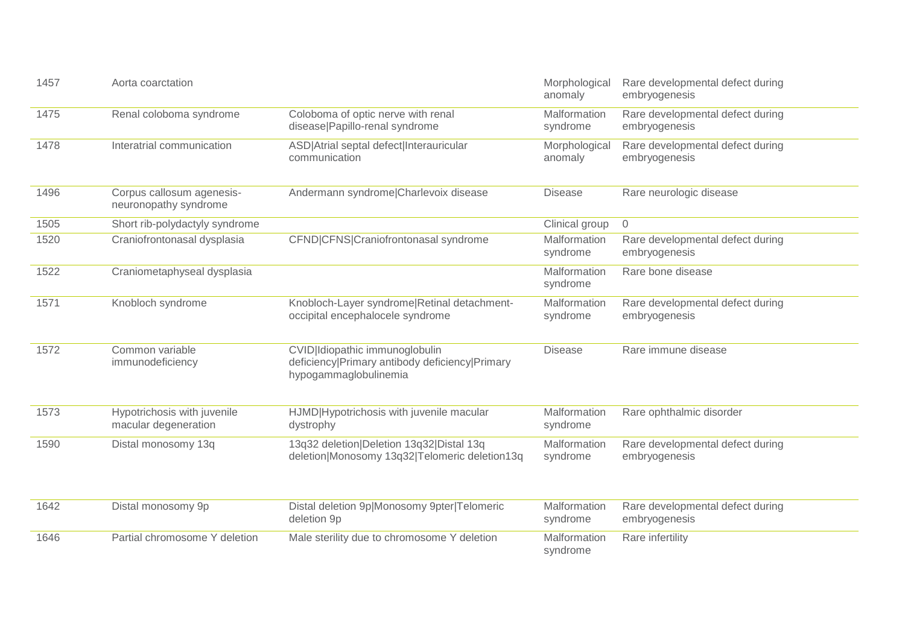| | | | | |
|---|---|---|---|---|
| 1457 | Aorta coarctation | | Morphological anomaly | Rare developmental defect during embryogenesis |
| 1475 | Renal coloboma syndrome | Coloboma of optic nerve with renal disease|Papillo-renal syndrome | Malformation syndrome | Rare developmental defect during embryogenesis |
| 1478 | Interatrial communication | ASD|Atrial septal defect|Interauricular communication | Morphological anomaly | Rare developmental defect during embryogenesis |
| 1496 | Corpus callosum agenesis-neuronopathy syndrome | Andermann syndrome|Charlevoix disease | Disease | Rare neurologic disease |
| 1505 | Short rib-polydactyly syndrome | | Clinical group | 0 |
| 1520 | Craniofrontonasal dysplasia | CFND|CFNS|Craniofrontonasal syndrome | Malformation syndrome | Rare developmental defect during embryogenesis |
| 1522 | Craniometaphyseal dysplasia | | Malformation syndrome | Rare bone disease |
| 1571 | Knobloch syndrome | Knobloch-Layer syndrome|Retinal detachment-occipital encephalocele syndrome | Malformation syndrome | Rare developmental defect during embryogenesis |
| 1572 | Common variable immunodeficiency | CVID|Idiopathic immunoglobulin deficiency|Primary antibody deficiency|Primary hypogammaglobulinemia | Disease | Rare immune disease |
| 1573 | Hypotrichosis with juvenile macular degeneration | HJMD|Hypotrichosis with juvenile macular dystrophy | Malformation syndrome | Rare ophthalmic disorder |
| 1590 | Distal monosomy 13q | 13q32 deletion|Deletion 13q32|Distal 13q deletion|Monosomy 13q32|Telomeric deletion13q | Malformation syndrome | Rare developmental defect during embryogenesis |
| 1642 | Distal monosomy 9p | Distal deletion 9p|Monosomy 9pter|Telomeric deletion 9p | Malformation syndrome | Rare developmental defect during embryogenesis |
| 1646 | Partial chromosome Y deletion | Male sterility due to chromosome Y deletion | Malformation syndrome | Rare infertility |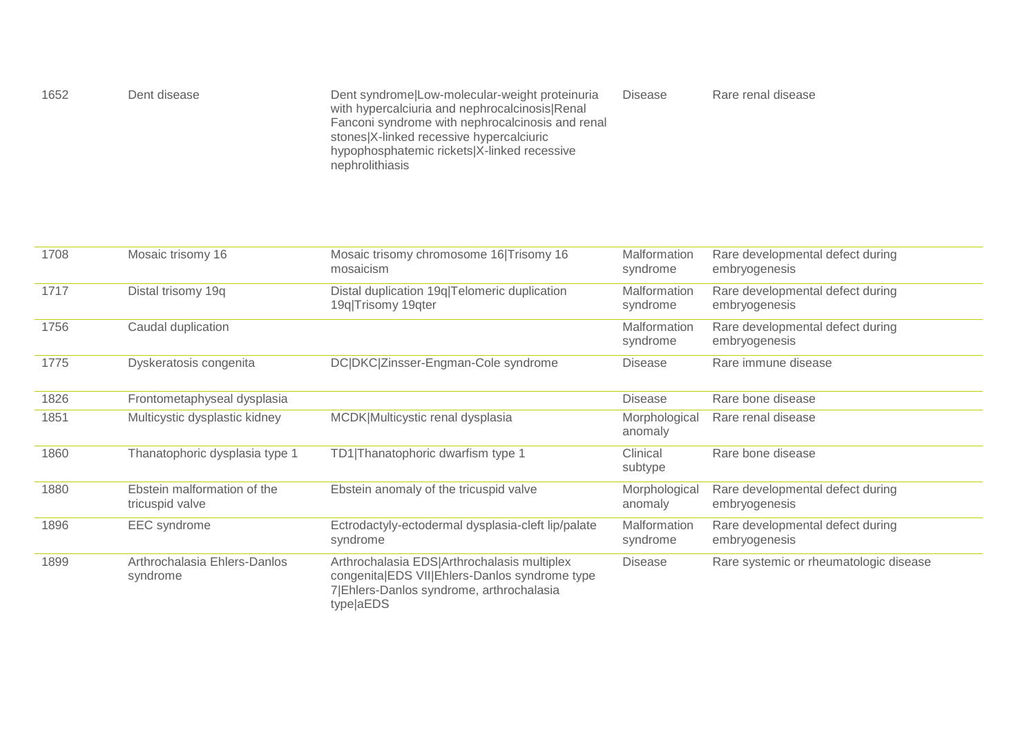| | | | | |
|---|---|---|---|---|
| 1652 | Dent disease | Dent syndrome\|Low-molecular-weight proteinuria with hypercalciuria and nephrocalcinosis\|Renal Fanconi syndrome with nephrocalcinosis and renal stones\|X-linked recessive hypercalciuric hypophosphatemic rickets\|X-linked recessive nephrolithiasis | Disease | Rare renal disease |
| 1708 | Mosaic trisomy 16 | Mosaic trisomy chromosome 16\|Trisomy 16 mosaicism | Malformation syndrome | Rare developmental defect during embryogenesis |
| 1717 | Distal trisomy 19q | Distal duplication 19q\|Telomeric duplication 19q\|Trisomy 19qter | Malformation syndrome | Rare developmental defect during embryogenesis |
| 1756 | Caudal duplication | | Malformation syndrome | Rare developmental defect during embryogenesis |
| 1775 | Dyskeratosis congenita | DC\|DKC\|Zinsser-Engman-Cole syndrome | Disease | Rare immune disease |
| 1826 | Frontometaphyseal dysplasia | | Disease | Rare bone disease |
| 1851 | Multicystic dysplastic kidney | MCDK\|Multicystic renal dysplasia | Morphological anomaly | Rare renal disease |
| 1860 | Thanatophoric dysplasia type 1 | TD1\|Thanatophoric dwarfism type 1 | Clinical subtype | Rare bone disease |
| 1880 | Ebstein malformation of the tricuspid valve | Ebstein anomaly of the tricuspid valve | Morphological anomaly | Rare developmental defect during embryogenesis |
| 1896 | EEC syndrome | Ectrodactyly-ectodermal dysplasia-cleft lip/palate syndrome | Malformation syndrome | Rare developmental defect during embryogenesis |
| 1899 | Arthrochalasia Ehlers-Danlos syndrome | Arthrochalasia EDS\|Arthrochalasis multiplex congenita\|EDS VII\|Ehlers-Danlos syndrome type 7\|Ehlers-Danlos syndrome, arthrochalasia type\|aEDS | Disease | Rare systemic or rheumatologic disease |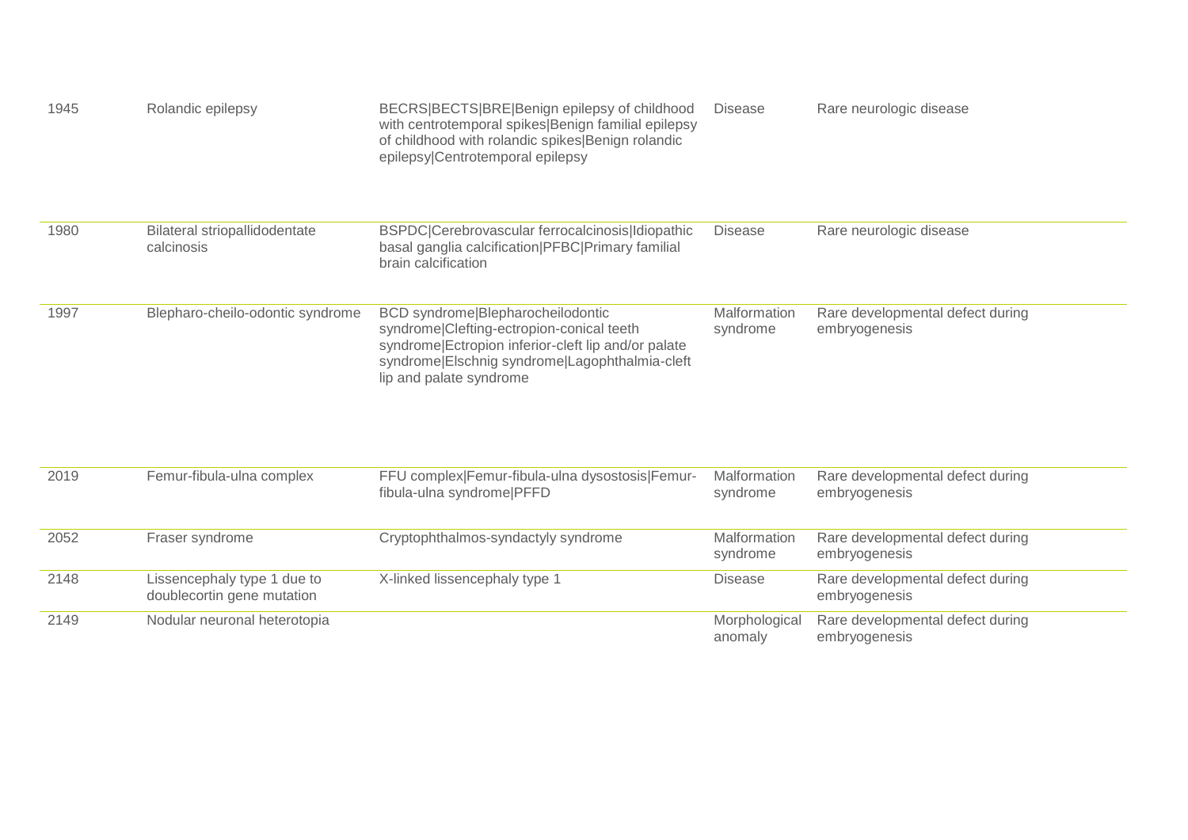| | | | | |
|---|---|---|---|---|
| 1945 | Rolandic epilepsy | BECRS\|BECTS\|BRE\|Benign epilepsy of childhood with centrotemporal spikes\|Benign familial epilepsy of childhood with rolandic spikes\|Benign rolandic epilepsy\|Centrotemporal epilepsy | Disease | Rare neurologic disease |
| 1980 | Bilateral striopallidodentate calcinosis | BSPDC\|Cerebrovascular ferrocalcinosis\|Idiopathic basal ganglia calcification\|PFBC\|Primary familial brain calcification | Disease | Rare neurologic disease |
| 1997 | Blepharo-cheilo-odontic syndrome | BCD syndrome\|Blepharocheilodontic syndrome\|Clefting-ectropion-conical teeth syndrome\|Ectropion inferior-cleft lip and/or palate syndrome\|Elschnig syndrome\|Lagophthalmia-cleft lip and palate syndrome | Malformation syndrome | Rare developmental defect during embryogenesis |
| 2019 | Femur-fibula-ulna complex | FFU complex\|Femur-fibula-ulna dysostosis\|Femur-fibula-ulna syndrome\|PFFD | Malformation syndrome | Rare developmental defect during embryogenesis |
| 2052 | Fraser syndrome | Cryptophthalmos-syndactyly syndrome | Malformation syndrome | Rare developmental defect during embryogenesis |
| 2148 | Lissencephaly type 1 due to doublecortin gene mutation | X-linked lissencephaly type 1 | Disease | Rare developmental defect during embryogenesis |
| 2149 | Nodular neuronal heterotopia | | Morphological anomaly | Rare developmental defect during embryogenesis |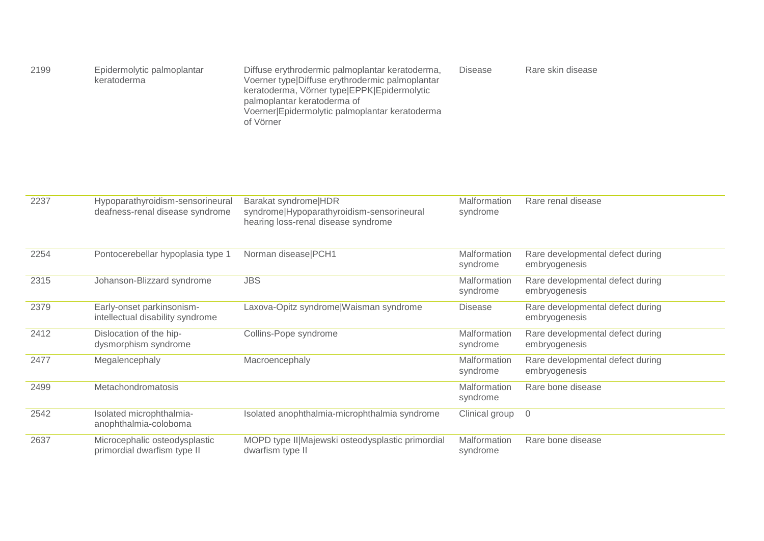| | | | | |
|---|---|---|---|---|
| 2199 | Epidermolytic palmoplantar keratoderma | Diffuse erythrodermic palmoplantar keratoderma, Voerner type\|Diffuse erythrodermic palmoplantar keratoderma, Vörner type\|EPPK\|Epidermolytic palmoplantar keratoderma of Voerner\|Epidermolytic palmoplantar keratoderma of Vörner | Disease | Rare skin disease |
| 2237 | Hypoparathyroidism-sensorineural deafness-renal disease syndrome | Barakat syndrome\|HDR syndrome\|Hypoparathyroidism-sensorineural hearing loss-renal disease syndrome | Malformation syndrome | Rare renal disease |
| 2254 | Pontocerebellar hypoplasia type 1 | Norman disease\|PCH1 | Malformation syndrome | Rare developmental defect during embryogenesis |
| 2315 | Johanson-Blizzard syndrome | JBS | Malformation syndrome | Rare developmental defect during embryogenesis |
| 2379 | Early-onset parkinsonism-intellectual disability syndrome | Laxova-Opitz syndrome\|Waisman syndrome | Disease | Rare developmental defect during embryogenesis |
| 2412 | Dislocation of the hip-dysmorphism syndrome | Collins-Pope syndrome | Malformation syndrome | Rare developmental defect during embryogenesis |
| 2477 | Megalencephaly | Macroencephaly | Malformation syndrome | Rare developmental defect during embryogenesis |
| 2499 | Metachondromatosis | | Malformation syndrome | Rare bone disease |
| 2542 | Isolated microphthalmia-anophthalmia-coloboma | Isolated anophthalmia-microphthalmia syndrome | Clinical group | 0 |
| 2637 | Microcephalic osteodysplastic primordial dwarfism type II | MOPD type II\|Majewski osteodysplastic primordial dwarfism type II | Malformation syndrome | Rare bone disease |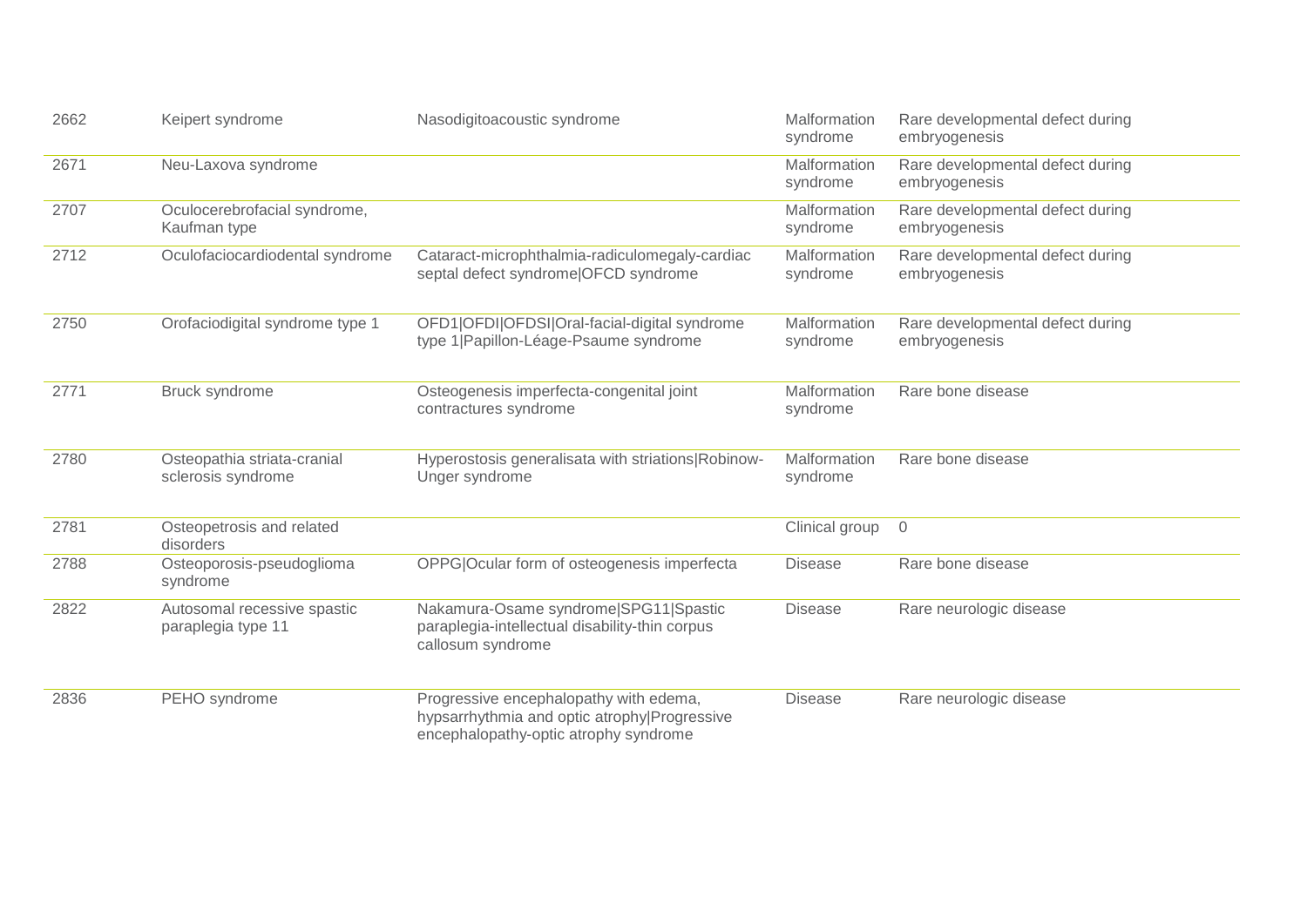| | | | | |
|---|---|---|---|---|
| 2662 | Keipert syndrome | Nasodigitoacoustic syndrome | Malformation syndrome | Rare developmental defect during embryogenesis |
| 2671 | Neu-Laxova syndrome | | Malformation syndrome | Rare developmental defect during embryogenesis |
| 2707 | Oculocerebrofacial syndrome, Kaufman type | | Malformation syndrome | Rare developmental defect during embryogenesis |
| 2712 | Oculofaciocardiodental syndrome | Cataract-microphthalmia-radiculomegaly-cardiac septal defect syndrome\|OFCD syndrome | Malformation syndrome | Rare developmental defect during embryogenesis |
| 2750 | Orofaciodigital syndrome type 1 | OFD1\|OFDI\|OFDSI\|Oral-facial-digital syndrome type 1\|Papillon-Léage-Psaume syndrome | Malformation syndrome | Rare developmental defect during embryogenesis |
| 2771 | Bruck syndrome | Osteogenesis imperfecta-congenital joint contractures syndrome | Malformation syndrome | Rare bone disease |
| 2780 | Osteopathia striata-cranial sclerosis syndrome | Hyperostosis generalisata with striations\|Robinow-Unger syndrome | Malformation syndrome | Rare bone disease |
| 2781 | Osteopetrosis and related disorders | | Clinical group | 0 |
| 2788 | Osteoporosis-pseudoglioma syndrome | OPPG\|Ocular form of osteogenesis imperfecta | Disease | Rare bone disease |
| 2822 | Autosomal recessive spastic paraplegia type 11 | Nakamura-Osame syndrome\|SPG11\|Spastic paraplegia-intellectual disability-thin corpus callosum syndrome | Disease | Rare neurologic disease |
| 2836 | PEHO syndrome | Progressive encephalopathy with edema, hypsarrhythmia and optic atrophy\|Progressive encephalopathy-optic atrophy syndrome | Disease | Rare neurologic disease |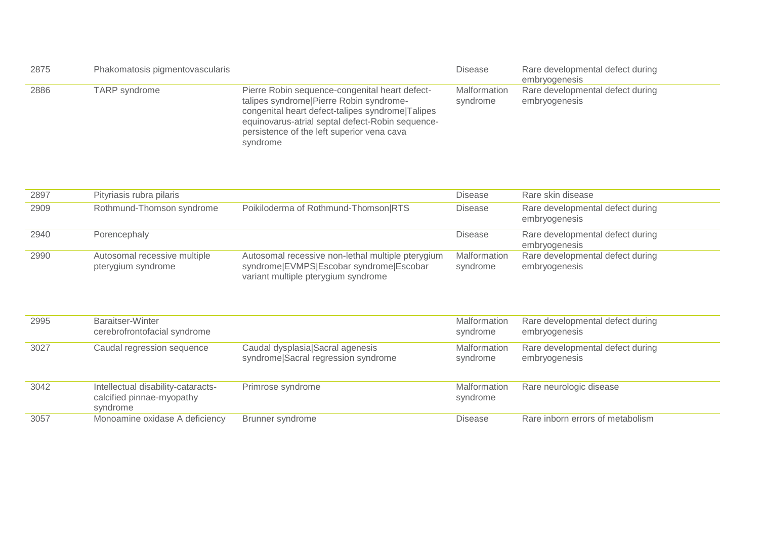| | | | | |
|---|---|---|---|---|
| 2875 | Phakomatosis pigmentovascularis | | Disease | Rare developmental defect during embryogenesis |
| 2886 | TARP syndrome | Pierre Robin sequence-congenital heart defect-talipes syndrome|Pierre Robin syndrome-congenital heart defect-talipes syndrome|Talipes equinovarus-atrial septal defect-Robin sequence-persistence of the left superior vena cava syndrome | Malformation syndrome | Rare developmental defect during embryogenesis |
| 2897 | Pityriasis rubra pilaris | | Disease | Rare skin disease |
| 2909 | Rothmund-Thomson syndrome | Poikiloderma of Rothmund-Thomson|RTS | Disease | Rare developmental defect during embryogenesis |
| 2940 | Porencephaly | | Disease | Rare developmental defect during embryogenesis |
| 2990 | Autosomal recessive multiple pterygium syndrome | Autosomal recessive non-lethal multiple pterygium syndrome|EVMPS|Escobar syndrome|Escobar variant multiple pterygium syndrome | Malformation syndrome | Rare developmental defect during embryogenesis |
| 2995 | Baraitser-Winter cerebrofrontofacial syndrome | | Malformation syndrome | Rare developmental defect during embryogenesis |
| 3027 | Caudal regression sequence | Caudal dysplasia|Sacral agenesis syndrome|Sacral regression syndrome | Malformation syndrome | Rare developmental defect during embryogenesis |
| 3042 | Intellectual disability-cataracts-calcified pinnae-myopathy syndrome | Primrose syndrome | Malformation syndrome | Rare neurologic disease |
| 3057 | Monoamine oxidase A deficiency | Brunner syndrome | Disease | Rare inborn errors of metabolism |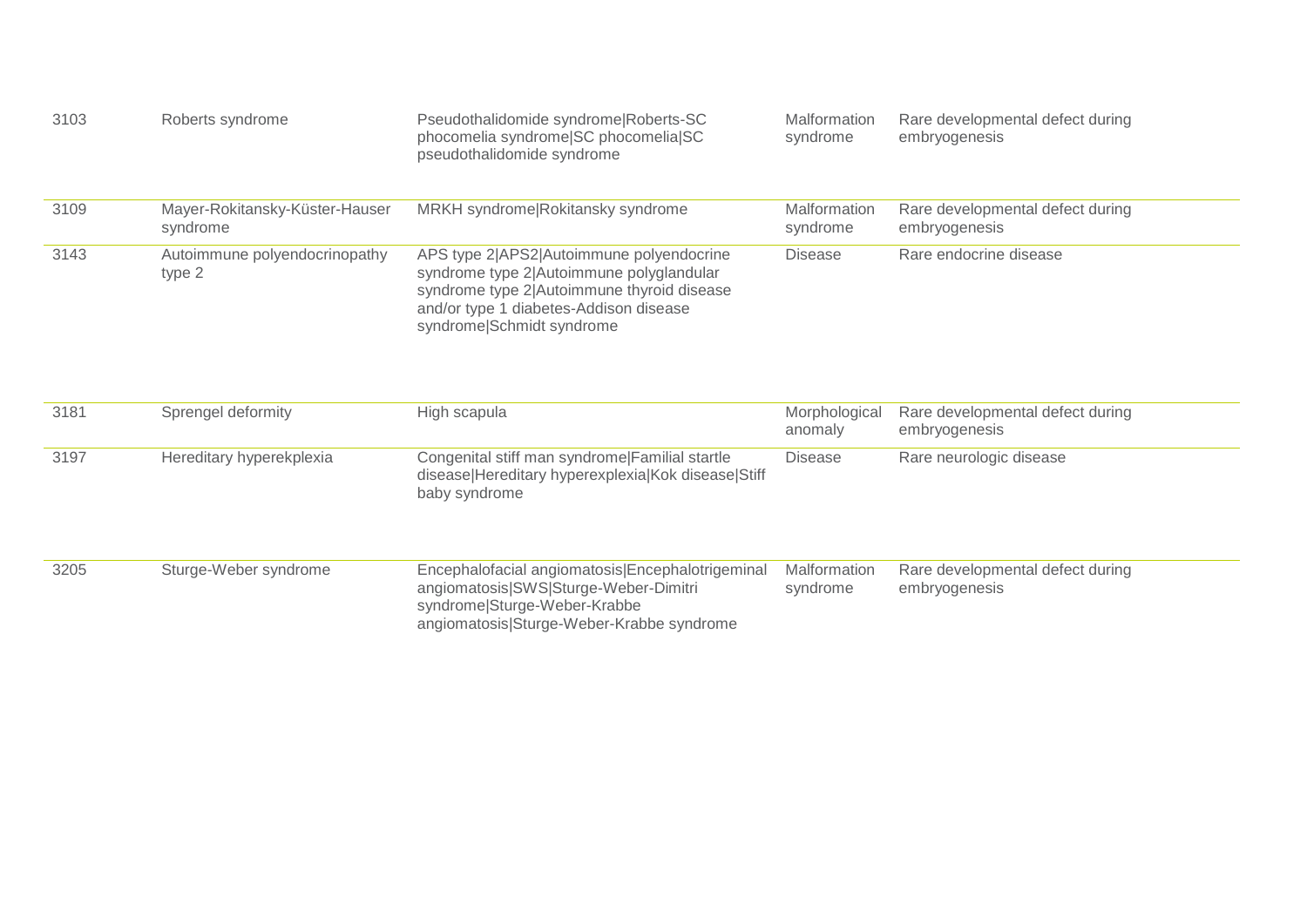| | | | | |
|---|---|---|---|---|
| 3103 | Roberts syndrome | Pseudothalidomide syndrome\|Roberts-SC phocomelia syndrome\|SC phocomelia\|SC pseudothalidomide syndrome | Malformation syndrome | Rare developmental defect during embryogenesis |
| 3109 | Mayer-Rokitansky-Küster-Hauser syndrome | MRKH syndrome\|Rokitansky syndrome | Malformation syndrome | Rare developmental defect during embryogenesis |
| 3143 | Autoimmune polyendocrinopathy type 2 | APS type 2\|APS2\|Autoimmune polyendocrine syndrome type 2\|Autoimmune polyglandular syndrome type 2\|Autoimmune thyroid disease and/or type 1 diabetes-Addison disease syndrome\|Schmidt syndrome | Disease | Rare endocrine disease |
| 3181 | Sprengel deformity | High scapula | Morphological anomaly | Rare developmental defect during embryogenesis |
| 3197 | Hereditary hyperekplexia | Congenital stiff man syndrome\|Familial startle disease\|Hereditary hyperexplexia\|Kok disease\|Stiff baby syndrome | Disease | Rare neurologic disease |
| 3205 | Sturge-Weber syndrome | Encephalofacial angiomatosis\|Encephalotrigeminal angiomatosis\|SWS\|Sturge-Weber-Dimitri syndrome\|Sturge-Weber-Krabbe angiomatosis\|Sturge-Weber-Krabbe syndrome | Malformation syndrome | Rare developmental defect during embryogenesis |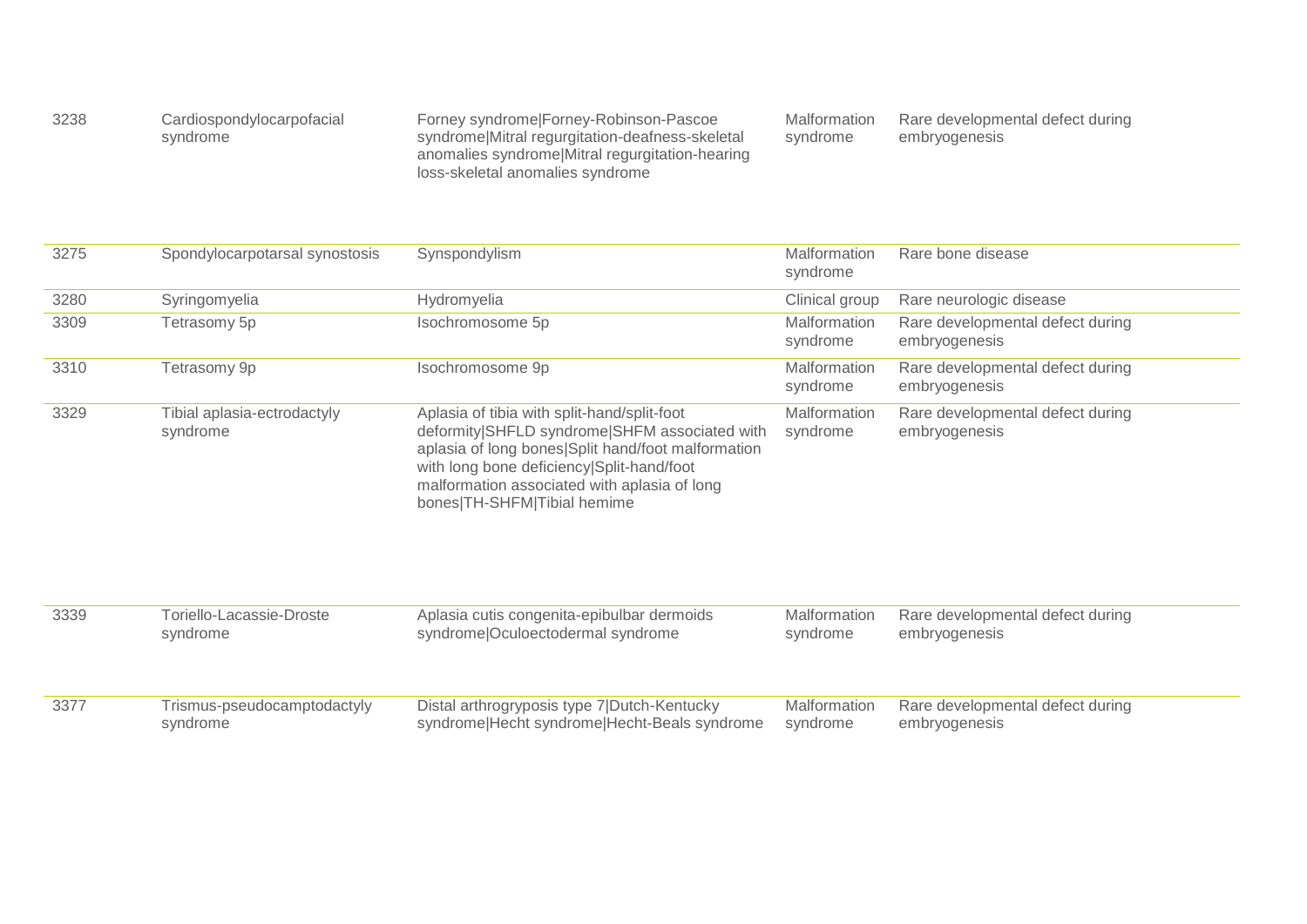| | | | | |
|---|---|---|---|---|
| 3238 | Cardiospondylocarpofacial syndrome | Forney syndrome\|Forney-Robinson-Pascoe syndrome\|Mitral regurgitation-deafness-skeletal anomalies syndrome\|Mitral regurgitation-hearing loss-skeletal anomalies syndrome | Malformation syndrome | Rare developmental defect during embryogenesis |
| 3275 | Spondylocarpotarsal synostosis | Synspondylism | Malformation syndrome | Rare bone disease |
| 3280 | Syringomyelia | Hydromyelia | Clinical group | Rare neurologic disease |
| 3309 | Tetrasomy 5p | Isochromosome 5p | Malformation syndrome | Rare developmental defect during embryogenesis |
| 3310 | Tetrasomy 9p | Isochromosome 9p | Malformation syndrome | Rare developmental defect during embryogenesis |
| 3329 | Tibial aplasia-ectrodactyly syndrome | Aplasia of tibia with split-hand/split-foot deformity\|SHFLD syndrome\|SHFM associated with aplasia of long bones\|Split hand/foot malformation with long bone deficiency\|Split-hand/foot malformation associated with aplasia of long bones\|TH-SHFM\|Tibial hemime | Malformation syndrome | Rare developmental defect during embryogenesis |
| 3339 | Toriello-Lacassie-Droste syndrome | Aplasia cutis congenita-epibulbar dermoids syndrome\|Oculoectodermal syndrome | Malformation syndrome | Rare developmental defect during embryogenesis |
| 3377 | Trismus-pseudocamptodactyly syndrome | Distal arthrogryposis type 7\|Dutch-Kentucky syndrome\|Hecht syndrome\|Hecht-Beals syndrome | Malformation syndrome | Rare developmental defect during embryogenesis |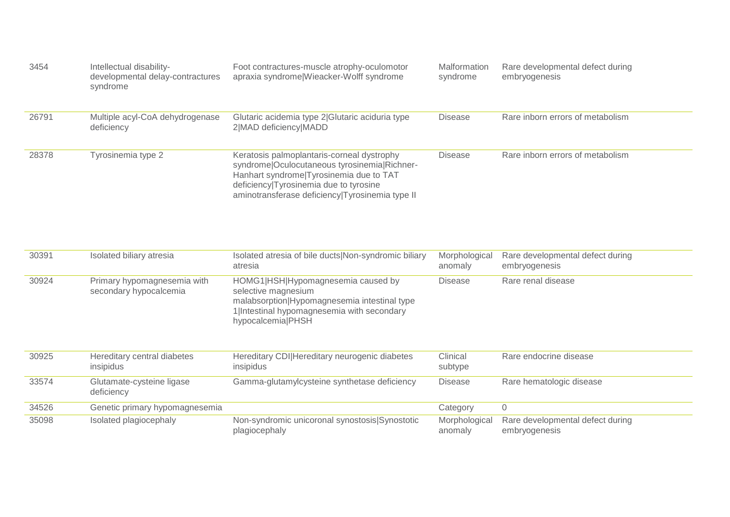| | | | | |
|---|---|---|---|---|
| 3454 | Intellectual disability-developmental delay-contractures syndrome | Foot contractures-muscle atrophy-oculomotor apraxia syndrome\|Wieacker-Wolff syndrome | Malformation syndrome | Rare developmental defect during embryogenesis |
| 26791 | Multiple acyl-CoA dehydrogenase deficiency | Glutaric acidemia type 2\|Glutaric aciduria type 2\|MAD deficiency\|MADD | Disease | Rare inborn errors of metabolism |
| 28378 | Tyrosinemia type 2 | Keratosis palmoplantaris-corneal dystrophy syndrome\|Oculocutaneous tyrosinemia\|Richner-Hanhart syndrome\|Tyrosinemia due to TAT deficiency\|Tyrosinemia due to tyrosine aminotransferase deficiency\|Tyrosinemia type II | Disease | Rare inborn errors of metabolism |
| 30391 | Isolated biliary atresia | Isolated atresia of bile ducts\|Non-syndromic biliary atresia | Morphological anomaly | Rare developmental defect during embryogenesis |
| 30924 | Primary hypomagnesemia with secondary hypocalcemia | HOMG1\|HSH\|Hypomagnesemia caused by selective magnesium malabsorption\|Hypomagnesemia intestinal type 1\|Intestinal hypomagnesemia with secondary hypocalcemia\|PHSH | Disease | Rare renal disease |
| 30925 | Hereditary central diabetes insipidus | Hereditary CDI\|Hereditary neurogenic diabetes insipidus | Clinical subtype | Rare endocrine disease |
| 33574 | Glutamate-cysteine ligase deficiency | Gamma-glutamylcysteine synthetase deficiency | Disease | Rare hematologic disease |
| 34526 | Genetic primary hypomagnesemia | | Category | 0 |
| 35098 | Isolated plagiocephaly | Non-syndromic unicoronal synostosis\|Synostotic plagiocephaly | Morphological anomaly | Rare developmental defect during embryogenesis |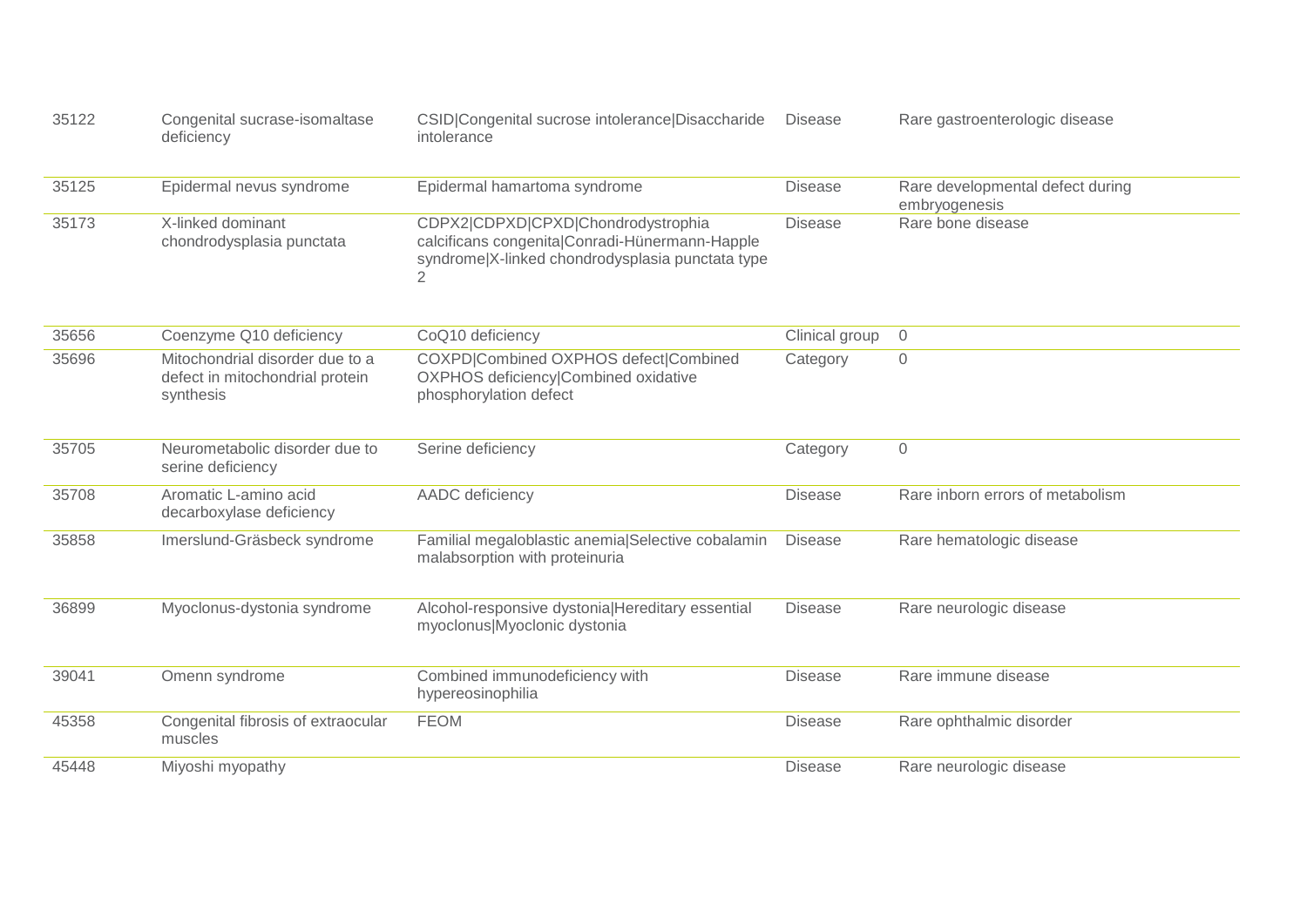| | | | | |
|---|---|---|---|---|
| 35122 | Congenital sucrase-isomaltase deficiency | CSID\|Congenital sucrose intolerance\|Disaccharide intolerance | Disease | Rare gastroenterologic disease |
| 35125 | Epidermal nevus syndrome | Epidermal hamartoma syndrome | Disease | Rare developmental defect during embryogenesis |
| 35173 | X-linked dominant chondrodysplasia punctata | CDPX2\|CDPXD\|CPXD\|Chondrodystrophia calcificans congenita\|Conradi-Hünermann-Happle syndrome\|X-linked chondrodysplasia punctata type 2 | Disease | Rare bone disease |
| 35656 | Coenzyme Q10 deficiency | CoQ10 deficiency | Clinical group | 0 |
| 35696 | Mitochondrial disorder due to a defect in mitochondrial protein synthesis | COXPD\|Combined OXPHOS defect\|Combined OXPHOS deficiency\|Combined oxidative phosphorylation defect | Category | 0 |
| 35705 | Neurometabolic disorder due to serine deficiency | Serine deficiency | Category | 0 |
| 35708 | Aromatic L-amino acid decarboxylase deficiency | AADC deficiency | Disease | Rare inborn errors of metabolism |
| 35858 | Imerslund-Gräsbeck syndrome | Familial megaloblastic anemia\|Selective cobalamin malabsorption with proteinuria | Disease | Rare hematologic disease |
| 36899 | Myoclonus-dystonia syndrome | Alcohol-responsive dystonia\|Hereditary essential myoclonus\|Myoclonic dystonia | Disease | Rare neurologic disease |
| 39041 | Omenn syndrome | Combined immunodeficiency with hypereosinophilia | Disease | Rare immune disease |
| 45358 | Congenital fibrosis of extraocular muscles | FEOM | Disease | Rare ophthalmic disorder |
| 45448 | Miyoshi myopathy | | Disease | Rare neurologic disease |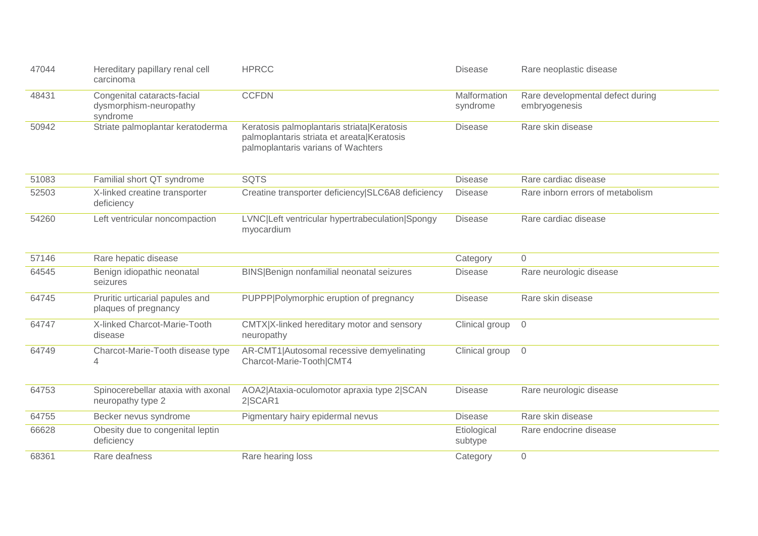| | | | | |
|---|---|---|---|---|
| 47044 | Hereditary papillary renal cell carcinoma | HPRCC | Disease | Rare neoplastic disease |
| 48431 | Congenital cataracts-facial dysmorphism-neuropathy syndrome | CCFDN | Malformation syndrome | Rare developmental defect during embryogenesis |
| 50942 | Striate palmoplantar keratoderma | Keratosis palmoplantaris striata\|Keratosis palmoplantaris striata et areata\|Keratosis palmoplantaris varians of Wachters | Disease | Rare skin disease |
| 51083 | Familial short QT syndrome | SQTS | Disease | Rare cardiac disease |
| 52503 | X-linked creatine transporter deficiency | Creatine transporter deficiency\|SLC6A8 deficiency | Disease | Rare inborn errors of metabolism |
| 54260 | Left ventricular noncompaction | LVNC\|Left ventricular hypertrabeculation\|Spongy myocardium | Disease | Rare cardiac disease |
| 57146 | Rare hepatic disease | | Category | 0 |
| 64545 | Benign idiopathic neonatal seizures | BINS\|Benign nonfamilial neonatal seizures | Disease | Rare neurologic disease |
| 64745 | Pruritic urticarial papules and plaques of pregnancy | PUPPP\|Polymorphic eruption of pregnancy | Disease | Rare skin disease |
| 64747 | X-linked Charcot-Marie-Tooth disease | CMTX\|X-linked hereditary motor and sensory neuropathy | Clinical group | 0 |
| 64749 | Charcot-Marie-Tooth disease type 4 | AR-CMT1\|Autosomal recessive demyelinating Charcot-Marie-Tooth\|CMT4 | Clinical group | 0 |
| 64753 | Spinocerebellar ataxia with axonal neuropathy type 2 | AOA2\|Ataxia-oculomotor apraxia type 2\|SCAN 2\|SCAR1 | Disease | Rare neurologic disease |
| 64755 | Becker nevus syndrome | Pigmentary hairy epidermal nevus | Disease | Rare skin disease |
| 66628 | Obesity due to congenital leptin deficiency | | Etiological subtype | Rare endocrine disease |
| 68361 | Rare deafness | Rare hearing loss | Category | 0 |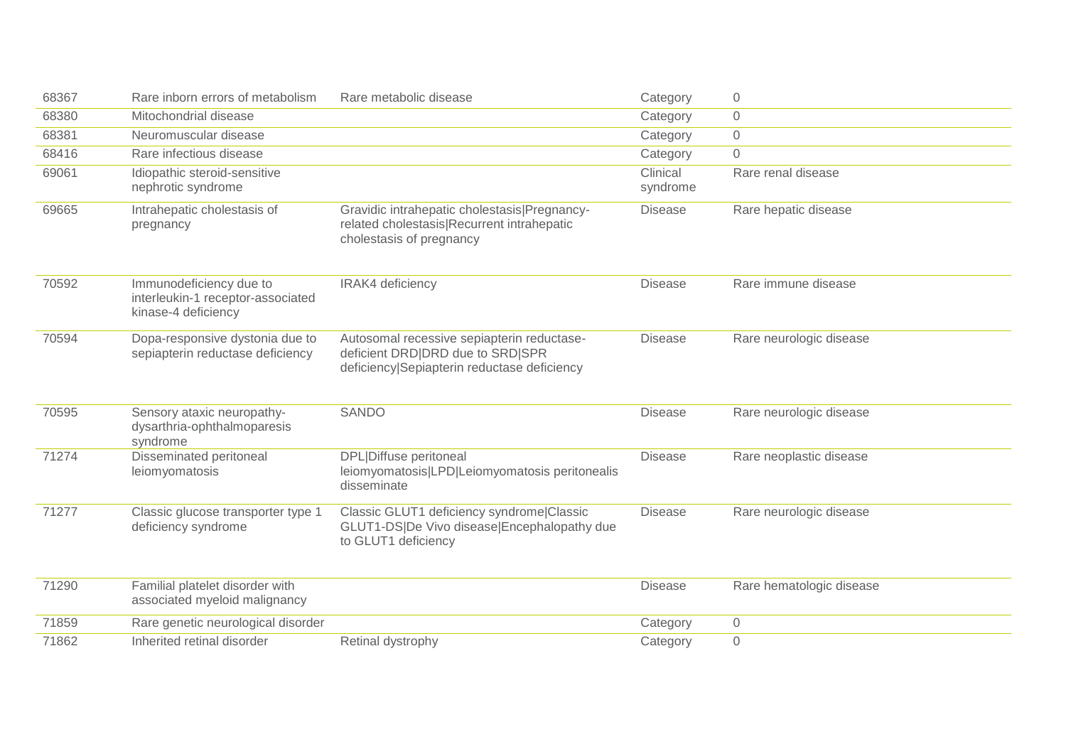| | | | | |
|---|---|---|---|---|
| 68367 | Rare inborn errors of metabolism | Rare metabolic disease | Category | 0 |
| 68380 | Mitochondrial disease | | Category | 0 |
| 68381 | Neuromuscular disease | | Category | 0 |
| 68416 | Rare infectious disease | | Category | 0 |
| 69061 | Idiopathic steroid-sensitive nephrotic syndrome | | Clinical syndrome | Rare renal disease |
| 69665 | Intrahepatic cholestasis of pregnancy | Gravidic intrahepatic cholestasis\|Pregnancy-related cholestasis\|Recurrent intrahepatic cholestasis of pregnancy | Disease | Rare hepatic disease |
| 70592 | Immunodeficiency due to interleukin-1 receptor-associated kinase-4 deficiency | IRAK4 deficiency | Disease | Rare immune disease |
| 70594 | Dopa-responsive dystonia due to sepiapterin reductase deficiency | Autosomal recessive sepiapterin reductase-deficient DRD\|DRD due to SRD\|SPR deficiency\|Sepiapterin reductase deficiency | Disease | Rare neurologic disease |
| 70595 | Sensory ataxic neuropathy-dysarthria-ophthalmoparesis syndrome | SANDO | Disease | Rare neurologic disease |
| 71274 | Disseminated peritoneal leiomyomatosis | DPL\|Diffuse peritoneal leiomyomatosis\|LPD\|Leiomyomatosis peritonealis disseminate | Disease | Rare neoplastic disease |
| 71277 | Classic glucose transporter type 1 deficiency syndrome | Classic GLUT1 deficiency syndrome\|Classic GLUT1-DS\|De Vivo disease\|Encephalopathy due to GLUT1 deficiency | Disease | Rare neurologic disease |
| 71290 | Familial platelet disorder with associated myeloid malignancy | | Disease | Rare hematologic disease |
| 71859 | Rare genetic neurological disorder | | Category | 0 |
| 71862 | Inherited retinal disorder | Retinal dystrophy | Category | 0 |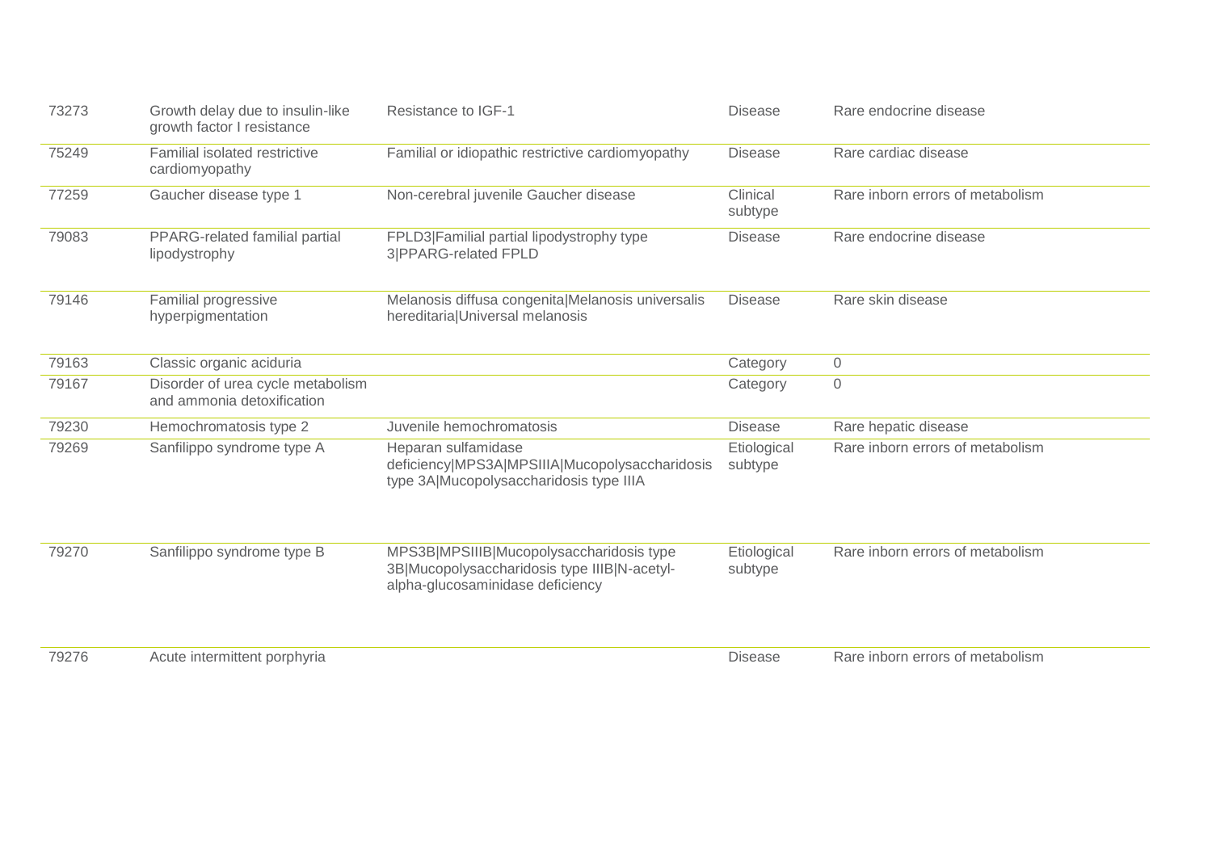| | | | | |
|---|---|---|---|---|
| 73273 | Growth delay due to insulin-like growth factor I resistance | Resistance to IGF-1 | Disease | Rare endocrine disease |
| 75249 | Familial isolated restrictive cardiomyopathy | Familial or idiopathic restrictive cardiomyopathy | Disease | Rare cardiac disease |
| 77259 | Gaucher disease type 1 | Non-cerebral juvenile Gaucher disease | Clinical subtype | Rare inborn errors of metabolism |
| 79083 | PPARG-related familial partial lipodystrophy | FPLD3\|Familial partial lipodystrophy type 3\|PPARG-related FPLD | Disease | Rare endocrine disease |
| 79146 | Familial progressive hyperpigmentation | Melanosis diffusa congenita\|Melanosis universalis hereditaria\|Universal melanosis | Disease | Rare skin disease |
| 79163 | Classic organic aciduria | | Category | 0 |
| 79167 | Disorder of urea cycle metabolism and ammonia detoxification | | Category | 0 |
| 79230 | Hemochromatosis type 2 | Juvenile hemochromatosis | Disease | Rare hepatic disease |
| 79269 | Sanfilippo syndrome type A | Heparan sulfamidase deficiency\|MPS3A\|MPSIIIA\|Mucopolysaccharidosis type 3A\|Mucopolysaccharidosis type IIIA | Etiological subtype | Rare inborn errors of metabolism |
| 79270 | Sanfilippo syndrome type B | MPS3B\|MPSIIIB\|Mucopolysaccharidosis type 3B\|Mucopolysaccharidosis type IIIB\|N-acetyl-alpha-glucosaminidase deficiency | Etiological subtype | Rare inborn errors of metabolism |
| 79276 | Acute intermittent porphyria | | Disease | Rare inborn errors of metabolism |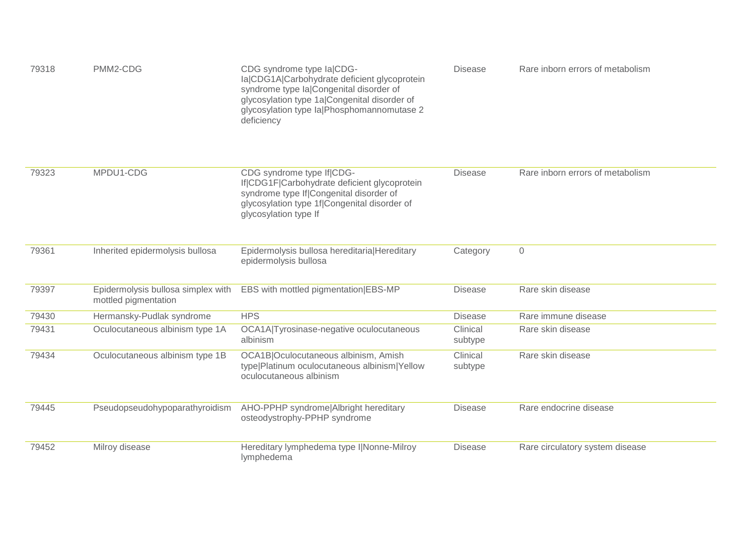| | | | | |
|---|---|---|---|---|
| 79318 | PMM2-CDG | CDG syndrome type Ia\|CDG-Ia\|CDG1A\|Carbohydrate deficient glycoprotein syndrome type Ia\|Congenital disorder of glycosylation type 1a\|Congenital disorder of glycosylation type Ia\|Phosphomannomutase 2 deficiency | Disease | Rare inborn errors of metabolism |
| 79323 | MPDU1-CDG | CDG syndrome type If\|CDG-If\|CDG1F\|Carbohydrate deficient glycoprotein syndrome type If\|Congenital disorder of glycosylation type 1f\|Congenital disorder of glycosylation type If | Disease | Rare inborn errors of metabolism |
| 79361 | Inherited epidermolysis bullosa | Epidermolysis bullosa hereditaria\|Hereditary epidermolysis bullosa | Category | 0 |
| 79397 | Epidermolysis bullosa simplex with mottled pigmentation | EBS with mottled pigmentation\|EBS-MP | Disease | Rare skin disease |
| 79430 | Hermansky-Pudlak syndrome | HPS | Disease | Rare immune disease |
| 79431 | Oculocutaneous albinism type 1A | OCA1A\|Tyrosinase-negative oculocutaneous albinism | Clinical subtype | Rare skin disease |
| 79434 | Oculocutaneous albinism type 1B | OCA1B\|Oculocutaneous albinism, Amish type\|Platinum oculocutaneous albinism\|Yellow oculocutaneous albinism | Clinical subtype | Rare skin disease |
| 79445 | Pseudopseudohypoparathyroidism | AHO-PPHP syndrome\|Albright hereditary osteodystrophy-PPHP syndrome | Disease | Rare endocrine disease |
| 79452 | Milroy disease | Hereditary lymphedema type I\|Nonne-Milroy lymphedema | Disease | Rare circulatory system disease |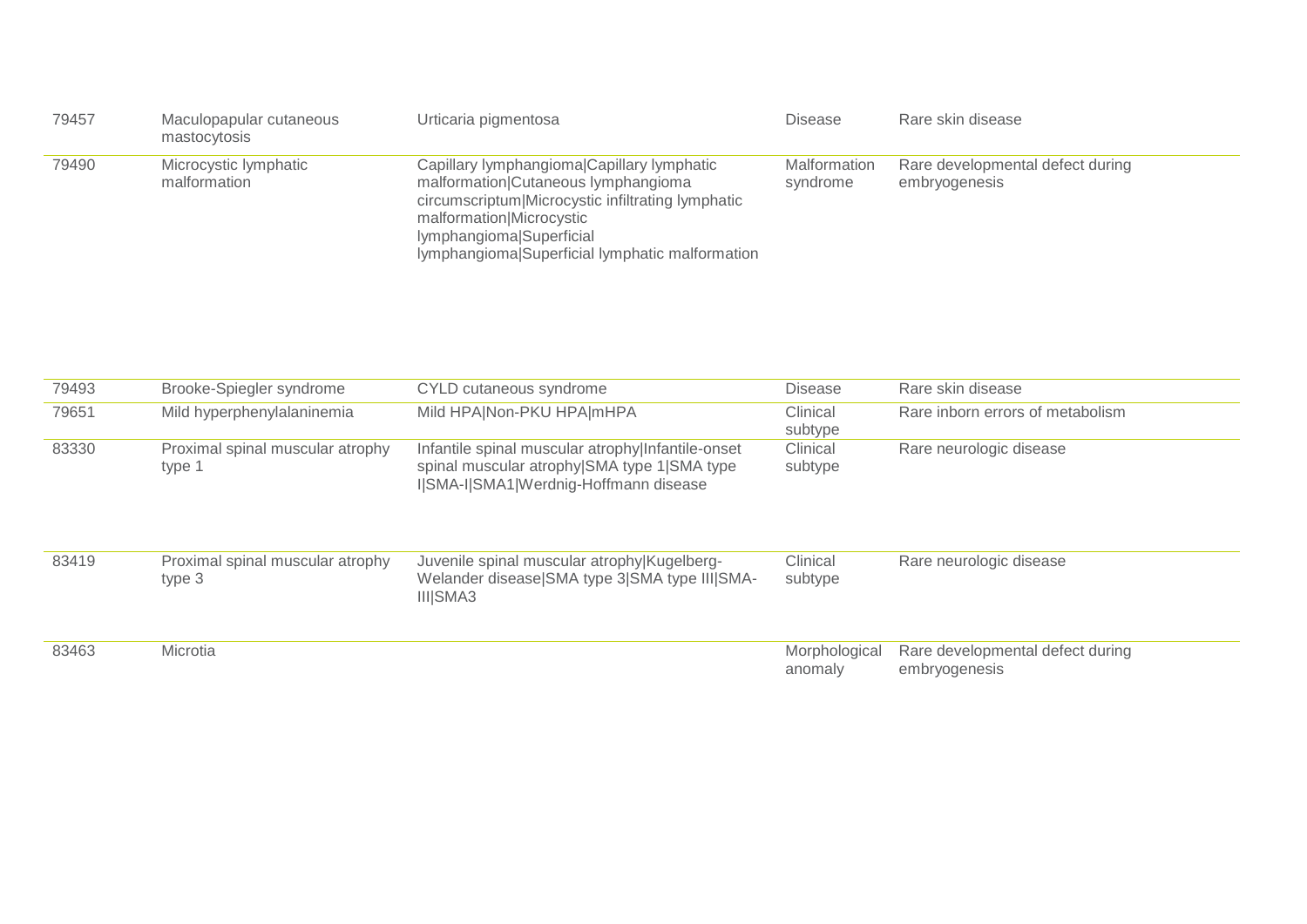| | | | | |
|---|---|---|---|---|
| 79457 | Maculopapular cutaneous mastocytosis | Urticaria pigmentosa | Disease | Rare skin disease |
| 79490 | Microcystic lymphatic malformation | Capillary lymphangioma\|Capillary lymphatic malformation\|Cutaneous lymphangioma circumscriptum\|Microcystic infiltrating lymphatic malformation\|Microcystic lymphangioma\|Superficial lymphangioma\|Superficial lymphatic malformation | Malformation syndrome | Rare developmental defect during embryogenesis |
| 79493 | Brooke-Spiegler syndrome | CYLD cutaneous syndrome | Disease | Rare skin disease |
| 79651 | Mild hyperphenylalaninemia | Mild HPA\|Non-PKU HPA\|mHPA | Clinical subtype | Rare inborn errors of metabolism |
| 83330 | Proximal spinal muscular atrophy type 1 | Infantile spinal muscular atrophy\|Infantile-onset spinal muscular atrophy\|SMA type 1\|SMA type I\|SMA-I\|SMA1\|Werdnig-Hoffmann disease | Clinical subtype | Rare neurologic disease |
| 83419 | Proximal spinal muscular atrophy type 3 | Juvenile spinal muscular atrophy\|Kugelberg-Welander disease\|SMA type 3\|SMA type III\|SMA-III\|SMA3 | Clinical subtype | Rare neurologic disease |
| 83463 | Microtia | | Morphological anomaly | Rare developmental defect during embryogenesis |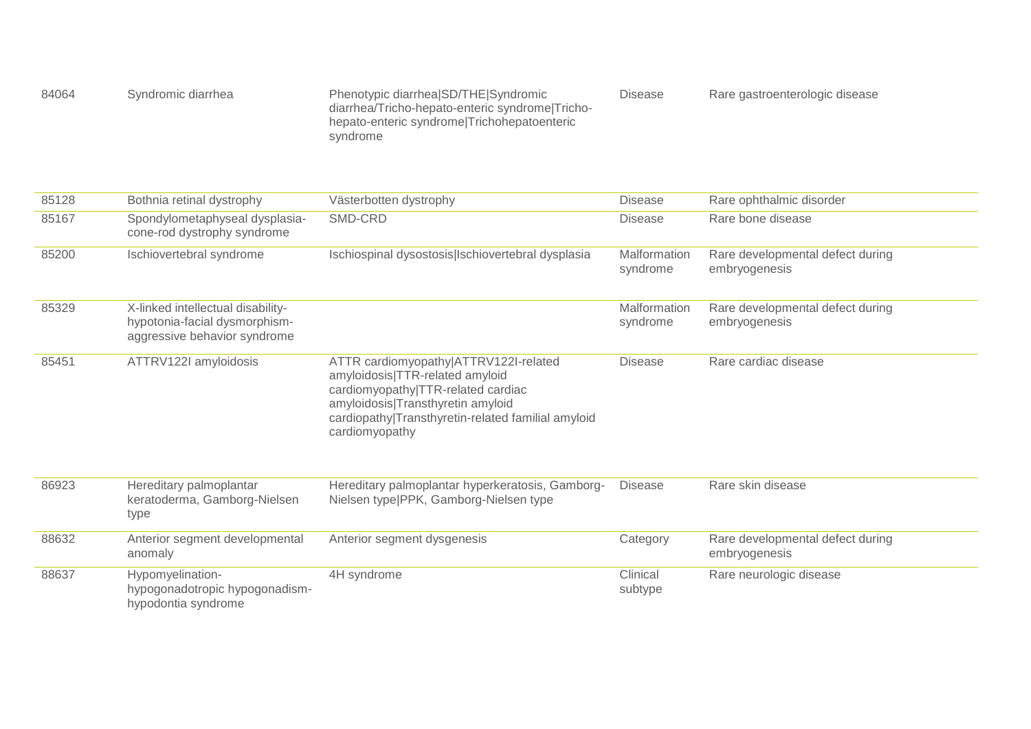| | | | | |
|---|---|---|---|---|
| 84064 | Syndromic diarrhea | Phenotypic diarrhea\|SD/THE\|Syndromic diarrhea/Tricho-hepato-enteric syndrome\|Tricho-hepato-enteric syndrome\|Trichohepatoenteric syndrome | Disease | Rare gastroenterologic disease |
| 85128 | Bothnia retinal dystrophy | Västerbotten dystrophy | Disease | Rare ophthalmic disorder |
| 85167 | Spondylometaphyseal dysplasia-cone-rod dystrophy syndrome | SMD-CRD | Disease | Rare bone disease |
| 85200 | Ischiovertebral syndrome | Ischiospinal dysostosis\|Ischiovertebral dysplasia | Malformation syndrome | Rare developmental defect during embryogenesis |
| 85329 | X-linked intellectual disability-hypotonia-facial dysmorphism-aggressive behavior syndrome | | Malformation syndrome | Rare developmental defect during embryogenesis |
| 85451 | ATTRV122I amyloidosis | ATTR cardiomyopathy\|ATTRV122I-related amyloidosis\|TTR-related amyloid cardiomyopathy\|TTR-related cardiac amyloidosis\|Transthyretin amyloid cardiopathy\|Transthyretin-related familial amyloid cardiomyopathy | Disease | Rare cardiac disease |
| 86923 | Hereditary palmoplantar keratoderma, Gamborg-Nielsen type | Hereditary palmoplantar hyperkeratosis, Gamborg-Nielsen type\|PPK, Gamborg-Nielsen type | Disease | Rare skin disease |
| 88632 | Anterior segment developmental anomaly | Anterior segment dysgenesis | Category | Rare developmental defect during embryogenesis |
| 88637 | Hypomyelination-hypogonadotropic hypogonadism-hypodontia syndrome | 4H syndrome | Clinical subtype | Rare neurologic disease |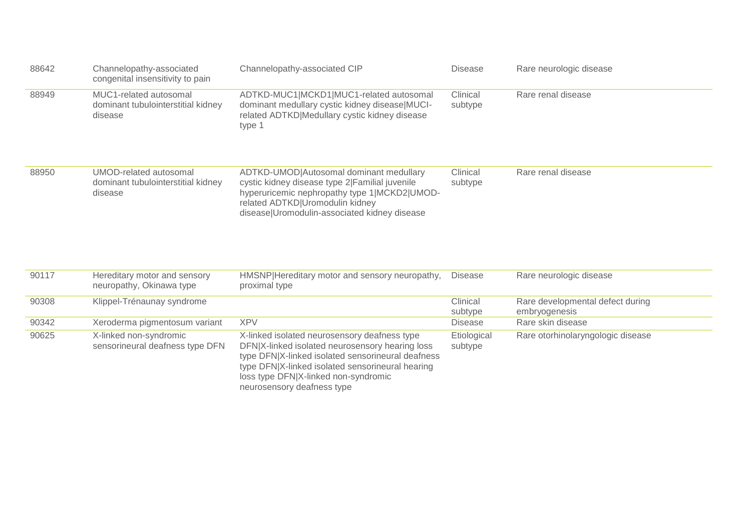| | | | | |
|---|---|---|---|---|
| 88642 | Channelopathy-associated congenital insensitivity to pain | Channelopathy-associated CIP | Disease | Rare neurologic disease |
| 88949 | MUC1-related autosomal dominant tubulointerstitial kidney disease | ADTKD-MUC1\|MCKD1\|MUC1-related autosomal dominant medullary cystic kidney disease\|MUCI-related ADTKD\|Medullary cystic kidney disease type 1 | Clinical subtype | Rare renal disease |
| 88950 | UMOD-related autosomal dominant tubulointerstitial kidney disease | ADTKD-UMOD\|Autosomal dominant medullary cystic kidney disease type 2\|Familial juvenile hyperuricemic nephropathy type 1\|MCKD2\|UMOD-related ADTKD\|Uromodulin kidney disease\|Uromodulin-associated kidney disease | Clinical subtype | Rare renal disease |
| 90117 | Hereditary motor and sensory neuropathy, Okinawa type | HMSNP\|Hereditary motor and sensory neuropathy, proximal type | Disease | Rare neurologic disease |
| 90308 | Klippel-Trénaunay syndrome | | Clinical subtype | Rare developmental defect during embryogenesis |
| 90342 | Xeroderma pigmentosum variant | XPV | Disease | Rare skin disease |
| 90625 | X-linked non-syndromic sensorineural deafness type DFN | X-linked isolated neurosensory deafness type DFN\|X-linked isolated neurosensory hearing loss type DFN\|X-linked isolated sensorineural deafness type DFN\|X-linked isolated sensorineural hearing loss type DFN\|X-linked non-syndromic neurosensory deafness type | Etiological subtype | Rare otorhinolaryngologic disease |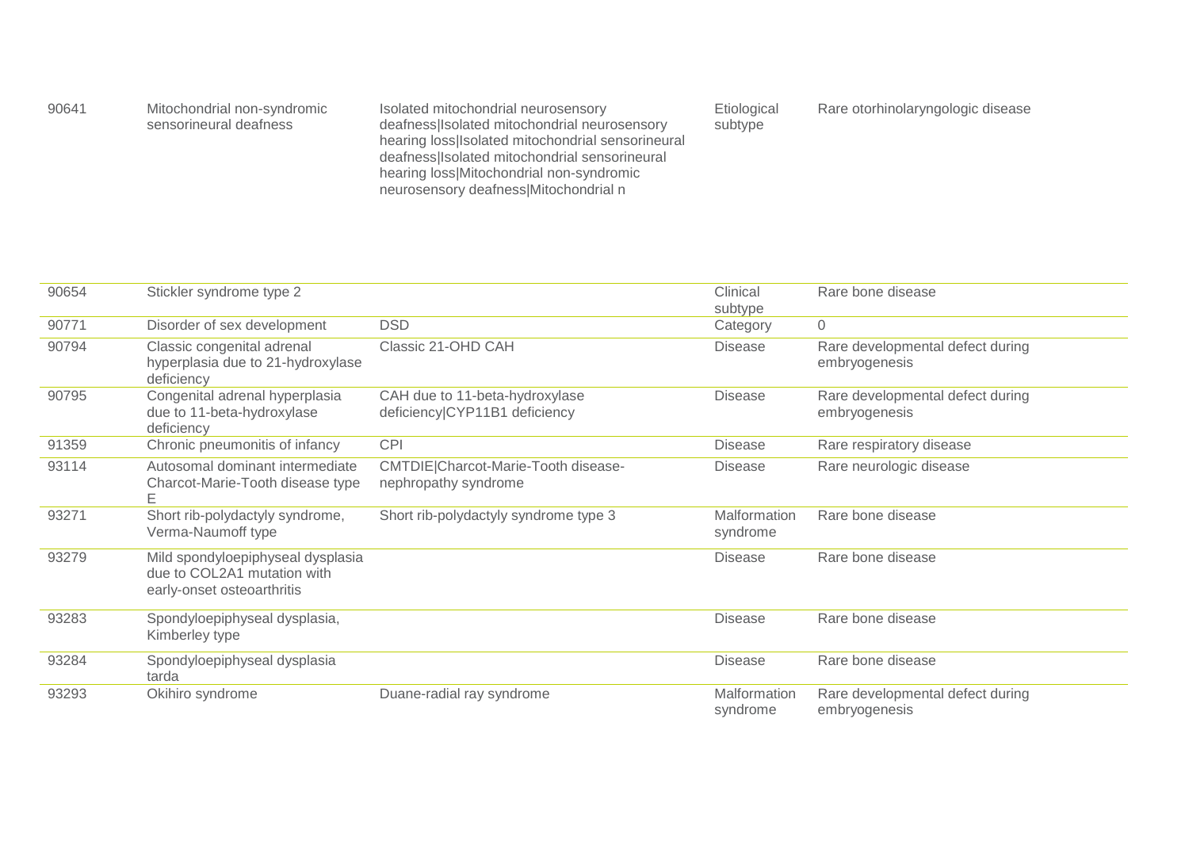| | | | | |
|---|---|---|---|---|
| 90641 | Mitochondrial non-syndromic sensorineural deafness | Isolated mitochondrial neurosensory deafness\|Isolated mitochondrial neurosensory hearing loss\|Isolated mitochondrial sensorineural deafness\|Isolated mitochondrial sensorineural hearing loss\|Mitochondrial non-syndromic neurosensory deafness\|Mitochondrial n | Etiological subtype | Rare otorhinolaryngologic disease |
| 90654 | Stickler syndrome type 2 | | Clinical subtype | Rare bone disease |
| 90771 | Disorder of sex development | DSD | Category | 0 |
| 90794 | Classic congenital adrenal hyperplasia due to 21-hydroxylase deficiency | Classic 21-OHD CAH | Disease | Rare developmental defect during embryogenesis |
| 90795 | Congenital adrenal hyperplasia due to 11-beta-hydroxylase deficiency | CAH due to 11-beta-hydroxylase deficiency\|CYP11B1 deficiency | Disease | Rare developmental defect during embryogenesis |
| 91359 | Chronic pneumonitis of infancy | CPI | Disease | Rare respiratory disease |
| 93114 | Autosomal dominant intermediate Charcot-Marie-Tooth disease type E | CMTDIE\|Charcot-Marie-Tooth disease-nephropathy syndrome | Disease | Rare neurologic disease |
| 93271 | Short rib-polydactyly syndrome, Verma-Naumoff type | Short rib-polydactyly syndrome type 3 | Malformation syndrome | Rare bone disease |
| 93279 | Mild spondyloepiphyseal dysplasia due to COL2A1 mutation with early-onset osteoarthritis | | Disease | Rare bone disease |
| 93283 | Spondyloepiphyseal dysplasia, Kimberley type | | Disease | Rare bone disease |
| 93284 | Spondyloepiphyseal dysplasia tarda | | Disease | Rare bone disease |
| 93293 | Okihiro syndrome | Duane-radial ray syndrome | Malformation syndrome | Rare developmental defect during embryogenesis |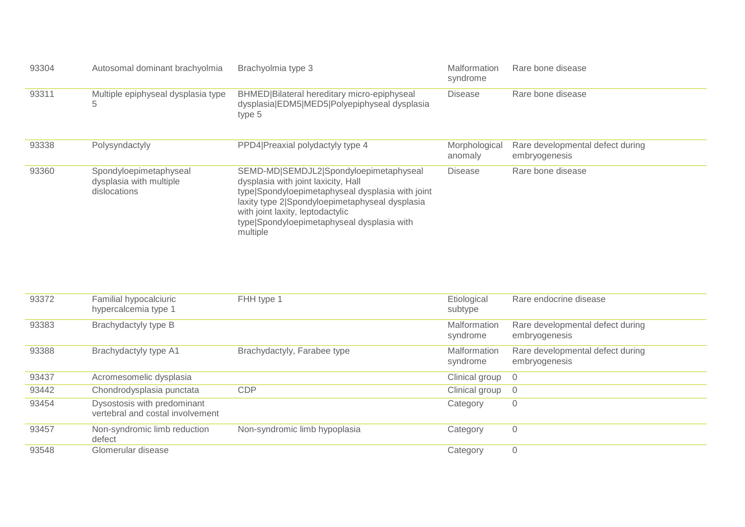| | | | | |
|---|---|---|---|---|
| 93304 | Autosomal dominant brachyolmia | Brachyolmia type 3 | Malformation syndrome | Rare bone disease |
| 93311 | Multiple epiphyseal dysplasia type 5 | BHMED\|Bilateral hereditary micro-epiphyseal dysplasia\|EDM5\|MED5\|Polyepiphyseal dysplasia type 5 | Disease | Rare bone disease |
| 93338 | Polysyndactyly | PPD4\|Preaxial polydactyly type 4 | Morphological anomaly | Rare developmental defect during embryogenesis |
| 93360 | Spondyloepimetaphyseal dysplasia with multiple dislocations | SEMD-MD\|SEMDJL2\|Spondyloepimetaphyseal dysplasia with joint laxicity, Hall type\|Spondyloepimetaphyseal dysplasia with joint laxity type 2\|Spondyloepimetaphyseal dysplasia with joint laxity, leptodactylic type\|Spondyloepimetaphyseal dysplasia with multiple | Disease | Rare bone disease |
| 93372 | Familial hypocalciuric hypercalcemia type 1 | FHH type 1 | Etiological subtype | Rare endocrine disease |
| 93383 | Brachydactyly type B | | Malformation syndrome | Rare developmental defect during embryogenesis |
| 93388 | Brachydactyly type A1 | Brachydactyly, Farabee type | Malformation syndrome | Rare developmental defect during embryogenesis |
| 93437 | Acromesomelic dysplasia | | Clinical group | 0 |
| 93442 | Chondrodysplasia punctata | CDP | Clinical group | 0 |
| 93454 | Dysostosis with predominant vertebral and costal involvement | | Category | 0 |
| 93457 | Non-syndromic limb reduction defect | Non-syndromic limb hypoplasia | Category | 0 |
| 93548 | Glomerular disease | | Category | 0 |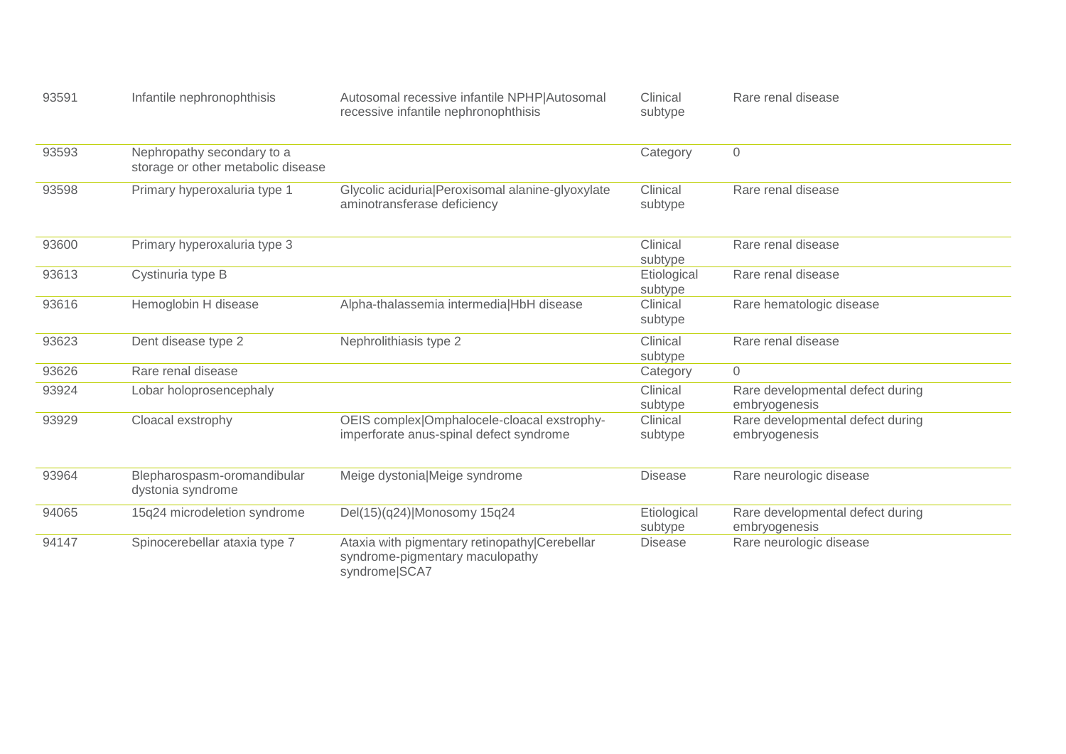| | | | | |
|---|---|---|---|---|
| 93591 | Infantile nephronophthisis | Autosomal recessive infantile NPHP\|Autosomal recessive infantile nephronophthisis | Clinical subtype | Rare renal disease |
| 93593 | Nephropathy secondary to a storage or other metabolic disease | | Category | 0 |
| 93598 | Primary hyperoxaluria type 1 | Glycolic aciduria\|Peroxisomal alanine-glyoxylate aminotransferase deficiency | Clinical subtype | Rare renal disease |
| 93600 | Primary hyperoxaluria type 3 | | Clinical subtype | Rare renal disease |
| 93613 | Cystinuria type B | | Etiological subtype | Rare renal disease |
| 93616 | Hemoglobin H disease | Alpha-thalassemia intermedia\|HbH disease | Clinical subtype | Rare hematologic disease |
| 93623 | Dent disease type 2 | Nephrolithiasis type 2 | Clinical subtype | Rare renal disease |
| 93626 | Rare renal disease | | Category | 0 |
| 93924 | Lobar holoprosencephaly | | Clinical subtype | Rare developmental defect during embryogenesis |
| 93929 | Cloacal exstrophy | OEIS complex\|Omphalocele-cloacal exstrophy-imperforate anus-spinal defect syndrome | Clinical subtype | Rare developmental defect during embryogenesis |
| 93964 | Blepharospasm-oromandibular dystonia syndrome | Meige dystonia\|Meige syndrome | Disease | Rare neurologic disease |
| 94065 | 15q24 microdeletion syndrome | Del(15)(q24)\|Monosomy 15q24 | Etiological subtype | Rare developmental defect during embryogenesis |
| 94147 | Spinocerebellar ataxia type 7 | Ataxia with pigmentary retinopathy\|Cerebellar syndrome-pigmentary maculopathy syndrome\|SCA7 | Disease | Rare neurologic disease |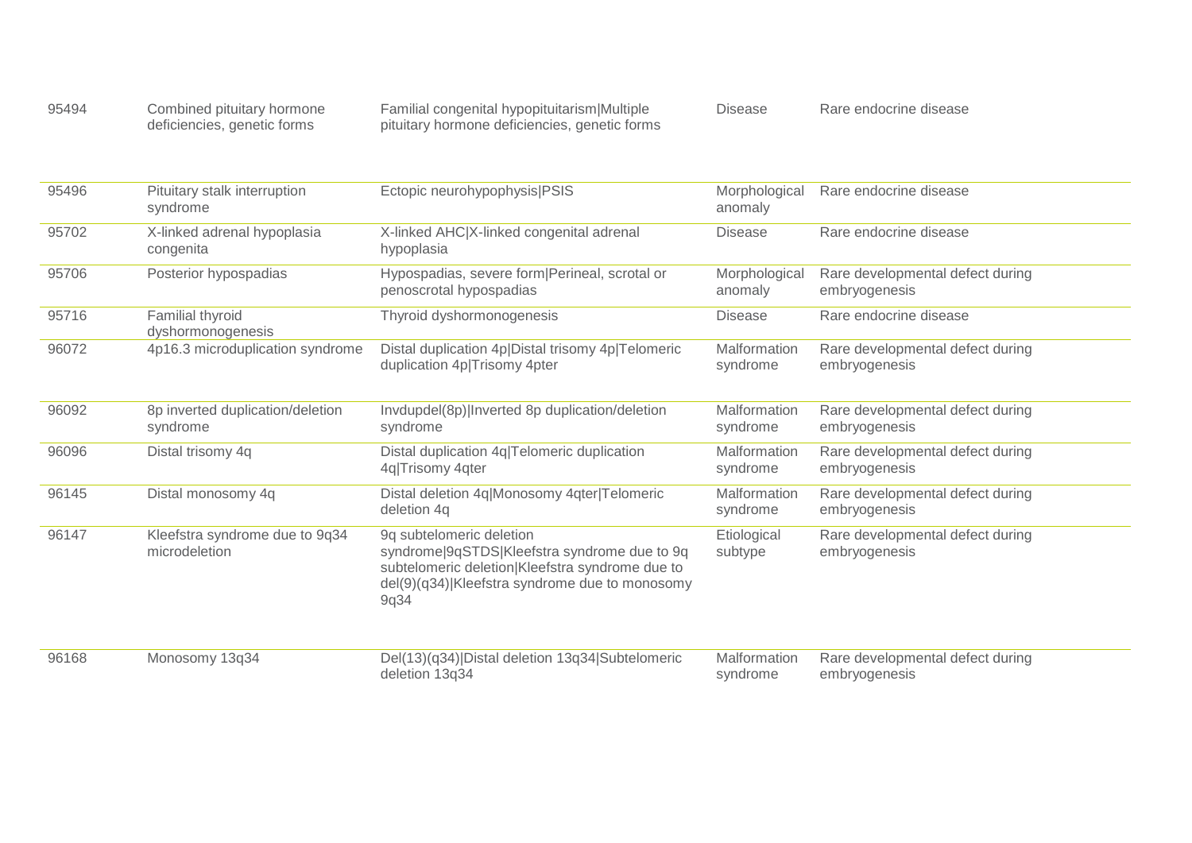| | | | | |
|---|---|---|---|---|
| 95494 | Combined pituitary hormone deficiencies, genetic forms | Familial congenital hypopituitarism\|Multiple pituitary hormone deficiencies, genetic forms | Disease | Rare endocrine disease |
| 95496 | Pituitary stalk interruption syndrome | Ectopic neurohypophysis\|PSIS | Morphological anomaly | Rare endocrine disease |
| 95702 | X-linked adrenal hypoplasia congenita | X-linked AHC\|X-linked congenital adrenal hypoplasia | Disease | Rare endocrine disease |
| 95706 | Posterior hypospadias | Hypospadias, severe form\|Perineal, scrotal or penoscrotal hypospadias | Morphological anomaly | Rare developmental defect during embryogenesis |
| 95716 | Familial thyroid dyshormonogenesis | Thyroid dyshormonogenesis | Disease | Rare endocrine disease |
| 96072 | 4p16.3 microduplication syndrome | Distal duplication 4p\|Distal trisomy 4p\|Telomeric duplication 4p\|Trisomy 4pter | Malformation syndrome | Rare developmental defect during embryogenesis |
| 96092 | 8p inverted duplication/deletion syndrome | Invdupdel(8p)\|Inverted 8p duplication/deletion syndrome | Malformation syndrome | Rare developmental defect during embryogenesis |
| 96096 | Distal trisomy 4q | Distal duplication 4q\|Telomeric duplication 4q\|Trisomy 4qter | Malformation syndrome | Rare developmental defect during embryogenesis |
| 96145 | Distal monosomy 4q | Distal deletion 4q\|Monosomy 4qter\|Telomeric deletion 4q | Malformation syndrome | Rare developmental defect during embryogenesis |
| 96147 | Kleefstra syndrome due to 9q34 microdeletion | 9q subtelomeric deletion syndrome\|9qSTDS\|Kleefstra syndrome due to 9q subtelomeric deletion\|Kleefstra syndrome due to del(9)(q34)\|Kleefstra syndrome due to monosomy 9q34 | Etiological subtype | Rare developmental defect during embryogenesis |
| 96168 | Monosomy 13q34 | Del(13)(q34)\|Distal deletion 13q34\|Subtelomeric deletion 13q34 | Malformation syndrome | Rare developmental defect during embryogenesis |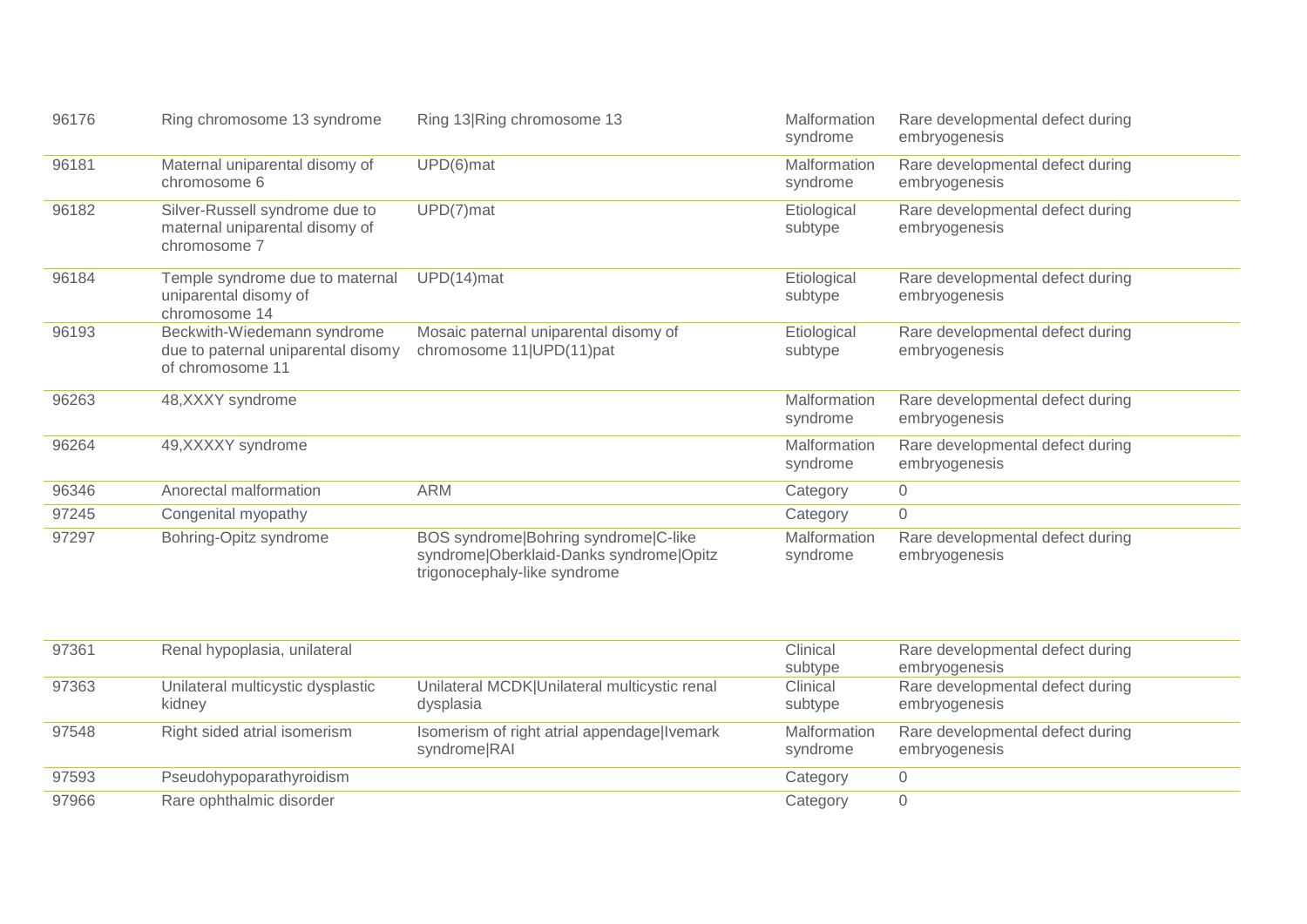| | | | | |
|---|---|---|---|---|
| 96176 | Ring chromosome 13 syndrome | Ring 13\|Ring chromosome 13 | Malformation syndrome | Rare developmental defect during embryogenesis |
| 96181 | Maternal uniparental disomy of chromosome 6 | UPD(6)mat | Malformation syndrome | Rare developmental defect during embryogenesis |
| 96182 | Silver-Russell syndrome due to maternal uniparental disomy of chromosome 7 | UPD(7)mat | Etiological subtype | Rare developmental defect during embryogenesis |
| 96184 | Temple syndrome due to maternal uniparental disomy of chromosome 14 | UPD(14)mat | Etiological subtype | Rare developmental defect during embryogenesis |
| 96193 | Beckwith-Wiedemann syndrome due to paternal uniparental disomy of chromosome 11 | Mosaic paternal uniparental disomy of chromosome 11\|UPD(11)pat | Etiological subtype | Rare developmental defect during embryogenesis |
| 96263 | 48,XXXY syndrome | | Malformation syndrome | Rare developmental defect during embryogenesis |
| 96264 | 49,XXXXY syndrome | | Malformation syndrome | Rare developmental defect during embryogenesis |
| 96346 | Anorectal malformation | ARM | Category | 0 |
| 97245 | Congenital myopathy | | Category | 0 |
| 97297 | Bohring-Opitz syndrome | BOS syndrome\|Bohring syndrome\|C-like syndrome\|Oberklaid-Danks syndrome\|Opitz trigonocephaly-like syndrome | Malformation syndrome | Rare developmental defect during embryogenesis |
| 97361 | Renal hypoplasia, unilateral | | Clinical subtype | Rare developmental defect during embryogenesis |
| 97363 | Unilateral multicystic dysplastic kidney | Unilateral MCDK\|Unilateral multicystic renal dysplasia | Clinical subtype | Rare developmental defect during embryogenesis |
| 97548 | Right sided atrial isomerism | Isomerism of right atrial appendage\|Ivemark syndrome\|RAI | Malformation syndrome | Rare developmental defect during embryogenesis |
| 97593 | Pseudohypoparathyroidism | | Category | 0 |
| 97966 | Rare ophthalmic disorder | | Category | 0 |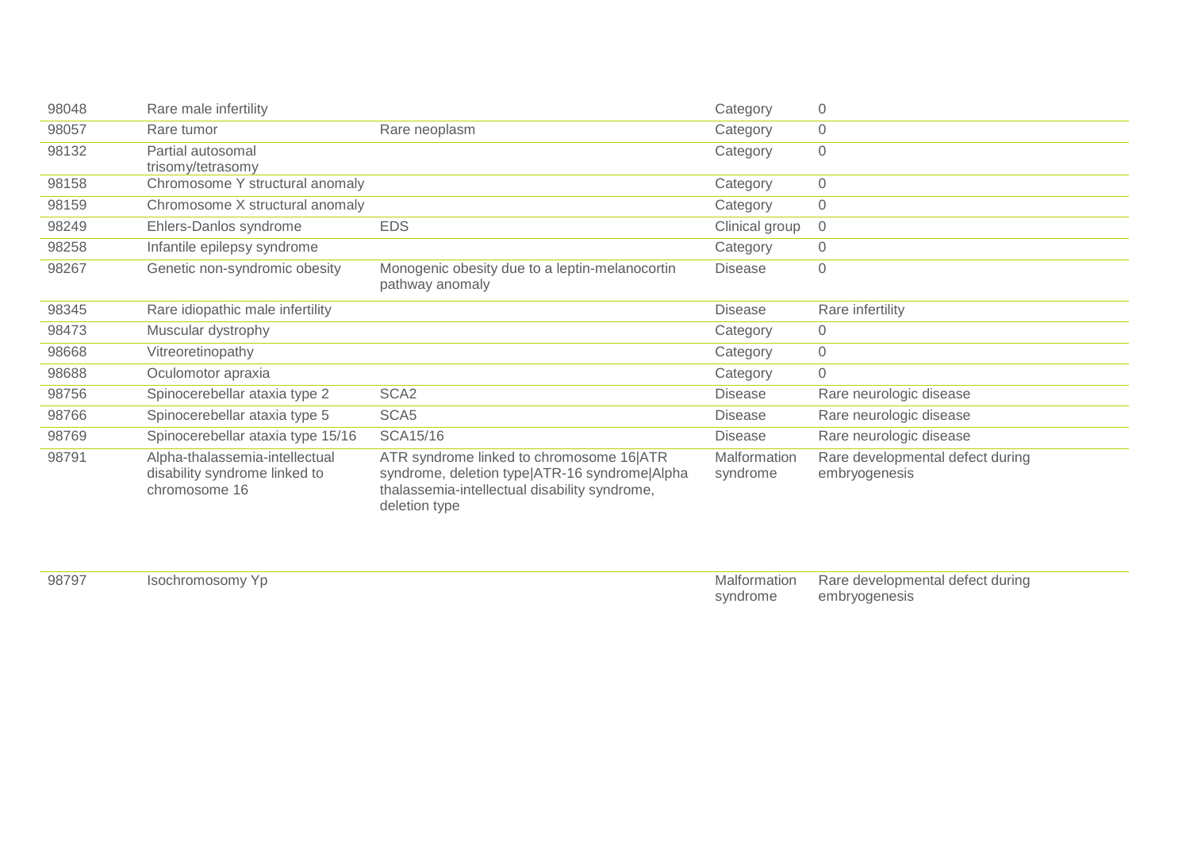| | | | | |
|---|---|---|---|---|
| 98048 | Rare male infertility | | Category | 0 |
| 98057 | Rare tumor | Rare neoplasm | Category | 0 |
| 98132 | Partial autosomal trisomy/tetrasomy | | Category | 0 |
| 98158 | Chromosome Y structural anomaly | | Category | 0 |
| 98159 | Chromosome X structural anomaly | | Category | 0 |
| 98249 | Ehlers-Danlos syndrome | EDS | Clinical group | 0 |
| 98258 | Infantile epilepsy syndrome | | Category | 0 |
| 98267 | Genetic non-syndromic obesity | Monogenic obesity due to a leptin-melanocortin pathway anomaly | Disease | 0 |
| 98345 | Rare idiopathic male infertility | | Disease | Rare infertility |
| 98473 | Muscular dystrophy | | Category | 0 |
| 98668 | Vitreoretinopathy | | Category | 0 |
| 98688 | Oculomotor apraxia | | Category | 0 |
| 98756 | Spinocerebellar ataxia type 2 | SCA2 | Disease | Rare neurologic disease |
| 98766 | Spinocerebellar ataxia type 5 | SCA5 | Disease | Rare neurologic disease |
| 98769 | Spinocerebellar ataxia type 15/16 | SCA15/16 | Disease | Rare neurologic disease |
| 98791 | Alpha-thalassemia-intellectual disability syndrome linked to chromosome 16 | ATR syndrome linked to chromosome 16\|ATR syndrome, deletion type\|ATR-16 syndrome\|Alpha thalassemia-intellectual disability syndrome, deletion type | Malformation syndrome | Rare developmental defect during embryogenesis |
| 98797 | Isochromosomy Yp | | Malformation syndrome | Rare developmental defect during embryogenesis |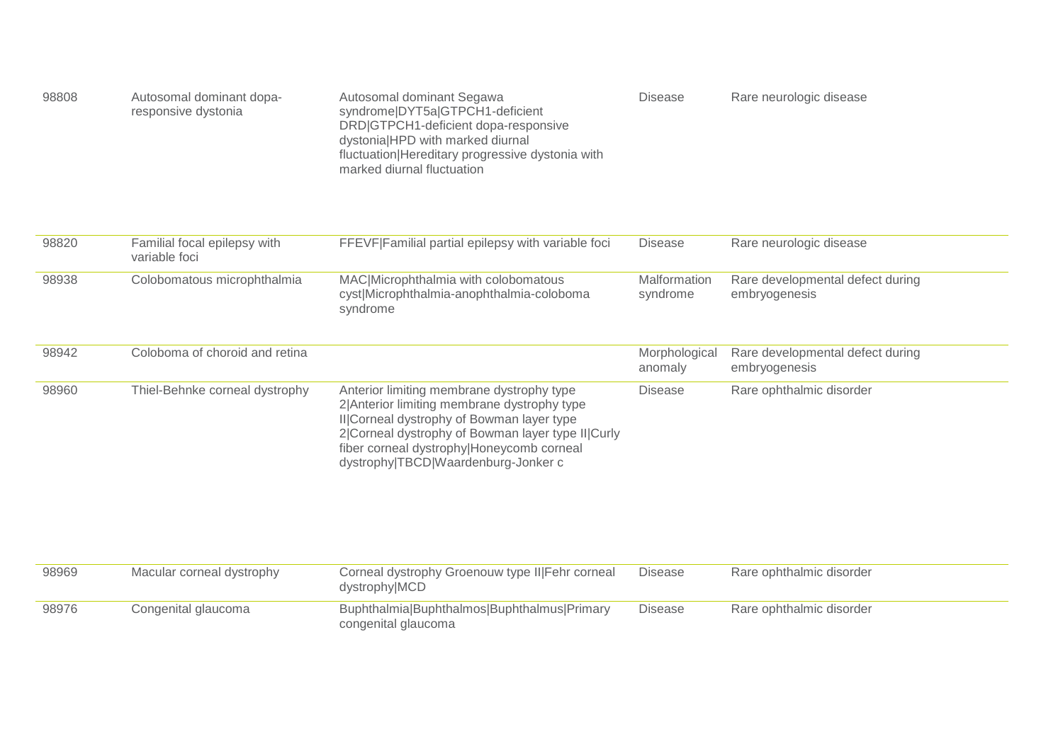| | | | | |
|---|---|---|---|---|
| 98808 | Autosomal dominant dopa-responsive dystonia | Autosomal dominant Segawa syndrome|DYT5a|GTPCH1-deficient DRD|GTPCH1-deficient dopa-responsive dystonia|HPD with marked diurnal fluctuation|Hereditary progressive dystonia with marked diurnal fluctuation | Disease | Rare neurologic disease |
| 98820 | Familial focal epilepsy with variable foci | FFEVF|Familial partial epilepsy with variable foci | Disease | Rare neurologic disease |
| 98938 | Colobomatous microphthalmia | MAC|Microphthalmia with colobomatous cyst|Microphthalmia-anophthalmia-coloboma syndrome | Malformation syndrome | Rare developmental defect during embryogenesis |
| 98942 | Coloboma of choroid and retina | | Morphological anomaly | Rare developmental defect during embryogenesis |
| 98960 | Thiel-Behnke corneal dystrophy | Anterior limiting membrane dystrophy type 2|Anterior limiting membrane dystrophy type II|Corneal dystrophy of Bowman layer type 2|Corneal dystrophy of Bowman layer type II|Curly fiber corneal dystrophy|Honeycomb corneal dystrophy|TBCD|Waardenburg-Jonker c | Disease | Rare ophthalmic disorder |
| 98969 | Macular corneal dystrophy | Corneal dystrophy Groenouw type II|Fehr corneal dystrophy|MCD | Disease | Rare ophthalmic disorder |
| 98976 | Congenital glaucoma | Buphthalmia|Buphthalmos|Buphthalmus|Primary congenital glaucoma | Disease | Rare ophthalmic disorder |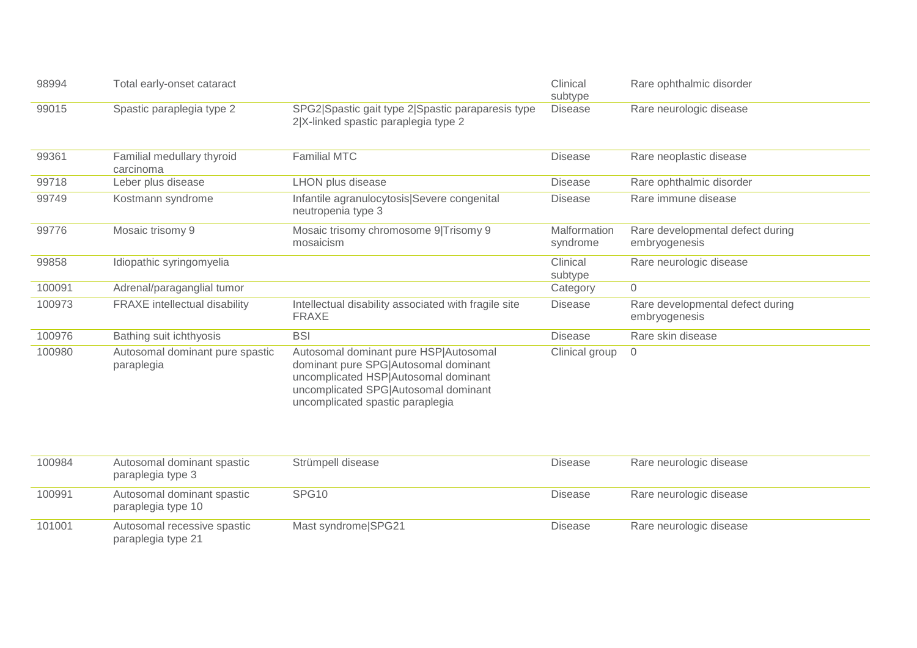| | | | | |
|---|---|---|---|---|
| 98994 | Total early-onset cataract | | Clinical subtype | Rare ophthalmic disorder |
| 99015 | Spastic paraplegia type 2 | SPG2\|Spastic gait type 2\|Spastic paraparesis type 2\|X-linked spastic paraplegia type 2 | Disease | Rare neurologic disease |
| 99361 | Familial medullary thyroid carcinoma | Familial MTC | Disease | Rare neoplastic disease |
| 99718 | Leber plus disease | LHON plus disease | Disease | Rare ophthalmic disorder |
| 99749 | Kostmann syndrome | Infantile agranulocytosis\|Severe congenital neutropenia type 3 | Disease | Rare immune disease |
| 99776 | Mosaic trisomy 9 | Mosaic trisomy chromosome 9\|Trisomy 9 mosaicism | Malformation syndrome | Rare developmental defect during embryogenesis |
| 99858 | Idiopathic syringomyelia | | Clinical subtype | Rare neurologic disease |
| 100091 | Adrenal/paraganglial tumor | | Category | 0 |
| 100973 | FRAXE intellectual disability | Intellectual disability associated with fragile site FRAXE | Disease | Rare developmental defect during embryogenesis |
| 100976 | Bathing suit ichthyosis | BSI | Disease | Rare skin disease |
| 100980 | Autosomal dominant pure spastic paraplegia | Autosomal dominant pure HSP\|Autosomal dominant pure SPG\|Autosomal dominant uncomplicated HSP\|Autosomal dominant uncomplicated SPG\|Autosomal dominant uncomplicated spastic paraplegia | Clinical group | 0 |
| 100984 | Autosomal dominant spastic paraplegia type 3 | Strümpell disease | Disease | Rare neurologic disease |
| 100991 | Autosomal dominant spastic paraplegia type 10 | SPG10 | Disease | Rare neurologic disease |
| 101001 | Autosomal recessive spastic paraplegia type 21 | Mast syndrome\|SPG21 | Disease | Rare neurologic disease |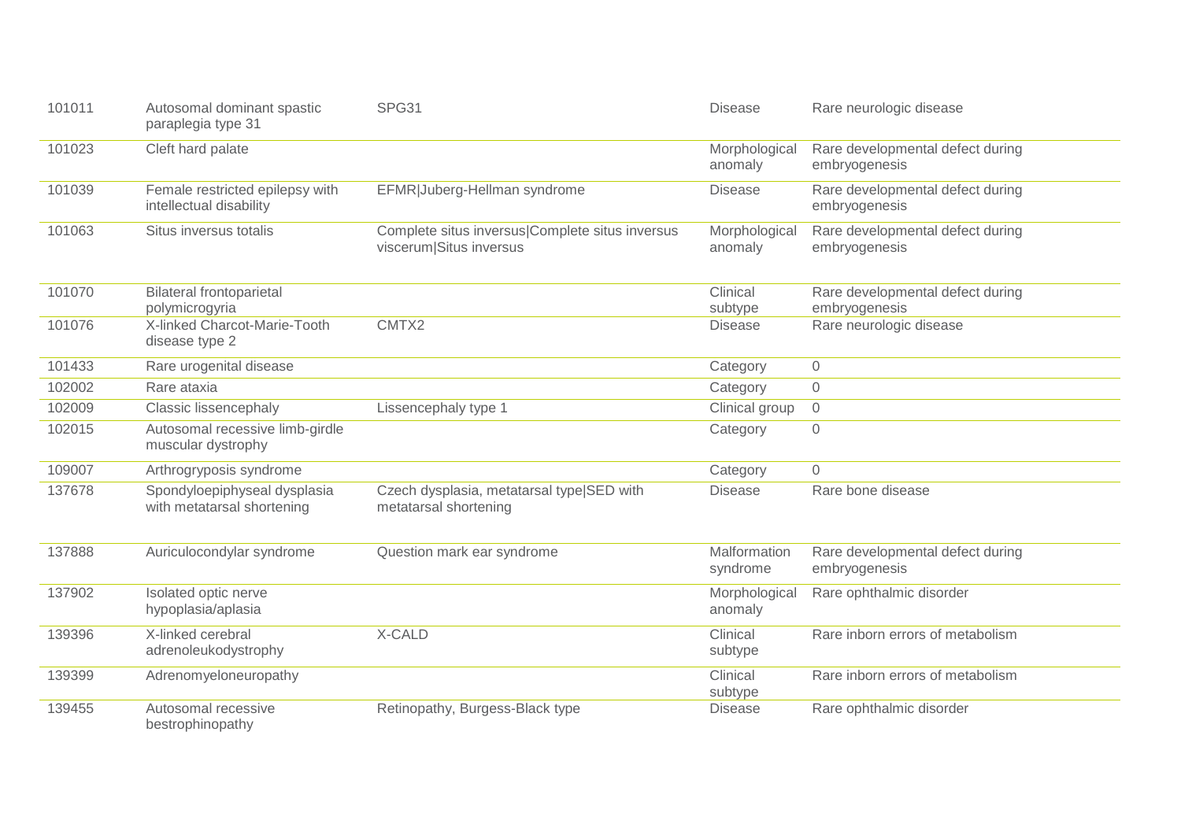| | | | | |
|---|---|---|---|---|
| 101011 | Autosomal dominant spastic paraplegia type 31 | SPG31 | Disease | Rare neurologic disease |
| 101023 | Cleft hard palate | | Morphological anomaly | Rare developmental defect during embryogenesis |
| 101039 | Female restricted epilepsy with intellectual disability | EFMR\|Juberg-Hellman syndrome | Disease | Rare developmental defect during embryogenesis |
| 101063 | Situs inversus totalis | Complete situs inversus\|Complete situs inversus viscerum\|Situs inversus | Morphological anomaly | Rare developmental defect during embryogenesis |
| 101070 | Bilateral frontoparietal polymicrogyria | | Clinical subtype | Rare developmental defect during embryogenesis |
| 101076 | X-linked Charcot-Marie-Tooth disease type 2 | CMTX2 | Disease | Rare neurologic disease |
| 101433 | Rare urogenital disease | | Category | 0 |
| 102002 | Rare ataxia | | Category | 0 |
| 102009 | Classic lissencephaly | Lissencephaly type 1 | Clinical group | 0 |
| 102015 | Autosomal recessive limb-girdle muscular dystrophy | | Category | 0 |
| 109007 | Arthrogryposis syndrome | | Category | 0 |
| 137678 | Spondyloepiphyseal dysplasia with metatarsal shortening | Czech dysplasia, metatarsal type\|SED with metatarsal shortening | Disease | Rare bone disease |
| 137888 | Auriculocondylar syndrome | Question mark ear syndrome | Malformation syndrome | Rare developmental defect during embryogenesis |
| 137902 | Isolated optic nerve hypoplasia/aplasia | | Morphological anomaly | Rare ophthalmic disorder |
| 139396 | X-linked cerebral adrenoleukodystrophy | X-CALD | Clinical subtype | Rare inborn errors of metabolism |
| 139399 | Adrenomyeloneuropathy | | Clinical subtype | Rare inborn errors of metabolism |
| 139455 | Autosomal recessive bestrophinopathy | Retinopathy, Burgess-Black type | Disease | Rare ophthalmic disorder |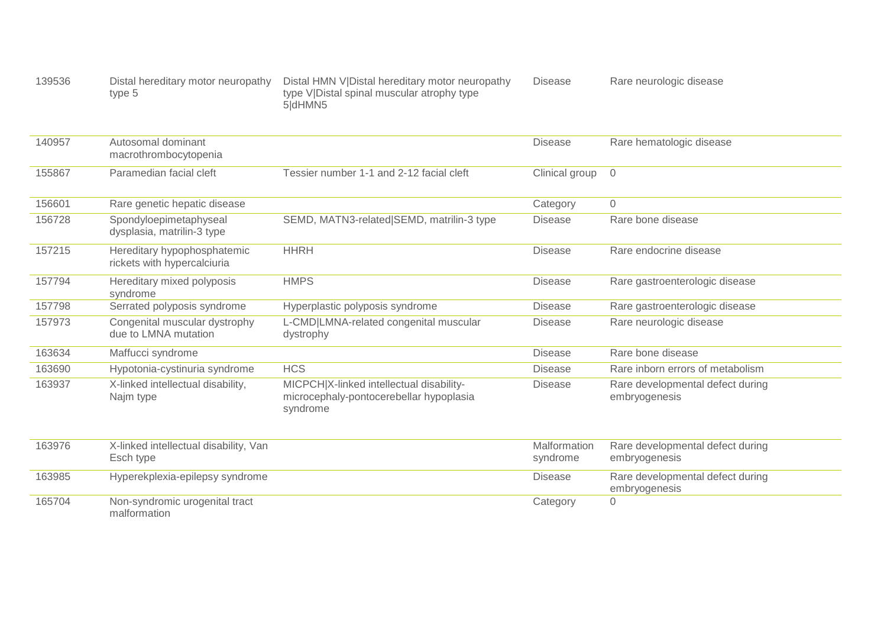| | | | | |
|---|---|---|---|---|
| 139536 | Distal hereditary motor neuropathy type 5 | Distal HMN V\|Distal hereditary motor neuropathy type V\|Distal spinal muscular atrophy type 5\|dHMN5 | Disease | Rare neurologic disease |
| 140957 | Autosomal dominant macrothrombocytopenia | | Disease | Rare hematologic disease |
| 155867 | Paramedian facial cleft | Tessier number 1-1 and 2-12 facial cleft | Clinical group | 0 |
| 156601 | Rare genetic hepatic disease | | Category | 0 |
| 156728 | Spondyloepimetaphyseal dysplasia, matrilin-3 type | SEMD, MATN3-related\|SEMD, matrilin-3 type | Disease | Rare bone disease |
| 157215 | Hereditary hypophosphatemic rickets with hypercalciuria | HHRH | Disease | Rare endocrine disease |
| 157794 | Hereditary mixed polyposis syndrome | HMPS | Disease | Rare gastroenterologic disease |
| 157798 | Serrated polyposis syndrome | Hyperplastic polyposis syndrome | Disease | Rare gastroenterologic disease |
| 157973 | Congenital muscular dystrophy due to LMNA mutation | L-CMD\|LMNA-related congenital muscular dystrophy | Disease | Rare neurologic disease |
| 163634 | Maffucci syndrome | | Disease | Rare bone disease |
| 163690 | Hypotonia-cystinuria syndrome | HCS | Disease | Rare inborn errors of metabolism |
| 163937 | X-linked intellectual disability, Najm type | MICPCH\|X-linked intellectual disability-microcephaly-pontocerebellar hypoplasia syndrome | Disease | Rare developmental defect during embryogenesis |
| 163976 | X-linked intellectual disability, Van Esch type | | Malformation syndrome | Rare developmental defect during embryogenesis |
| 163985 | Hyperekplexia-epilepsy syndrome | | Disease | Rare developmental defect during embryogenesis |
| 165704 | Non-syndromic urogenital tract malformation | | Category | 0 |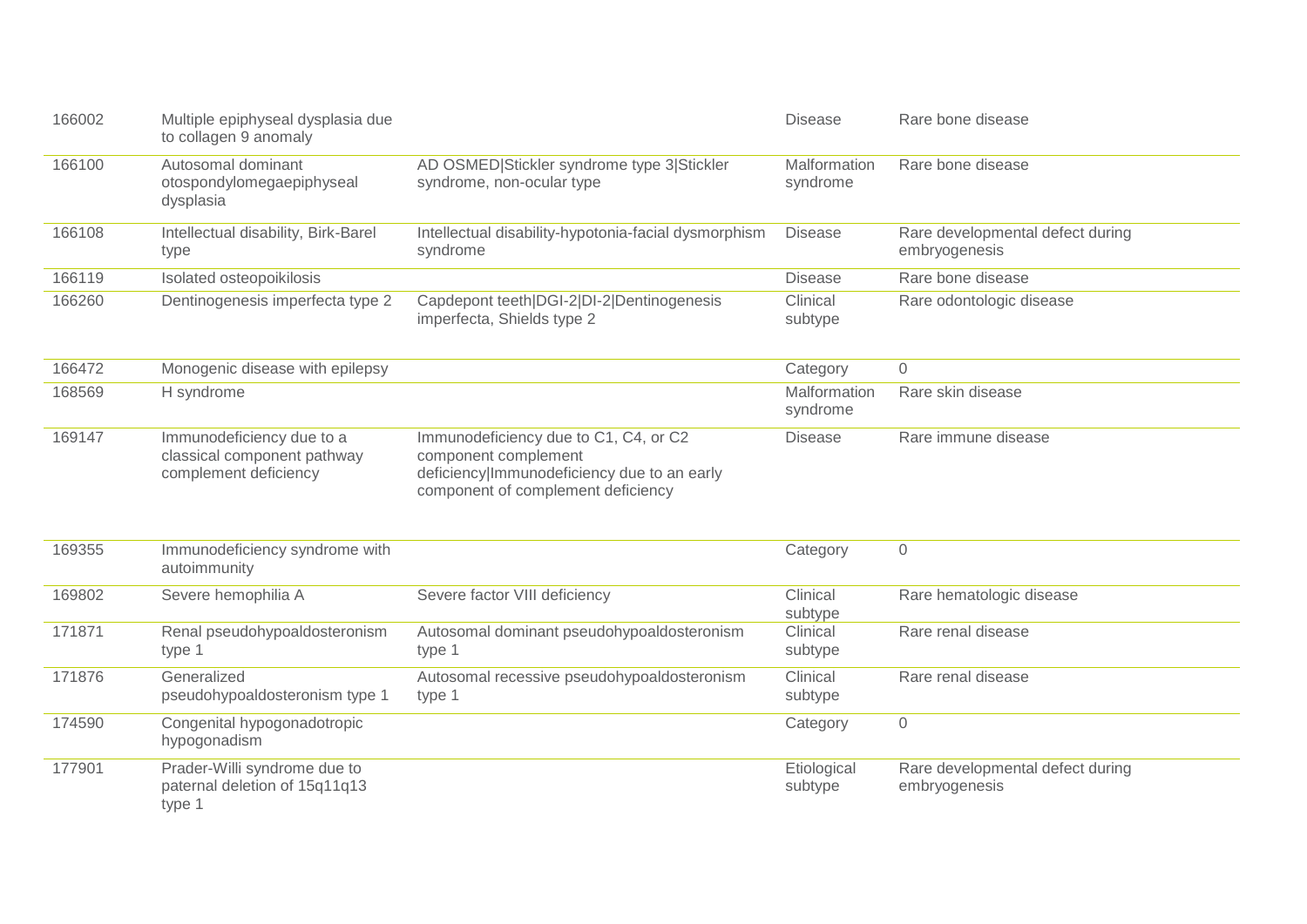| | | | | |
|---|---|---|---|---|
| 166002 | Multiple epiphyseal dysplasia due to collagen 9 anomaly | | Disease | Rare bone disease |
| 166100 | Autosomal dominant otospondylomegaepiphyseal dysplasia | AD OSMED\|Stickler syndrome type 3\|Stickler syndrome, non-ocular type | Malformation syndrome | Rare bone disease |
| 166108 | Intellectual disability, Birk-Barel type | Intellectual disability-hypotonia-facial dysmorphism syndrome | Disease | Rare developmental defect during embryogenesis |
| 166119 | Isolated osteopoikilosis | | Disease | Rare bone disease |
| 166260 | Dentinogenesis imperfecta type 2 | Capdepont teeth\|DGI-2\|DI-2\|Dentinogenesis imperfecta, Shields type 2 | Clinical subtype | Rare odontologic disease |
| 166472 | Monogenic disease with epilepsy | | Category | 0 |
| 168569 | H syndrome | | Malformation syndrome | Rare skin disease |
| 169147 | Immunodeficiency due to a classical component pathway complement deficiency | Immunodeficiency due to C1, C4, or C2 component complement deficiency\|Immunodeficiency due to an early component of complement deficiency | Disease | Rare immune disease |
| 169355 | Immunodeficiency syndrome with autoimmunity | | Category | 0 |
| 169802 | Severe hemophilia A | Severe factor VIII deficiency | Clinical subtype | Rare hematologic disease |
| 171871 | Renal pseudohypoaldosteronism type 1 | Autosomal dominant pseudohypoaldosteronism type 1 | Clinical subtype | Rare renal disease |
| 171876 | Generalized pseudohypoaldosteronism type 1 | Autosomal recessive pseudohypoaldosteronism type 1 | Clinical subtype | Rare renal disease |
| 174590 | Congenital hypogonadotropic hypogonadism | | Category | 0 |
| 177901 | Prader-Willi syndrome due to paternal deletion of 15q11q13 type 1 | | Etiological subtype | Rare developmental defect during embryogenesis |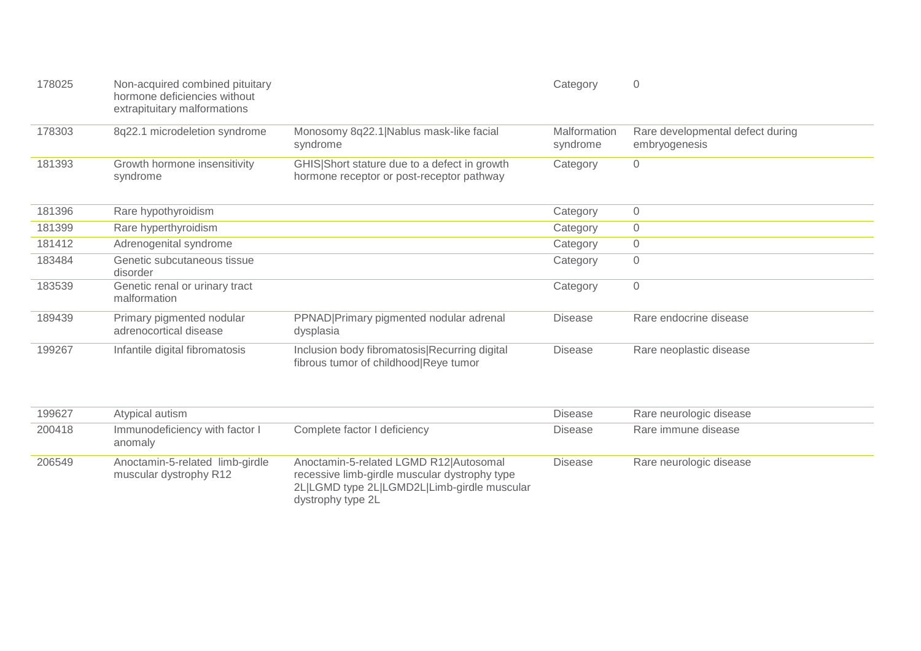| | | | | |
|---|---|---|---|---|
| 178025 | Non-acquired combined pituitary hormone deficiencies without extrapituitary malformations | | Category | 0 |
| 178303 | 8q22.1 microdeletion syndrome | Monosomy 8q22.1\|Nablus mask-like facial syndrome | Malformation syndrome | Rare developmental defect during embryogenesis |
| 181393 | Growth hormone insensitivity syndrome | GHIS\|Short stature due to a defect in growth hormone receptor or post-receptor pathway | Category | 0 |
| 181396 | Rare hypothyroidism | | Category | 0 |
| 181399 | Rare hyperthyroidism | | Category | 0 |
| 181412 | Adrenogenital syndrome | | Category | 0 |
| 183484 | Genetic subcutaneous tissue disorder | | Category | 0 |
| 183539 | Genetic renal or urinary tract malformation | | Category | 0 |
| 189439 | Primary pigmented nodular adrenocortical disease | PPNAD\|Primary pigmented nodular adrenal dysplasia | Disease | Rare endocrine disease |
| 199267 | Infantile digital fibromatosis | Inclusion body fibromatosis\|Recurring digital fibrous tumor of childhood\|Reye tumor | Disease | Rare neoplastic disease |
| 199627 | Atypical autism | | Disease | Rare neurologic disease |
| 200418 | Immunodeficiency with factor I anomaly | Complete factor I deficiency | Disease | Rare immune disease |
| 206549 | Anoctamin-5-related limb-girdle muscular dystrophy R12 | Anoctamin-5-related LGMD R12\|Autosomal recessive limb-girdle muscular dystrophy type 2L\|LGMD type 2L\|LGMD2L\|Limb-girdle muscular dystrophy type 2L | Disease | Rare neurologic disease |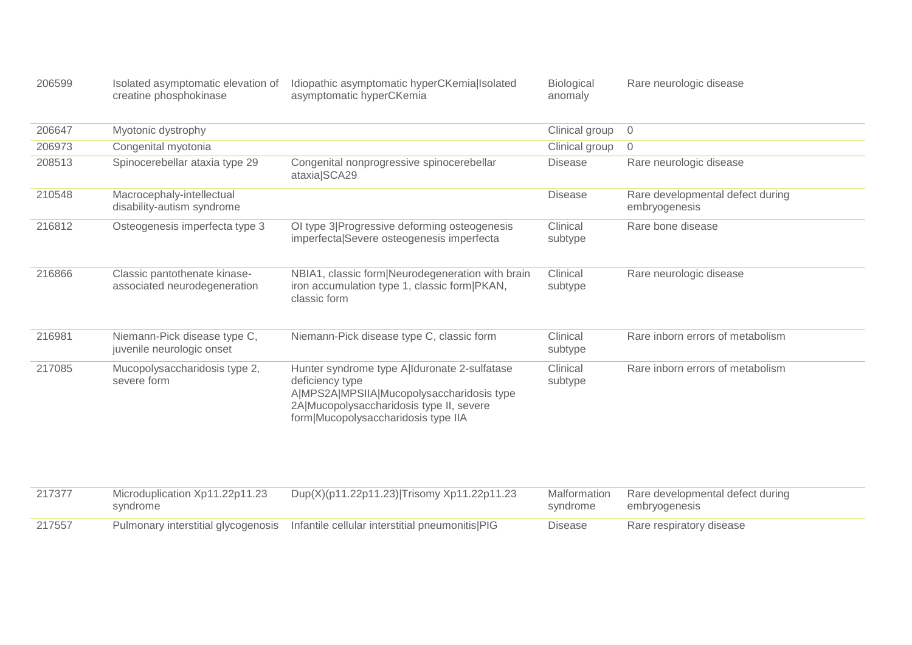| | | | | |
|---|---|---|---|---|
| 206599 | Isolated asymptomatic elevation of creatine phosphokinase | Idiopathic asymptomatic hyperCKemia\|Isolated asymptomatic hyperCKemia | Biological anomaly | Rare neurologic disease |
| 206647 | Myotonic dystrophy | | Clinical group | 0 |
| 206973 | Congenital myotonia | | Clinical group | 0 |
| 208513 | Spinocerebellar ataxia type 29 | Congenital nonprogressive spinocerebellar ataxia\|SCA29 | Disease | Rare neurologic disease |
| 210548 | Macrocephaly-intellectual disability-autism syndrome | | Disease | Rare developmental defect during embryogenesis |
| 216812 | Osteogenesis imperfecta type 3 | OI type 3\|Progressive deforming osteogenesis imperfecta\|Severe osteogenesis imperfecta | Clinical subtype | Rare bone disease |
| 216866 | Classic pantothenate kinase-associated neurodegeneration | NBIA1, classic form\|Neurodegeneration with brain iron accumulation type 1, classic form\|PKAN, classic form | Clinical subtype | Rare neurologic disease |
| 216981 | Niemann-Pick disease type C, juvenile neurologic onset | Niemann-Pick disease type C, classic form | Clinical subtype | Rare inborn errors of metabolism |
| 217085 | Mucopolysaccharidosis type 2, severe form | Hunter syndrome type A\|Iduronate 2-sulfatase deficiency type A\|MPS2A\|MPSIIA\|Mucopolysaccharidosis type 2A\|Mucopolysaccharidosis type II, severe form\|Mucopolysaccharidosis type IIA | Clinical subtype | Rare inborn errors of metabolism |
| 217377 | Microduplication Xp11.22p11.23 syndrome | Dup(X)(p11.22p11.23)\|Trisomy Xp11.22p11.23 | Malformation syndrome | Rare developmental defect during embryogenesis |
| 217557 | Pulmonary interstitial glycogenosis | Infantile cellular interstitial pneumonitis\|PIG | Disease | Rare respiratory disease |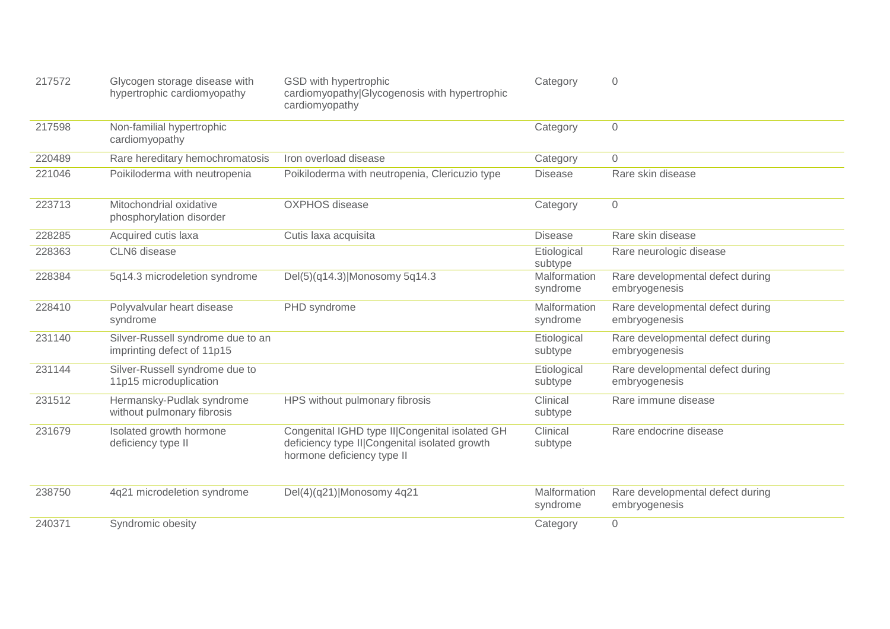| | | | | |
|---|---|---|---|---|
| 217572 | Glycogen storage disease with hypertrophic cardiomyopathy | GSD with hypertrophic cardiomyopathy\|Glycogenosis with hypertrophic cardiomyopathy | Category | 0 |
| 217598 | Non-familial hypertrophic cardiomyopathy | | Category | 0 |
| 220489 | Rare hereditary hemochromatosis | Iron overload disease | Category | 0 |
| 221046 | Poikiloderma with neutropenia | Poikiloderma with neutropenia, Clericuzio type | Disease | Rare skin disease |
| 223713 | Mitochondrial oxidative phosphorylation disorder | OXPHOS disease | Category | 0 |
| 228285 | Acquired cutis laxa | Cutis laxa acquisita | Disease | Rare skin disease |
| 228363 | CLN6 disease | | Etiological subtype | Rare neurologic disease |
| 228384 | 5q14.3 microdeletion syndrome | Del(5)(q14.3)\|Monosomy 5q14.3 | Malformation syndrome | Rare developmental defect during embryogenesis |
| 228410 | Polyvalvular heart disease syndrome | PHD syndrome | Malformation syndrome | Rare developmental defect during embryogenesis |
| 231140 | Silver-Russell syndrome due to an imprinting defect of 11p15 | | Etiological subtype | Rare developmental defect during embryogenesis |
| 231144 | Silver-Russell syndrome due to 11p15 microduplication | | Etiological subtype | Rare developmental defect during embryogenesis |
| 231512 | Hermansky-Pudlak syndrome without pulmonary fibrosis | HPS without pulmonary fibrosis | Clinical subtype | Rare immune disease |
| 231679 | Isolated growth hormone deficiency type II | Congenital IGHD type II\|Congenital isolated GH deficiency type II\|Congenital isolated growth hormone deficiency type II | Clinical subtype | Rare endocrine disease |
| 238750 | 4q21 microdeletion syndrome | Del(4)(q21)\|Monosomy 4q21 | Malformation syndrome | Rare developmental defect during embryogenesis |
| 240371 | Syndromic obesity | | Category | 0 |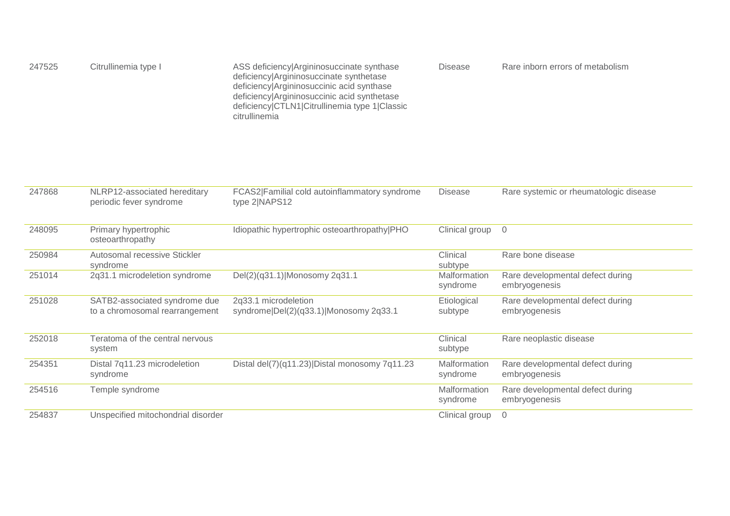| | | | | |
|---|---|---|---|---|
| 247525 | Citrullinemia type I | ASS deficiency\|Argininosuccinate synthase deficiency\|Argininosuccinate synthetase deficiency\|Argininosuccinic acid synthase deficiency\|Argininosuccinic acid synthetase deficiency\|CTLN1\|Citrullinemia type 1\|Classic citrullinemia | Disease | Rare inborn errors of metabolism |
| 247868 | NLRP12-associated hereditary periodic fever syndrome | FCAS2\|Familial cold autoinflammatory syndrome type 2\|NAPS12 | Disease | Rare systemic or rheumatologic disease |
| 248095 | Primary hypertrophic osteoarthropathy | Idiopathic hypertrophic osteoarthropathy\|PHO | Clinical group | 0 |
| 250984 | Autosomal recessive Stickler syndrome | | Clinical subtype | Rare bone disease |
| 251014 | 2q31.1 microdeletion syndrome | Del(2)(q31.1)\|Monosomy 2q31.1 | Malformation syndrome | Rare developmental defect during embryogenesis |
| 251028 | SATB2-associated syndrome due to a chromosomal rearrangement | 2q33.1 microdeletion syndrome\|Del(2)(q33.1)\|Monosomy 2q33.1 | Etiological subtype | Rare developmental defect during embryogenesis |
| 252018 | Teratoma of the central nervous system | | Clinical subtype | Rare neoplastic disease |
| 254351 | Distal 7q11.23 microdeletion syndrome | Distal del(7)(q11.23)\|Distal monosomy 7q11.23 | Malformation syndrome | Rare developmental defect during embryogenesis |
| 254516 | Temple syndrome | | Malformation syndrome | Rare developmental defect during embryogenesis |
| 254837 | Unspecified mitochondrial disorder | | Clinical group | 0 |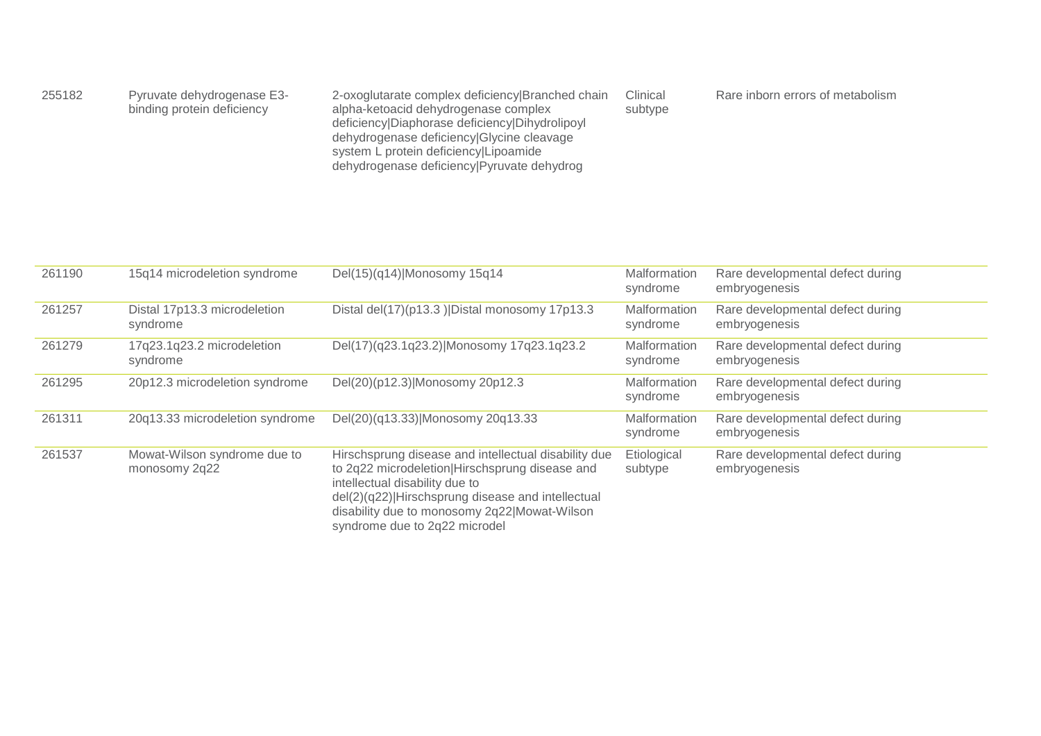| | | | | |
|---|---|---|---|---|
| 255182 | Pyruvate dehydrogenase E3-binding protein deficiency | 2-oxoglutarate complex deficiency\|Branched chain alpha-ketoacid dehydrogenase complex deficiency\|Diaphorase deficiency\|Dihydrolipoyl dehydrogenase deficiency\|Glycine cleavage system L protein deficiency\|Lipoamide dehydrogenase deficiency\|Pyruvate dehydrog | Clinical subtype | Rare inborn errors of metabolism |
| 261190 | 15q14 microdeletion syndrome | Del(15)(q14)\|Monosomy 15q14 | Malformation syndrome | Rare developmental defect during embryogenesis |
| 261257 | Distal 17p13.3 microdeletion syndrome | Distal del(17)(p13.3 )\|Distal monosomy 17p13.3 | Malformation syndrome | Rare developmental defect during embryogenesis |
| 261279 | 17q23.1q23.2 microdeletion syndrome | Del(17)(q23.1q23.2)\|Monosomy 17q23.1q23.2 | Malformation syndrome | Rare developmental defect during embryogenesis |
| 261295 | 20p12.3 microdeletion syndrome | Del(20)(p12.3)\|Monosomy 20p12.3 | Malformation syndrome | Rare developmental defect during embryogenesis |
| 261311 | 20q13.33 microdeletion syndrome | Del(20)(q13.33)\|Monosomy 20q13.33 | Malformation syndrome | Rare developmental defect during embryogenesis |
| 261537 | Mowat-Wilson syndrome due to monosomy 2q22 | Hirschsprung disease and intellectual disability due to 2q22 microdeletion\|Hirschsprung disease and intellectual disability due to del(2)(q22)\|Hirschsprung disease and intellectual disability due to monosomy 2q22\|Mowat-Wilson syndrome due to 2q22 microdel | Etiological subtype | Rare developmental defect during embryogenesis |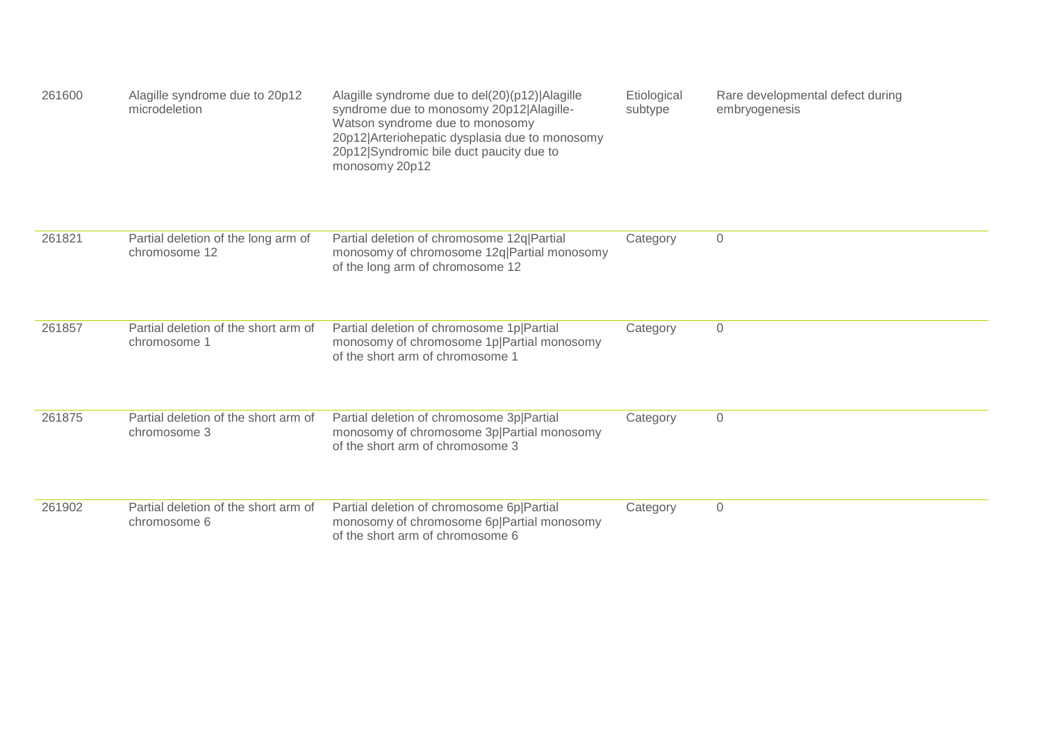| | | | | |
|---|---|---|---|---|
| 261600 | Alagille syndrome due to 20p12 microdeletion | Alagille syndrome due to del(20)(p12)\|Alagille syndrome due to monosomy 20p12\|Alagille-Watson syndrome due to monosomy 20p12\|Arteriohepatic dysplasia due to monosomy 20p12\|Syndromic bile duct paucity due to monosomy 20p12 | Etiological subtype | Rare developmental defect during embryogenesis |
| 261821 | Partial deletion of the long arm of chromosome 12 | Partial deletion of chromosome 12q\|Partial monosomy of chromosome 12q\|Partial monosomy of the long arm of chromosome 12 | Category | 0 |
| 261857 | Partial deletion of the short arm of chromosome 1 | Partial deletion of chromosome 1p\|Partial monosomy of chromosome 1p\|Partial monosomy of the short arm of chromosome 1 | Category | 0 |
| 261875 | Partial deletion of the short arm of chromosome 3 | Partial deletion of chromosome 3p\|Partial monosomy of chromosome 3p\|Partial monosomy of the short arm of chromosome 3 | Category | 0 |
| 261902 | Partial deletion of the short arm of chromosome 6 | Partial deletion of chromosome 6p\|Partial monosomy of chromosome 6p\|Partial monosomy of the short arm of chromosome 6 | Category | 0 |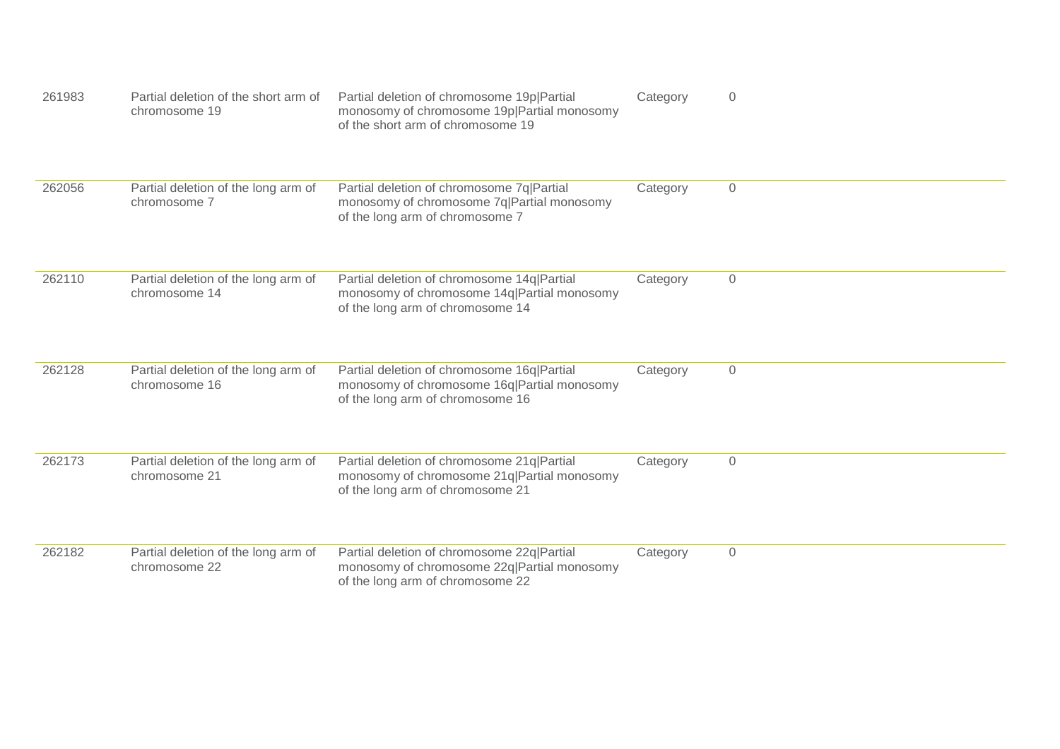| | | | | |
|---|---|---|---|---|
| 261983 | Partial deletion of the short arm of chromosome 19 | Partial deletion of chromosome 19p\|Partial monosomy of chromosome 19p\|Partial monosomy of the short arm of chromosome 19 | Category | 0 |
| 262056 | Partial deletion of the long arm of chromosome 7 | Partial deletion of chromosome 7q\|Partial monosomy of chromosome 7q\|Partial monosomy of the long arm of chromosome 7 | Category | 0 |
| 262110 | Partial deletion of the long arm of chromosome 14 | Partial deletion of chromosome 14q\|Partial monosomy of chromosome 14q\|Partial monosomy of the long arm of chromosome 14 | Category | 0 |
| 262128 | Partial deletion of the long arm of chromosome 16 | Partial deletion of chromosome 16q\|Partial monosomy of chromosome 16q\|Partial monosomy of the long arm of chromosome 16 | Category | 0 |
| 262173 | Partial deletion of the long arm of chromosome 21 | Partial deletion of chromosome 21q\|Partial monosomy of chromosome 21q\|Partial monosomy of the long arm of chromosome 21 | Category | 0 |
| 262182 | Partial deletion of the long arm of chromosome 22 | Partial deletion of chromosome 22q\|Partial monosomy of chromosome 22q\|Partial monosomy of the long arm of chromosome 22 | Category | 0 |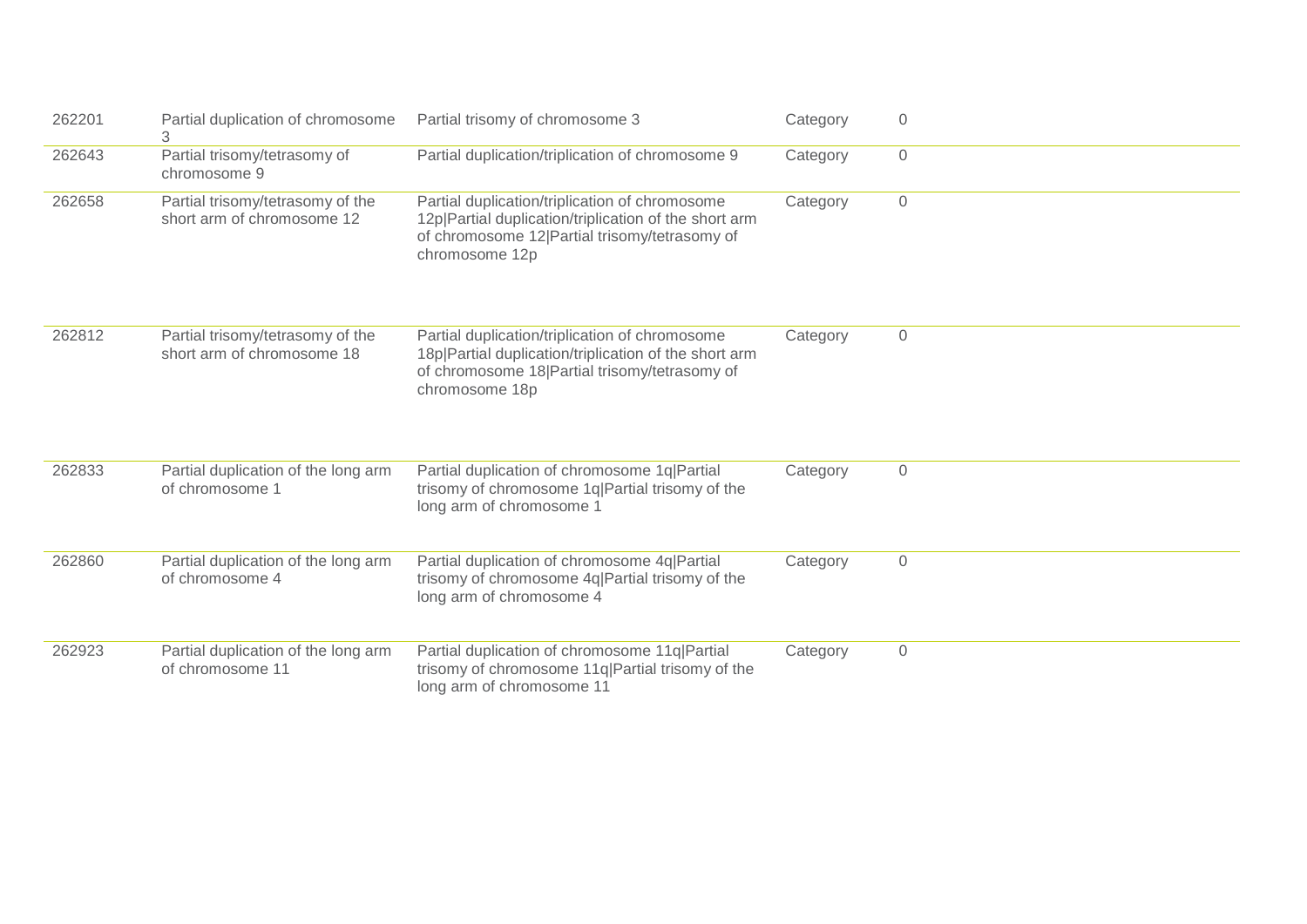| | | | | |
|---|---|---|---|---|
| 262201 | Partial duplication of chromosome 3 | Partial trisomy of chromosome 3 | Category | 0 |
| 262643 | Partial trisomy/tetrasomy of chromosome 9 | Partial duplication/triplication of chromosome 9 | Category | 0 |
| 262658 | Partial trisomy/tetrasomy of the short arm of chromosome 12 | Partial duplication/triplication of chromosome 12p\|Partial duplication/triplication of the short arm of chromosome 12\|Partial trisomy/tetrasomy of chromosome 12p | Category | 0 |
| 262812 | Partial trisomy/tetrasomy of the short arm of chromosome 18 | Partial duplication/triplication of chromosome 18p\|Partial duplication/triplication of the short arm of chromosome 18\|Partial trisomy/tetrasomy of chromosome 18p | Category | 0 |
| 262833 | Partial duplication of the long arm of chromosome 1 | Partial duplication of chromosome 1q\|Partial trisomy of chromosome 1q\|Partial trisomy of the long arm of chromosome 1 | Category | 0 |
| 262860 | Partial duplication of the long arm of chromosome 4 | Partial duplication of chromosome 4q\|Partial trisomy of chromosome 4q\|Partial trisomy of the long arm of chromosome 4 | Category | 0 |
| 262923 | Partial duplication of the long arm of chromosome 11 | Partial duplication of chromosome 11q\|Partial trisomy of chromosome 11q\|Partial trisomy of the long arm of chromosome 11 | Category | 0 |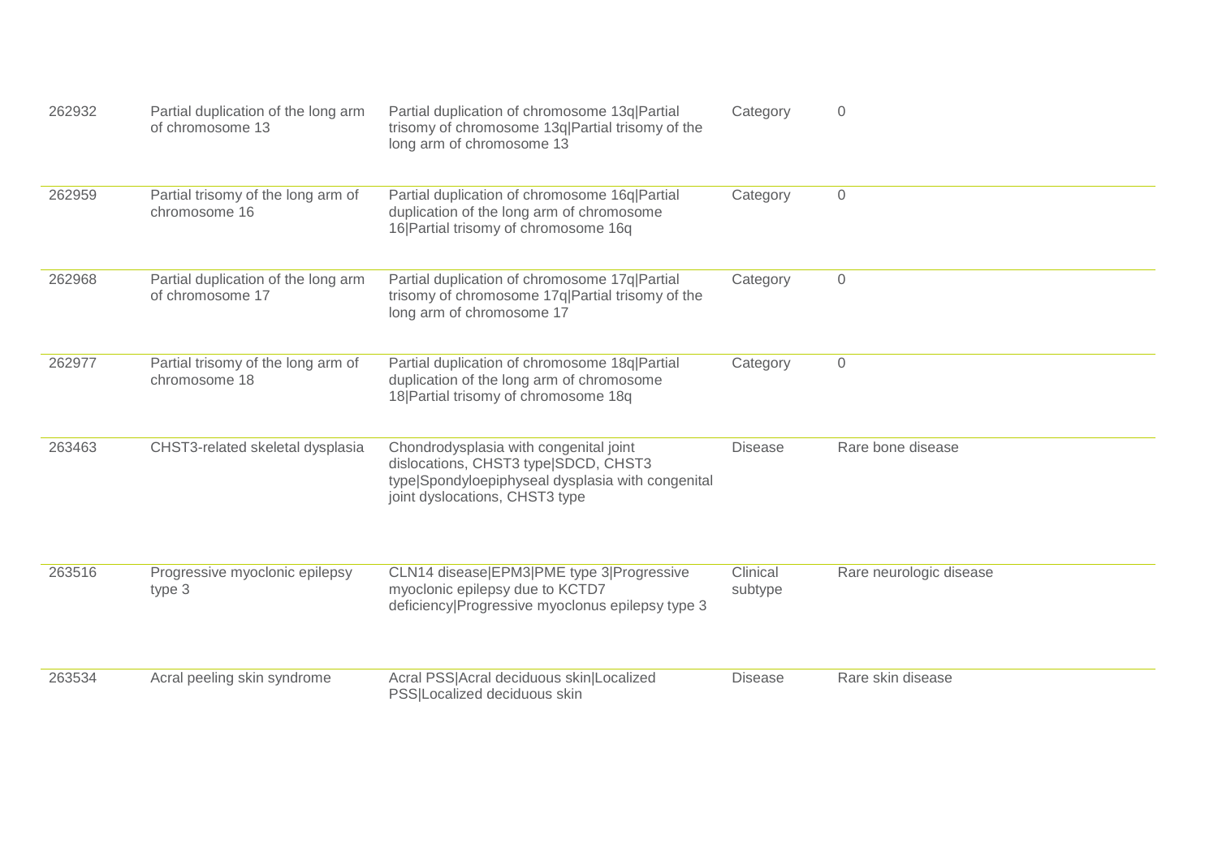| | | | | |
|---|---|---|---|---|
| 262932 | Partial duplication of the long arm of chromosome 13 | Partial duplication of chromosome 13q\|Partial trisomy of chromosome 13q\|Partial trisomy of the long arm of chromosome 13 | Category | 0 |
| 262959 | Partial trisomy of the long arm of chromosome 16 | Partial duplication of chromosome 16q\|Partial duplication of the long arm of chromosome 16\|Partial trisomy of chromosome 16q | Category | 0 |
| 262968 | Partial duplication of the long arm of chromosome 17 | Partial duplication of chromosome 17q\|Partial trisomy of chromosome 17q\|Partial trisomy of the long arm of chromosome 17 | Category | 0 |
| 262977 | Partial trisomy of the long arm of chromosome 18 | Partial duplication of chromosome 18q\|Partial duplication of the long arm of chromosome 18\|Partial trisomy of chromosome 18q | Category | 0 |
| 263463 | CHST3-related skeletal dysplasia | Chondrodysplasia with congenital joint dislocations, CHST3 type\|SDCD, CHST3 type\|Spondyloepiphyseal dysplasia with congenital joint dyslocations, CHST3 type | Disease | Rare bone disease |
| 263516 | Progressive myoclonic epilepsy type 3 | CLN14 disease\|EPM3\|PME type 3\|Progressive myoclonic epilepsy due to KCTD7 deficiency\|Progressive myoclonus epilepsy type 3 | Clinical subtype | Rare neurologic disease |
| 263534 | Acral peeling skin syndrome | Acral PSS\|Acral deciduous skin\|Localized PSS\|Localized deciduous skin | Disease | Rare skin disease |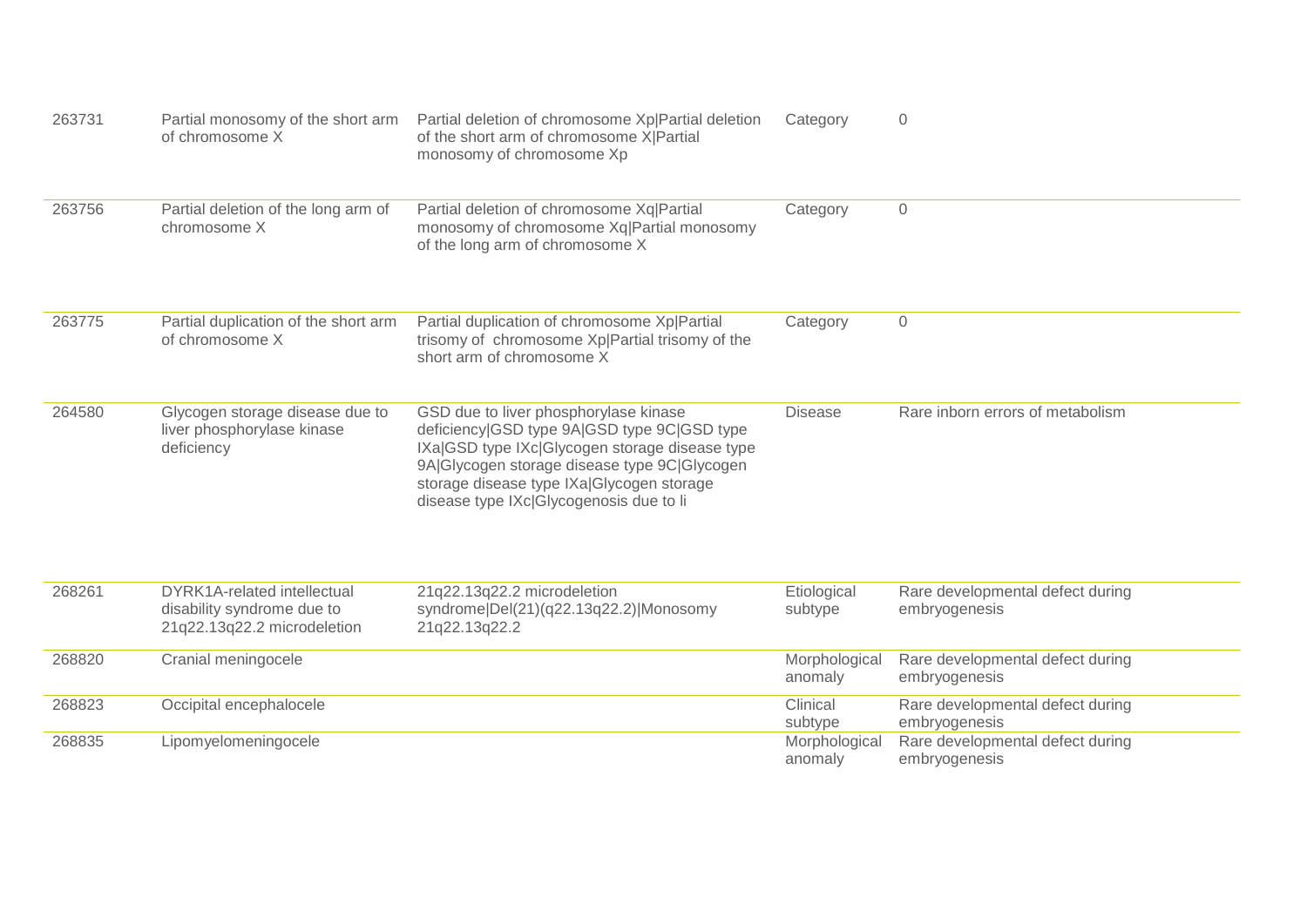| | | | | |
|---|---|---|---|---|
| 263731 | Partial monosomy of the short arm of chromosome X | Partial deletion of chromosome Xp\|Partial deletion of the short arm of chromosome X\|Partial monosomy of chromosome Xp | Category | 0 |
| 263756 | Partial deletion of the long arm of chromosome X | Partial deletion of chromosome Xq\|Partial monosomy of chromosome Xq\|Partial monosomy of the long arm of chromosome X | Category | 0 |
| 263775 | Partial duplication of the short arm of chromosome X | Partial duplication of chromosome Xp\|Partial trisomy of chromosome Xp\|Partial trisomy of the short arm of chromosome X | Category | 0 |
| 264580 | Glycogen storage disease due to liver phosphorylase kinase deficiency | GSD due to liver phosphorylase kinase deficiency\|GSD type 9A\|GSD type 9C\|GSD type IXa\|GSD type IXc\|Glycogen storage disease type 9A\|Glycogen storage disease type 9C\|Glycogen storage disease type IXa\|Glycogen storage disease type IXc\|Glycogenosis due to li | Disease | Rare inborn errors of metabolism |
| 268261 | DYRK1A-related intellectual disability syndrome due to 21q22.13q22.2 microdeletion | 21q22.13q22.2 microdeletion syndrome\|Del(21)(q22.13q22.2)\|Monosomy 21q22.13q22.2 | Etiological subtype | Rare developmental defect during embryogenesis |
| 268820 | Cranial meningocele | | Morphological anomaly | Rare developmental defect during embryogenesis |
| 268823 | Occipital encephalocele | | Clinical subtype | Rare developmental defect during embryogenesis |
| 268835 | Lipomyelomeningocele | | Morphological anomaly | Rare developmental defect during embryogenesis |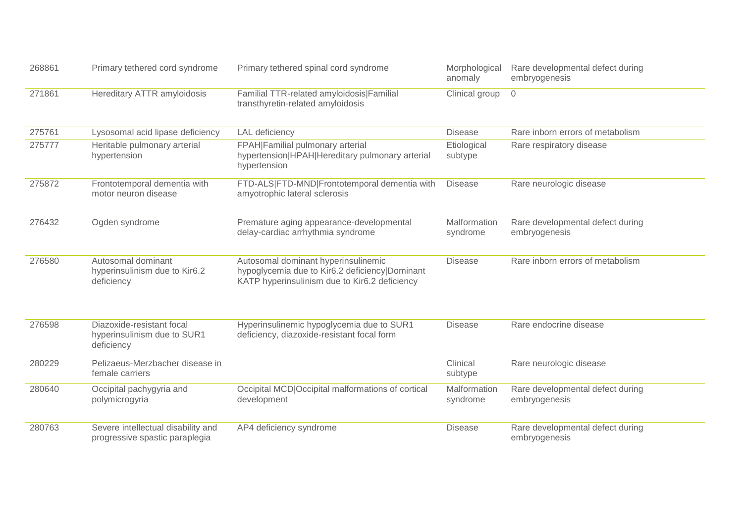| | | | | |
|---|---|---|---|---|
| 268861 | Primary tethered cord syndrome | Primary tethered spinal cord syndrome | Morphological anomaly | Rare developmental defect during embryogenesis |
| 271861 | Hereditary ATTR amyloidosis | Familial TTR-related amyloidosis\|Familial transthyretin-related amyloidosis | Clinical group | 0 |
| 275761 | Lysosomal acid lipase deficiency | LAL deficiency | Disease | Rare inborn errors of metabolism |
| 275777 | Heritable pulmonary arterial hypertension | FPAH\|Familial pulmonary arterial hypertension\|HPAH\|Hereditary pulmonary arterial hypertension | Etiological subtype | Rare respiratory disease |
| 275872 | Frontotemporal dementia with motor neuron disease | FTD-ALS\|FTD-MND\|Frontotemporal dementia with amyotrophic lateral sclerosis | Disease | Rare neurologic disease |
| 276432 | Ogden syndrome | Premature aging appearance-developmental delay-cardiac arrhythmia syndrome | Malformation syndrome | Rare developmental defect during embryogenesis |
| 276580 | Autosomal dominant hyperinsulinism due to Kir6.2 deficiency | Autosomal dominant hyperinsulinemic hypoglycemia due to Kir6.2 deficiency\|Dominant KATP hyperinsulinism due to Kir6.2 deficiency | Disease | Rare inborn errors of metabolism |
| 276598 | Diazoxide-resistant focal hyperinsulinism due to SUR1 deficiency | Hyperinsulinemic hypoglycemia due to SUR1 deficiency, diazoxide-resistant focal form | Disease | Rare endocrine disease |
| 280229 | Pelizaeus-Merzbacher disease in female carriers | | Clinical subtype | Rare neurologic disease |
| 280640 | Occipital pachygyria and polymicrogyria | Occipital MCD\|Occipital malformations of cortical development | Malformation syndrome | Rare developmental defect during embryogenesis |
| 280763 | Severe intellectual disability and progressive spastic paraplegia | AP4 deficiency syndrome | Disease | Rare developmental defect during embryogenesis |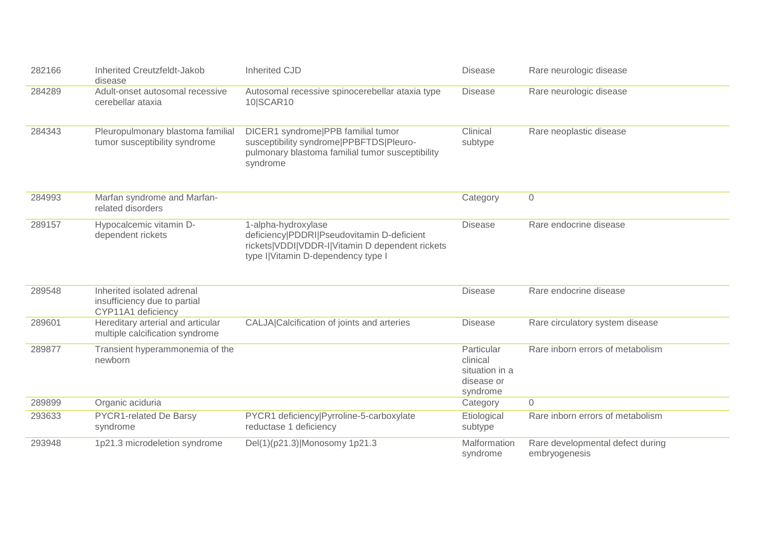| | | | | |
|---|---|---|---|---|
| 282166 | Inherited Creutzfeldt-Jakob disease | Inherited CJD | Disease | Rare neurologic disease |
| 284289 | Adult-onset autosomal recessive cerebellar ataxia | Autosomal recessive spinocerebellar ataxia type 10\|SCAR10 | Disease | Rare neurologic disease |
| 284343 | Pleuropulmonary blastoma familial tumor susceptibility syndrome | DICER1 syndrome\|PPB familial tumor susceptibility syndrome\|PPBFTDS\|Pleuro-pulmonary blastoma familial tumor susceptibility syndrome | Clinical subtype | Rare neoplastic disease |
| 284993 | Marfan syndrome and Marfan-related disorders | | Category | 0 |
| 289157 | Hypocalcemic vitamin D-dependent rickets | 1-alpha-hydroxylase deficiency\|PDDRI\|Pseudovitamin D-deficient rickets\|VDDI\|VDDR-I\|Vitamin D dependent rickets type I\|Vitamin D-dependency type I | Disease | Rare endocrine disease |
| 289548 | Inherited isolated adrenal insufficiency due to partial CYP11A1 deficiency | | Disease | Rare endocrine disease |
| 289601 | Hereditary arterial and articular multiple calcification syndrome | CALJA\|Calcification of joints and arteries | Disease | Rare circulatory system disease |
| 289877 | Transient hyperammonemia of the newborn | | Particular clinical situation in a disease or syndrome | Rare inborn errors of metabolism |
| 289899 | Organic aciduria | | Category | 0 |
| 293633 | PYCR1-related De Barsy syndrome | PYCR1 deficiency\|Pyrroline-5-carboxylate reductase 1 deficiency | Etiological subtype | Rare inborn errors of metabolism |
| 293948 | 1p21.3 microdeletion syndrome | Del(1)(p21.3)\|Monosomy 1p21.3 | Malformation syndrome | Rare developmental defect during embryogenesis |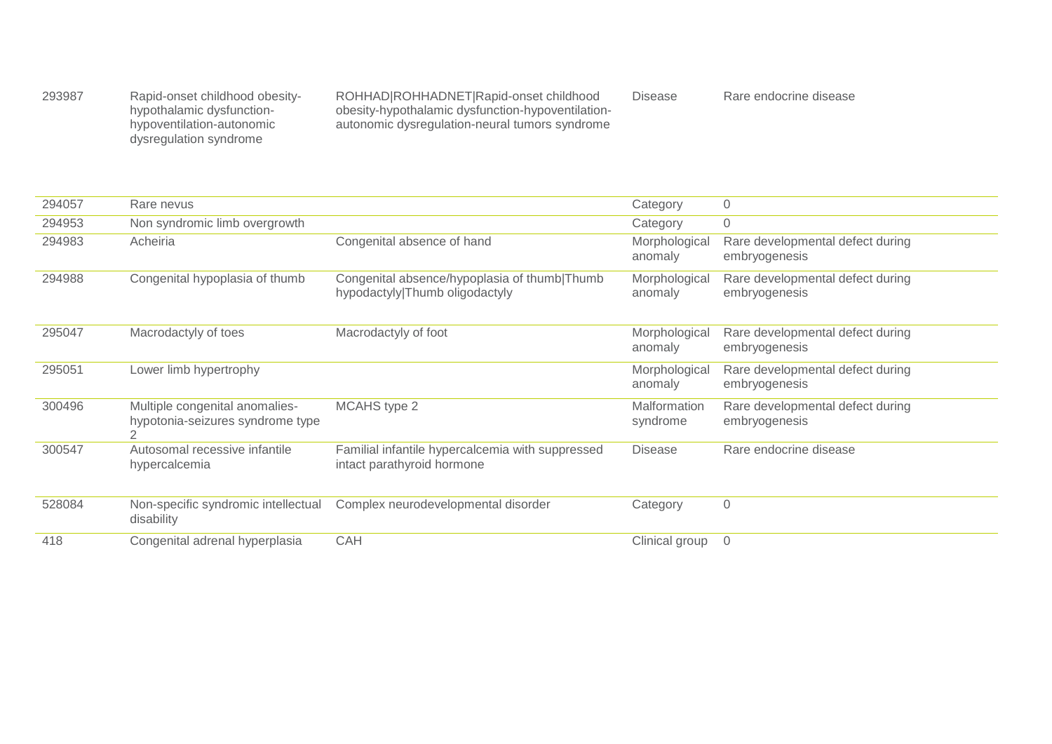| | | | | |
|---|---|---|---|---|
| 293987 | Rapid-onset childhood obesity-hypothalamic dysfunction-hypoventilation-autonomic dysregulation syndrome | ROHHAD\|ROHHADNET\|Rapid-onset childhood obesity-hypothalamic dysfunction-hypoventilation-autonomic dysregulation-neural tumors syndrome | Disease | Rare endocrine disease |
| 294057 | Rare nevus | | Category | 0 |
| 294953 | Non syndromic limb overgrowth | | Category | 0 |
| 294983 | Acheiria | Congenital absence of hand | Morphological anomaly | Rare developmental defect during embryogenesis |
| 294988 | Congenital hypoplasia of thumb | Congenital absence/hypoplasia of thumb\|Thumb hypodactyly\|Thumb oligodactyly | Morphological anomaly | Rare developmental defect during embryogenesis |
| 295047 | Macrodactyly of toes | Macrodactyly of foot | Morphological anomaly | Rare developmental defect during embryogenesis |
| 295051 | Lower limb hypertrophy | | Morphological anomaly | Rare developmental defect during embryogenesis |
| 300496 | Multiple congenital anomalies-hypotonia-seizures syndrome type 2 | MCAHS type 2 | Malformation syndrome | Rare developmental defect during embryogenesis |
| 300547 | Autosomal recessive infantile hypercalcemia | Familial infantile hypercalcemia with suppressed intact parathyroid hormone | Disease | Rare endocrine disease |
| 528084 | Non-specific syndromic intellectual disability | Complex neurodevelopmental disorder | Category | 0 |
| 418 | Congenital adrenal hyperplasia | CAH | Clinical group | 0 |